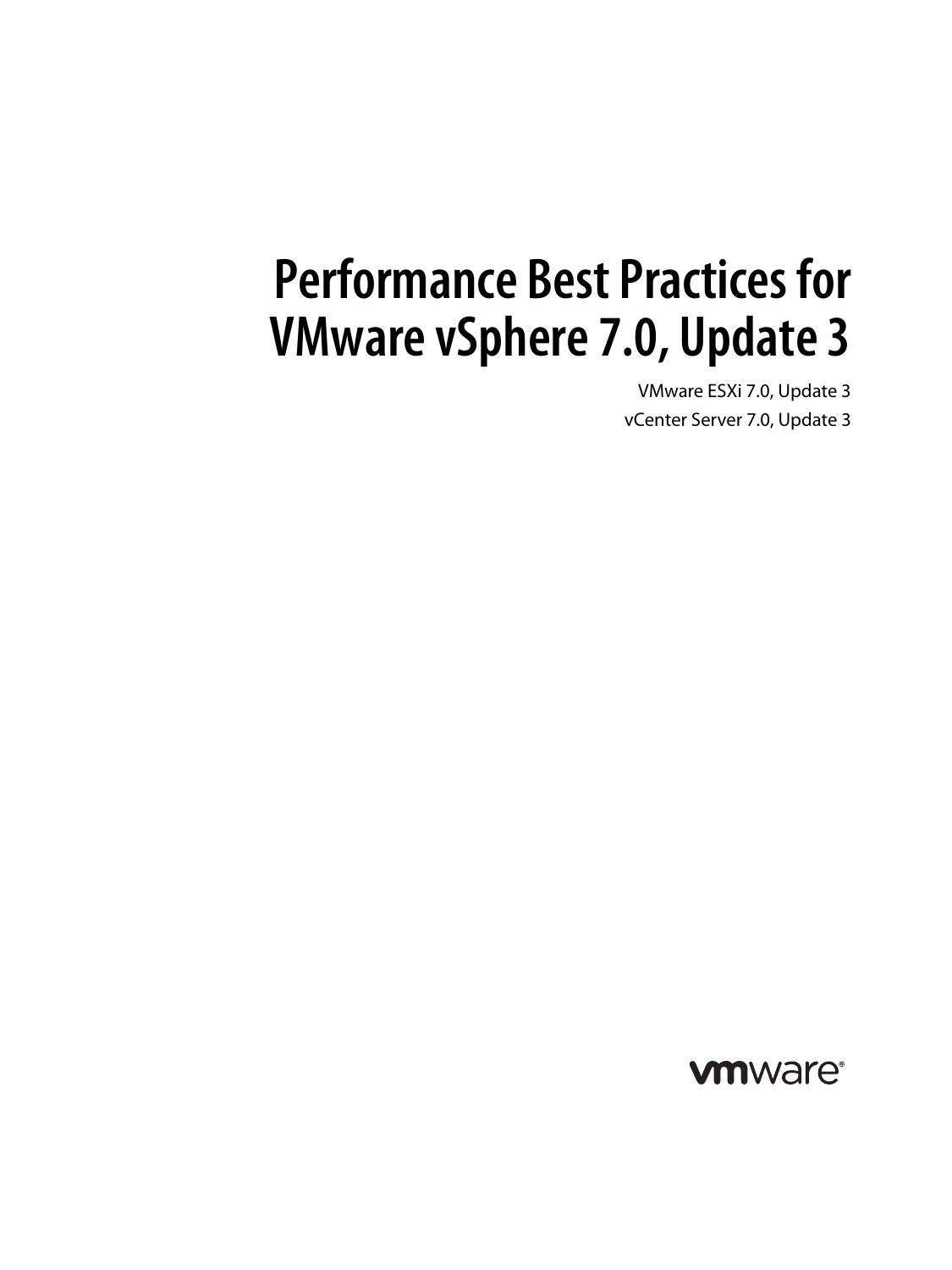# Performance Best Practices for VMware vSphere 7.0, Update 3

VMware ESXi 7.0, Update 3

vCenter Server 7.0, Update 3

vmware®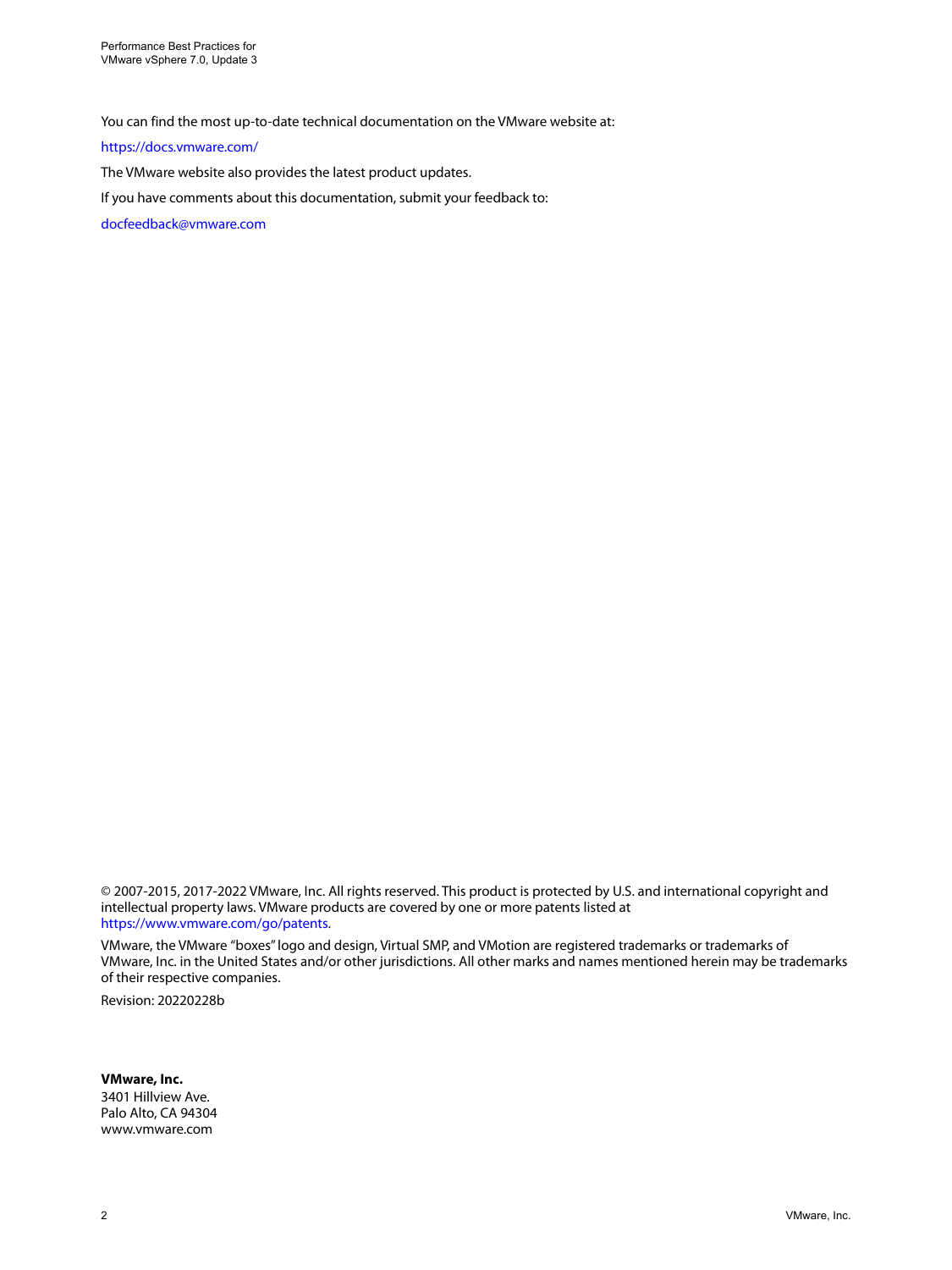You can find the most up-to-date technical documentation on the VMware website at:

https://docs.vmware.com/

The VMware website also provides the latest product updates.

If you have comments about this documentation, submit your feedback to:

docfeedback@vmware.com

© 2007-2015, 2017-2022 VMware, Inc. All rights reserved. This product is protected by U.S. and international copyright and intellectual property laws. VMware products are covered by one or more patents listed at https://www.vmware.com/go/patents.

VMware, the VMware "boxes" logo and design, Virtual SMP, and VMotion are registered trademarks or trademarks of VMware, Inc. in the United States and/or other jurisdictions. All other marks and names mentioned herein may be trademarks of their respective companies.

Revision: 20220228b

**VMware, Inc.**
3401 Hillview Ave.
Palo Alto, CA 94304
www.vmware.com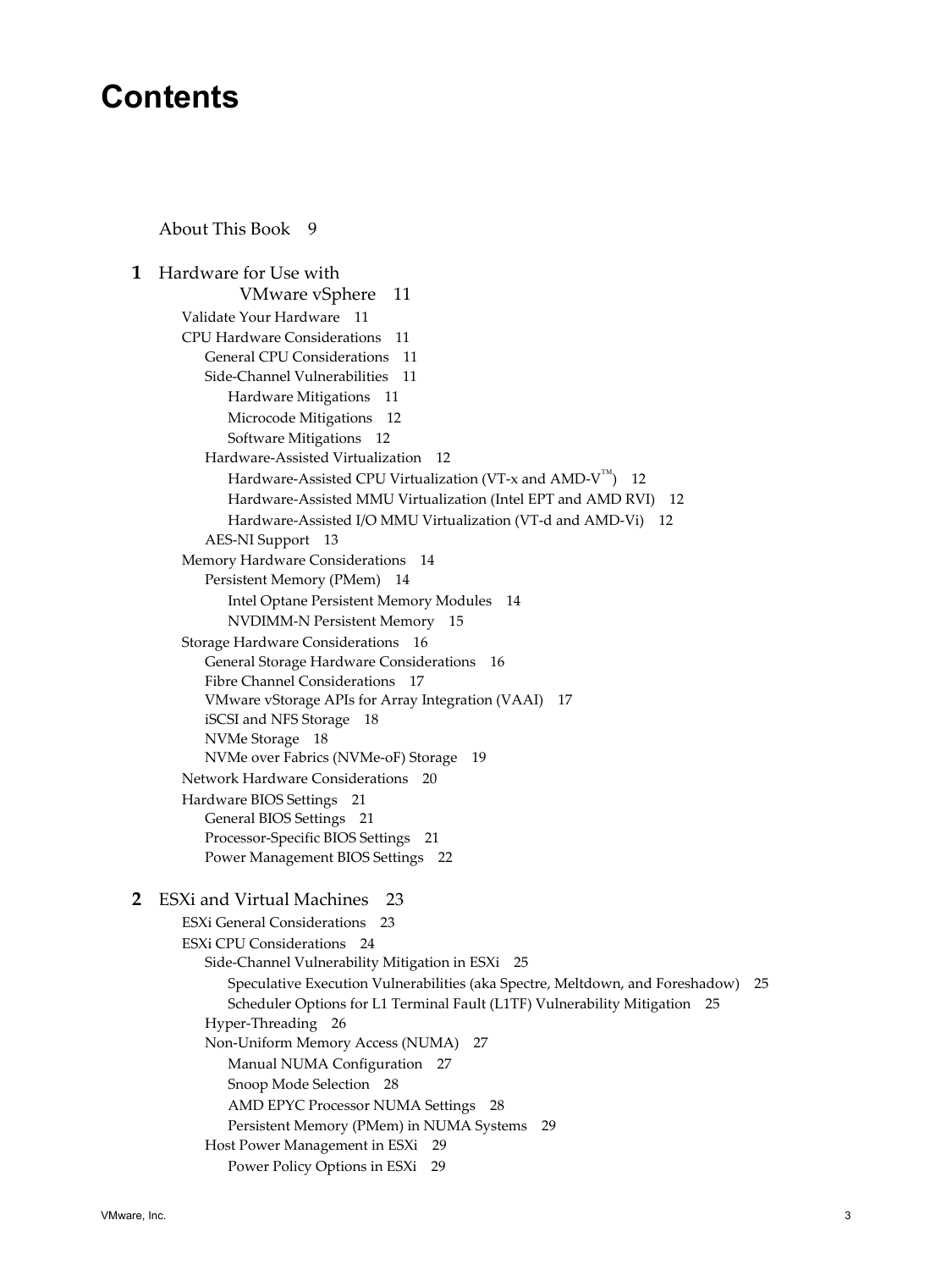# Contents

About This Book 9

**1** Hardware for Use with VMware vSphere 11

- Validate Your Hardware 11
- CPU Hardware Considerations 11
  - General CPU Considerations 11
  - Side-Channel Vulnerabilities 11
    - Hardware Mitigations 11
    - Microcode Mitigations 12
    - Software Mitigations 12
  - Hardware-Assisted Virtualization 12
    - Hardware-Assisted CPU Virtualization (VT-x and AMD-V™) 12
    - Hardware-Assisted MMU Virtualization (Intel EPT and AMD RVI) 12
    - Hardware-Assisted I/O MMU Virtualization (VT-d and AMD-Vi) 12
  - AES-NI Support 13
- Memory Hardware Considerations 14
  - Persistent Memory (PMem) 14
    - Intel Optane Persistent Memory Modules 14
    - NVDIMM-N Persistent Memory 15
- Storage Hardware Considerations 16
  - General Storage Hardware Considerations 16
  - Fibre Channel Considerations 17
  - VMware vStorage APIs for Array Integration (VAAI) 17
  - iSCSI and NFS Storage 18
  - NVMe Storage 18
  - NVMe over Fabrics (NVMe-oF) Storage 19
- Network Hardware Considerations 20
- Hardware BIOS Settings 21
  - General BIOS Settings 21
  - Processor-Specific BIOS Settings 21
  - Power Management BIOS Settings 22

**2** ESXi and Virtual Machines 23

- ESXi General Considerations 23
- ESXi CPU Considerations 24
  - Side-Channel Vulnerability Mitigation in ESXi 25
    - Speculative Execution Vulnerabilities (aka Spectre, Meltdown, and Foreshadow) 25
    - Scheduler Options for L1 Terminal Fault (L1TF) Vulnerability Mitigation 25
  - Hyper-Threading 26
  - Non-Uniform Memory Access (NUMA) 27
    - Manual NUMA Configuration 27
    - Snoop Mode Selection 28
    - AMD EPYC Processor NUMA Settings 28
    - Persistent Memory (PMem) in NUMA Systems 29
  - Host Power Management in ESXi 29
    - Power Policy Options in ESXi 29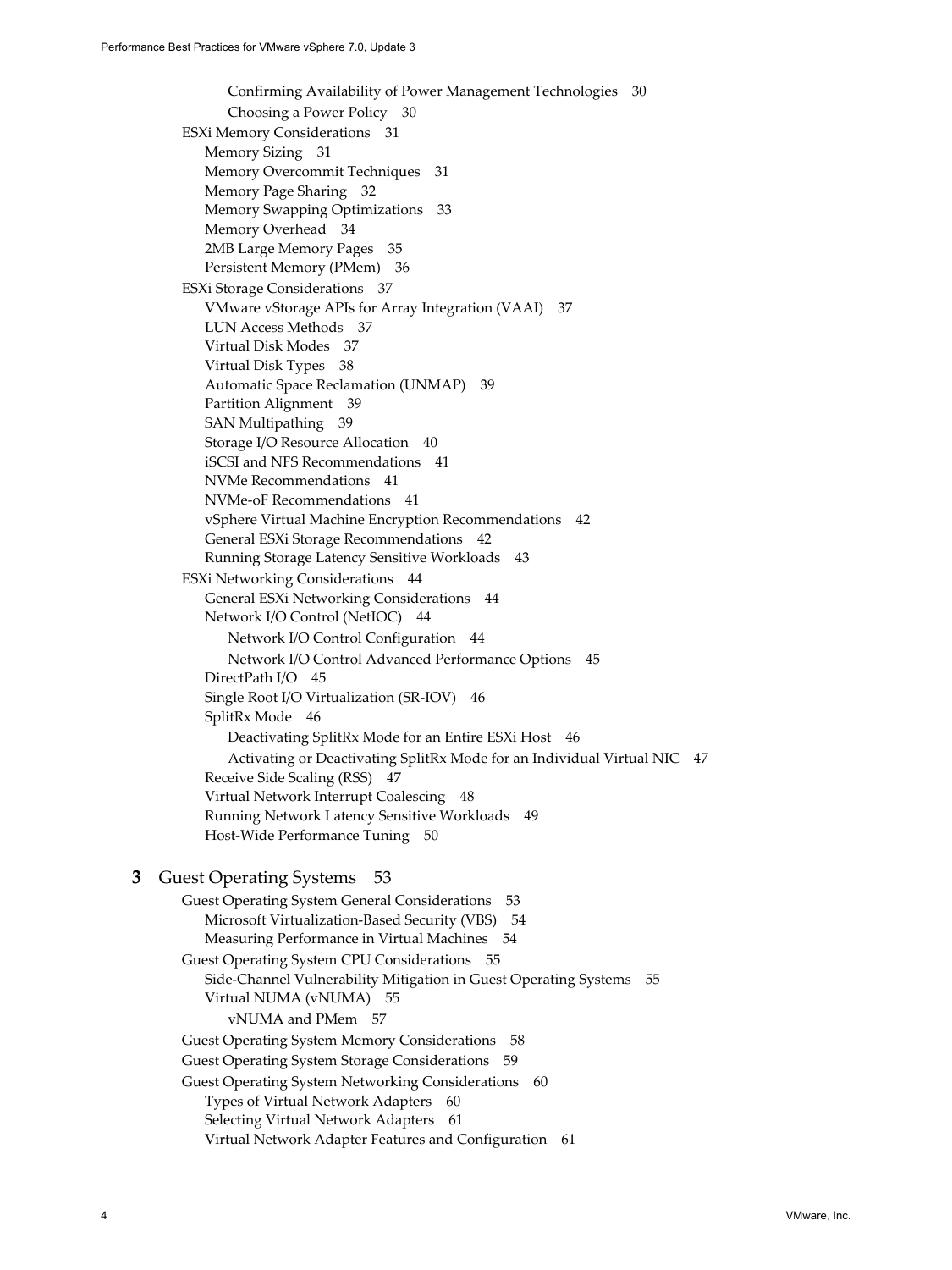Confirming Availability of Power Management Technologies 30
Choosing a Power Policy 30

ESXi Memory Considerations 31
- Memory Sizing 31
- Memory Overcommit Techniques 31
- Memory Page Sharing 32
- Memory Swapping Optimizations 33
- Memory Overhead 34
- 2MB Large Memory Pages 35
- Persistent Memory (PMem) 36

ESXi Storage Considerations 37
- VMware vStorage APIs for Array Integration (VAAI) 37
- LUN Access Methods 37
- Virtual Disk Modes 37
- Virtual Disk Types 38
- Automatic Space Reclamation (UNMAP) 39
- Partition Alignment 39
- SAN Multipathing 39
- Storage I/O Resource Allocation 40
- iSCSI and NFS Recommendations 41
- NVMe Recommendations 41
- NVMe-oF Recommendations 41
- vSphere Virtual Machine Encryption Recommendations 42
- General ESXi Storage Recommendations 42
- Running Storage Latency Sensitive Workloads 43

ESXi Networking Considerations 44
- General ESXi Networking Considerations 44
- Network I/O Control (NetIOC) 44
  - Network I/O Control Configuration 44
  - Network I/O Control Advanced Performance Options 45
- DirectPath I/O 45
- Single Root I/O Virtualization (SR-IOV) 46
- SplitRx Mode 46
  - Deactivating SplitRx Mode for an Entire ESXi Host 46
  - Activating or Deactivating SplitRx Mode for an Individual Virtual NIC 47
- Receive Side Scaling (RSS) 47
- Virtual Network Interrupt Coalescing 48
- Running Network Latency Sensitive Workloads 49
- Host-Wide Performance Tuning 50

## 3 Guest Operating Systems 53

Guest Operating System General Considerations 53
- Microsoft Virtualization-Based Security (VBS) 54
- Measuring Performance in Virtual Machines 54

Guest Operating System CPU Considerations 55
- Side-Channel Vulnerability Mitigation in Guest Operating Systems 55
- Virtual NUMA (vNUMA) 55
  - vNUMA and PMem 57

Guest Operating System Memory Considerations 58

Guest Operating System Storage Considerations 59

Guest Operating System Networking Considerations 60
- Types of Virtual Network Adapters 60
- Selecting Virtual Network Adapters 61
- Virtual Network Adapter Features and Configuration 61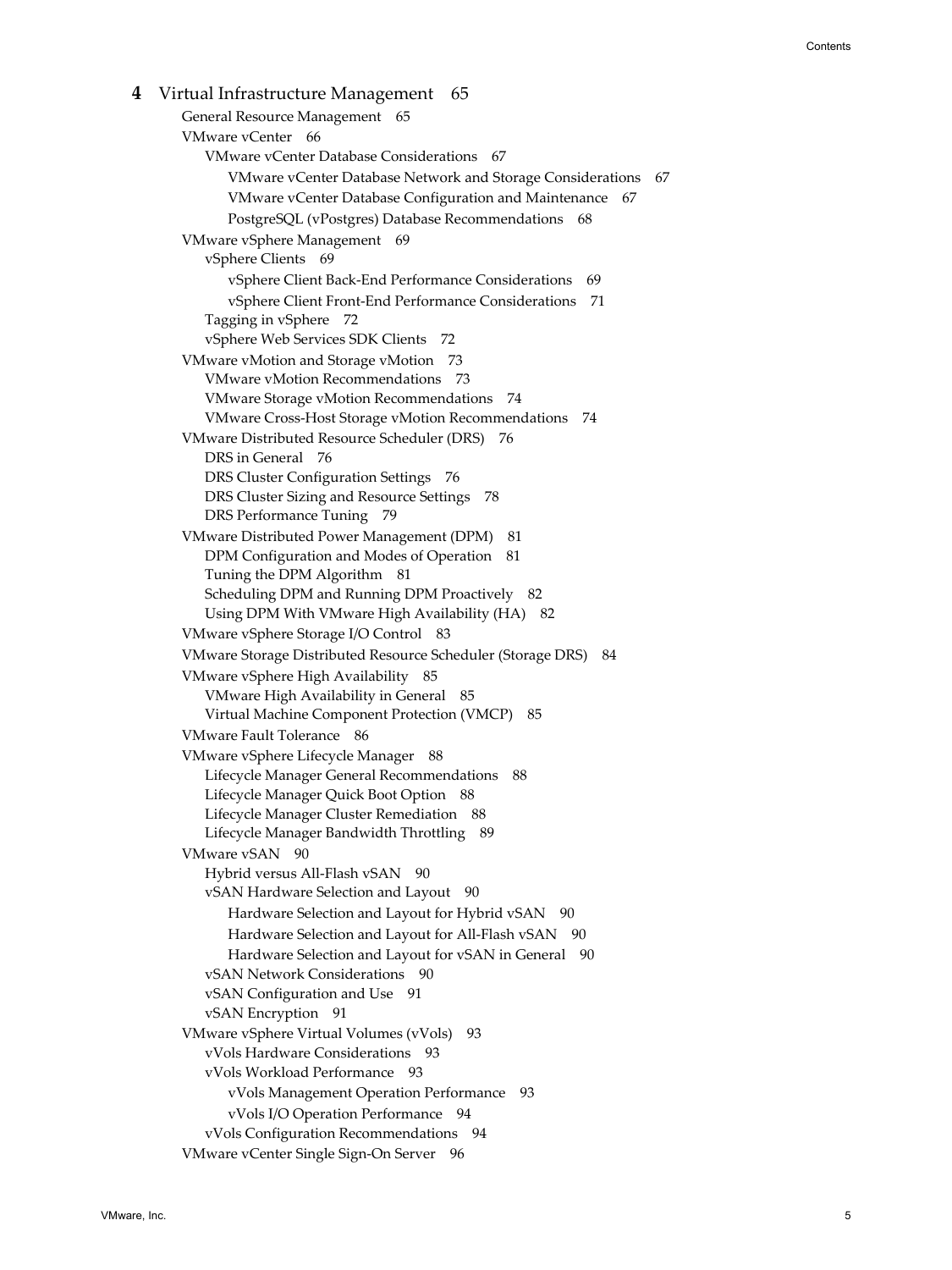**4** Virtual Infrastructure Management 65

- General Resource Management 65
- VMware vCenter 66
  - VMware vCenter Database Considerations 67
    - VMware vCenter Database Network and Storage Considerations 67
    - VMware vCenter Database Configuration and Maintenance 67
    - PostgreSQL (vPostgres) Database Recommendations 68
- VMware vSphere Management 69
  - vSphere Clients 69
    - vSphere Client Back-End Performance Considerations 69
    - vSphere Client Front-End Performance Considerations 71
  - Tagging in vSphere 72
  - vSphere Web Services SDK Clients 72
- VMware vMotion and Storage vMotion 73
  - VMware vMotion Recommendations 73
  - VMware Storage vMotion Recommendations 74
  - VMware Cross-Host Storage vMotion Recommendations 74
- VMware Distributed Resource Scheduler (DRS) 76
  - DRS in General 76
  - DRS Cluster Configuration Settings 76
  - DRS Cluster Sizing and Resource Settings 78
  - DRS Performance Tuning 79
- VMware Distributed Power Management (DPM) 81
  - DPM Configuration and Modes of Operation 81
  - Tuning the DPM Algorithm 81
  - Scheduling DPM and Running DPM Proactively 82
  - Using DPM With VMware High Availability (HA) 82
- VMware vSphere Storage I/O Control 83
- VMware Storage Distributed Resource Scheduler (Storage DRS) 84
- VMware vSphere High Availability 85
  - VMware High Availability in General 85
  - Virtual Machine Component Protection (VMCP) 85
- VMware Fault Tolerance 86
- VMware vSphere Lifecycle Manager 88
  - Lifecycle Manager General Recommendations 88
  - Lifecycle Manager Quick Boot Option 88
  - Lifecycle Manager Cluster Remediation 88
  - Lifecycle Manager Bandwidth Throttling 89
- VMware vSAN 90
  - Hybrid versus All-Flash vSAN 90
  - vSAN Hardware Selection and Layout 90
    - Hardware Selection and Layout for Hybrid vSAN 90
    - Hardware Selection and Layout for All-Flash vSAN 90
    - Hardware Selection and Layout for vSAN in General 90
  - vSAN Network Considerations 90
  - vSAN Configuration and Use 91
  - vSAN Encryption 91
- VMware vSphere Virtual Volumes (vVols) 93
  - vVols Hardware Considerations 93
  - vVols Workload Performance 93
    - vVols Management Operation Performance 93
    - vVols I/O Operation Performance 94
  - vVols Configuration Recommendations 94
- VMware vCenter Single Sign-On Server 96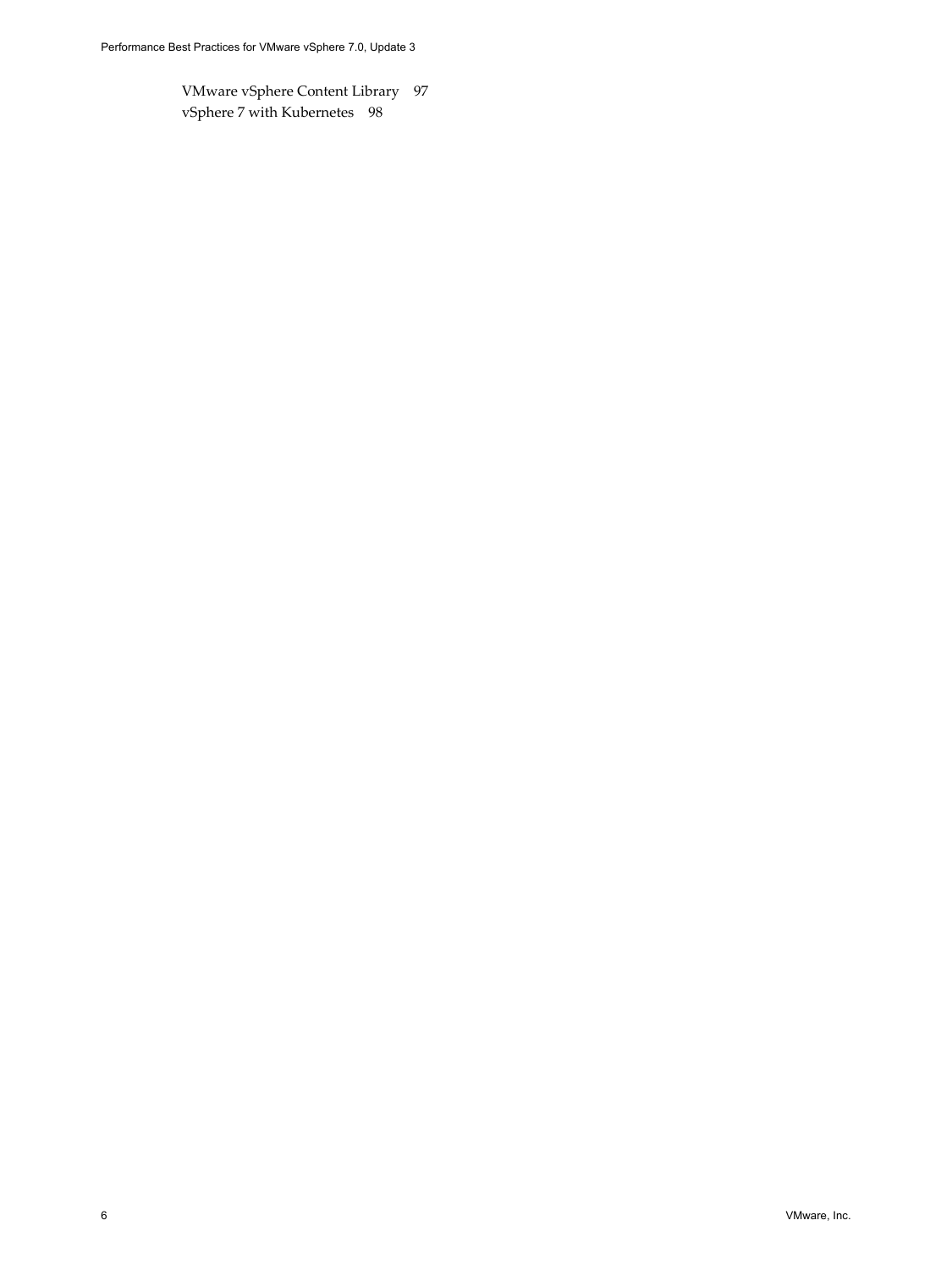VMware vSphere Content Library 97
vSphere 7 with Kubernetes 98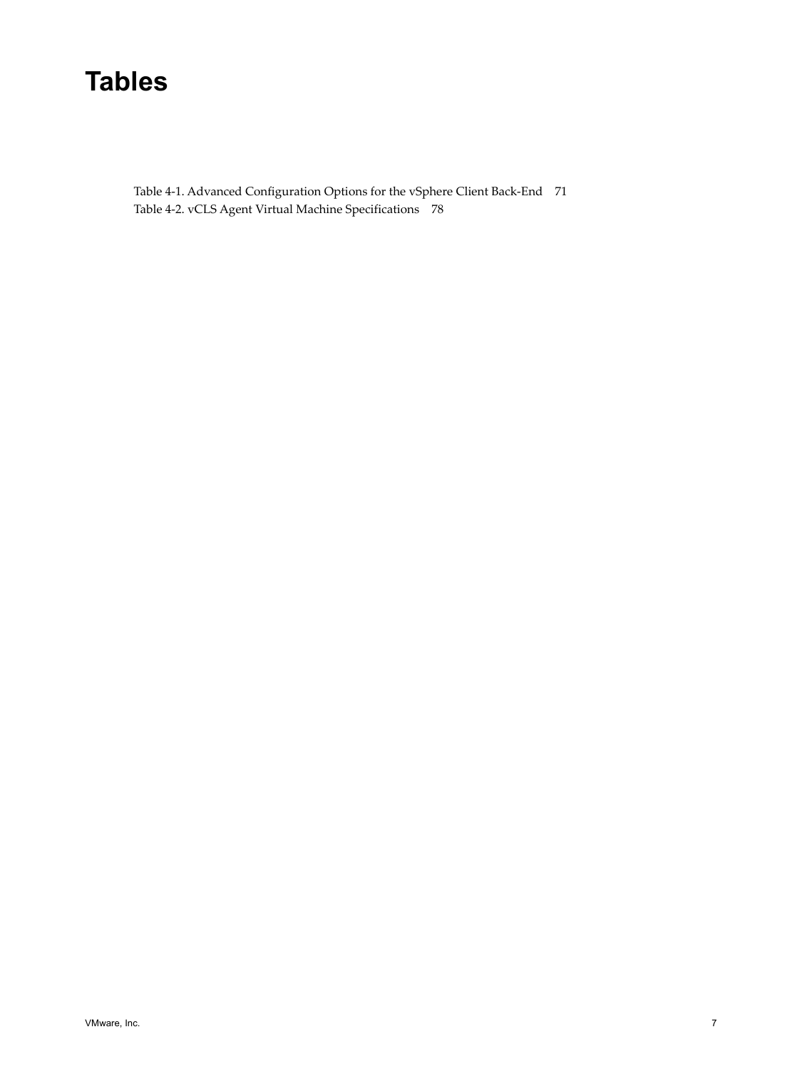# Tables

Table 4-1. Advanced Configuration Options for the vSphere Client Back-End 71
Table 4-2. vCLS Agent Virtual Machine Specifications 78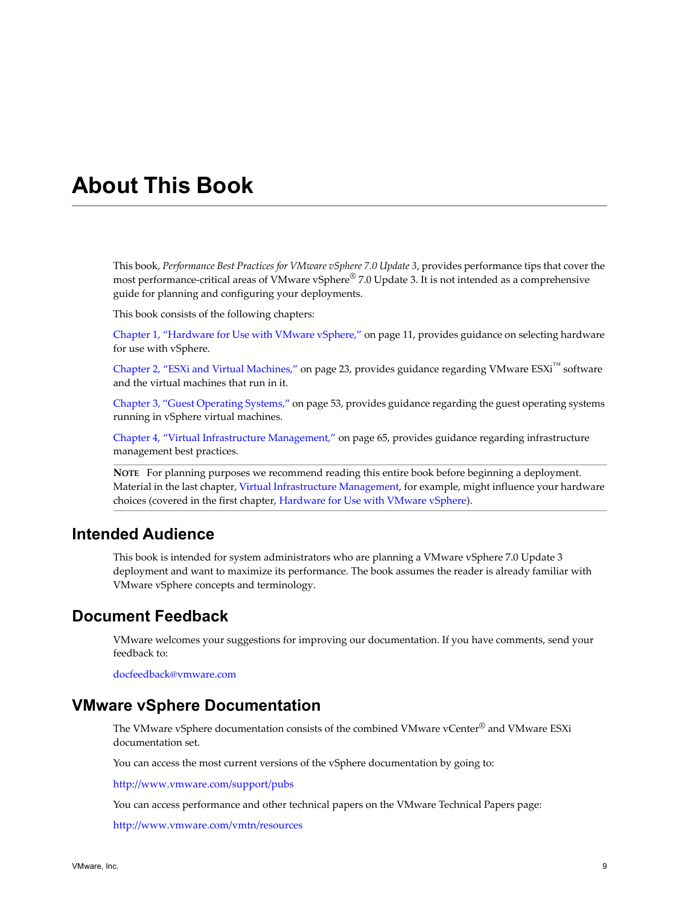# About This Book

This book, *Performance Best Practices for VMware vSphere 7.0 Update 3*, provides performance tips that cover the most performance-critical areas of VMware vSphere® 7.0 Update 3. It is not intended as a comprehensive guide for planning and configuring your deployments.

This book consists of the following chapters:

Chapter 1, "Hardware for Use with VMware vSphere," on page 11, provides guidance on selecting hardware for use with vSphere.

Chapter 2, "ESXi and Virtual Machines," on page 23, provides guidance regarding VMware ESXi™ software and the virtual machines that run in it.

Chapter 3, "Guest Operating Systems," on page 53, provides guidance regarding the guest operating systems running in vSphere virtual machines.

Chapter 4, "Virtual Infrastructure Management," on page 65, provides guidance regarding infrastructure management best practices.

**NOTE** For planning purposes we recommend reading this entire book before beginning a deployment. Material in the last chapter, Virtual Infrastructure Management, for example, might influence your hardware choices (covered in the first chapter, Hardware for Use with VMware vSphere).

## Intended Audience

This book is intended for system administrators who are planning a VMware vSphere 7.0 Update 3 deployment and want to maximize its performance. The book assumes the reader is already familiar with VMware vSphere concepts and terminology.

## Document Feedback

VMware welcomes your suggestions for improving our documentation. If you have comments, send your feedback to:

docfeedback@vmware.com

## VMware vSphere Documentation

The VMware vSphere documentation consists of the combined VMware vCenter® and VMware ESXi documentation set.

You can access the most current versions of the vSphere documentation by going to:

http://www.vmware.com/support/pubs

You can access performance and other technical papers on the VMware Technical Papers page:

http://www.vmware.com/vmtn/resources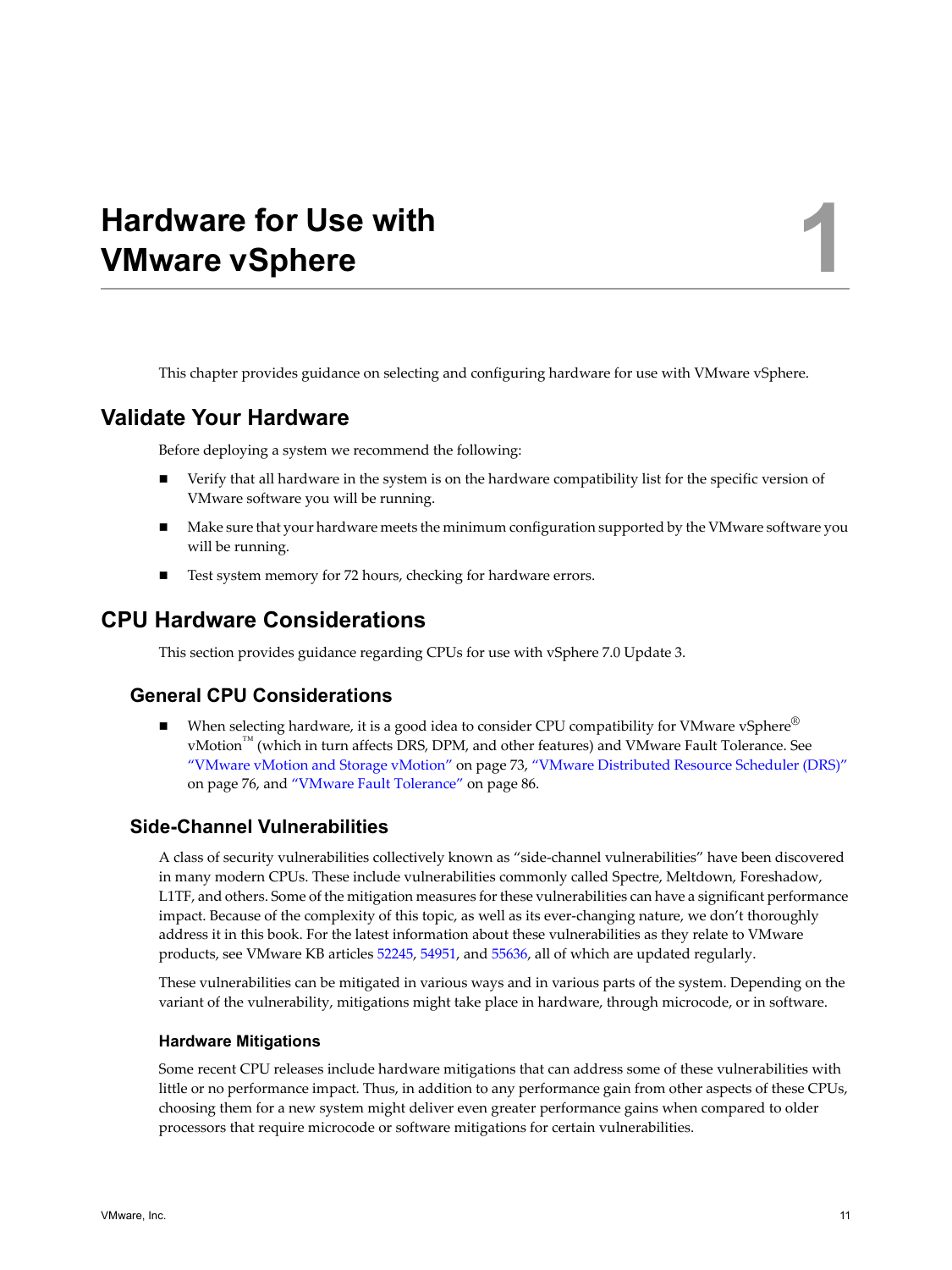# Hardware for Use with VMware vSphere

1

This chapter provides guidance on selecting and configuring hardware for use with VMware vSphere.

## Validate Your Hardware

Before deploying a system we recommend the following:

- Verify that all hardware in the system is on the hardware compatibility list for the specific version of VMware software you will be running.
- Make sure that your hardware meets the minimum configuration supported by the VMware software you will be running.
- Test system memory for 72 hours, checking for hardware errors.

## CPU Hardware Considerations

This section provides guidance regarding CPUs for use with vSphere 7.0 Update 3.

### General CPU Considerations

- When selecting hardware, it is a good idea to consider CPU compatibility for VMware vSphere® vMotion™ (which in turn affects DRS, DPM, and other features) and VMware Fault Tolerance. See "VMware vMotion and Storage vMotion" on page 73, "VMware Distributed Resource Scheduler (DRS)" on page 76, and "VMware Fault Tolerance" on page 86.

### Side-Channel Vulnerabilities

A class of security vulnerabilities collectively known as "side-channel vulnerabilities" have been discovered in many modern CPUs. These include vulnerabilities commonly called Spectre, Meltdown, Foreshadow, L1TF, and others. Some of the mitigation measures for these vulnerabilities can have a significant performance impact. Because of the complexity of this topic, as well as its ever-changing nature, we don't thoroughly address it in this book. For the latest information about these vulnerabilities as they relate to VMware products, see VMware KB articles 52245, 54951, and 55636, all of which are updated regularly.

These vulnerabilities can be mitigated in various ways and in various parts of the system. Depending on the variant of the vulnerability, mitigations might take place in hardware, through microcode, or in software.

#### Hardware Mitigations

Some recent CPU releases include hardware mitigations that can address some of these vulnerabilities with little or no performance impact. Thus, in addition to any performance gain from other aspects of these CPUs, choosing them for a new system might deliver even greater performance gains when compared to older processors that require microcode or software mitigations for certain vulnerabilities.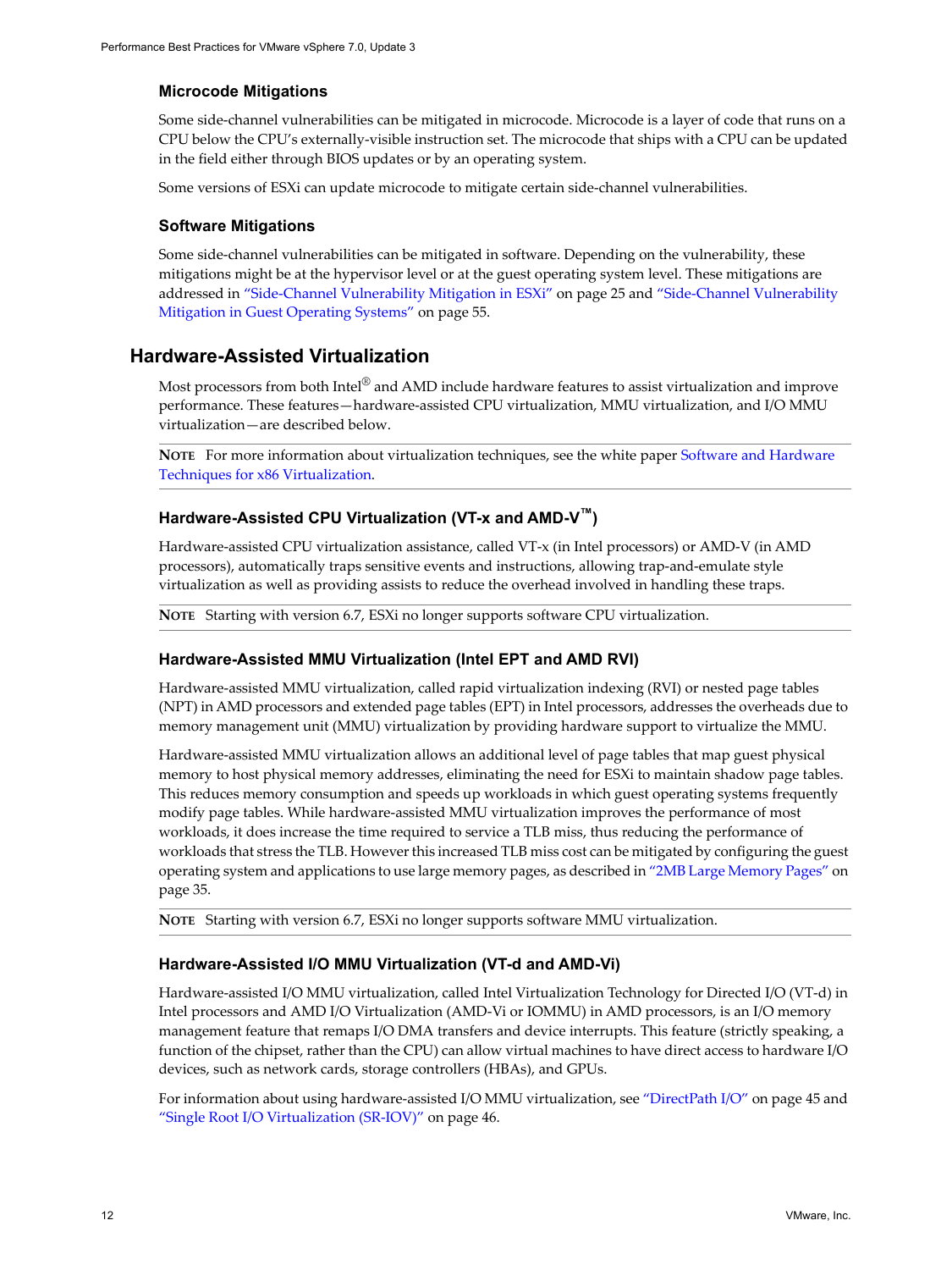### Microcode Mitigations

Some side-channel vulnerabilities can be mitigated in microcode. Microcode is a layer of code that runs on a CPU below the CPU's externally-visible instruction set. The microcode that ships with a CPU can be updated in the field either through BIOS updates or by an operating system.

Some versions of ESXi can update microcode to mitigate certain side-channel vulnerabilities.

### Software Mitigations

Some side-channel vulnerabilities can be mitigated in software. Depending on the vulnerability, these mitigations might be at the hypervisor level or at the guest operating system level. These mitigations are addressed in "Side-Channel Vulnerability Mitigation in ESXi" on page 25 and "Side-Channel Vulnerability Mitigation in Guest Operating Systems" on page 55.

## Hardware-Assisted Virtualization

Most processors from both Intel® and AMD include hardware features to assist virtualization and improve performance. These features—hardware-assisted CPU virtualization, MMU virtualization, and I/O MMU virtualization—are described below.

**NOTE** For more information about virtualization techniques, see the white paper Software and Hardware Techniques for x86 Virtualization.

### Hardware-Assisted CPU Virtualization (VT-x and AMD-V™)

Hardware-assisted CPU virtualization assistance, called VT-x (in Intel processors) or AMD-V (in AMD processors), automatically traps sensitive events and instructions, allowing trap-and-emulate style virtualization as well as providing assists to reduce the overhead involved in handling these traps.

**NOTE** Starting with version 6.7, ESXi no longer supports software CPU virtualization.

### Hardware-Assisted MMU Virtualization (Intel EPT and AMD RVI)

Hardware-assisted MMU virtualization, called rapid virtualization indexing (RVI) or nested page tables (NPT) in AMD processors and extended page tables (EPT) in Intel processors, addresses the overheads due to memory management unit (MMU) virtualization by providing hardware support to virtualize the MMU.

Hardware-assisted MMU virtualization allows an additional level of page tables that map guest physical memory to host physical memory addresses, eliminating the need for ESXi to maintain shadow page tables. This reduces memory consumption and speeds up workloads in which guest operating systems frequently modify page tables. While hardware-assisted MMU virtualization improves the performance of most workloads, it does increase the time required to service a TLB miss, thus reducing the performance of workloads that stress the TLB. However this increased TLB miss cost can be mitigated by configuring the guest operating system and applications to use large memory pages, as described in "2MB Large Memory Pages" on page 35.

**NOTE** Starting with version 6.7, ESXi no longer supports software MMU virtualization.

### Hardware-Assisted I/O MMU Virtualization (VT-d and AMD-Vi)

Hardware-assisted I/O MMU virtualization, called Intel Virtualization Technology for Directed I/O (VT-d) in Intel processors and AMD I/O Virtualization (AMD-Vi or IOMMU) in AMD processors, is an I/O memory management feature that remaps I/O DMA transfers and device interrupts. This feature (strictly speaking, a function of the chipset, rather than the CPU) can allow virtual machines to have direct access to hardware I/O devices, such as network cards, storage controllers (HBAs), and GPUs.

For information about using hardware-assisted I/O MMU virtualization, see "DirectPath I/O" on page 45 and "Single Root I/O Virtualization (SR-IOV)" on page 46.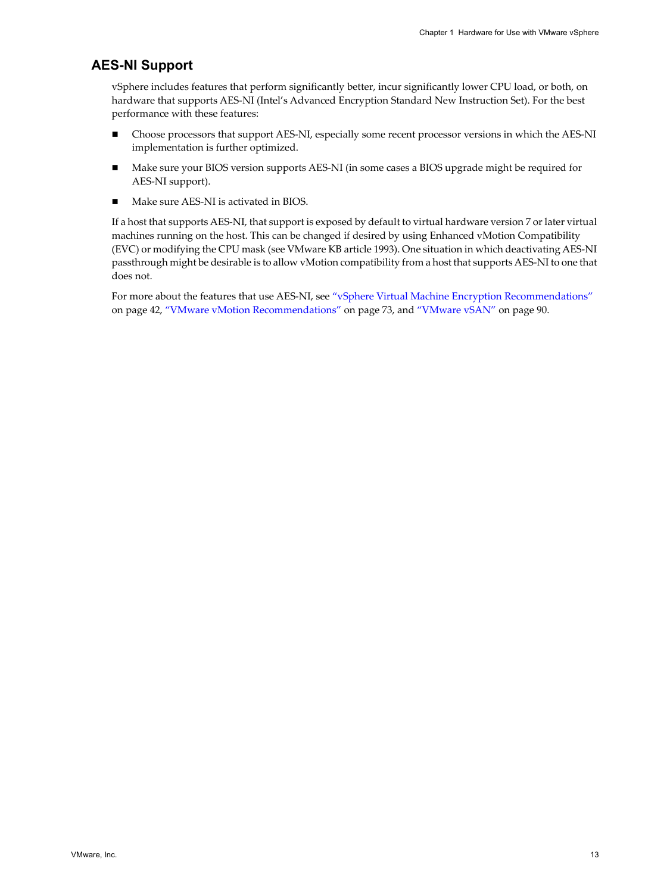## AES-NI Support

vSphere includes features that perform significantly better, incur significantly lower CPU load, or both, on hardware that supports AES-NI (Intel's Advanced Encryption Standard New Instruction Set). For the best performance with these features:

- Choose processors that support AES-NI, especially some recent processor versions in which the AES-NI implementation is further optimized.
- Make sure your BIOS version supports AES-NI (in some cases a BIOS upgrade might be required for AES-NI support).
- Make sure AES-NI is activated in BIOS.

If a host that supports AES-NI, that support is exposed by default to virtual hardware version 7 or later virtual machines running on the host. This can be changed if desired by using Enhanced vMotion Compatibility (EVC) or modifying the CPU mask (see VMware KB article 1993). One situation in which deactivating AES-NI passthrough might be desirable is to allow vMotion compatibility from a host that supports AES-NI to one that does not.

For more about the features that use AES-NI, see "vSphere Virtual Machine Encryption Recommendations" on page 42, "VMware vMotion Recommendations" on page 73, and "VMware vSAN" on page 90.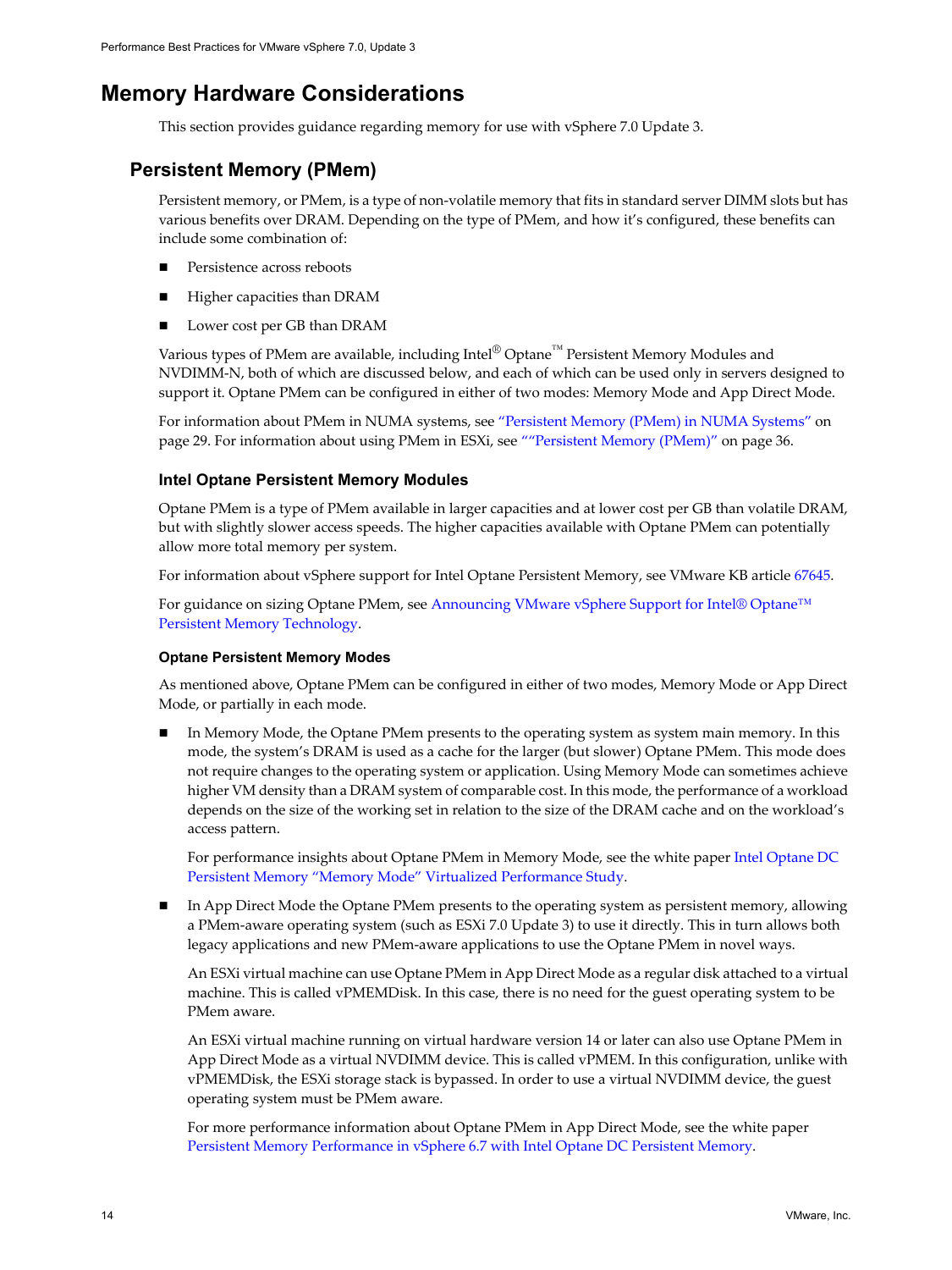# Memory Hardware Considerations

This section provides guidance regarding memory for use with vSphere 7.0 Update 3.

## Persistent Memory (PMem)

Persistent memory, or PMem, is a type of non-volatile memory that fits in standard server DIMM slots but has various benefits over DRAM. Depending on the type of PMem, and how it's configured, these benefits can include some combination of:

- Persistence across reboots
- Higher capacities than DRAM
- Lower cost per GB than DRAM

Various types of PMem are available, including Intel® Optane™ Persistent Memory Modules and NVDIMM-N, both of which are discussed below, and each of which can be used only in servers designed to support it. Optane PMem can be configured in either of two modes: Memory Mode and App Direct Mode.

For information about PMem in NUMA systems, see "Persistent Memory (PMem) in NUMA Systems" on page 29. For information about using PMem in ESXi, see ""Persistent Memory (PMem)" on page 36.

### Intel Optane Persistent Memory Modules

Optane PMem is a type of PMem available in larger capacities and at lower cost per GB than volatile DRAM, but with slightly slower access speeds. The higher capacities available with Optane PMem can potentially allow more total memory per system.

For information about vSphere support for Intel Optane Persistent Memory, see VMware KB article 67645.

For guidance on sizing Optane PMem, see Announcing VMware vSphere Support for Intel® Optane™ Persistent Memory Technology.

#### Optane Persistent Memory Modes

As mentioned above, Optane PMem can be configured in either of two modes, Memory Mode or App Direct Mode, or partially in each mode.

- In Memory Mode, the Optane PMem presents to the operating system as system main memory. In this mode, the system's DRAM is used as a cache for the larger (but slower) Optane PMem. This mode does not require changes to the operating system or application. Using Memory Mode can sometimes achieve higher VM density than a DRAM system of comparable cost. In this mode, the performance of a workload depends on the size of the working set in relation to the size of the DRAM cache and on the workload's access pattern.

  For performance insights about Optane PMem in Memory Mode, see the white paper Intel Optane DC Persistent Memory "Memory Mode" Virtualized Performance Study.

- In App Direct Mode the Optane PMem presents to the operating system as persistent memory, allowing a PMem-aware operating system (such as ESXi 7.0 Update 3) to use it directly. This in turn allows both legacy applications and new PMem-aware applications to use the Optane PMem in novel ways.

  An ESXi virtual machine can use Optane PMem in App Direct Mode as a regular disk attached to a virtual machine. This is called vPMEMDisk. In this case, there is no need for the guest operating system to be PMem aware.

  An ESXi virtual machine running on virtual hardware version 14 or later can also use Optane PMem in App Direct Mode as a virtual NVDIMM device. This is called vPMEM. In this configuration, unlike with vPMEMDisk, the ESXi storage stack is bypassed. In order to use a virtual NVDIMM device, the guest operating system must be PMem aware.

  For more performance information about Optane PMem in App Direct Mode, see the white paper Persistent Memory Performance in vSphere 6.7 with Intel Optane DC Persistent Memory.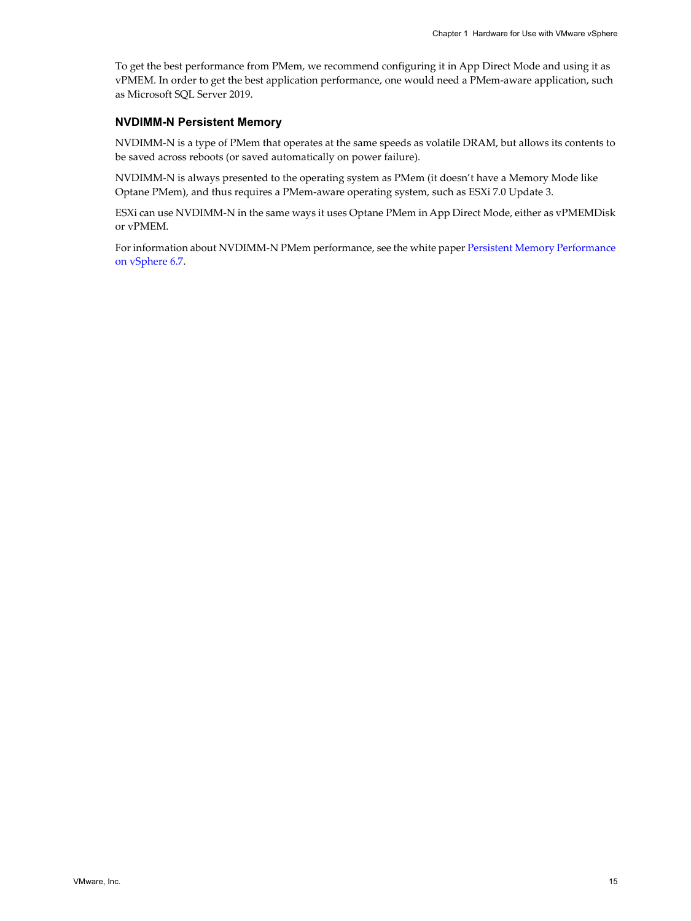To get the best performance from PMem, we recommend configuring it in App Direct Mode and using it as vPMEM. In order to get the best application performance, one would need a PMem-aware application, such as Microsoft SQL Server 2019.

### NVDIMM-N Persistent Memory

NVDIMM-N is a type of PMem that operates at the same speeds as volatile DRAM, but allows its contents to be saved across reboots (or saved automatically on power failure).

NVDIMM-N is always presented to the operating system as PMem (it doesn't have a Memory Mode like Optane PMem), and thus requires a PMem-aware operating system, such as ESXi 7.0 Update 3.

ESXi can use NVDIMM-N in the same ways it uses Optane PMem in App Direct Mode, either as vPMEMDisk or vPMEM.

For information about NVDIMM-N PMem performance, see the white paper Persistent Memory Performance on vSphere 6.7.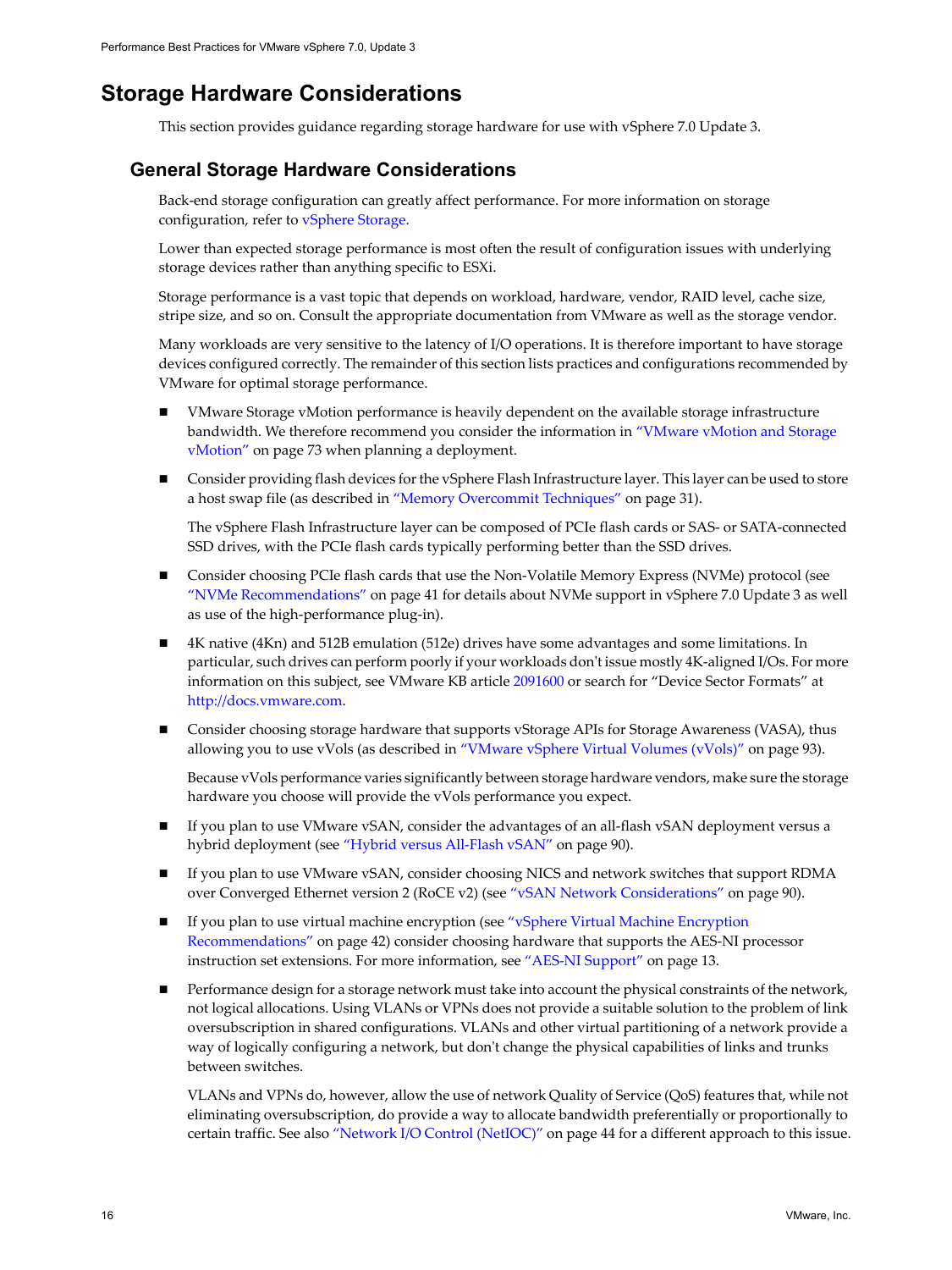# Storage Hardware Considerations

This section provides guidance regarding storage hardware for use with vSphere 7.0 Update 3.

## General Storage Hardware Considerations

Back-end storage configuration can greatly affect performance. For more information on storage configuration, refer to vSphere Storage.

Lower than expected storage performance is most often the result of configuration issues with underlying storage devices rather than anything specific to ESXi.

Storage performance is a vast topic that depends on workload, hardware, vendor, RAID level, cache size, stripe size, and so on. Consult the appropriate documentation from VMware as well as the storage vendor.

Many workloads are very sensitive to the latency of I/O operations. It is therefore important to have storage devices configured correctly. The remainder of this section lists practices and configurations recommended by VMware for optimal storage performance.

- VMware Storage vMotion performance is heavily dependent on the available storage infrastructure bandwidth. We therefore recommend you consider the information in "VMware vMotion and Storage vMotion" on page 73 when planning a deployment.
- Consider providing flash devices for the vSphere Flash Infrastructure layer. This layer can be used to store a host swap file (as described in "Memory Overcommit Techniques" on page 31).

  The vSphere Flash Infrastructure layer can be composed of PCIe flash cards or SAS- or SATA-connected SSD drives, with the PCIe flash cards typically performing better than the SSD drives.
- Consider choosing PCIe flash cards that use the Non-Volatile Memory Express (NVMe) protocol (see "NVMe Recommendations" on page 41 for details about NVMe support in vSphere 7.0 Update 3 as well as use of the high-performance plug-in).
- 4K native (4Kn) and 512B emulation (512e) drives have some advantages and some limitations. In particular, such drives can perform poorly if your workloads don't issue mostly 4K-aligned I/Os. For more information on this subject, see VMware KB article 2091600 or search for "Device Sector Formats" at http://docs.vmware.com.
- Consider choosing storage hardware that supports vStorage APIs for Storage Awareness (VASA), thus allowing you to use vVols (as described in "VMware vSphere Virtual Volumes (vVols)" on page 93).

  Because vVols performance varies significantly between storage hardware vendors, make sure the storage hardware you choose will provide the vVols performance you expect.
- If you plan to use VMware vSAN, consider the advantages of an all-flash vSAN deployment versus a hybrid deployment (see "Hybrid versus All-Flash vSAN" on page 90).
- If you plan to use VMware vSAN, consider choosing NICS and network switches that support RDMA over Converged Ethernet version 2 (RoCE v2) (see "vSAN Network Considerations" on page 90).
- If you plan to use virtual machine encryption (see "vSphere Virtual Machine Encryption Recommendations" on page 42) consider choosing hardware that supports the AES-NI processor instruction set extensions. For more information, see "AES-NI Support" on page 13.
- Performance design for a storage network must take into account the physical constraints of the network, not logical allocations. Using VLANs or VPNs does not provide a suitable solution to the problem of link oversubscription in shared configurations. VLANs and other virtual partitioning of a network provide a way of logically configuring a network, but don't change the physical capabilities of links and trunks between switches.

  VLANs and VPNs do, however, allow the use of network Quality of Service (QoS) features that, while not eliminating oversubscription, do provide a way to allocate bandwidth preferentially or proportionally to certain traffic. See also "Network I/O Control (NetIOC)" on page 44 for a different approach to this issue.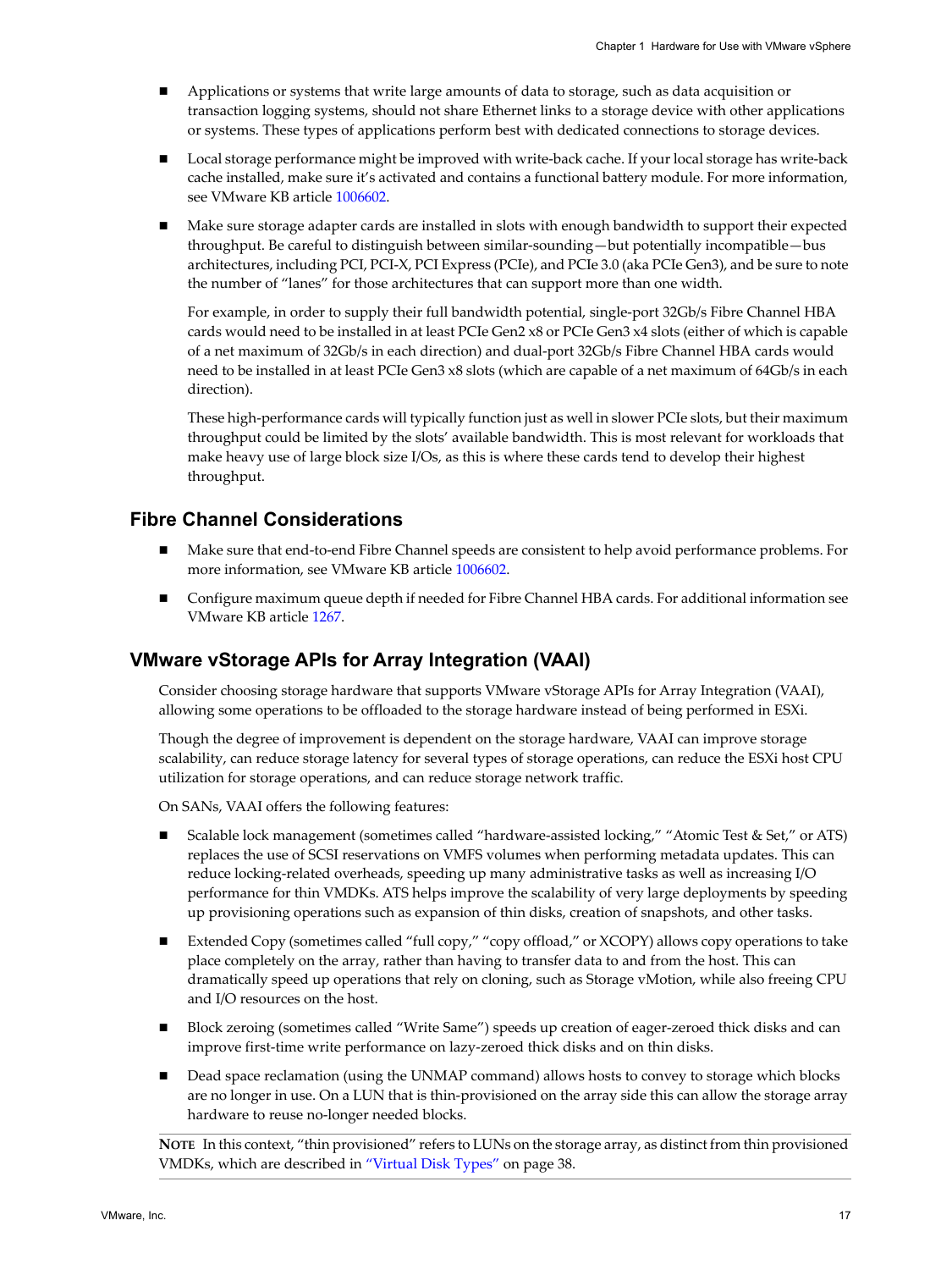- Applications or systems that write large amounts of data to storage, such as data acquisition or transaction logging systems, should not share Ethernet links to a storage device with other applications or systems. These types of applications perform best with dedicated connections to storage devices.

- Local storage performance might be improved with write-back cache. If your local storage has write-back cache installed, make sure it's activated and contains a functional battery module. For more information, see VMware KB article 1006602.

- Make sure storage adapter cards are installed in slots with enough bandwidth to support their expected throughput. Be careful to distinguish between similar-sounding—but potentially incompatible—bus architectures, including PCI, PCI-X, PCI Express (PCIe), and PCIe 3.0 (aka PCIe Gen3), and be sure to note the number of "lanes" for those architectures that can support more than one width.

  For example, in order to supply their full bandwidth potential, single-port 32Gb/s Fibre Channel HBA cards would need to be installed in at least PCIe Gen2 x8 or PCIe Gen3 x4 slots (either of which is capable of a net maximum of 32Gb/s in each direction) and dual-port 32Gb/s Fibre Channel HBA cards would need to be installed in at least PCIe Gen3 x8 slots (which are capable of a net maximum of 64Gb/s in each direction).

  These high-performance cards will typically function just as well in slower PCIe slots, but their maximum throughput could be limited by the slots' available bandwidth. This is most relevant for workloads that make heavy use of large block size I/Os, as this is where these cards tend to develop their highest throughput.

## Fibre Channel Considerations

- Make sure that end-to-end Fibre Channel speeds are consistent to help avoid performance problems. For more information, see VMware KB article 1006602.

- Configure maximum queue depth if needed for Fibre Channel HBA cards. For additional information see VMware KB article 1267.

## VMware vStorage APIs for Array Integration (VAAI)

Consider choosing storage hardware that supports VMware vStorage APIs for Array Integration (VAAI), allowing some operations to be offloaded to the storage hardware instead of being performed in ESXi.

Though the degree of improvement is dependent on the storage hardware, VAAI can improve storage scalability, can reduce storage latency for several types of storage operations, can reduce the ESXi host CPU utilization for storage operations, and can reduce storage network traffic.

On SANs, VAAI offers the following features:

- Scalable lock management (sometimes called "hardware-assisted locking," "Atomic Test & Set," or ATS) replaces the use of SCSI reservations on VMFS volumes when performing metadata updates. This can reduce locking-related overheads, speeding up many administrative tasks as well as increasing I/O performance for thin VMDKs. ATS helps improve the scalability of very large deployments by speeding up provisioning operations such as expansion of thin disks, creation of snapshots, and other tasks.

- Extended Copy (sometimes called "full copy," "copy offload," or XCOPY) allows copy operations to take place completely on the array, rather than having to transfer data to and from the host. This can dramatically speed up operations that rely on cloning, such as Storage vMotion, while also freeing CPU and I/O resources on the host.

- Block zeroing (sometimes called "Write Same") speeds up creation of eager-zeroed thick disks and can improve first-time write performance on lazy-zeroed thick disks and on thin disks.

- Dead space reclamation (using the UNMAP command) allows hosts to convey to storage which blocks are no longer in use. On a LUN that is thin-provisioned on the array side this can allow the storage array hardware to reuse no-longer needed blocks.

**NOTE** In this context, "thin provisioned" refers to LUNs on the storage array, as distinct from thin provisioned VMDKs, which are described in "Virtual Disk Types" on page 38.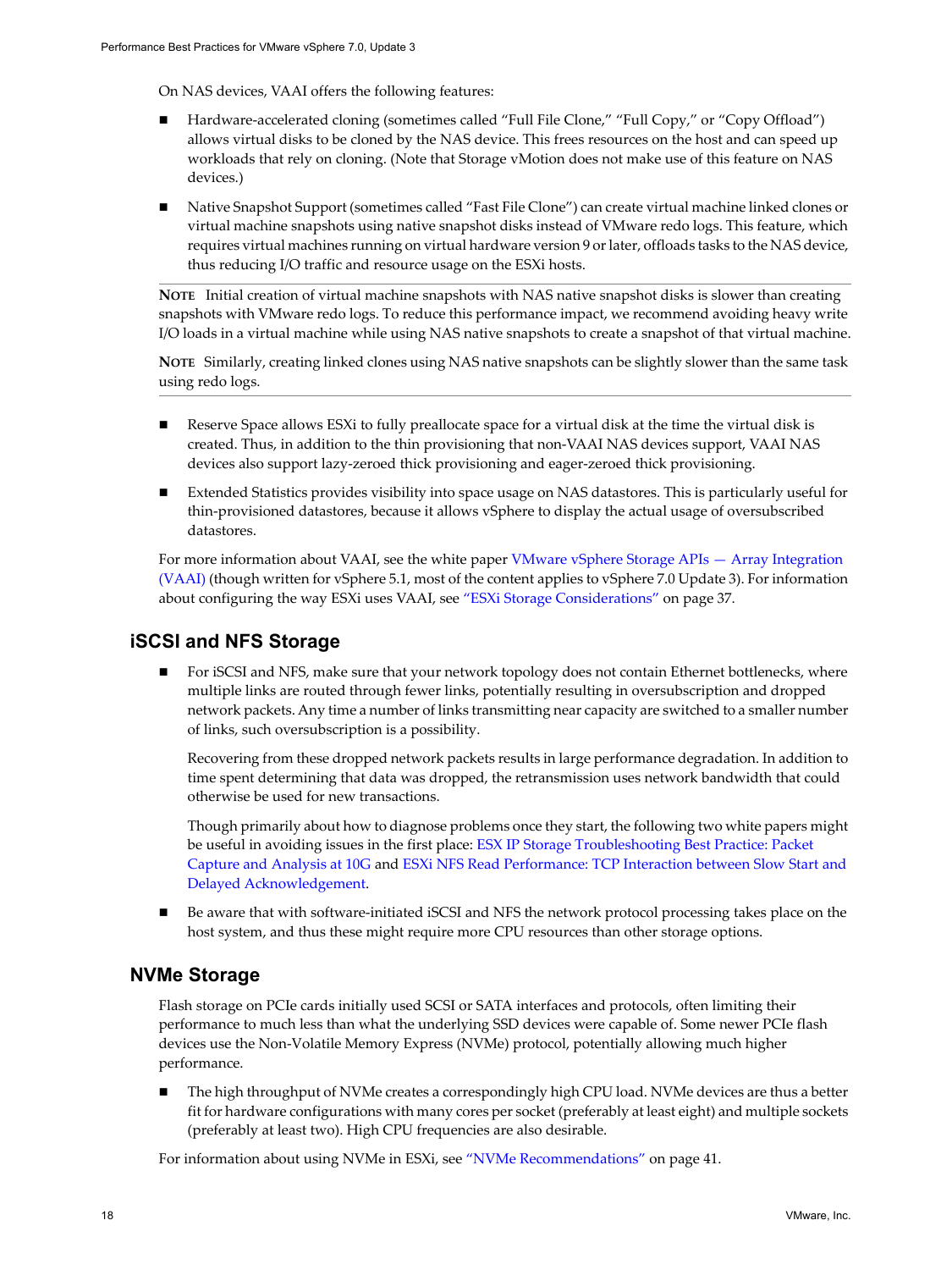On NAS devices, VAAI offers the following features:

- Hardware-accelerated cloning (sometimes called "Full File Clone," "Full Copy," or "Copy Offload") allows virtual disks to be cloned by the NAS device. This frees resources on the host and can speed up workloads that rely on cloning. (Note that Storage vMotion does not make use of this feature on NAS devices.)

- Native Snapshot Support (sometimes called "Fast File Clone") can create virtual machine linked clones or virtual machine snapshots using native snapshot disks instead of VMware redo logs. This feature, which requires virtual machines running on virtual hardware version 9 or later, offloads tasks to the NAS device, thus reducing I/O traffic and resource usage on the ESXi hosts.

---

**NOTE** Initial creation of virtual machine snapshots with NAS native snapshot disks is slower than creating snapshots with VMware redo logs. To reduce this performance impact, we recommend avoiding heavy write I/O loads in a virtual machine while using NAS native snapshots to create a snapshot of that virtual machine.

**NOTE** Similarly, creating linked clones using NAS native snapshots can be slightly slower than the same task using redo logs.

---

- Reserve Space allows ESXi to fully preallocate space for a virtual disk at the time the virtual disk is created. Thus, in addition to the thin provisioning that non-VAAI NAS devices support, VAAI NAS devices also support lazy-zeroed thick provisioning and eager-zeroed thick provisioning.

- Extended Statistics provides visibility into space usage on NAS datastores. This is particularly useful for thin-provisioned datastores, because it allows vSphere to display the actual usage of oversubscribed datastores.

For more information about VAAI, see the white paper VMware vSphere Storage APIs — Array Integration (VAAI) (though written for vSphere 5.1, most of the content applies to vSphere 7.0 Update 3). For information about configuring the way ESXi uses VAAI, see "ESXi Storage Considerations" on page 37.

## iSCSI and NFS Storage

- For iSCSI and NFS, make sure that your network topology does not contain Ethernet bottlenecks, where multiple links are routed through fewer links, potentially resulting in oversubscription and dropped network packets. Any time a number of links transmitting near capacity are switched to a smaller number of links, such oversubscription is a possibility.

  Recovering from these dropped network packets results in large performance degradation. In addition to time spent determining that data was dropped, the retransmission uses network bandwidth that could otherwise be used for new transactions.

  Though primarily about how to diagnose problems once they start, the following two white papers might be useful in avoiding issues in the first place: ESX IP Storage Troubleshooting Best Practice: Packet Capture and Analysis at 10G and ESXi NFS Read Performance: TCP Interaction between Slow Start and Delayed Acknowledgement.

- Be aware that with software-initiated iSCSI and NFS the network protocol processing takes place on the host system, and thus these might require more CPU resources than other storage options.

## NVMe Storage

Flash storage on PCIe cards initially used SCSI or SATA interfaces and protocols, often limiting their performance to much less than what the underlying SSD devices were capable of. Some newer PCIe flash devices use the Non-Volatile Memory Express (NVMe) protocol, potentially allowing much higher performance.

- The high throughput of NVMe creates a correspondingly high CPU load. NVMe devices are thus a better fit for hardware configurations with many cores per socket (preferably at least eight) and multiple sockets (preferably at least two). High CPU frequencies are also desirable.

For information about using NVMe in ESXi, see "NVMe Recommendations" on page 41.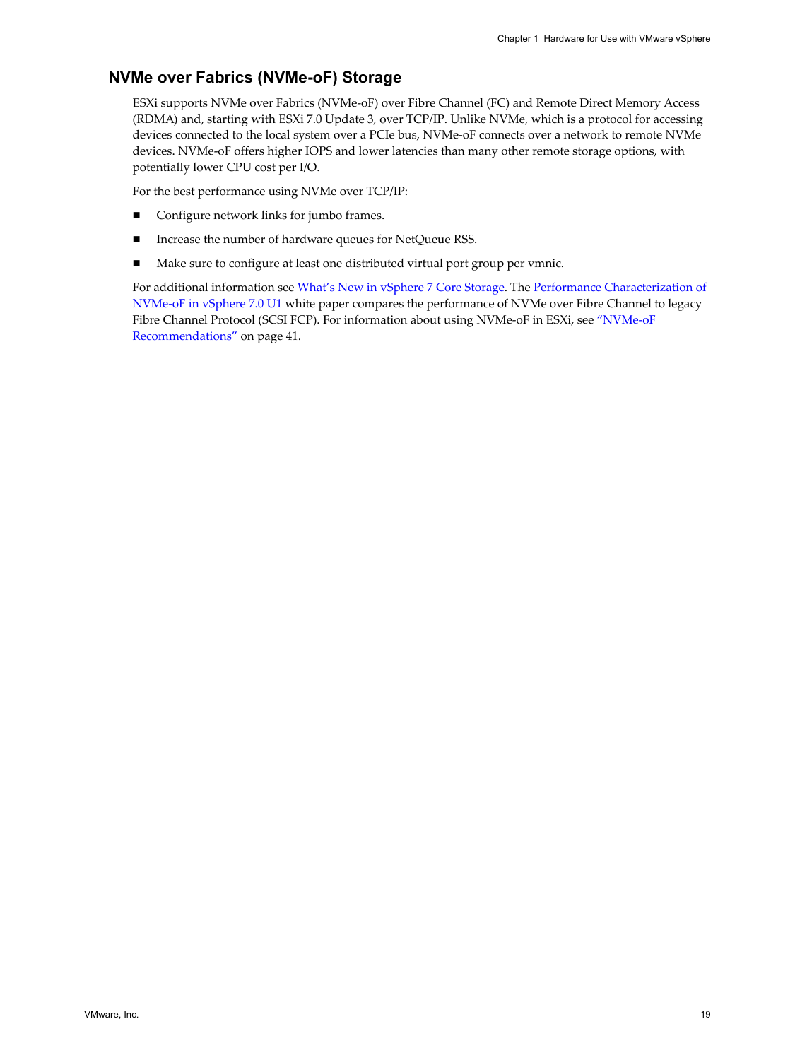## NVMe over Fabrics (NVMe-oF) Storage

ESXi supports NVMe over Fabrics (NVMe-oF) over Fibre Channel (FC) and Remote Direct Memory Access (RDMA) and, starting with ESXi 7.0 Update 3, over TCP/IP. Unlike NVMe, which is a protocol for accessing devices connected to the local system over a PCIe bus, NVMe-oF connects over a network to remote NVMe devices. NVMe-oF offers higher IOPS and lower latencies than many other remote storage options, with potentially lower CPU cost per I/O.

For the best performance using NVMe over TCP/IP:

- Configure network links for jumbo frames.
- Increase the number of hardware queues for NetQueue RSS.
- Make sure to configure at least one distributed virtual port group per vmnic.

For additional information see What's New in vSphere 7 Core Storage. The Performance Characterization of NVMe-oF in vSphere 7.0 U1 white paper compares the performance of NVMe over Fibre Channel to legacy Fibre Channel Protocol (SCSI FCP). For information about using NVMe-oF in ESXi, see "NVMe-oF Recommendations" on page 41.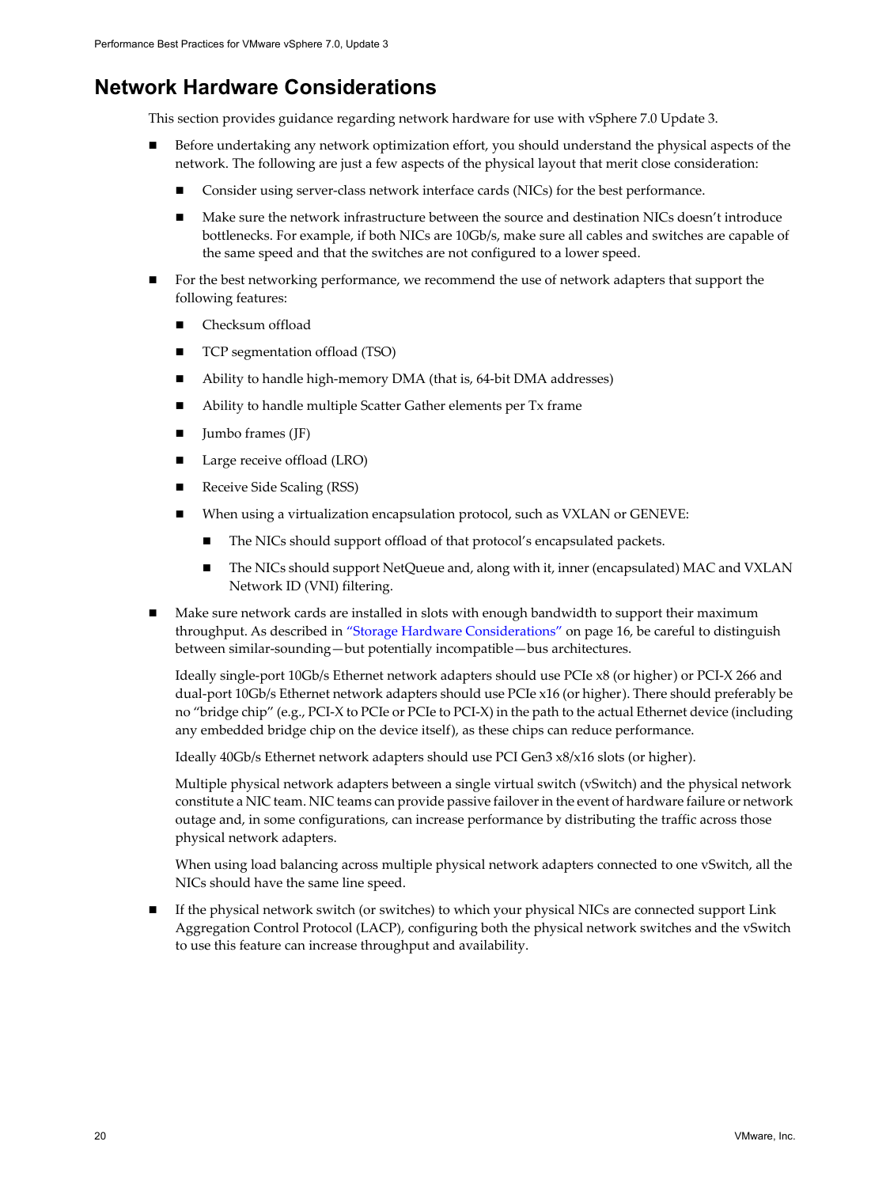# Network Hardware Considerations

This section provides guidance regarding network hardware for use with vSphere 7.0 Update 3.

- Before undertaking any network optimization effort, you should understand the physical aspects of the network. The following are just a few aspects of the physical layout that merit close consideration:
  - Consider using server-class network interface cards (NICs) for the best performance.
  - Make sure the network infrastructure between the source and destination NICs doesn't introduce bottlenecks. For example, if both NICs are 10Gb/s, make sure all cables and switches are capable of the same speed and that the switches are not configured to a lower speed.
- For the best networking performance, we recommend the use of network adapters that support the following features:
  - Checksum offload
  - TCP segmentation offload (TSO)
  - Ability to handle high-memory DMA (that is, 64-bit DMA addresses)
  - Ability to handle multiple Scatter Gather elements per Tx frame
  - Jumbo frames (JF)
  - Large receive offload (LRO)
  - Receive Side Scaling (RSS)
  - When using a virtualization encapsulation protocol, such as VXLAN or GENEVE:
    - The NICs should support offload of that protocol's encapsulated packets.
    - The NICs should support NetQueue and, along with it, inner (encapsulated) MAC and VXLAN Network ID (VNI) filtering.
- Make sure network cards are installed in slots with enough bandwidth to support their maximum throughput. As described in "Storage Hardware Considerations" on page 16, be careful to distinguish between similar-sounding—but potentially incompatible—bus architectures.

  Ideally single-port 10Gb/s Ethernet network adapters should use PCIe x8 (or higher) or PCI-X 266 and dual-port 10Gb/s Ethernet network adapters should use PCIe x16 (or higher). There should preferably be no "bridge chip" (e.g., PCI-X to PCIe or PCIe to PCI-X) in the path to the actual Ethernet device (including any embedded bridge chip on the device itself), as these chips can reduce performance.

  Ideally 40Gb/s Ethernet network adapters should use PCI Gen3 x8/x16 slots (or higher).

  Multiple physical network adapters between a single virtual switch (vSwitch) and the physical network constitute a NIC team. NIC teams can provide passive failover in the event of hardware failure or network outage and, in some configurations, can increase performance by distributing the traffic across those physical network adapters.

  When using load balancing across multiple physical network adapters connected to one vSwitch, all the NICs should have the same line speed.
- If the physical network switch (or switches) to which your physical NICs are connected support Link Aggregation Control Protocol (LACP), configuring both the physical network switches and the vSwitch to use this feature can increase throughput and availability.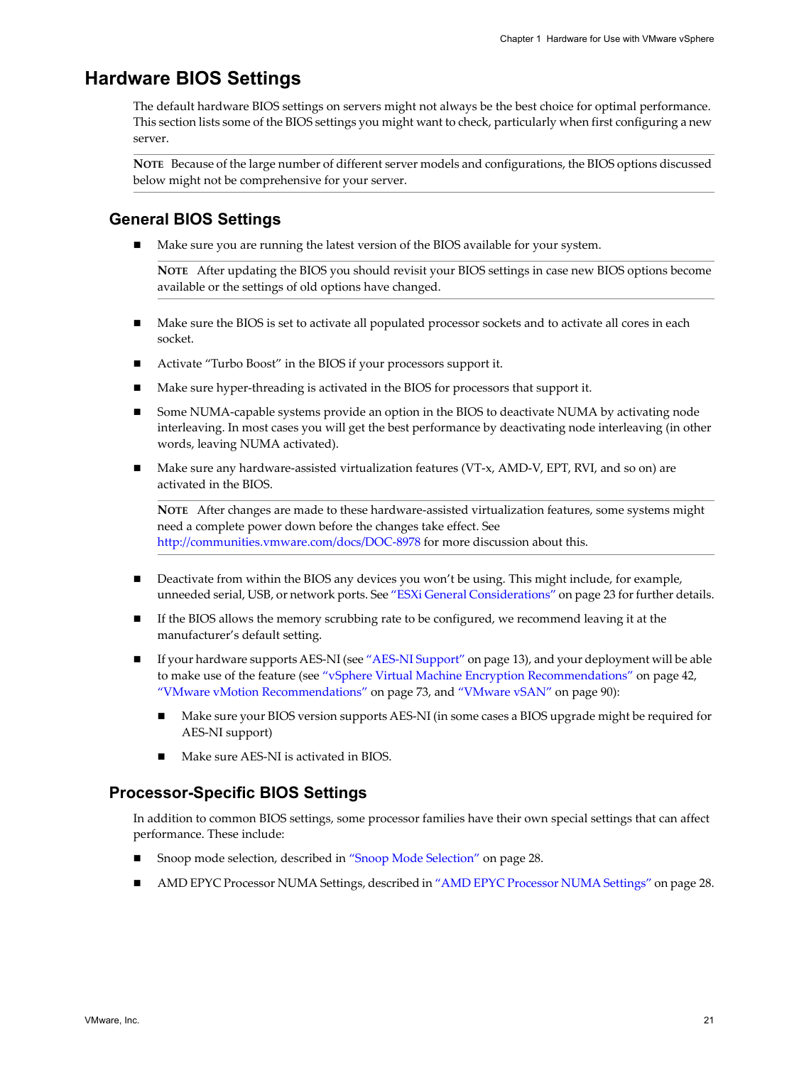# Hardware BIOS Settings

The default hardware BIOS settings on servers might not always be the best choice for optimal performance. This section lists some of the BIOS settings you might want to check, particularly when first configuring a new server.

**NOTE** Because of the large number of different server models and configurations, the BIOS options discussed below might not be comprehensive for your server.

## General BIOS Settings

- Make sure you are running the latest version of the BIOS available for your system.

  **NOTE** After updating the BIOS you should revisit your BIOS settings in case new BIOS options become available or the settings of old options have changed.

- Make sure the BIOS is set to activate all populated processor sockets and to activate all cores in each socket.
- Activate "Turbo Boost" in the BIOS if your processors support it.
- Make sure hyper-threading is activated in the BIOS for processors that support it.
- Some NUMA-capable systems provide an option in the BIOS to deactivate NUMA by activating node interleaving. In most cases you will get the best performance by deactivating node interleaving (in other words, leaving NUMA activated).
- Make sure any hardware-assisted virtualization features (VT-x, AMD-V, EPT, RVI, and so on) are activated in the BIOS.

  **NOTE** After changes are made to these hardware-assisted virtualization features, some systems might need a complete power down before the changes take effect. See http://communities.vmware.com/docs/DOC-8978 for more discussion about this.

- Deactivate from within the BIOS any devices you won't be using. This might include, for example, unneeded serial, USB, or network ports. See "ESXi General Considerations" on page 23 for further details.
- If the BIOS allows the memory scrubbing rate to be configured, we recommend leaving it at the manufacturer's default setting.
- If your hardware supports AES-NI (see "AES-NI Support" on page 13), and your deployment will be able to make use of the feature (see "vSphere Virtual Machine Encryption Recommendations" on page 42, "VMware vMotion Recommendations" on page 73, and "VMware vSAN" on page 90):
  - Make sure your BIOS version supports AES-NI (in some cases a BIOS upgrade might be required for AES-NI support)
  - Make sure AES-NI is activated in BIOS.

## Processor-Specific BIOS Settings

In addition to common BIOS settings, some processor families have their own special settings that can affect performance. These include:

- Snoop mode selection, described in "Snoop Mode Selection" on page 28.
- AMD EPYC Processor NUMA Settings, described in "AMD EPYC Processor NUMA Settings" on page 28.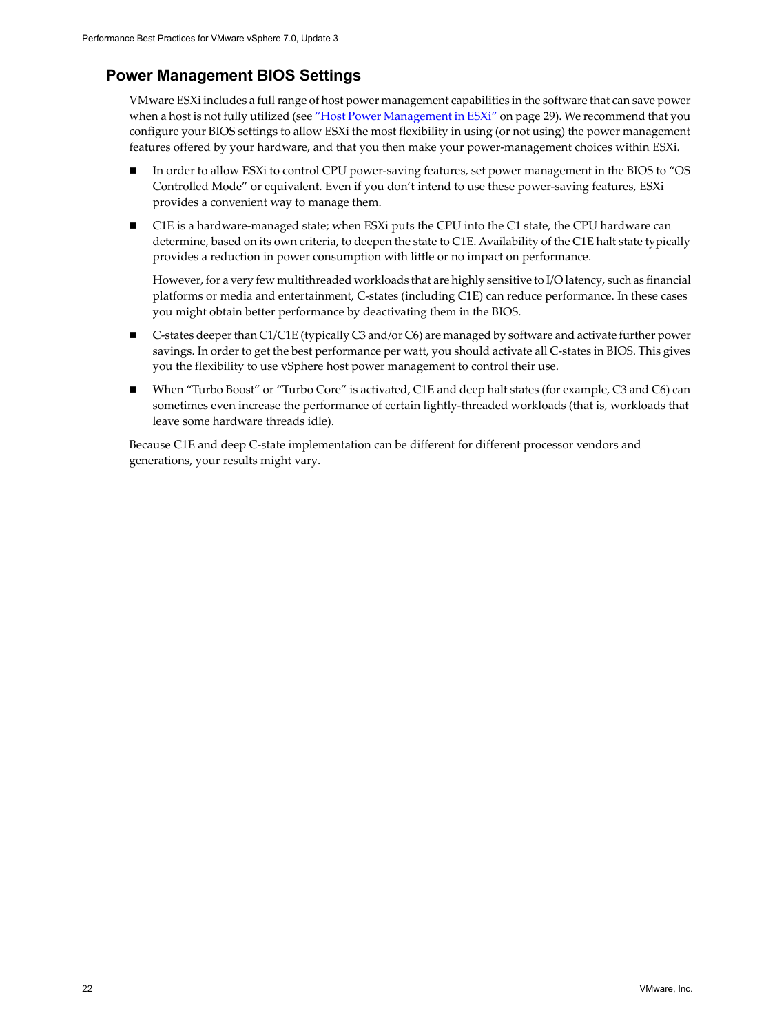## Power Management BIOS Settings

VMware ESXi includes a full range of host power management capabilities in the software that can save power when a host is not fully utilized (see "Host Power Management in ESXi" on page 29). We recommend that you configure your BIOS settings to allow ESXi the most flexibility in using (or not using) the power management features offered by your hardware, and that you then make your power-management choices within ESXi.

- In order to allow ESXi to control CPU power-saving features, set power management in the BIOS to "OS Controlled Mode" or equivalent. Even if you don't intend to use these power-saving features, ESXi provides a convenient way to manage them.
- C1E is a hardware-managed state; when ESXi puts the CPU into the C1 state, the CPU hardware can determine, based on its own criteria, to deepen the state to C1E. Availability of the C1E halt state typically provides a reduction in power consumption with little or no impact on performance.

  However, for a very few multithreaded workloads that are highly sensitive to I/O latency, such as financial platforms or media and entertainment, C-states (including C1E) can reduce performance. In these cases you might obtain better performance by deactivating them in the BIOS.
- C-states deeper than C1/C1E (typically C3 and/or C6) are managed by software and activate further power savings. In order to get the best performance per watt, you should activate all C-states in BIOS. This gives you the flexibility to use vSphere host power management to control their use.
- When "Turbo Boost" or "Turbo Core" is activated, C1E and deep halt states (for example, C3 and C6) can sometimes even increase the performance of certain lightly-threaded workloads (that is, workloads that leave some hardware threads idle).

Because C1E and deep C-state implementation can be different for different processor vendors and generations, your results might vary.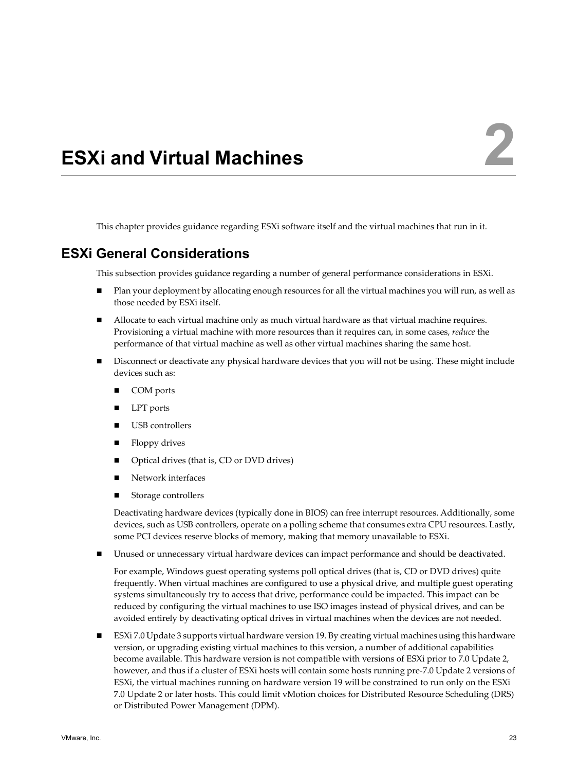# 2 ESXi and Virtual Machines

This chapter provides guidance regarding ESXi software itself and the virtual machines that run in it.

## ESXi General Considerations

This subsection provides guidance regarding a number of general performance considerations in ESXi.

- Plan your deployment by allocating enough resources for all the virtual machines you will run, as well as those needed by ESXi itself.
- Allocate to each virtual machine only as much virtual hardware as that virtual machine requires. Provisioning a virtual machine with more resources than it requires can, in some cases, *reduce* the performance of that virtual machine as well as other virtual machines sharing the same host.
- Disconnect or deactivate any physical hardware devices that you will not be using. These might include devices such as:
  - COM ports
  - LPT ports
  - USB controllers
  - Floppy drives
  - Optical drives (that is, CD or DVD drives)
  - Network interfaces
  - Storage controllers

  Deactivating hardware devices (typically done in BIOS) can free interrupt resources. Additionally, some devices, such as USB controllers, operate on a polling scheme that consumes extra CPU resources. Lastly, some PCI devices reserve blocks of memory, making that memory unavailable to ESXi.
- Unused or unnecessary virtual hardware devices can impact performance and should be deactivated.

  For example, Windows guest operating systems poll optical drives (that is, CD or DVD drives) quite frequently. When virtual machines are configured to use a physical drive, and multiple guest operating systems simultaneously try to access that drive, performance could be impacted. This impact can be reduced by configuring the virtual machines to use ISO images instead of physical drives, and can be avoided entirely by deactivating optical drives in virtual machines when the devices are not needed.
- ESXi 7.0 Update 3 supports virtual hardware version 19. By creating virtual machines using this hardware version, or upgrading existing virtual machines to this version, a number of additional capabilities become available. This hardware version is not compatible with versions of ESXi prior to 7.0 Update 2, however, and thus if a cluster of ESXi hosts will contain some hosts running pre-7.0 Update 2 versions of ESXi, the virtual machines running on hardware version 19 will be constrained to run only on the ESXi 7.0 Update 2 or later hosts. This could limit vMotion choices for Distributed Resource Scheduling (DRS) or Distributed Power Management (DPM).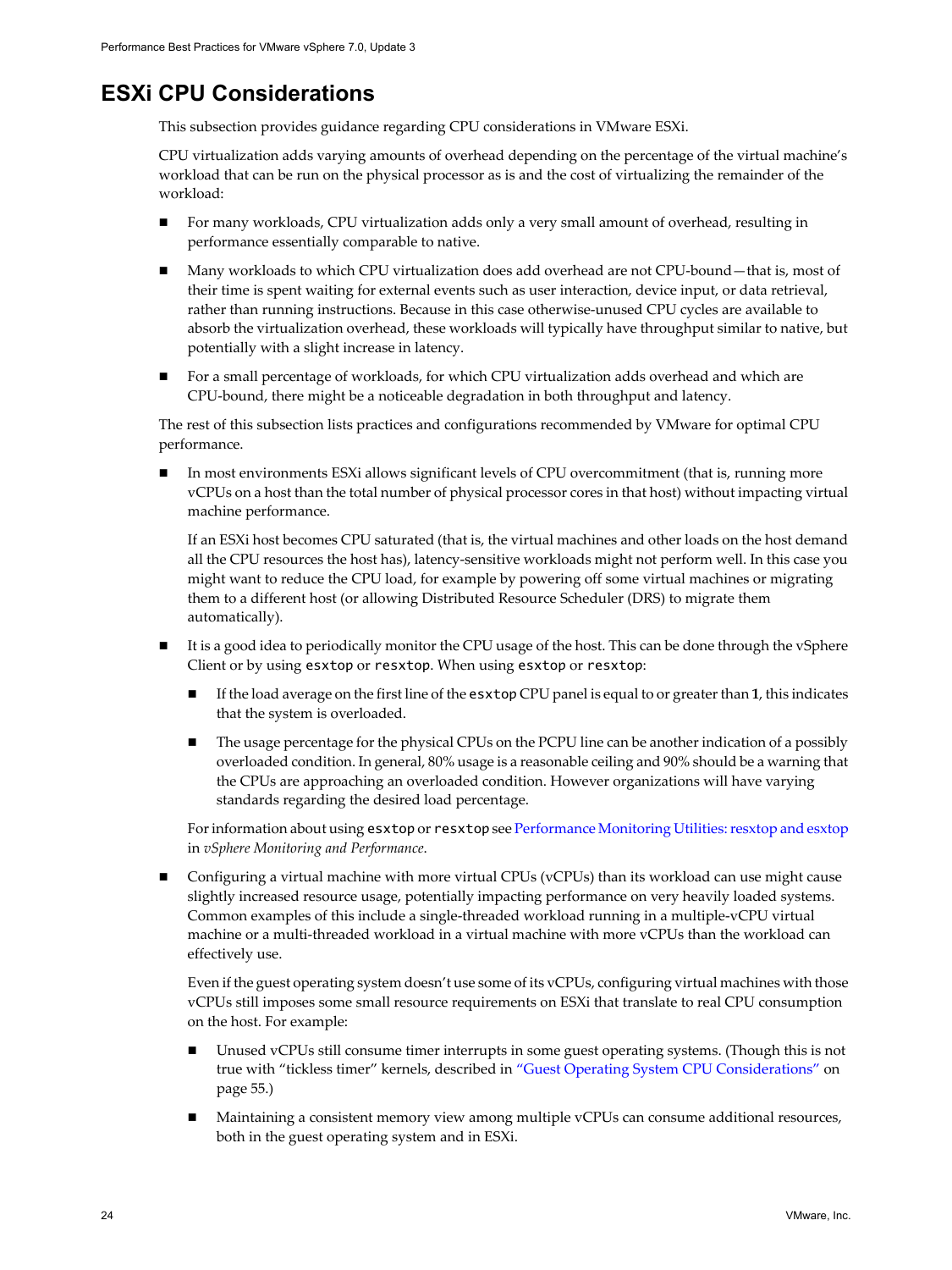# ESXi CPU Considerations

This subsection provides guidance regarding CPU considerations in VMware ESXi.

CPU virtualization adds varying amounts of overhead depending on the percentage of the virtual machine's workload that can be run on the physical processor as is and the cost of virtualizing the remainder of the workload:

- For many workloads, CPU virtualization adds only a very small amount of overhead, resulting in performance essentially comparable to native.
- Many workloads to which CPU virtualization does add overhead are not CPU-bound—that is, most of their time is spent waiting for external events such as user interaction, device input, or data retrieval, rather than running instructions. Because in this case otherwise-unused CPU cycles are available to absorb the virtualization overhead, these workloads will typically have throughput similar to native, but potentially with a slight increase in latency.
- For a small percentage of workloads, for which CPU virtualization adds overhead and which are CPU-bound, there might be a noticeable degradation in both throughput and latency.

The rest of this subsection lists practices and configurations recommended by VMware for optimal CPU performance.

- In most environments ESXi allows significant levels of CPU overcommitment (that is, running more vCPUs on a host than the total number of physical processor cores in that host) without impacting virtual machine performance.

  If an ESXi host becomes CPU saturated (that is, the virtual machines and other loads on the host demand all the CPU resources the host has), latency-sensitive workloads might not perform well. In this case you might want to reduce the CPU load, for example by powering off some virtual machines or migrating them to a different host (or allowing Distributed Resource Scheduler (DRS) to migrate them automatically).

- It is a good idea to periodically monitor the CPU usage of the host. This can be done through the vSphere Client or by using `esxtop` or `resxtop`. When using `esxtop` or `resxtop`:

  - If the load average on the first line of the `esxtop` CPU panel is equal to or greater than **1**, this indicates that the system is overloaded.
  - The usage percentage for the physical CPUs on the PCPU line can be another indication of a possibly overloaded condition. In general, 80% usage is a reasonable ceiling and 90% should be a warning that the CPUs are approaching an overloaded condition. However organizations will have varying standards regarding the desired load percentage.

  For information about using `esxtop` or `resxtop` see Performance Monitoring Utilities: resxtop and esxtop in *vSphere Monitoring and Performance*.

- Configuring a virtual machine with more virtual CPUs (vCPUs) than its workload can use might cause slightly increased resource usage, potentially impacting performance on very heavily loaded systems. Common examples of this include a single-threaded workload running in a multiple-vCPU virtual machine or a multi-threaded workload in a virtual machine with more vCPUs than the workload can effectively use.

  Even if the guest operating system doesn't use some of its vCPUs, configuring virtual machines with those vCPUs still imposes some small resource requirements on ESXi that translate to real CPU consumption on the host. For example:

  - Unused vCPUs still consume timer interrupts in some guest operating systems. (Though this is not true with "tickless timer" kernels, described in "Guest Operating System CPU Considerations" on page 55.)
  - Maintaining a consistent memory view among multiple vCPUs can consume additional resources, both in the guest operating system and in ESXi.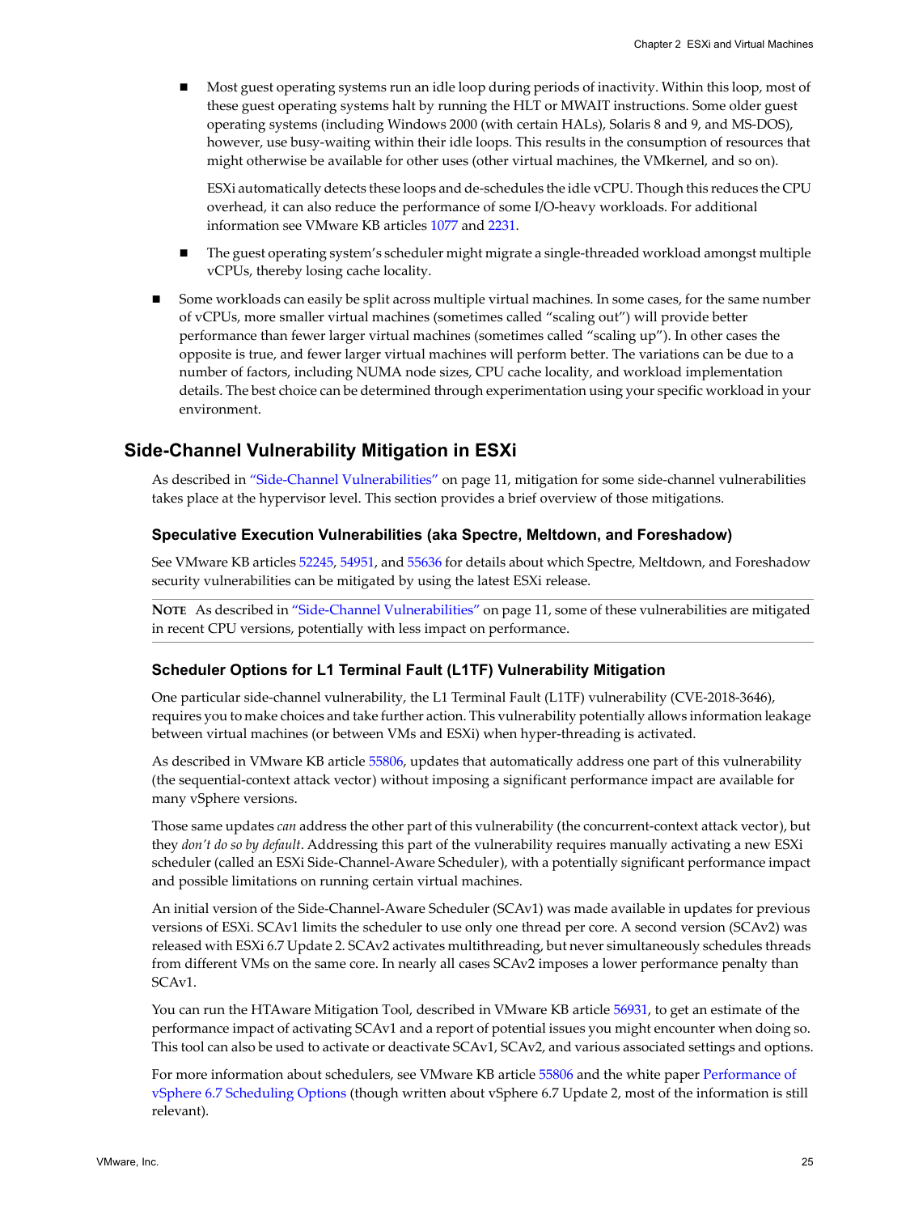- Most guest operating systems run an idle loop during periods of inactivity. Within this loop, most of these guest operating systems halt by running the HLT or MWAIT instructions. Some older guest operating systems (including Windows 2000 (with certain HALs), Solaris 8 and 9, and MS-DOS), however, use busy-waiting within their idle loops. This results in the consumption of resources that might otherwise be available for other uses (other virtual machines, the VMkernel, and so on).

  ESXi automatically detects these loops and de-schedules the idle vCPU. Though this reduces the CPU overhead, it can also reduce the performance of some I/O-heavy workloads. For additional information see VMware KB articles 1077 and 2231.

- The guest operating system's scheduler might migrate a single-threaded workload amongst multiple vCPUs, thereby losing cache locality.

- Some workloads can easily be split across multiple virtual machines. In some cases, for the same number of vCPUs, more smaller virtual machines (sometimes called "scaling out") will provide better performance than fewer larger virtual machines (sometimes called "scaling up"). In other cases the opposite is true, and fewer larger virtual machines will perform better. The variations can be due to a number of factors, including NUMA node sizes, CPU cache locality, and workload implementation details. The best choice can be determined through experimentation using your specific workload in your environment.

## Side-Channel Vulnerability Mitigation in ESXi

As described in "Side-Channel Vulnerabilities" on page 11, mitigation for some side-channel vulnerabilities takes place at the hypervisor level. This section provides a brief overview of those mitigations.

### Speculative Execution Vulnerabilities (aka Spectre, Meltdown, and Foreshadow)

See VMware KB articles 52245, 54951, and 55636 for details about which Spectre, Meltdown, and Foreshadow security vulnerabilities can be mitigated by using the latest ESXi release.

**NOTE** As described in "Side-Channel Vulnerabilities" on page 11, some of these vulnerabilities are mitigated in recent CPU versions, potentially with less impact on performance.

### Scheduler Options for L1 Terminal Fault (L1TF) Vulnerability Mitigation

One particular side-channel vulnerability, the L1 Terminal Fault (L1TF) vulnerability (CVE-2018-3646), requires you to make choices and take further action. This vulnerability potentially allows information leakage between virtual machines (or between VMs and ESXi) when hyper-threading is activated.

As described in VMware KB article 55806, updates that automatically address one part of this vulnerability (the sequential-context attack vector) without imposing a significant performance impact are available for many vSphere versions.

Those same updates *can* address the other part of this vulnerability (the concurrent-context attack vector), but they *don't do so by default*. Addressing this part of the vulnerability requires manually activating a new ESXi scheduler (called an ESXi Side-Channel-Aware Scheduler), with a potentially significant performance impact and possible limitations on running certain virtual machines.

An initial version of the Side-Channel-Aware Scheduler (SCAv1) was made available in updates for previous versions of ESXi. SCAv1 limits the scheduler to use only one thread per core. A second version (SCAv2) was released with ESXi 6.7 Update 2. SCAv2 activates multithreading, but never simultaneously schedules threads from different VMs on the same core. In nearly all cases SCAv2 imposes a lower performance penalty than SCAv1.

You can run the HTAware Mitigation Tool, described in VMware KB article 56931, to get an estimate of the performance impact of activating SCAv1 and a report of potential issues you might encounter when doing so. This tool can also be used to activate or deactivate SCAv1, SCAv2, and various associated settings and options.

For more information about schedulers, see VMware KB article 55806 and the white paper Performance of vSphere 6.7 Scheduling Options (though written about vSphere 6.7 Update 2, most of the information is still relevant).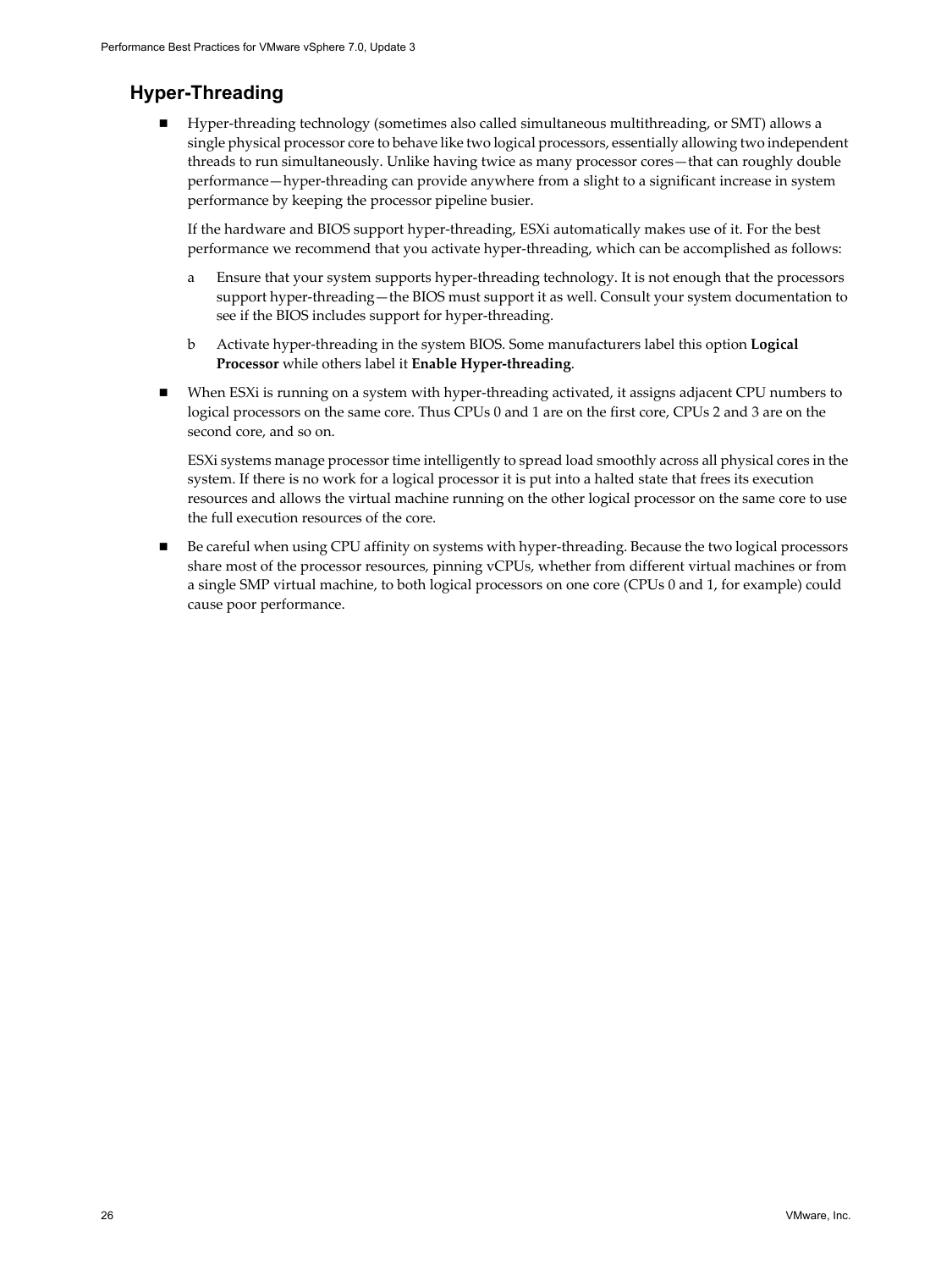## Hyper-Threading

- Hyper-threading technology (sometimes also called simultaneous multithreading, or SMT) allows a single physical processor core to behave like two logical processors, essentially allowing two independent threads to run simultaneously. Unlike having twice as many processor cores—that can roughly double performance—hyper-threading can provide anywhere from a slight to a significant increase in system performance by keeping the processor pipeline busier.

  If the hardware and BIOS support hyper-threading, ESXi automatically makes use of it. For the best performance we recommend that you activate hyper-threading, which can be accomplished as follows:

  a. Ensure that your system supports hyper-threading technology. It is not enough that the processors support hyper-threading—the BIOS must support it as well. Consult your system documentation to see if the BIOS includes support for hyper-threading.

  b. Activate hyper-threading in the system BIOS. Some manufacturers label this option **Logical Processor** while others label it **Enable Hyper-threading**.

- When ESXi is running on a system with hyper-threading activated, it assigns adjacent CPU numbers to logical processors on the same core. Thus CPUs 0 and 1 are on the first core, CPUs 2 and 3 are on the second core, and so on.

  ESXi systems manage processor time intelligently to spread load smoothly across all physical cores in the system. If there is no work for a logical processor it is put into a halted state that frees its execution resources and allows the virtual machine running on the other logical processor on the same core to use the full execution resources of the core.

- Be careful when using CPU affinity on systems with hyper-threading. Because the two logical processors share most of the processor resources, pinning vCPUs, whether from different virtual machines or from a single SMP virtual machine, to both logical processors on one core (CPUs 0 and 1, for example) could cause poor performance.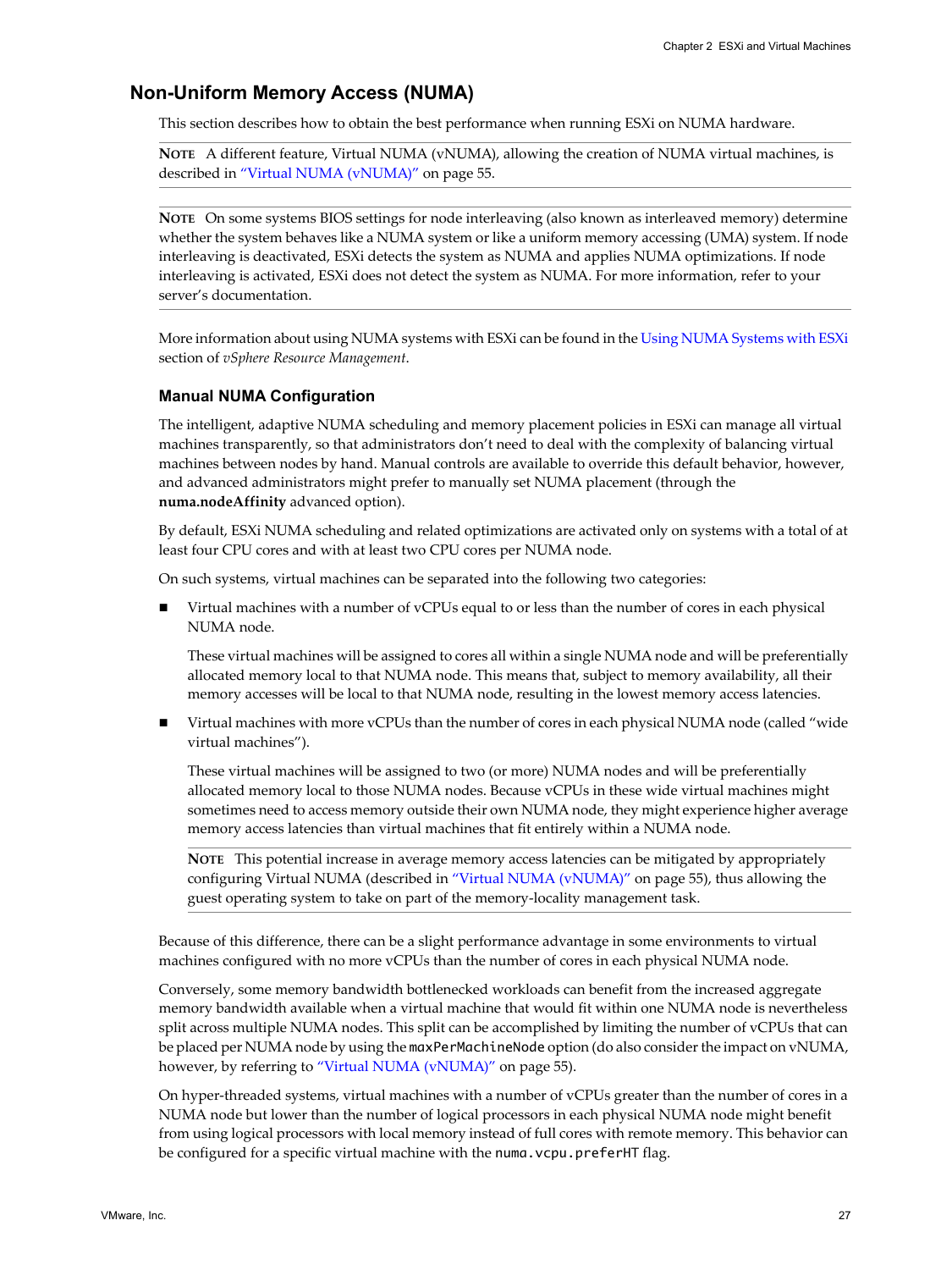## Non-Uniform Memory Access (NUMA)

This section describes how to obtain the best performance when running ESXi on NUMA hardware.

**NOTE** A different feature, Virtual NUMA (vNUMA), allowing the creation of NUMA virtual machines, is described in "Virtual NUMA (vNUMA)" on page 55.

**NOTE** On some systems BIOS settings for node interleaving (also known as interleaved memory) determine whether the system behaves like a NUMA system or like a uniform memory accessing (UMA) system. If node interleaving is deactivated, ESXi detects the system as NUMA and applies NUMA optimizations. If node interleaving is activated, ESXi does not detect the system as NUMA. For more information, refer to your server's documentation.

More information about using NUMA systems with ESXi can be found in the Using NUMA Systems with ESXi section of *vSphere Resource Management*.

### Manual NUMA Configuration

The intelligent, adaptive NUMA scheduling and memory placement policies in ESXi can manage all virtual machines transparently, so that administrators don't need to deal with the complexity of balancing virtual machines between nodes by hand. Manual controls are available to override this default behavior, however, and advanced administrators might prefer to manually set NUMA placement (through the **numa.nodeAffinity** advanced option).

By default, ESXi NUMA scheduling and related optimizations are activated only on systems with a total of at least four CPU cores and with at least two CPU cores per NUMA node.

On such systems, virtual machines can be separated into the following two categories:

- Virtual machines with a number of vCPUs equal to or less than the number of cores in each physical NUMA node.

  These virtual machines will be assigned to cores all within a single NUMA node and will be preferentially allocated memory local to that NUMA node. This means that, subject to memory availability, all their memory accesses will be local to that NUMA node, resulting in the lowest memory access latencies.

- Virtual machines with more vCPUs than the number of cores in each physical NUMA node (called "wide virtual machines").

  These virtual machines will be assigned to two (or more) NUMA nodes and will be preferentially allocated memory local to those NUMA nodes. Because vCPUs in these wide virtual machines might sometimes need to access memory outside their own NUMA node, they might experience higher average memory access latencies than virtual machines that fit entirely within a NUMA node.

  **NOTE** This potential increase in average memory access latencies can be mitigated by appropriately configuring Virtual NUMA (described in "Virtual NUMA (vNUMA)" on page 55), thus allowing the guest operating system to take on part of the memory-locality management task.

Because of this difference, there can be a slight performance advantage in some environments to virtual machines configured with no more vCPUs than the number of cores in each physical NUMA node.

Conversely, some memory bandwidth bottlenecked workloads can benefit from the increased aggregate memory bandwidth available when a virtual machine that would fit within one NUMA node is nevertheless split across multiple NUMA nodes. This split can be accomplished by limiting the number of vCPUs that can be placed per NUMA node by using the `maxPerMachineNode` option (do also consider the impact on vNUMA, however, by referring to "Virtual NUMA (vNUMA)" on page 55).

On hyper-threaded systems, virtual machines with a number of vCPUs greater than the number of cores in a NUMA node but lower than the number of logical processors in each physical NUMA node might benefit from using logical processors with local memory instead of full cores with remote memory. This behavior can be configured for a specific virtual machine with the `numa.vcpu.preferHT` flag.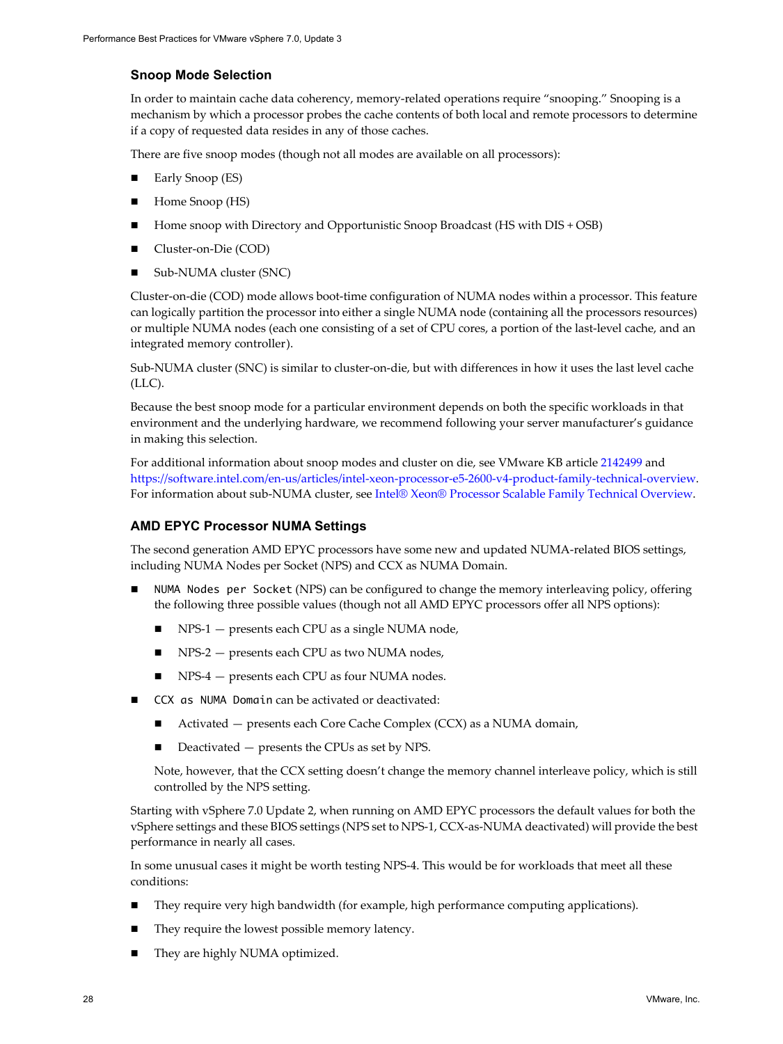### Snoop Mode Selection

In order to maintain cache data coherency, memory-related operations require "snooping." Snooping is a mechanism by which a processor probes the cache contents of both local and remote processors to determine if a copy of requested data resides in any of those caches.

There are five snoop modes (though not all modes are available on all processors):

- Early Snoop (ES)
- Home Snoop (HS)
- Home snoop with Directory and Opportunistic Snoop Broadcast (HS with DIS + OSB)
- Cluster-on-Die (COD)
- Sub-NUMA cluster (SNC)

Cluster-on-die (COD) mode allows boot-time configuration of NUMA nodes within a processor. This feature can logically partition the processor into either a single NUMA node (containing all the processors resources) or multiple NUMA nodes (each one consisting of a set of CPU cores, a portion of the last-level cache, and an integrated memory controller).

Sub-NUMA cluster (SNC) is similar to cluster-on-die, but with differences in how it uses the last level cache (LLC).

Because the best snoop mode for a particular environment depends on both the specific workloads in that environment and the underlying hardware, we recommend following your server manufacturer's guidance in making this selection.

For additional information about snoop modes and cluster on die, see VMware KB article 2142499 and https://software.intel.com/en-us/articles/intel-xeon-processor-e5-2600-v4-product-family-technical-overview. For information about sub-NUMA cluster, see Intel® Xeon® Processor Scalable Family Technical Overview.

### AMD EPYC Processor NUMA Settings

The second generation AMD EPYC processors have some new and updated NUMA-related BIOS settings, including NUMA Nodes per Socket (NPS) and CCX as NUMA Domain.

- `NUMA Nodes per Socket` (NPS) can be configured to change the memory interleaving policy, offering the following three possible values (though not all AMD EPYC processors offer all NPS options):
  - NPS-1 — presents each CPU as a single NUMA node,
  - NPS-2 — presents each CPU as two NUMA nodes,
  - NPS-4 — presents each CPU as four NUMA nodes.
- `CCX as NUMA Domain` can be activated or deactivated:
  - Activated — presents each Core Cache Complex (CCX) as a NUMA domain,
  - Deactivated — presents the CPUs as set by NPS.

  Note, however, that the CCX setting doesn't change the memory channel interleave policy, which is still controlled by the NPS setting.

Starting with vSphere 7.0 Update 2, when running on AMD EPYC processors the default values for both the vSphere settings and these BIOS settings (NPS set to NPS-1, CCX-as-NUMA deactivated) will provide the best performance in nearly all cases.

In some unusual cases it might be worth testing NPS-4. This would be for workloads that meet all these conditions:

- They require very high bandwidth (for example, high performance computing applications).
- They require the lowest possible memory latency.
- They are highly NUMA optimized.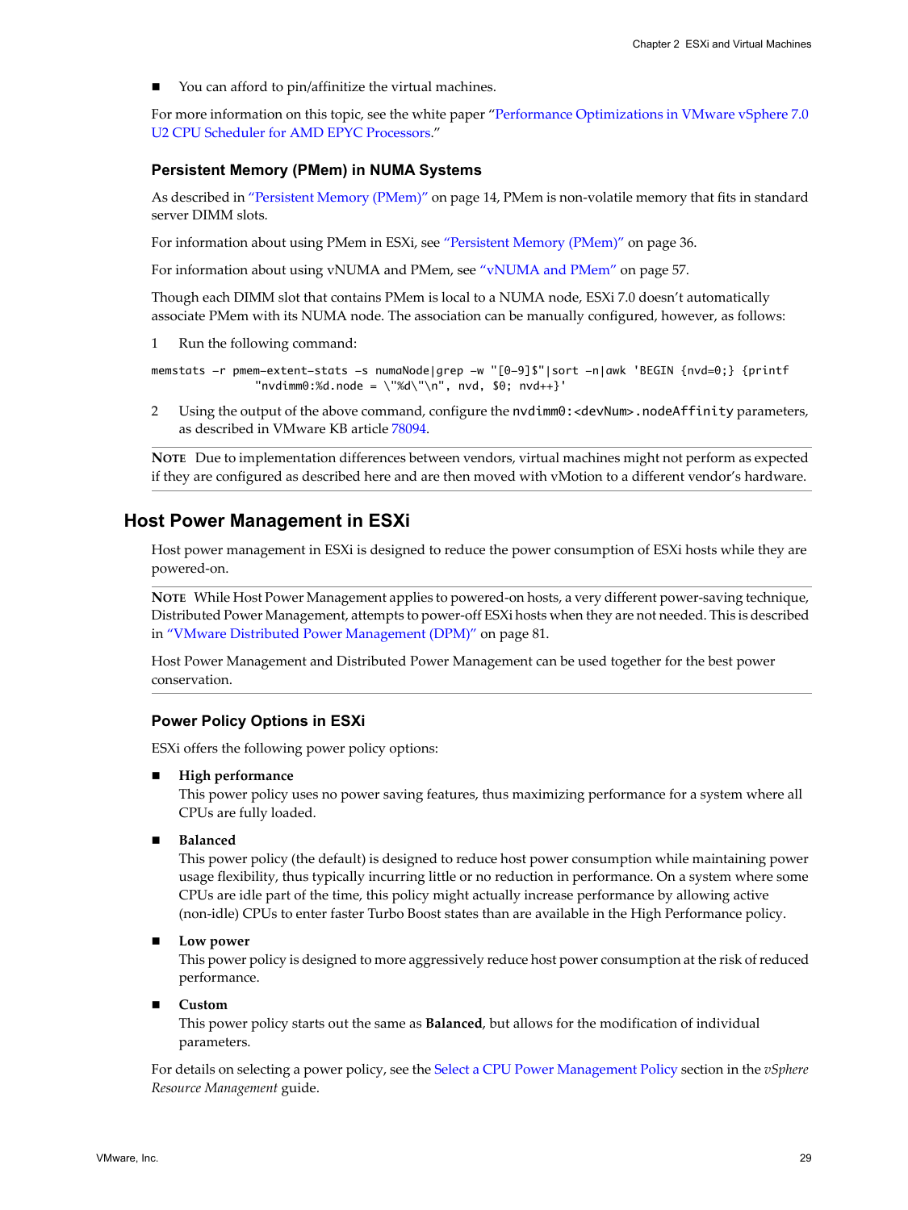- You can afford to pin/affinitize the virtual machines.

For more information on this topic, see the white paper "Performance Optimizations in VMware vSphere 7.0 U2 CPU Scheduler for AMD EPYC Processors."

### Persistent Memory (PMem) in NUMA Systems

As described in "Persistent Memory (PMem)" on page 14, PMem is non-volatile memory that fits in standard server DIMM slots.

For information about using PMem in ESXi, see "Persistent Memory (PMem)" on page 36.

For information about using vNUMA and PMem, see "vNUMA and PMem" on page 57.

Though each DIMM slot that contains PMem is local to a NUMA node, ESXi 7.0 doesn't automatically associate PMem with its NUMA node. The association can be manually configured, however, as follows:

1. Run the following command:

```
memstats -r pmem-extent-stats -s numaNode|grep -w "[0-9]$"|sort -n|awk 'BEGIN {nvd=0;} {printf
                "nvdimm0:%d.node = \"%d\"\n", nvd, $0; nvd++}'
```

2. Using the output of the above command, configure the `nvdimm0:<devNum>.nodeAffinity` parameters, as described in VMware KB article 78094.

**NOTE** Due to implementation differences between vendors, virtual machines might not perform as expected if they are configured as described here and are then moved with vMotion to a different vendor's hardware.

## Host Power Management in ESXi

Host power management in ESXi is designed to reduce the power consumption of ESXi hosts while they are powered-on.

**NOTE** While Host Power Management applies to powered-on hosts, a very different power-saving technique, Distributed Power Management, attempts to power-off ESXi hosts when they are not needed. This is described in "VMware Distributed Power Management (DPM)" on page 81.

Host Power Management and Distributed Power Management can be used together for the best power conservation.

### Power Policy Options in ESXi

ESXi offers the following power policy options:

- **High performance**
  This power policy uses no power saving features, thus maximizing performance for a system where all CPUs are fully loaded.

- **Balanced**
  This power policy (the default) is designed to reduce host power consumption while maintaining power usage flexibility, thus typically incurring little or no reduction in performance. On a system where some CPUs are idle part of the time, this policy might actually increase performance by allowing active (non-idle) CPUs to enter faster Turbo Boost states than are available in the High Performance policy.

- **Low power**
  This power policy is designed to more aggressively reduce host power consumption at the risk of reduced performance.

- **Custom**
  This power policy starts out the same as **Balanced**, but allows for the modification of individual parameters.

For details on selecting a power policy, see the Select a CPU Power Management Policy section in the *vSphere Resource Management* guide.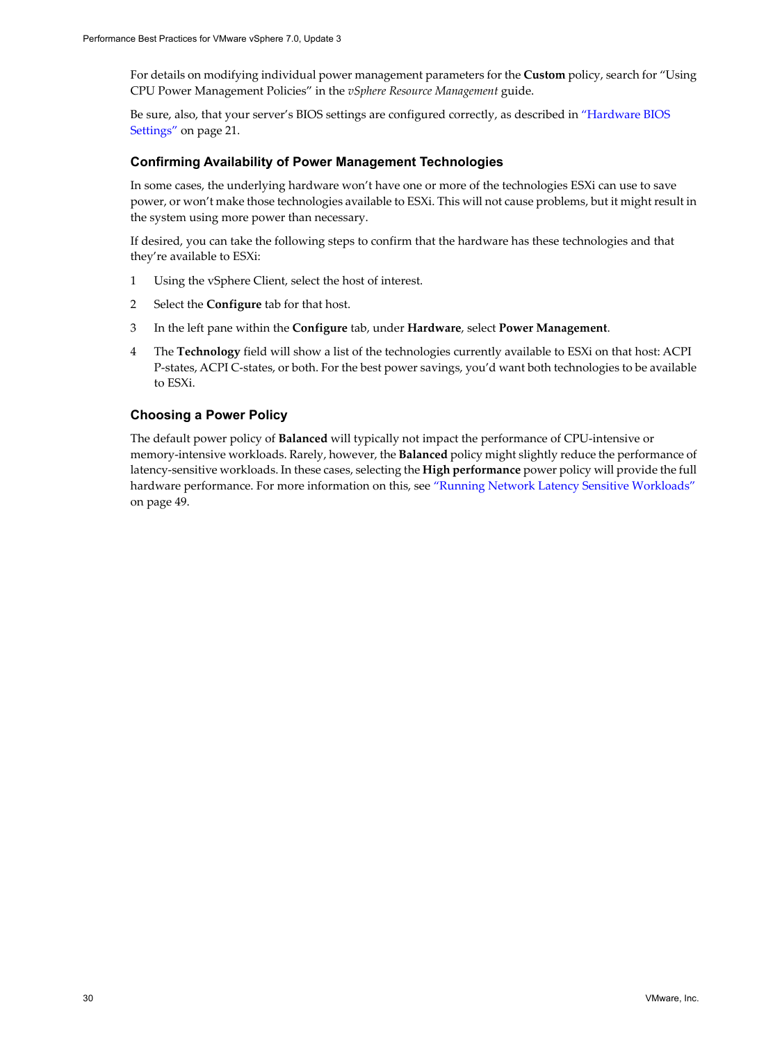For details on modifying individual power management parameters for the **Custom** policy, search for "Using CPU Power Management Policies" in the *vSphere Resource Management* guide.

Be sure, also, that your server's BIOS settings are configured correctly, as described in "Hardware BIOS Settings" on page 21.

### Confirming Availability of Power Management Technologies

In some cases, the underlying hardware won't have one or more of the technologies ESXi can use to save power, or won't make those technologies available to ESXi. This will not cause problems, but it might result in the system using more power than necessary.

If desired, you can take the following steps to confirm that the hardware has these technologies and that they're available to ESXi:

1. Using the vSphere Client, select the host of interest.
2. Select the **Configure** tab for that host.
3. In the left pane within the **Configure** tab, under **Hardware**, select **Power Management**.
4. The **Technology** field will show a list of the technologies currently available to ESXi on that host: ACPI P-states, ACPI C-states, or both. For the best power savings, you'd want both technologies to be available to ESXi.

### Choosing a Power Policy

The default power policy of **Balanced** will typically not impact the performance of CPU-intensive or memory-intensive workloads. Rarely, however, the **Balanced** policy might slightly reduce the performance of latency-sensitive workloads. In these cases, selecting the **High performance** power policy will provide the full hardware performance. For more information on this, see "Running Network Latency Sensitive Workloads" on page 49.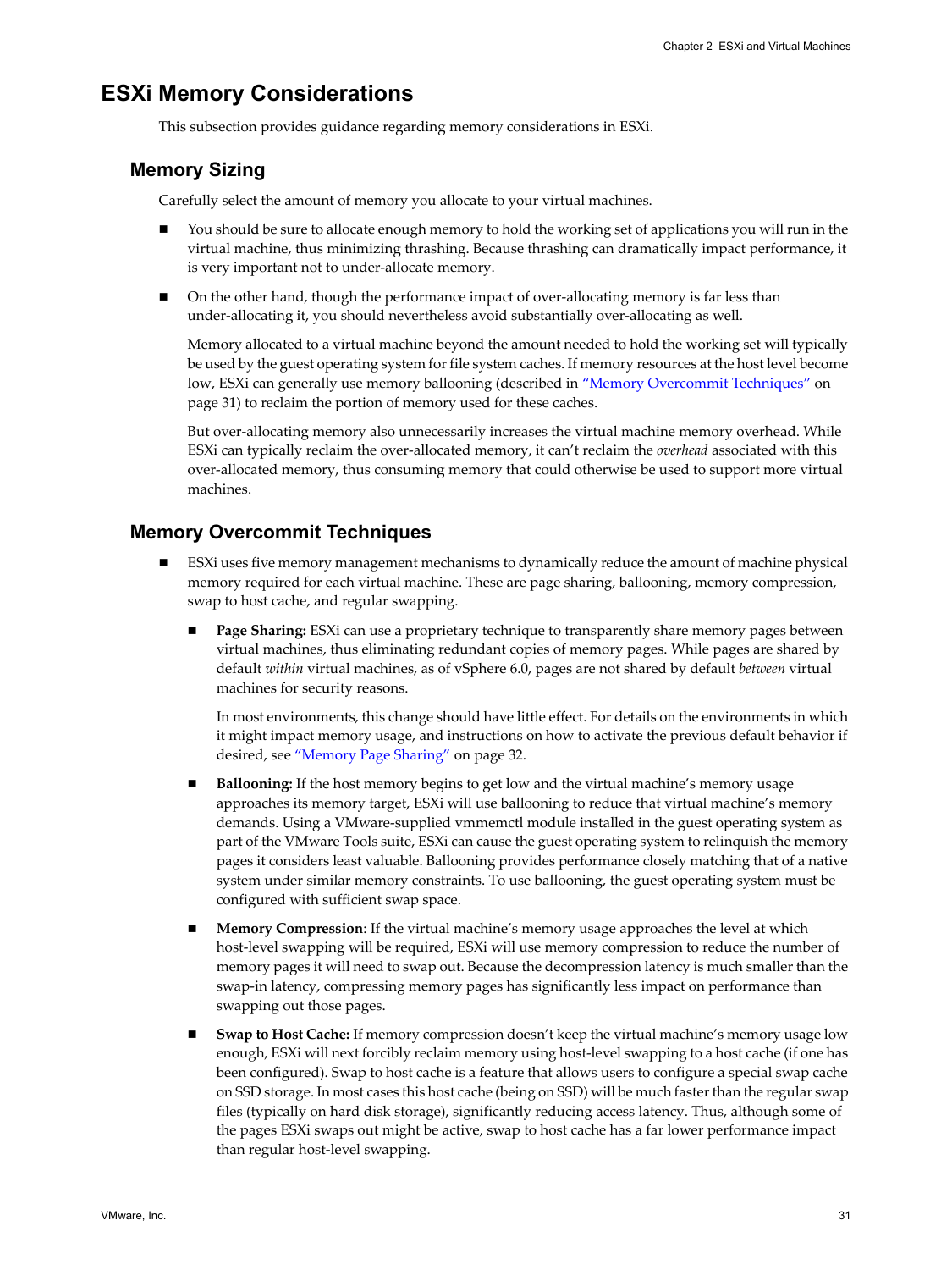## ESXi Memory Considerations

This subsection provides guidance regarding memory considerations in ESXi.

### Memory Sizing

Carefully select the amount of memory you allocate to your virtual machines.

- You should be sure to allocate enough memory to hold the working set of applications you will run in the virtual machine, thus minimizing thrashing. Because thrashing can dramatically impact performance, it is very important not to under-allocate memory.

- On the other hand, though the performance impact of over-allocating memory is far less than under-allocating it, you should nevertheless avoid substantially over-allocating as well.

  Memory allocated to a virtual machine beyond the amount needed to hold the working set will typically be used by the guest operating system for file system caches. If memory resources at the host level become low, ESXi can generally use memory ballooning (described in "Memory Overcommit Techniques" on page 31) to reclaim the portion of memory used for these caches.

  But over-allocating memory also unnecessarily increases the virtual machine memory overhead. While ESXi can typically reclaim the over-allocated memory, it can't reclaim the *overhead* associated with this over-allocated memory, thus consuming memory that could otherwise be used to support more virtual machines.

### Memory Overcommit Techniques

- ESXi uses five memory management mechanisms to dynamically reduce the amount of machine physical memory required for each virtual machine. These are page sharing, ballooning, memory compression, swap to host cache, and regular swapping.

  - **Page Sharing:** ESXi can use a proprietary technique to transparently share memory pages between virtual machines, thus eliminating redundant copies of memory pages. While pages are shared by default *within* virtual machines, as of vSphere 6.0, pages are not shared by default *between* virtual machines for security reasons.

    In most environments, this change should have little effect. For details on the environments in which it might impact memory usage, and instructions on how to activate the previous default behavior if desired, see "Memory Page Sharing" on page 32.

  - **Ballooning:** If the host memory begins to get low and the virtual machine's memory usage approaches its memory target, ESXi will use ballooning to reduce that virtual machine's memory demands. Using a VMware-supplied vmmemctl module installed in the guest operating system as part of the VMware Tools suite, ESXi can cause the guest operating system to relinquish the memory pages it considers least valuable. Ballooning provides performance closely matching that of a native system under similar memory constraints. To use ballooning, the guest operating system must be configured with sufficient swap space.

  - **Memory Compression**: If the virtual machine's memory usage approaches the level at which host-level swapping will be required, ESXi will use memory compression to reduce the number of memory pages it will need to swap out. Because the decompression latency is much smaller than the swap-in latency, compressing memory pages has significantly less impact on performance than swapping out those pages.

  - **Swap to Host Cache:** If memory compression doesn't keep the virtual machine's memory usage low enough, ESXi will next forcibly reclaim memory using host-level swapping to a host cache (if one has been configured). Swap to host cache is a feature that allows users to configure a special swap cache on SSD storage. In most cases this host cache (being on SSD) will be much faster than the regular swap files (typically on hard disk storage), significantly reducing access latency. Thus, although some of the pages ESXi swaps out might be active, swap to host cache has a far lower performance impact than regular host-level swapping.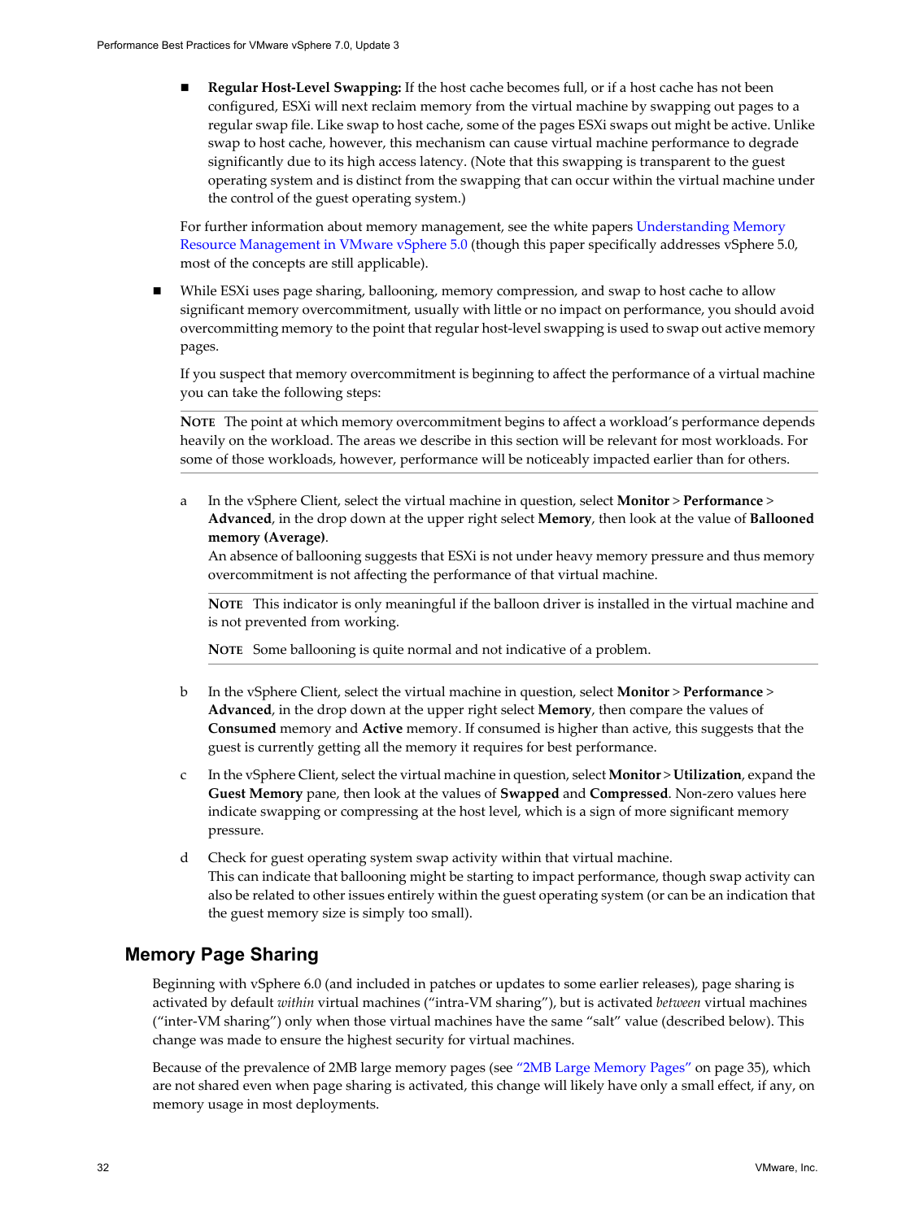- **Regular Host-Level Swapping:** If the host cache becomes full, or if a host cache has not been configured, ESXi will next reclaim memory from the virtual machine by swapping out pages to a regular swap file. Like swap to host cache, some of the pages ESXi swaps out might be active. Unlike swap to host cache, however, this mechanism can cause virtual machine performance to degrade significantly due to its high access latency. (Note that this swapping is transparent to the guest operating system and is distinct from the swapping that can occur within the virtual machine under the control of the guest operating system.)

For further information about memory management, see the white papers Understanding Memory Resource Management in VMware vSphere 5.0 (though this paper specifically addresses vSphere 5.0, most of the concepts are still applicable).

- While ESXi uses page sharing, ballooning, memory compression, and swap to host cache to allow significant memory overcommitment, usually with little or no impact on performance, you should avoid overcommitting memory to the point that regular host-level swapping is used to swap out active memory pages.

  If you suspect that memory overcommitment is beginning to affect the performance of a virtual machine you can take the following steps:

  **NOTE** The point at which memory overcommitment begins to affect a workload's performance depends heavily on the workload. The areas we describe in this section will be relevant for most workloads. For some of those workloads, however, performance will be noticeably impacted earlier than for others.

  a In the vSphere Client, select the virtual machine in question, select **Monitor** > **Performance** > **Advanced**, in the drop down at the upper right select **Memory**, then look at the value of **Ballooned memory (Average)**.
  An absence of ballooning suggests that ESXi is not under heavy memory pressure and thus memory overcommitment is not affecting the performance of that virtual machine.

  **NOTE** This indicator is only meaningful if the balloon driver is installed in the virtual machine and is not prevented from working.

  **NOTE** Some ballooning is quite normal and not indicative of a problem.

  b In the vSphere Client, select the virtual machine in question, select **Monitor** > **Performance** > **Advanced**, in the drop down at the upper right select **Memory**, then compare the values of **Consumed** memory and **Active** memory. If consumed is higher than active, this suggests that the guest is currently getting all the memory it requires for best performance.

  c In the vSphere Client, select the virtual machine in question, select **Monitor** > **Utilization**, expand the **Guest Memory** pane, then look at the values of **Swapped** and **Compressed**. Non-zero values here indicate swapping or compressing at the host level, which is a sign of more significant memory pressure.

  d Check for guest operating system swap activity within that virtual machine.
  This can indicate that ballooning might be starting to impact performance, though swap activity can also be related to other issues entirely within the guest operating system (or can be an indication that the guest memory size is simply too small).

## Memory Page Sharing

Beginning with vSphere 6.0 (and included in patches or updates to some earlier releases), page sharing is activated by default *within* virtual machines ("intra-VM sharing"), but is activated *between* virtual machines ("inter-VM sharing") only when those virtual machines have the same "salt" value (described below). This change was made to ensure the highest security for virtual machines.

Because of the prevalence of 2MB large memory pages (see "2MB Large Memory Pages" on page 35), which are not shared even when page sharing is activated, this change will likely have only a small effect, if any, on memory usage in most deployments.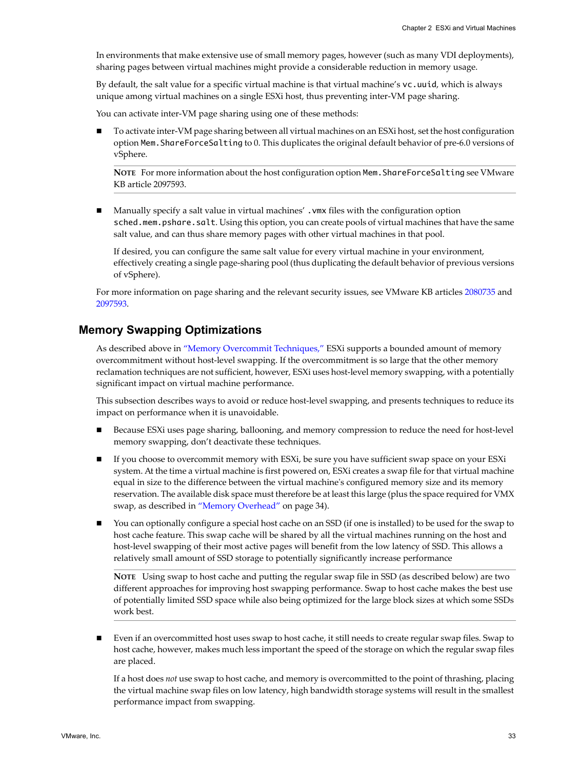In environments that make extensive use of small memory pages, however (such as many VDI deployments), sharing pages between virtual machines might provide a considerable reduction in memory usage.

By default, the salt value for a specific virtual machine is that virtual machine's `vc.uuid`, which is always unique among virtual machines on a single ESXi host, thus preventing inter-VM page sharing.

You can activate inter-VM page sharing using one of these methods:

- To activate inter-VM page sharing between all virtual machines on an ESXi host, set the host configuration option `Mem.ShareForceSalting` to 0. This duplicates the original default behavior of pre-6.0 versions of vSphere.

  **NOTE** For more information about the host configuration option `Mem.ShareForceSalting` see VMware KB article 2097593.

- Manually specify a salt value in virtual machines' `.vmx` files with the configuration option `sched.mem.pshare.salt`. Using this option, you can create pools of virtual machines that have the same salt value, and can thus share memory pages with other virtual machines in that pool.

  If desired, you can configure the same salt value for every virtual machine in your environment, effectively creating a single page-sharing pool (thus duplicating the default behavior of previous versions of vSphere).

For more information on page sharing and the relevant security issues, see VMware KB articles 2080735 and 2097593.

## Memory Swapping Optimizations

As described above in "Memory Overcommit Techniques," ESXi supports a bounded amount of memory overcommitment without host-level swapping. If the overcommitment is so large that the other memory reclamation techniques are not sufficient, however, ESXi uses host-level memory swapping, with a potentially significant impact on virtual machine performance.

This subsection describes ways to avoid or reduce host-level swapping, and presents techniques to reduce its impact on performance when it is unavoidable.

- Because ESXi uses page sharing, ballooning, and memory compression to reduce the need for host-level memory swapping, don't deactivate these techniques.

- If you choose to overcommit memory with ESXi, be sure you have sufficient swap space on your ESXi system. At the time a virtual machine is first powered on, ESXi creates a swap file for that virtual machine equal in size to the difference between the virtual machine's configured memory size and its memory reservation. The available disk space must therefore be at least this large (plus the space required for VMX swap, as described in "Memory Overhead" on page 34).

- You can optionally configure a special host cache on an SSD (if one is installed) to be used for the swap to host cache feature. This swap cache will be shared by all the virtual machines running on the host and host-level swapping of their most active pages will benefit from the low latency of SSD. This allows a relatively small amount of SSD storage to potentially significantly increase performance

  **NOTE** Using swap to host cache and putting the regular swap file in SSD (as described below) are two different approaches for improving host swapping performance. Swap to host cache makes the best use of potentially limited SSD space while also being optimized for the large block sizes at which some SSDs work best.

- Even if an overcommitted host uses swap to host cache, it still needs to create regular swap files. Swap to host cache, however, makes much less important the speed of the storage on which the regular swap files are placed.

  If a host does *not* use swap to host cache, and memory is overcommitted to the point of thrashing, placing the virtual machine swap files on low latency, high bandwidth storage systems will result in the smallest performance impact from swapping.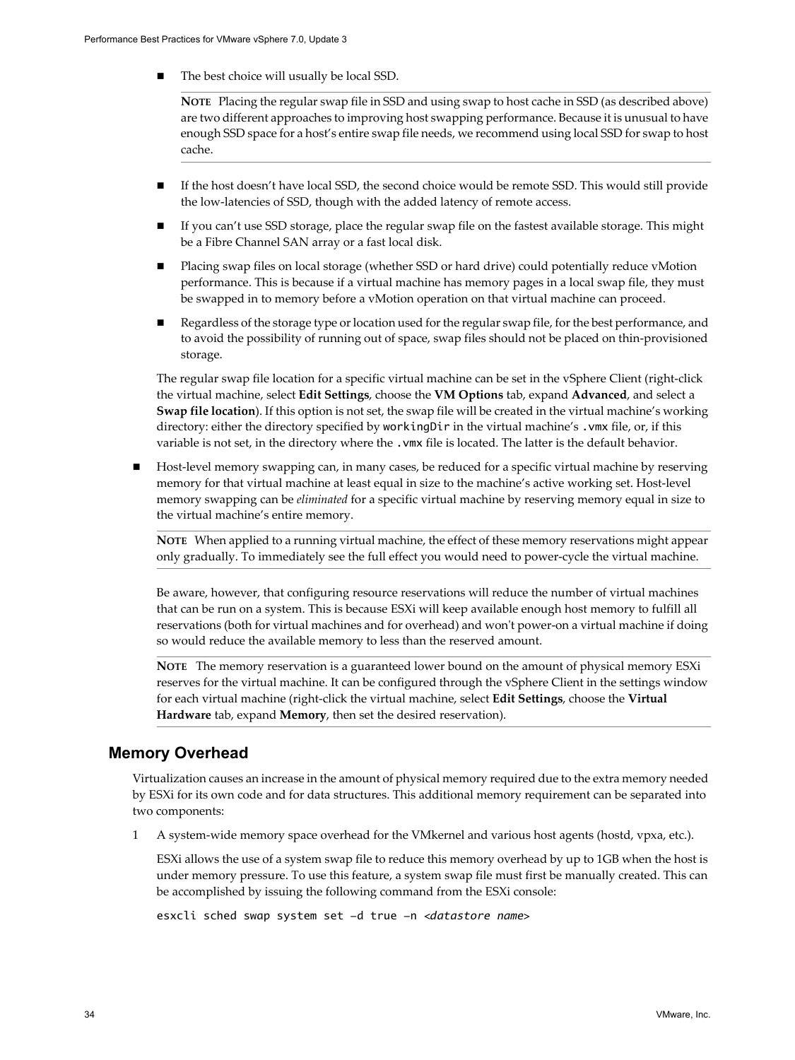- The best choice will usually be local SSD.

  **NOTE** Placing the regular swap file in SSD and using swap to host cache in SSD (as described above) are two different approaches to improving host swapping performance. Because it is unusual to have enough SSD space for a host's entire swap file needs, we recommend using local SSD for swap to host cache.

- If the host doesn't have local SSD, the second choice would be remote SSD. This would still provide the low-latencies of SSD, though with the added latency of remote access.
- If you can't use SSD storage, place the regular swap file on the fastest available storage. This might be a Fibre Channel SAN array or a fast local disk.
- Placing swap files on local storage (whether SSD or hard drive) could potentially reduce vMotion performance. This is because if a virtual machine has memory pages in a local swap file, they must be swapped in to memory before a vMotion operation on that virtual machine can proceed.
- Regardless of the storage type or location used for the regular swap file, for the best performance, and to avoid the possibility of running out of space, swap files should not be placed on thin-provisioned storage.

The regular swap file location for a specific virtual machine can be set in the vSphere Client (right-click the virtual machine, select **Edit Settings**, choose the **VM Options** tab, expand **Advanced**, and select a **Swap file location**). If this option is not set, the swap file will be created in the virtual machine's working directory: either the directory specified by `workingDir` in the virtual machine's `.vmx` file, or, if this variable is not set, in the directory where the `.vmx` file is located. The latter is the default behavior.

- Host-level memory swapping can, in many cases, be reduced for a specific virtual machine by reserving memory for that virtual machine at least equal in size to the machine's active working set. Host-level memory swapping can be *eliminated* for a specific virtual machine by reserving memory equal in size to the virtual machine's entire memory.

  **NOTE** When applied to a running virtual machine, the effect of these memory reservations might appear only gradually. To immediately see the full effect you would need to power-cycle the virtual machine.

  Be aware, however, that configuring resource reservations will reduce the number of virtual machines that can be run on a system. This is because ESXi will keep available enough host memory to fulfill all reservations (both for virtual machines and for overhead) and won't power-on a virtual machine if doing so would reduce the available memory to less than the reserved amount.

  **NOTE** The memory reservation is a guaranteed lower bound on the amount of physical memory ESXi reserves for the virtual machine. It can be configured through the vSphere Client in the settings window for each virtual machine (right-click the virtual machine, select **Edit Settings**, choose the **Virtual Hardware** tab, expand **Memory**, then set the desired reservation).

## Memory Overhead

Virtualization causes an increase in the amount of physical memory required due to the extra memory needed by ESXi for its own code and for data structures. This additional memory requirement can be separated into two components:

1. A system-wide memory space overhead for the VMkernel and various host agents (hostd, vpxa, etc.).

   ESXi allows the use of a system swap file to reduce this memory overhead by up to 1GB when the host is under memory pressure. To use this feature, a system swap file must first be manually created. This can be accomplished by issuing the following command from the ESXi console:

   ```
   esxcli sched swap system set –d true –n <datastore name>
   ```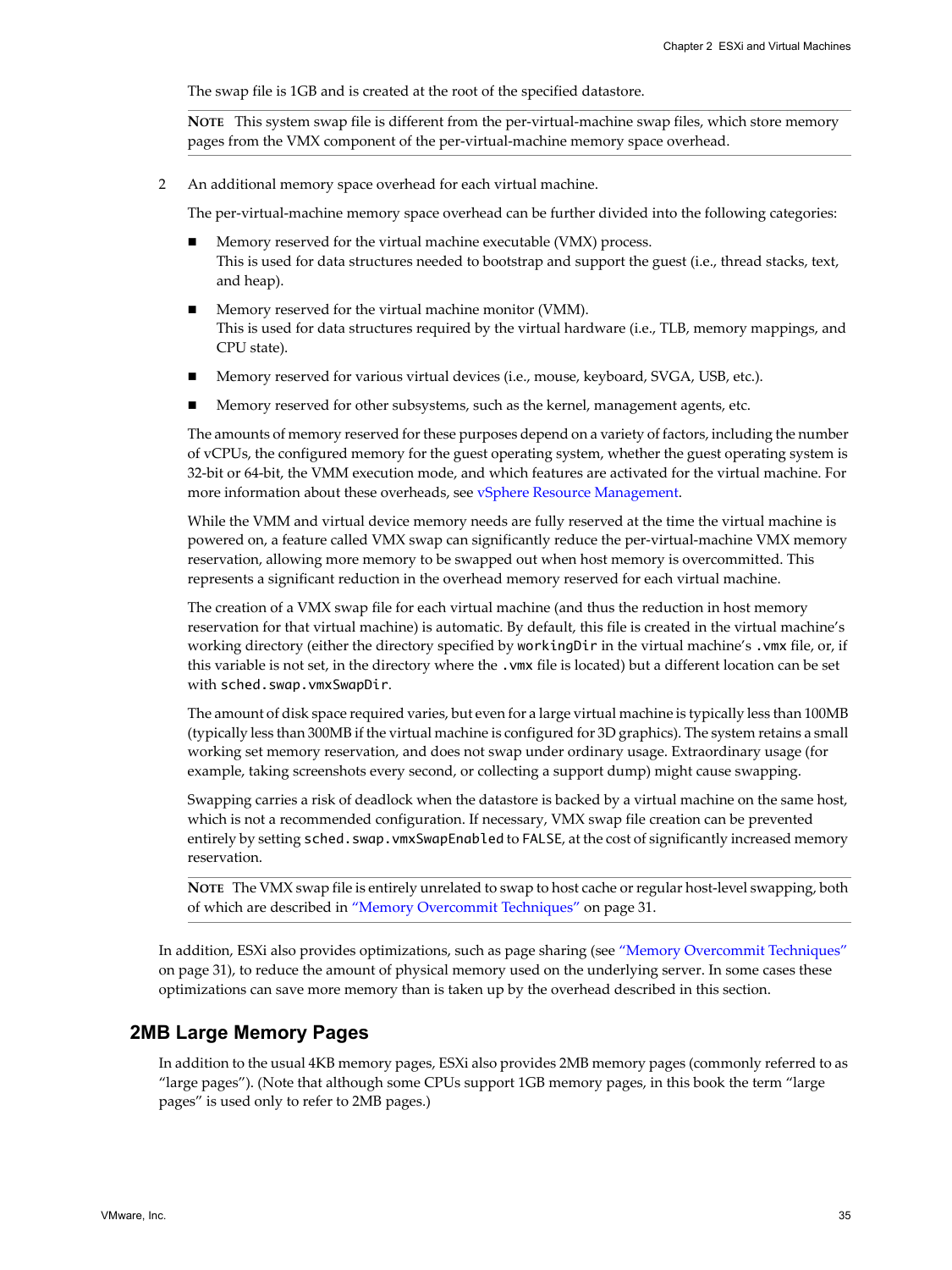The swap file is 1GB and is created at the root of the specified datastore.

**NOTE** This system swap file is different from the per-virtual-machine swap files, which store memory pages from the VMX component of the per-virtual-machine memory space overhead.

2 An additional memory space overhead for each virtual machine.

   The per-virtual-machine memory space overhead can be further divided into the following categories:

   - Memory reserved for the virtual machine executable (VMX) process.
     This is used for data structures needed to bootstrap and support the guest (i.e., thread stacks, text, and heap).
   - Memory reserved for the virtual machine monitor (VMM).
     This is used for data structures required by the virtual hardware (i.e., TLB, memory mappings, and CPU state).
   - Memory reserved for various virtual devices (i.e., mouse, keyboard, SVGA, USB, etc.).
   - Memory reserved for other subsystems, such as the kernel, management agents, etc.

   The amounts of memory reserved for these purposes depend on a variety of factors, including the number of vCPUs, the configured memory for the guest operating system, whether the guest operating system is 32-bit or 64-bit, the VMM execution mode, and which features are activated for the virtual machine. For more information about these overheads, see vSphere Resource Management.

   While the VMM and virtual device memory needs are fully reserved at the time the virtual machine is powered on, a feature called VMX swap can significantly reduce the per-virtual-machine VMX memory reservation, allowing more memory to be swapped out when host memory is overcommitted. This represents a significant reduction in the overhead memory reserved for each virtual machine.

   The creation of a VMX swap file for each virtual machine (and thus the reduction in host memory reservation for that virtual machine) is automatic. By default, this file is created in the virtual machine's working directory (either the directory specified by `workingDir` in the virtual machine's `.vmx` file, or, if this variable is not set, in the directory where the `.vmx` file is located) but a different location can be set with `sched.swap.vmxSwapDir`.

   The amount of disk space required varies, but even for a large virtual machine is typically less than 100MB (typically less than 300MB if the virtual machine is configured for 3D graphics). The system retains a small working set memory reservation, and does not swap under ordinary usage. Extraordinary usage (for example, taking screenshots every second, or collecting a support dump) might cause swapping.

   Swapping carries a risk of deadlock when the datastore is backed by a virtual machine on the same host, which is not a recommended configuration. If necessary, VMX swap file creation can be prevented entirely by setting `sched.swap.vmxSwapEnabled` to `FALSE`, at the cost of significantly increased memory reservation.

   **NOTE** The VMX swap file is entirely unrelated to swap to host cache or regular host-level swapping, both of which are described in "Memory Overcommit Techniques" on page 31.

In addition, ESXi also provides optimizations, such as page sharing (see "Memory Overcommit Techniques" on page 31), to reduce the amount of physical memory used on the underlying server. In some cases these optimizations can save more memory than is taken up by the overhead described in this section.

## 2MB Large Memory Pages

In addition to the usual 4KB memory pages, ESXi also provides 2MB memory pages (commonly referred to as "large pages"). (Note that although some CPUs support 1GB memory pages, in this book the term "large pages" is used only to refer to 2MB pages.)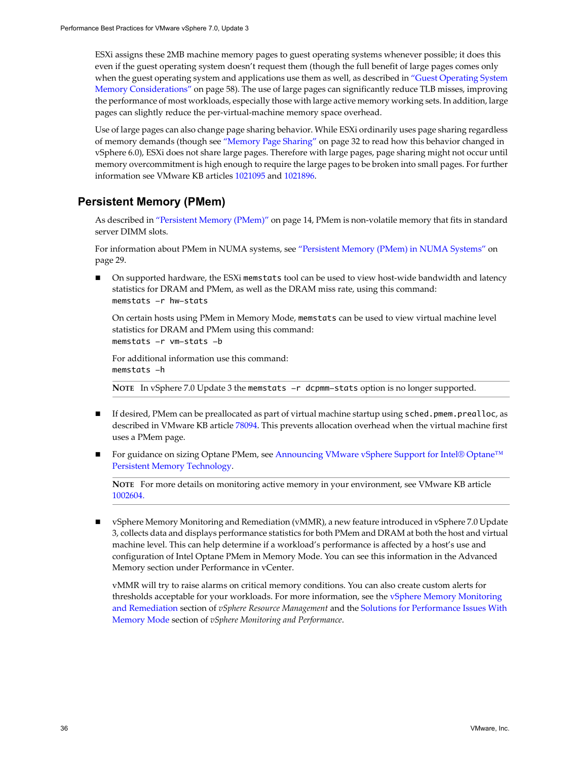ESXi assigns these 2MB machine memory pages to guest operating systems whenever possible; it does this even if the guest operating system doesn't request them (though the full benefit of large pages comes only when the guest operating system and applications use them as well, as described in "Guest Operating System Memory Considerations" on page 58). The use of large pages can significantly reduce TLB misses, improving the performance of most workloads, especially those with large active memory working sets. In addition, large pages can slightly reduce the per-virtual-machine memory space overhead.

Use of large pages can also change page sharing behavior. While ESXi ordinarily uses page sharing regardless of memory demands (though see "Memory Page Sharing" on page 32 to read how this behavior changed in vSphere 6.0), ESXi does not share large pages. Therefore with large pages, page sharing might not occur until memory overcommitment is high enough to require the large pages to be broken into small pages. For further information see VMware KB articles 1021095 and 1021896.

## Persistent Memory (PMem)

As described in "Persistent Memory (PMem)" on page 14, PMem is non-volatile memory that fits in standard server DIMM slots.

For information about PMem in NUMA systems, see "Persistent Memory (PMem) in NUMA Systems" on page 29.

- On supported hardware, the ESXi `memstats` tool can be used to view host-wide bandwidth and latency statistics for DRAM and PMem, as well as the DRAM miss rate, using this command:
  `memstats -r hw-stats`

  On certain hosts using PMem in Memory Mode, `memstats` can be used to view virtual machine level statistics for DRAM and PMem using this command:
  `memstats -r vm-stats -b`

  For additional information use this command:
  `memstats -h`

  **NOTE** In vSphere 7.0 Update 3 the `memstats -r dcpmm-stats` option is no longer supported.

- If desired, PMem can be preallocated as part of virtual machine startup using `sched.pmem.prealloc`, as described in VMware KB article 78094. This prevents allocation overhead when the virtual machine first uses a PMem page.

- For guidance on sizing Optane PMem, see Announcing VMware vSphere Support for Intel® Optane™ Persistent Memory Technology.

  **NOTE** For more details on monitoring active memory in your environment, see VMware KB article 1002604.

- vSphere Memory Monitoring and Remediation (vMMR), a new feature introduced in vSphere 7.0 Update 3, collects data and displays performance statistics for both PMem and DRAM at both the host and virtual machine level. This can help determine if a workload's performance is affected by a host's use and configuration of Intel Optane PMem in Memory Mode. You can see this information in the Advanced Memory section under Performance in vCenter.

  vMMR will try to raise alarms on critical memory conditions. You can also create custom alerts for thresholds acceptable for your workloads. For more information, see the vSphere Memory Monitoring and Remediation section of *vSphere Resource Management* and the Solutions for Performance Issues With Memory Mode section of *vSphere Monitoring and Performance*.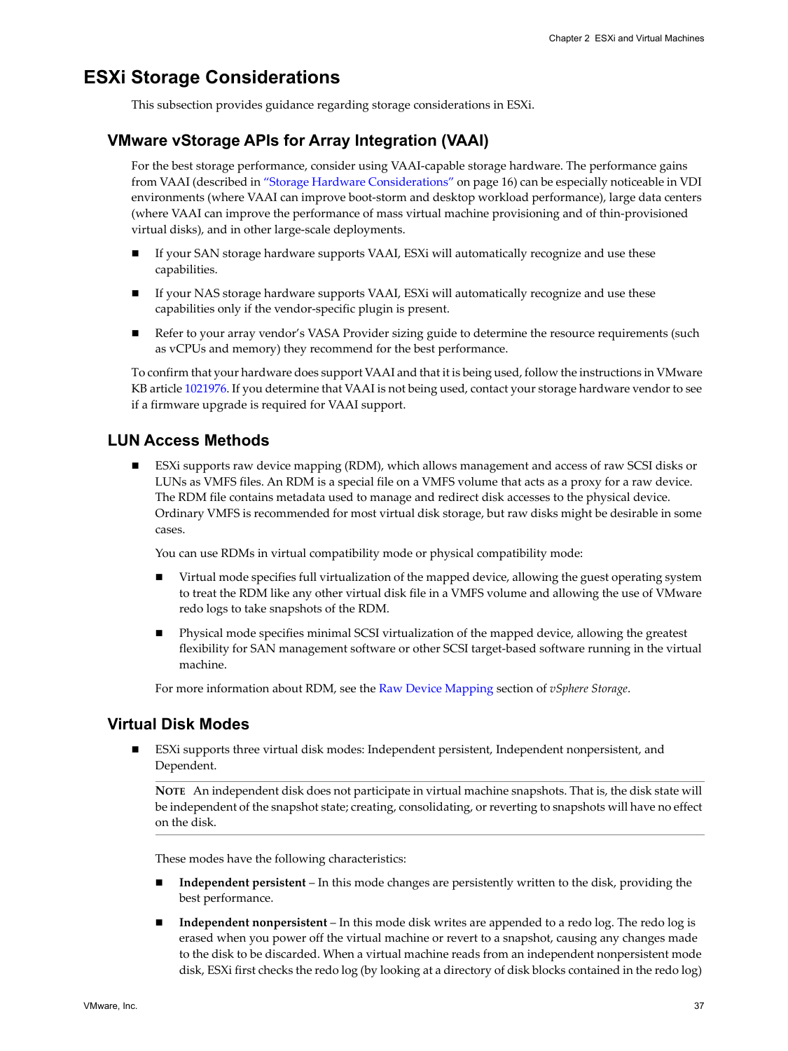## ESXi Storage Considerations

This subsection provides guidance regarding storage considerations in ESXi.

### VMware vStorage APIs for Array Integration (VAAI)

For the best storage performance, consider using VAAI-capable storage hardware. The performance gains from VAAI (described in "Storage Hardware Considerations" on page 16) can be especially noticeable in VDI environments (where VAAI can improve boot-storm and desktop workload performance), large data centers (where VAAI can improve the performance of mass virtual machine provisioning and of thin-provisioned virtual disks), and in other large-scale deployments.

- If your SAN storage hardware supports VAAI, ESXi will automatically recognize and use these capabilities.
- If your NAS storage hardware supports VAAI, ESXi will automatically recognize and use these capabilities only if the vendor-specific plugin is present.
- Refer to your array vendor's VASA Provider sizing guide to determine the resource requirements (such as vCPUs and memory) they recommend for the best performance.

To confirm that your hardware does support VAAI and that it is being used, follow the instructions in VMware KB article 1021976. If you determine that VAAI is not being used, contact your storage hardware vendor to see if a firmware upgrade is required for VAAI support.

### LUN Access Methods

- ESXi supports raw device mapping (RDM), which allows management and access of raw SCSI disks or LUNs as VMFS files. An RDM is a special file on a VMFS volume that acts as a proxy for a raw device. The RDM file contains metadata used to manage and redirect disk accesses to the physical device. Ordinary VMFS is recommended for most virtual disk storage, but raw disks might be desirable in some cases.

  You can use RDMs in virtual compatibility mode or physical compatibility mode:

  - Virtual mode specifies full virtualization of the mapped device, allowing the guest operating system to treat the RDM like any other virtual disk file in a VMFS volume and allowing the use of VMware redo logs to take snapshots of the RDM.
  - Physical mode specifies minimal SCSI virtualization of the mapped device, allowing the greatest flexibility for SAN management software or other SCSI target-based software running in the virtual machine.

  For more information about RDM, see the Raw Device Mapping section of *vSphere Storage*.

### Virtual Disk Modes

- ESXi supports three virtual disk modes: Independent persistent, Independent nonpersistent, and Dependent.

  **NOTE** An independent disk does not participate in virtual machine snapshots. That is, the disk state will be independent of the snapshot state; creating, consolidating, or reverting to snapshots will have no effect on the disk.

  These modes have the following characteristics:

  - **Independent persistent** – In this mode changes are persistently written to the disk, providing the best performance.
  - **Independent nonpersistent** – In this mode disk writes are appended to a redo log. The redo log is erased when you power off the virtual machine or revert to a snapshot, causing any changes made to the disk to be discarded. When a virtual machine reads from an independent nonpersistent mode disk, ESXi first checks the redo log (by looking at a directory of disk blocks contained in the redo log)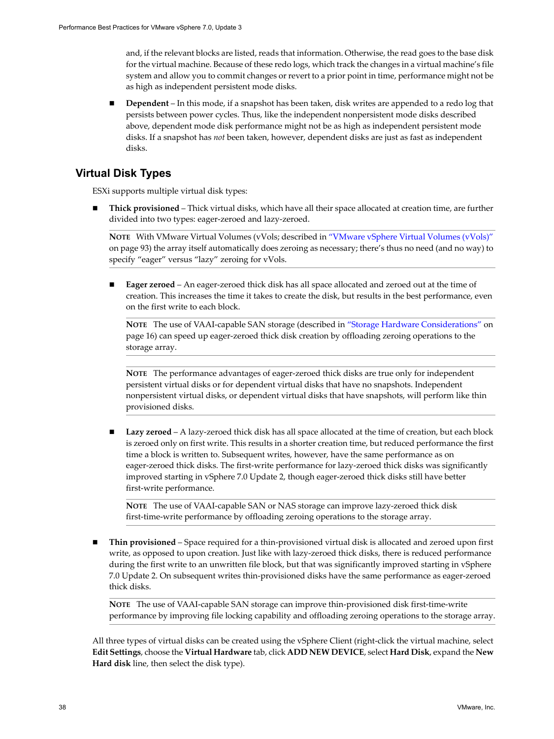and, if the relevant blocks are listed, reads that information. Otherwise, the read goes to the base disk for the virtual machine. Because of these redo logs, which track the changes in a virtual machine's file system and allow you to commit changes or revert to a prior point in time, performance might not be as high as independent persistent mode disks.

- **Dependent** – In this mode, if a snapshot has been taken, disk writes are appended to a redo log that persists between power cycles. Thus, like the independent nonpersistent mode disks described above, dependent mode disk performance might not be as high as independent persistent mode disks. If a snapshot has *not* been taken, however, dependent disks are just as fast as independent disks.

## Virtual Disk Types

ESXi supports multiple virtual disk types:

- **Thick provisioned** – Thick virtual disks, which have all their space allocated at creation time, are further divided into two types: eager-zeroed and lazy-zeroed.

  **NOTE** With VMware Virtual Volumes (vVols; described in "VMware vSphere Virtual Volumes (vVols)" on page 93) the array itself automatically does zeroing as necessary; there's thus no need (and no way) to specify "eager" versus "lazy" zeroing for vVols.

  - **Eager zeroed** – An eager-zeroed thick disk has all space allocated and zeroed out at the time of creation. This increases the time it takes to create the disk, but results in the best performance, even on the first write to each block.

    **NOTE** The use of VAAI-capable SAN storage (described in "Storage Hardware Considerations" on page 16) can speed up eager-zeroed thick disk creation by offloading zeroing operations to the storage array.

    **NOTE** The performance advantages of eager-zeroed thick disks are true only for independent persistent virtual disks or for dependent virtual disks that have no snapshots. Independent nonpersistent virtual disks, or dependent virtual disks that have snapshots, will perform like thin provisioned disks.

  - **Lazy zeroed** – A lazy-zeroed thick disk has all space allocated at the time of creation, but each block is zeroed only on first write. This results in a shorter creation time, but reduced performance the first time a block is written to. Subsequent writes, however, have the same performance as on eager-zeroed thick disks. The first-write performance for lazy-zeroed thick disks was significantly improved starting in vSphere 7.0 Update 2, though eager-zeroed thick disks still have better first-write performance.

    **NOTE** The use of VAAI-capable SAN or NAS storage can improve lazy-zeroed thick disk first-time-write performance by offloading zeroing operations to the storage array.

- **Thin provisioned** – Space required for a thin-provisioned virtual disk is allocated and zeroed upon first write, as opposed to upon creation. Just like with lazy-zeroed thick disks, there is reduced performance during the first write to an unwritten file block, but that was significantly improved starting in vSphere 7.0 Update 2. On subsequent writes thin-provisioned disks have the same performance as eager-zeroed thick disks.

  **NOTE** The use of VAAI-capable SAN storage can improve thin-provisioned disk first-time-write performance by improving file locking capability and offloading zeroing operations to the storage array.

All three types of virtual disks can be created using the vSphere Client (right-click the virtual machine, select **Edit Settings**, choose the **Virtual Hardware** tab, click **ADD NEW DEVICE**, select **Hard Disk**, expand the **New Hard disk** line, then select the disk type).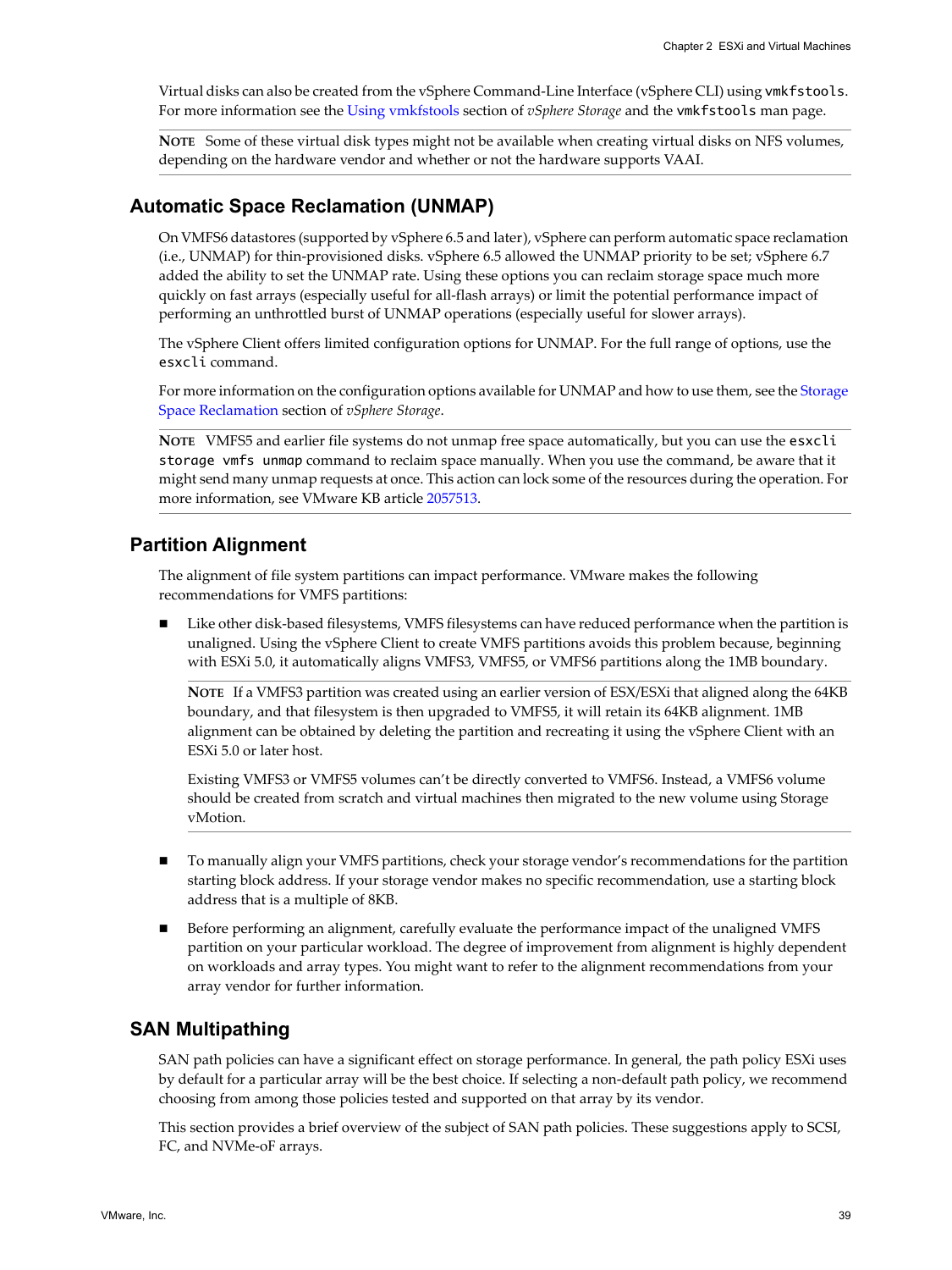Virtual disks can also be created from the vSphere Command-Line Interface (vSphere CLI) using `vmkfstools`. For more information see the Using vmkfstools section of *vSphere Storage* and the `vmkfstools` man page.

**NOTE** Some of these virtual disk types might not be available when creating virtual disks on NFS volumes, depending on the hardware vendor and whether or not the hardware supports VAAI.

## Automatic Space Reclamation (UNMAP)

On VMFS6 datastores (supported by vSphere 6.5 and later), vSphere can perform automatic space reclamation (i.e., UNMAP) for thin-provisioned disks. vSphere 6.5 allowed the UNMAP priority to be set; vSphere 6.7 added the ability to set the UNMAP rate. Using these options you can reclaim storage space much more quickly on fast arrays (especially useful for all-flash arrays) or limit the potential performance impact of performing an unthrottled burst of UNMAP operations (especially useful for slower arrays).

The vSphere Client offers limited configuration options for UNMAP. For the full range of options, use the `esxcli` command.

For more information on the configuration options available for UNMAP and how to use them, see the Storage Space Reclamation section of *vSphere Storage*.

**NOTE** VMFS5 and earlier file systems do not unmap free space automatically, but you can use the `esxcli storage vmfs unmap` command to reclaim space manually. When you use the command, be aware that it might send many unmap requests at once. This action can lock some of the resources during the operation. For more information, see VMware KB article 2057513.

## Partition Alignment

The alignment of file system partitions can impact performance. VMware makes the following recommendations for VMFS partitions:

- Like other disk-based filesystems, VMFS filesystems can have reduced performance when the partition is unaligned. Using the vSphere Client to create VMFS partitions avoids this problem because, beginning with ESXi 5.0, it automatically aligns VMFS3, VMFS5, or VMFS6 partitions along the 1MB boundary.

  **NOTE** If a VMFS3 partition was created using an earlier version of ESX/ESXi that aligned along the 64KB boundary, and that filesystem is then upgraded to VMFS5, it will retain its 64KB alignment. 1MB alignment can be obtained by deleting the partition and recreating it using the vSphere Client with an ESXi 5.0 or later host.

  Existing VMFS3 or VMFS5 volumes can't be directly converted to VMFS6. Instead, a VMFS6 volume should be created from scratch and virtual machines then migrated to the new volume using Storage vMotion.

- To manually align your VMFS partitions, check your storage vendor's recommendations for the partition starting block address. If your storage vendor makes no specific recommendation, use a starting block address that is a multiple of 8KB.

- Before performing an alignment, carefully evaluate the performance impact of the unaligned VMFS partition on your particular workload. The degree of improvement from alignment is highly dependent on workloads and array types. You might want to refer to the alignment recommendations from your array vendor for further information.

## SAN Multipathing

SAN path policies can have a significant effect on storage performance. In general, the path policy ESXi uses by default for a particular array will be the best choice. If selecting a non-default path policy, we recommend choosing from among those policies tested and supported on that array by its vendor.

This section provides a brief overview of the subject of SAN path policies. These suggestions apply to SCSI, FC, and NVMe-oF arrays.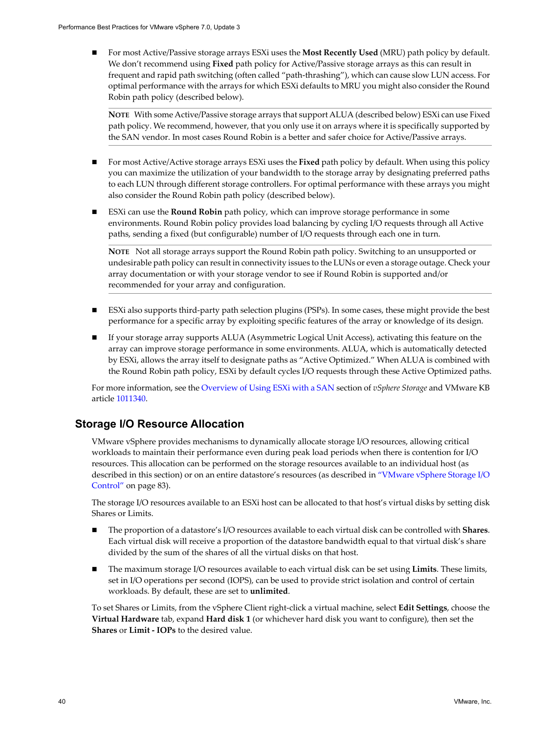- For most Active/Passive storage arrays ESXi uses the **Most Recently Used** (MRU) path policy by default. We don't recommend using **Fixed** path policy for Active/Passive storage arrays as this can result in frequent and rapid path switching (often called "path-thrashing"), which can cause slow LUN access. For optimal performance with the arrays for which ESXi defaults to MRU you might also consider the Round Robin path policy (described below).

  **NOTE** With some Active/Passive storage arrays that support ALUA (described below) ESXi can use Fixed path policy. We recommend, however, that you only use it on arrays where it is specifically supported by the SAN vendor. In most cases Round Robin is a better and safer choice for Active/Passive arrays.

- For most Active/Active storage arrays ESXi uses the **Fixed** path policy by default. When using this policy you can maximize the utilization of your bandwidth to the storage array by designating preferred paths to each LUN through different storage controllers. For optimal performance with these arrays you might also consider the Round Robin path policy (described below).

- ESXi can use the **Round Robin** path policy, which can improve storage performance in some environments. Round Robin policy provides load balancing by cycling I/O requests through all Active paths, sending a fixed (but configurable) number of I/O requests through each one in turn.

  **NOTE** Not all storage arrays support the Round Robin path policy. Switching to an unsupported or undesirable path policy can result in connectivity issues to the LUNs or even a storage outage. Check your array documentation or with your storage vendor to see if Round Robin is supported and/or recommended for your array and configuration.

- ESXi also supports third-party path selection plugins (PSPs). In some cases, these might provide the best performance for a specific array by exploiting specific features of the array or knowledge of its design.

- If your storage array supports ALUA (Asymmetric Logical Unit Access), activating this feature on the array can improve storage performance in some environments. ALUA, which is automatically detected by ESXi, allows the array itself to designate paths as "Active Optimized." When ALUA is combined with the Round Robin path policy, ESXi by default cycles I/O requests through these Active Optimized paths.

For more information, see the Overview of Using ESXi with a SAN section of *vSphere Storage* and VMware KB article 1011340.

## Storage I/O Resource Allocation

VMware vSphere provides mechanisms to dynamically allocate storage I/O resources, allowing critical workloads to maintain their performance even during peak load periods when there is contention for I/O resources. This allocation can be performed on the storage resources available to an individual host (as described in this section) or on an entire datastore's resources (as described in "VMware vSphere Storage I/O Control" on page 83).

The storage I/O resources available to an ESXi host can be allocated to that host's virtual disks by setting disk Shares or Limits.

- The proportion of a datastore's I/O resources available to each virtual disk can be controlled with **Shares**. Each virtual disk will receive a proportion of the datastore bandwidth equal to that virtual disk's share divided by the sum of the shares of all the virtual disks on that host.

- The maximum storage I/O resources available to each virtual disk can be set using **Limits**. These limits, set in I/O operations per second (IOPS), can be used to provide strict isolation and control of certain workloads. By default, these are set to **unlimited**.

To set Shares or Limits, from the vSphere Client right-click a virtual machine, select **Edit Settings**, choose the **Virtual Hardware** tab, expand **Hard disk 1** (or whichever hard disk you want to configure), then set the **Shares** or **Limit - IOPs** to the desired value.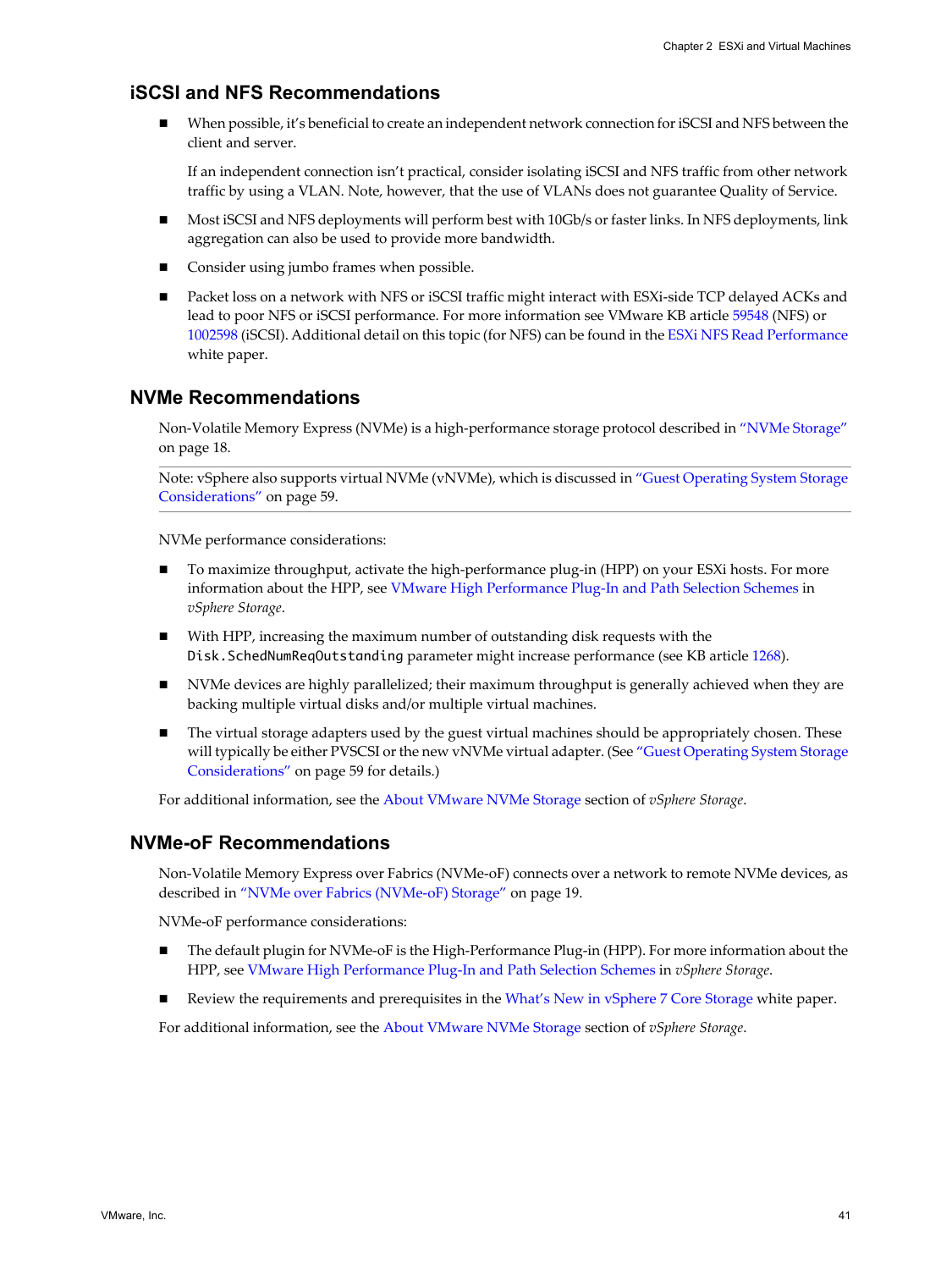### iSCSI and NFS Recommendations

- When possible, it's beneficial to create an independent network connection for iSCSI and NFS between the client and server.

  If an independent connection isn't practical, consider isolating iSCSI and NFS traffic from other network traffic by using a VLAN. Note, however, that the use of VLANs does not guarantee Quality of Service.

- Most iSCSI and NFS deployments will perform best with 10Gb/s or faster links. In NFS deployments, link aggregation can also be used to provide more bandwidth.
- Consider using jumbo frames when possible.
- Packet loss on a network with NFS or iSCSI traffic might interact with ESXi-side TCP delayed ACKs and lead to poor NFS or iSCSI performance. For more information see VMware KB article 59548 (NFS) or 1002598 (iSCSI). Additional detail on this topic (for NFS) can be found in the ESXi NFS Read Performance white paper.

### NVMe Recommendations

Non-Volatile Memory Express (NVMe) is a high-performance storage protocol described in "NVMe Storage" on page 18.

---

Note: vSphere also supports virtual NVMe (vNVMe), which is discussed in "Guest Operating System Storage Considerations" on page 59.

---

NVMe performance considerations:

- To maximize throughput, activate the high-performance plug-in (HPP) on your ESXi hosts. For more information about the HPP, see VMware High Performance Plug-In and Path Selection Schemes in *vSphere Storage*.
- With HPP, increasing the maximum number of outstanding disk requests with the `Disk.SchedNumReqOutstanding` parameter might increase performance (see KB article 1268).
- NVMe devices are highly parallelized; their maximum throughput is generally achieved when they are backing multiple virtual disks and/or multiple virtual machines.
- The virtual storage adapters used by the guest virtual machines should be appropriately chosen. These will typically be either PVSCSI or the new vNVMe virtual adapter. (See "Guest Operating System Storage Considerations" on page 59 for details.)

For additional information, see the About VMware NVMe Storage section of *vSphere Storage*.

### NVMe-oF Recommendations

Non-Volatile Memory Express over Fabrics (NVMe-oF) connects over a network to remote NVMe devices, as described in "NVMe over Fabrics (NVMe-oF) Storage" on page 19.

NVMe-oF performance considerations:

- The default plugin for NVMe-oF is the High-Performance Plug-in (HPP). For more information about the HPP, see VMware High Performance Plug-In and Path Selection Schemes in *vSphere Storage*.
- Review the requirements and prerequisites in the What's New in vSphere 7 Core Storage white paper.

For additional information, see the About VMware NVMe Storage section of *vSphere Storage*.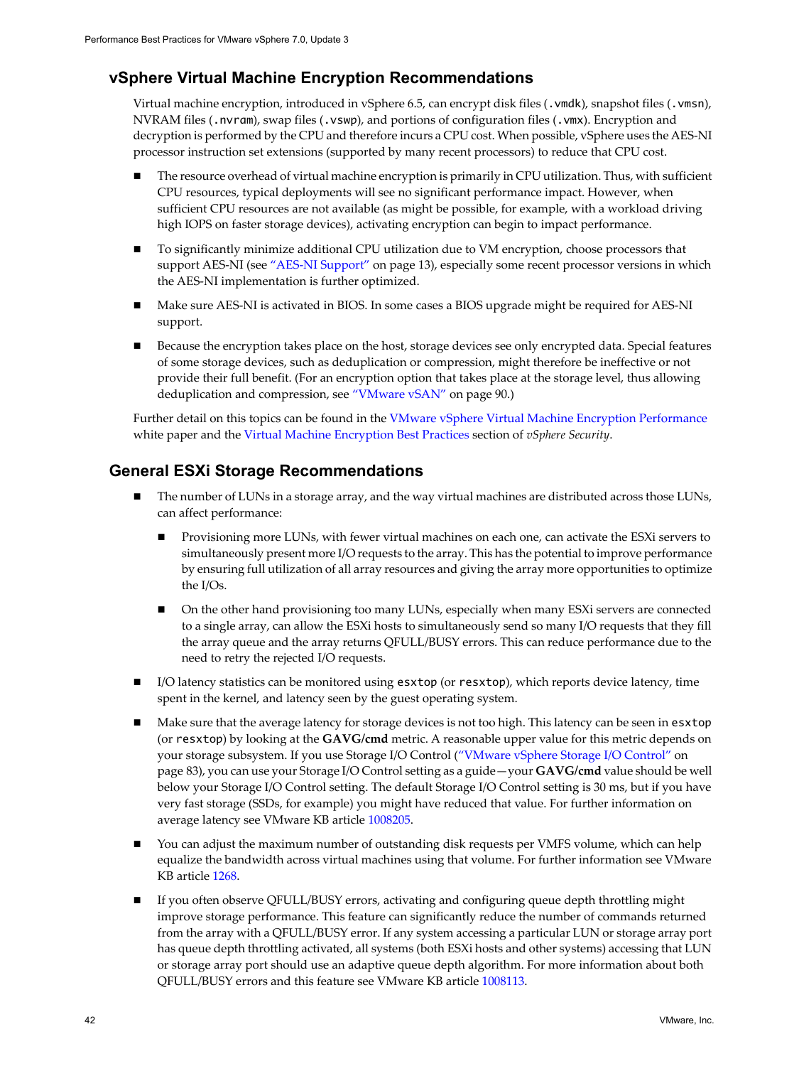## vSphere Virtual Machine Encryption Recommendations

Virtual machine encryption, introduced in vSphere 6.5, can encrypt disk files (`.vmdk`), snapshot files (`.vmsn`), NVRAM files (`.nvram`), swap files (`.vswp`), and portions of configuration files (`.vmx`). Encryption and decryption is performed by the CPU and therefore incurs a CPU cost. When possible, vSphere uses the AES-NI processor instruction set extensions (supported by many recent processors) to reduce that CPU cost.

- The resource overhead of virtual machine encryption is primarily in CPU utilization. Thus, with sufficient CPU resources, typical deployments will see no significant performance impact. However, when sufficient CPU resources are not available (as might be possible, for example, with a workload driving high IOPS on faster storage devices), activating encryption can begin to impact performance.

- To significantly minimize additional CPU utilization due to VM encryption, choose processors that support AES-NI (see "AES-NI Support" on page 13), especially some recent processor versions in which the AES-NI implementation is further optimized.

- Make sure AES-NI is activated in BIOS. In some cases a BIOS upgrade might be required for AES-NI support.

- Because the encryption takes place on the host, storage devices see only encrypted data. Special features of some storage devices, such as deduplication or compression, might therefore be ineffective or not provide their full benefit. (For an encryption option that takes place at the storage level, thus allowing deduplication and compression, see "VMware vSAN" on page 90.)

Further detail on this topics can be found in the VMware vSphere Virtual Machine Encryption Performance white paper and the Virtual Machine Encryption Best Practices section of *vSphere Security*.

## General ESXi Storage Recommendations

- The number of LUNs in a storage array, and the way virtual machines are distributed across those LUNs, can affect performance:

  - Provisioning more LUNs, with fewer virtual machines on each one, can activate the ESXi servers to simultaneously present more I/O requests to the array. This has the potential to improve performance by ensuring full utilization of all array resources and giving the array more opportunities to optimize the I/Os.

  - On the other hand provisioning too many LUNs, especially when many ESXi servers are connected to a single array, can allow the ESXi hosts to simultaneously send so many I/O requests that they fill the array queue and the array returns QFULL/BUSY errors. This can reduce performance due to the need to retry the rejected I/O requests.

- I/O latency statistics can be monitored using `esxtop` (or `resxtop`), which reports device latency, time spent in the kernel, and latency seen by the guest operating system.

- Make sure that the average latency for storage devices is not too high. This latency can be seen in `esxtop` (or `resxtop`) by looking at the **GAVG/cmd** metric. A reasonable upper value for this metric depends on your storage subsystem. If you use Storage I/O Control ("VMware vSphere Storage I/O Control" on page 83), you can use your Storage I/O Control setting as a guide—your **GAVG/cmd** value should be well below your Storage I/O Control setting. The default Storage I/O Control setting is 30 ms, but if you have very fast storage (SSDs, for example) you might have reduced that value. For further information on average latency see VMware KB article 1008205.

- You can adjust the maximum number of outstanding disk requests per VMFS volume, which can help equalize the bandwidth across virtual machines using that volume. For further information see VMware KB article 1268.

- If you often observe QFULL/BUSY errors, activating and configuring queue depth throttling might improve storage performance. This feature can significantly reduce the number of commands returned from the array with a QFULL/BUSY error. If any system accessing a particular LUN or storage array port has queue depth throttling activated, all systems (both ESXi hosts and other systems) accessing that LUN or storage array port should use an adaptive queue depth algorithm. For more information about both QFULL/BUSY errors and this feature see VMware KB article 1008113.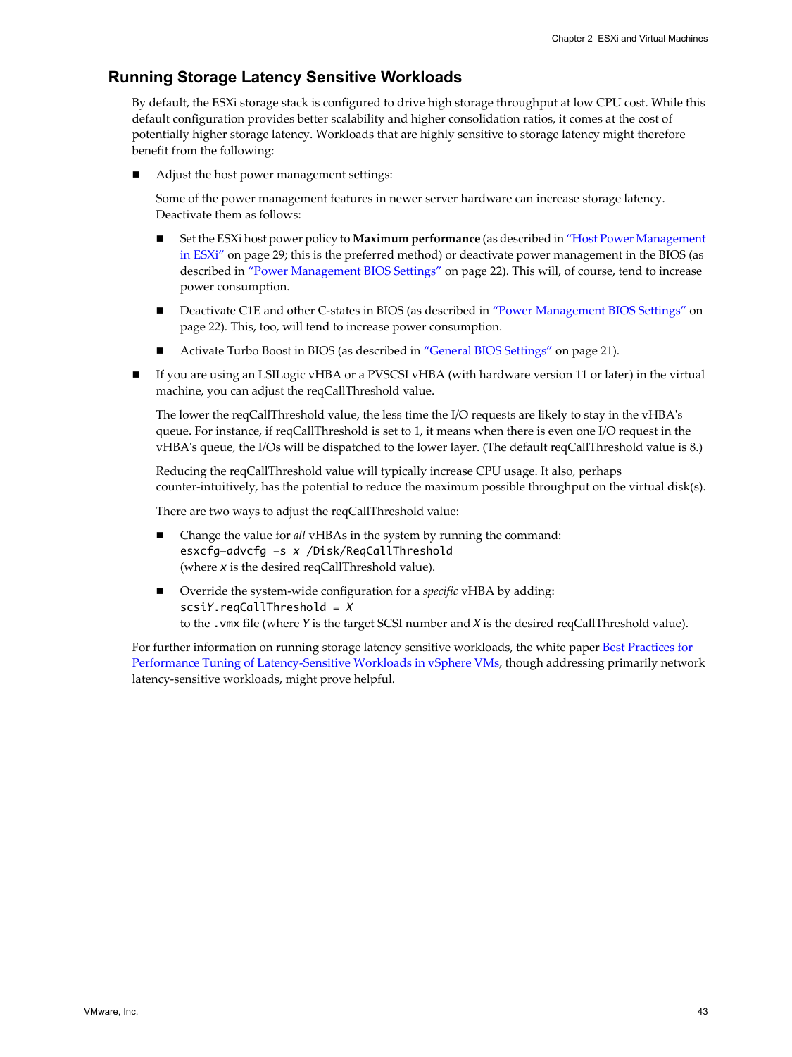## Running Storage Latency Sensitive Workloads

By default, the ESXi storage stack is configured to drive high storage throughput at low CPU cost. While this default configuration provides better scalability and higher consolidation ratios, it comes at the cost of potentially higher storage latency. Workloads that are highly sensitive to storage latency might therefore benefit from the following:

- Adjust the host power management settings:

  Some of the power management features in newer server hardware can increase storage latency. Deactivate them as follows:

  - Set the ESXi host power policy to **Maximum performance** (as described in "Host Power Management in ESXi" on page 29; this is the preferred method) or deactivate power management in the BIOS (as described in "Power Management BIOS Settings" on page 22). This will, of course, tend to increase power consumption.
  - Deactivate C1E and other C-states in BIOS (as described in "Power Management BIOS Settings" on page 22). This, too, will tend to increase power consumption.
  - Activate Turbo Boost in BIOS (as described in "General BIOS Settings" on page 21).

- If you are using an LSILogic vHBA or a PVSCSI vHBA (with hardware version 11 or later) in the virtual machine, you can adjust the reqCallThreshold value.

  The lower the reqCallThreshold value, the less time the I/O requests are likely to stay in the vHBA's queue. For instance, if reqCallThreshold is set to 1, it means when there is even one I/O request in the vHBA's queue, the I/Os will be dispatched to the lower layer. (The default reqCallThreshold value is 8.)

  Reducing the reqCallThreshold value will typically increase CPU usage. It also, perhaps counter-intuitively, has the potential to reduce the maximum possible throughput on the virtual disk(s).

  There are two ways to adjust the reqCallThreshold value:

  - Change the value for *all* vHBAs in the system by running the command:
    `esxcfg-advcfg -s x /Disk/ReqCallThreshold`
    (where *x* is the desired reqCallThreshold value).
  - Override the system-wide configuration for a *specific* vHBA by adding:
    `scsiY.reqCallThreshold = X`
    to the `.vmx` file (where *Y* is the target SCSI number and *X* is the desired reqCallThreshold value).

For further information on running storage latency sensitive workloads, the white paper Best Practices for Performance Tuning of Latency-Sensitive Workloads in vSphere VMs, though addressing primarily network latency-sensitive workloads, might prove helpful.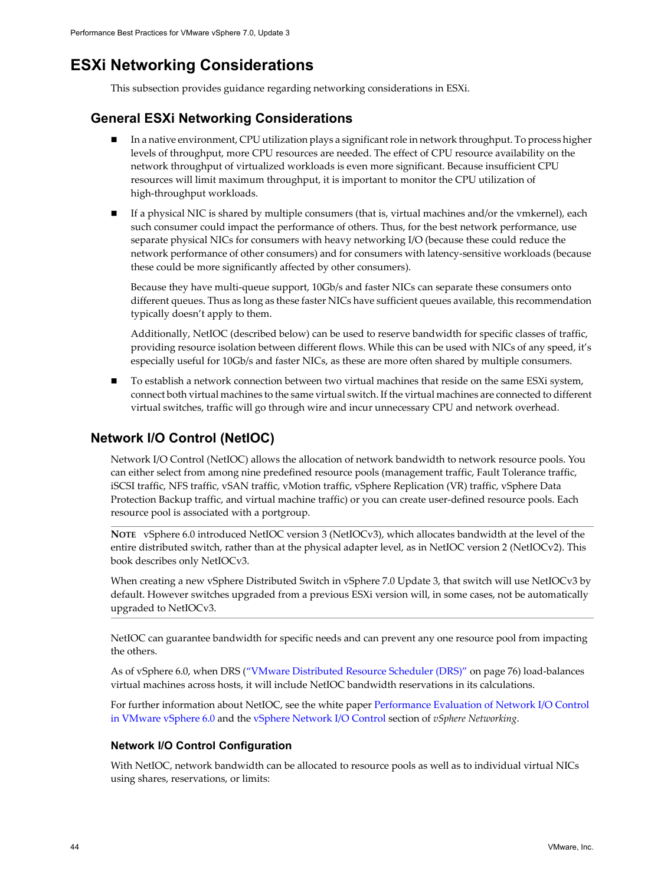# ESXi Networking Considerations

This subsection provides guidance regarding networking considerations in ESXi.

## General ESXi Networking Considerations

- In a native environment, CPU utilization plays a significant role in network throughput. To process higher levels of throughput, more CPU resources are needed. The effect of CPU resource availability on the network throughput of virtualized workloads is even more significant. Because insufficient CPU resources will limit maximum throughput, it is important to monitor the CPU utilization of high-throughput workloads.

- If a physical NIC is shared by multiple consumers (that is, virtual machines and/or the vmkernel), each such consumer could impact the performance of others. Thus, for the best network performance, use separate physical NICs for consumers with heavy networking I/O (because these could reduce the network performance of other consumers) and for consumers with latency-sensitive workloads (because these could be more significantly affected by other consumers).

  Because they have multi-queue support, 10Gb/s and faster NICs can separate these consumers onto different queues. Thus as long as these faster NICs have sufficient queues available, this recommendation typically doesn't apply to them.

  Additionally, NetIOC (described below) can be used to reserve bandwidth for specific classes of traffic, providing resource isolation between different flows. While this can be used with NICs of any speed, it's especially useful for 10Gb/s and faster NICs, as these are more often shared by multiple consumers.

- To establish a network connection between two virtual machines that reside on the same ESXi system, connect both virtual machines to the same virtual switch. If the virtual machines are connected to different virtual switches, traffic will go through wire and incur unnecessary CPU and network overhead.

## Network I/O Control (NetIOC)

Network I/O Control (NetIOC) allows the allocation of network bandwidth to network resource pools. You can either select from among nine predefined resource pools (management traffic, Fault Tolerance traffic, iSCSI traffic, NFS traffic, vSAN traffic, vMotion traffic, vSphere Replication (VR) traffic, vSphere Data Protection Backup traffic, and virtual machine traffic) or you can create user-defined resource pools. Each resource pool is associated with a portgroup.

**NOTE** vSphere 6.0 introduced NetIOC version 3 (NetIOCv3), which allocates bandwidth at the level of the entire distributed switch, rather than at the physical adapter level, as in NetIOC version 2 (NetIOCv2). This book describes only NetIOCv3.

When creating a new vSphere Distributed Switch in vSphere 7.0 Update 3, that switch will use NetIOCv3 by default. However switches upgraded from a previous ESXi version will, in some cases, not be automatically upgraded to NetIOCv3.

NetIOC can guarantee bandwidth for specific needs and can prevent any one resource pool from impacting the others.

As of vSphere 6.0, when DRS ("VMware Distributed Resource Scheduler (DRS)" on page 76) load-balances virtual machines across hosts, it will include NetIOC bandwidth reservations in its calculations.

For further information about NetIOC, see the white paper Performance Evaluation of Network I/O Control in VMware vSphere 6.0 and the vSphere Network I/O Control section of *vSphere Networking*.

### Network I/O Control Configuration

With NetIOC, network bandwidth can be allocated to resource pools as well as to individual virtual NICs using shares, reservations, or limits: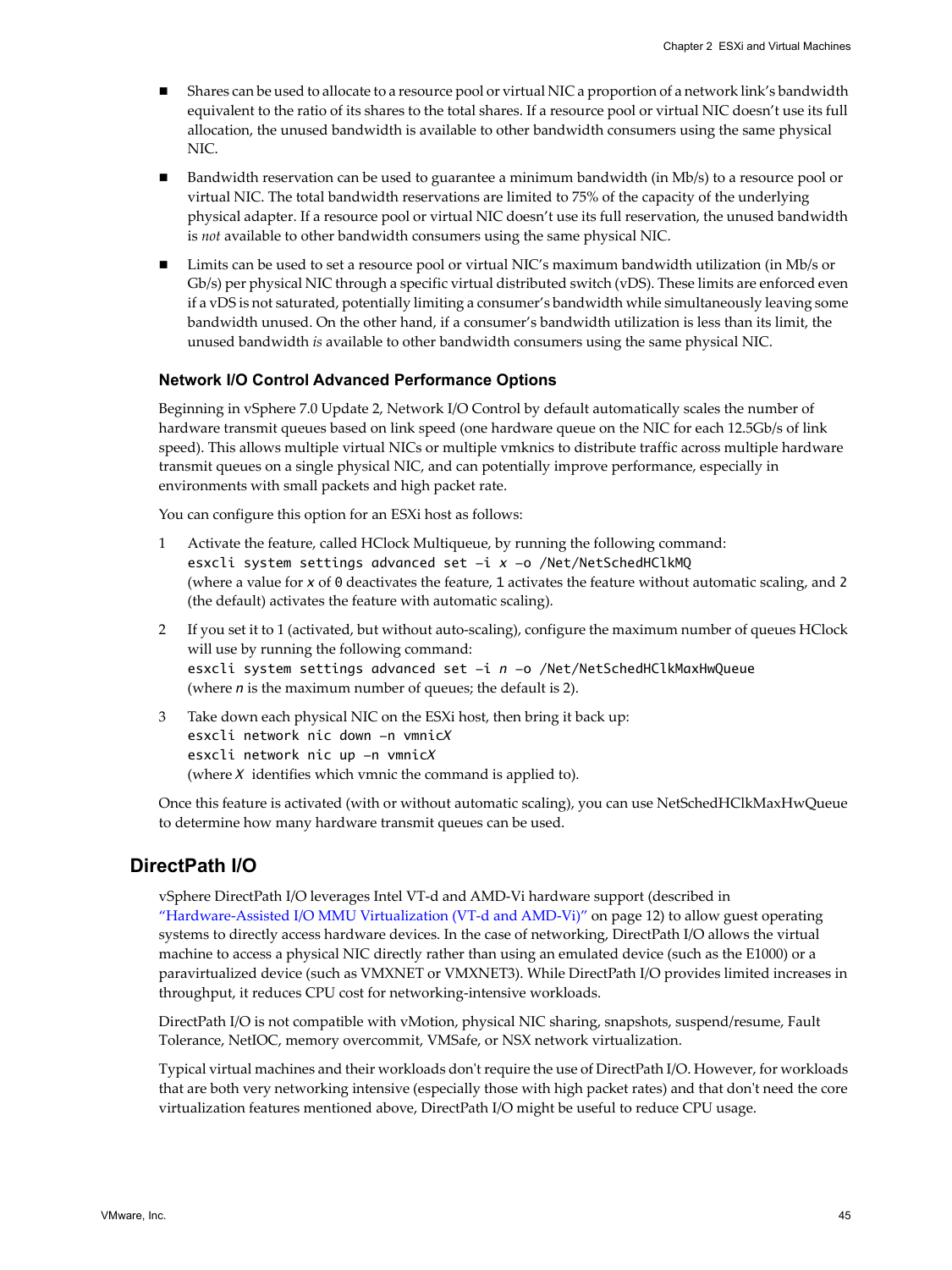- Shares can be used to allocate to a resource pool or virtual NIC a proportion of a network link's bandwidth equivalent to the ratio of its shares to the total shares. If a resource pool or virtual NIC doesn't use its full allocation, the unused bandwidth is available to other bandwidth consumers using the same physical NIC.
- Bandwidth reservation can be used to guarantee a minimum bandwidth (in Mb/s) to a resource pool or virtual NIC. The total bandwidth reservations are limited to 75% of the capacity of the underlying physical adapter. If a resource pool or virtual NIC doesn't use its full reservation, the unused bandwidth is *not* available to other bandwidth consumers using the same physical NIC.
- Limits can be used to set a resource pool or virtual NIC's maximum bandwidth utilization (in Mb/s or Gb/s) per physical NIC through a specific virtual distributed switch (vDS). These limits are enforced even if a vDS is not saturated, potentially limiting a consumer's bandwidth while simultaneously leaving some bandwidth unused. On the other hand, if a consumer's bandwidth utilization is less than its limit, the unused bandwidth *is* available to other bandwidth consumers using the same physical NIC.

### Network I/O Control Advanced Performance Options

Beginning in vSphere 7.0 Update 2, Network I/O Control by default automatically scales the number of hardware transmit queues based on link speed (one hardware queue on the NIC for each 12.5Gb/s of link speed). This allows multiple virtual NICs or multiple vmknics to distribute traffic across multiple hardware transmit queues on a single physical NIC, and can potentially improve performance, especially in environments with small packets and high packet rate.

You can configure this option for an ESXi host as follows:

1. Activate the feature, called HClock Multiqueue, by running the following command:
   `esxcli system settings advanced set –i x –o /Net/NetSchedHClkMQ`
   (where a value for `x` of `0` deactivates the feature, `1` activates the feature without automatic scaling, and `2` (the default) activates the feature with automatic scaling).
2. If you set it to 1 (activated, but without auto-scaling), configure the maximum number of queues HClock will use by running the following command:
   `esxcli system settings advanced set –i n –o /Net/NetSchedHClkMaxHwQueue`
   (where `n` is the maximum number of queues; the default is 2).
3. Take down each physical NIC on the ESXi host, then bring it back up:
   `esxcli network nic down –n vmnicX`
   `esxcli network nic up –n vmnicX`
   (where `X` identifies which vmnic the command is applied to).

Once this feature is activated (with or without automatic scaling), you can use NetSchedHClkMaxHwQueue to determine how many hardware transmit queues can be used.

## DirectPath I/O

vSphere DirectPath I/O leverages Intel VT-d and AMD-Vi hardware support (described in "Hardware-Assisted I/O MMU Virtualization (VT-d and AMD-Vi)" on page 12) to allow guest operating systems to directly access hardware devices. In the case of networking, DirectPath I/O allows the virtual machine to access a physical NIC directly rather than using an emulated device (such as the E1000) or a paravirtualized device (such as VMXNET or VMXNET3). While DirectPath I/O provides limited increases in throughput, it reduces CPU cost for networking-intensive workloads.

DirectPath I/O is not compatible with vMotion, physical NIC sharing, snapshots, suspend/resume, Fault Tolerance, NetIOC, memory overcommit, VMSafe, or NSX network virtualization.

Typical virtual machines and their workloads don't require the use of DirectPath I/O. However, for workloads that are both very networking intensive (especially those with high packet rates) and that don't need the core virtualization features mentioned above, DirectPath I/O might be useful to reduce CPU usage.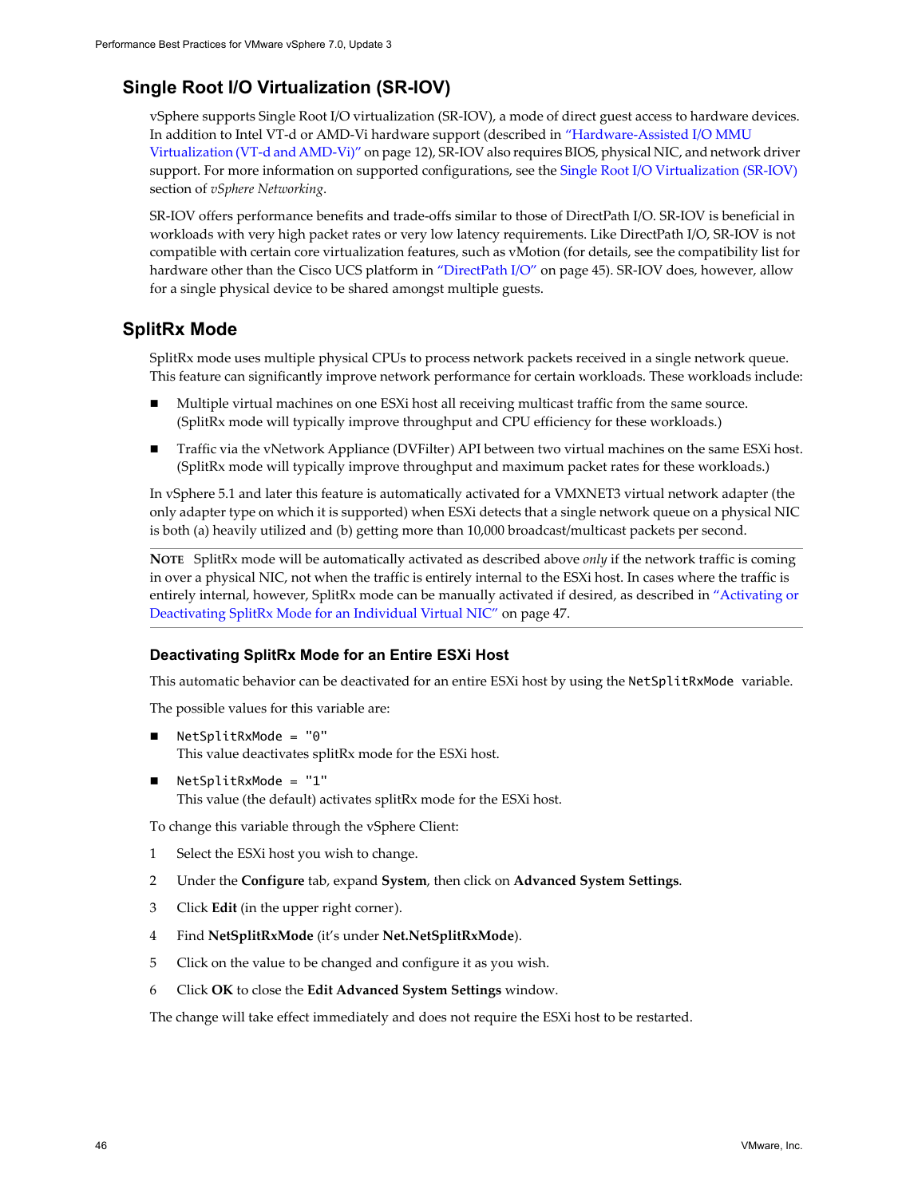## Single Root I/O Virtualization (SR-IOV)

vSphere supports Single Root I/O virtualization (SR-IOV), a mode of direct guest access to hardware devices. In addition to Intel VT-d or AMD-Vi hardware support (described in "Hardware-Assisted I/O MMU Virtualization (VT-d and AMD-Vi)" on page 12), SR-IOV also requires BIOS, physical NIC, and network driver support. For more information on supported configurations, see the Single Root I/O Virtualization (SR-IOV) section of *vSphere Networking*.

SR-IOV offers performance benefits and trade-offs similar to those of DirectPath I/O. SR-IOV is beneficial in workloads with very high packet rates or very low latency requirements. Like DirectPath I/O, SR-IOV is not compatible with certain core virtualization features, such as vMotion (for details, see the compatibility list for hardware other than the Cisco UCS platform in "DirectPath I/O" on page 45). SR-IOV does, however, allow for a single physical device to be shared amongst multiple guests.

## SplitRx Mode

SplitRx mode uses multiple physical CPUs to process network packets received in a single network queue. This feature can significantly improve network performance for certain workloads. These workloads include:

- Multiple virtual machines on one ESXi host all receiving multicast traffic from the same source. (SplitRx mode will typically improve throughput and CPU efficiency for these workloads.)
- Traffic via the vNetwork Appliance (DVFilter) API between two virtual machines on the same ESXi host. (SplitRx mode will typically improve throughput and maximum packet rates for these workloads.)

In vSphere 5.1 and later this feature is automatically activated for a VMXNET3 virtual network adapter (the only adapter type on which it is supported) when ESXi detects that a single network queue on a physical NIC is both (a) heavily utilized and (b) getting more than 10,000 broadcast/multicast packets per second.

**NOTE** SplitRx mode will be automatically activated as described above *only* if the network traffic is coming in over a physical NIC, not when the traffic is entirely internal to the ESXi host. In cases where the traffic is entirely internal, however, SplitRx mode can be manually activated if desired, as described in "Activating or Deactivating SplitRx Mode for an Individual Virtual NIC" on page 47.

### Deactivating SplitRx Mode for an Entire ESXi Host

This automatic behavior can be deactivated for an entire ESXi host by using the `NetSplitRxMode` variable.

The possible values for this variable are:

- `NetSplitRxMode = "0"`
  This value deactivates splitRx mode for the ESXi host.
- `NetSplitRxMode = "1"`
  This value (the default) activates splitRx mode for the ESXi host.

To change this variable through the vSphere Client:

1. Select the ESXi host you wish to change.
2. Under the **Configure** tab, expand **System**, then click on **Advanced System Settings**.
3. Click **Edit** (in the upper right corner).
4. Find **NetSplitRxMode** (it's under **Net.NetSplitRxMode**).
5. Click on the value to be changed and configure it as you wish.
6. Click **OK** to close the **Edit Advanced System Settings** window.

The change will take effect immediately and does not require the ESXi host to be restarted.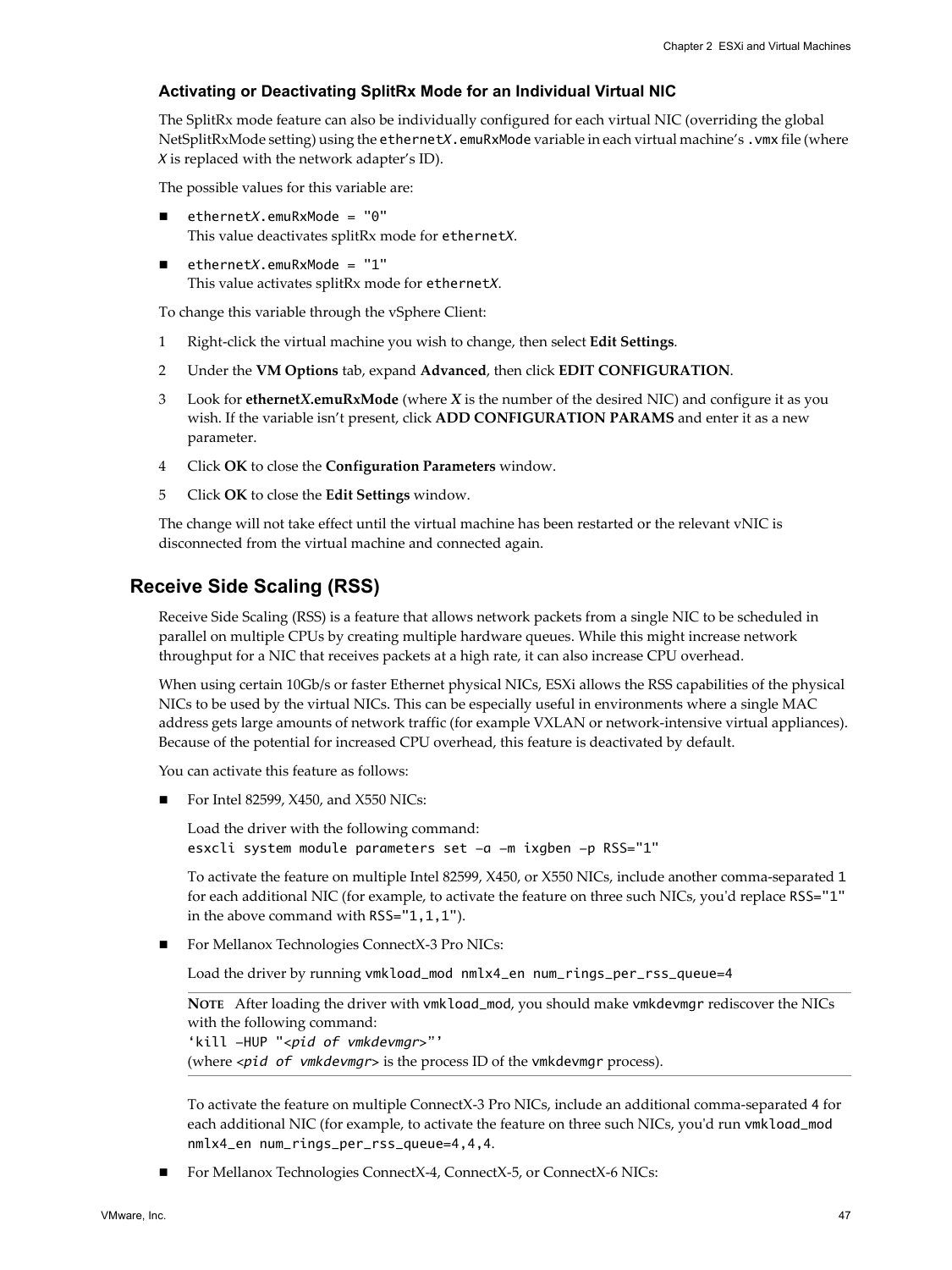### Activating or Deactivating SplitRx Mode for an Individual Virtual NIC

The SplitRx mode feature can also be individually configured for each virtual NIC (overriding the global NetSplitRxMode setting) using the `ethernetX.emuRxMode` variable in each virtual machine's `.vmx` file (where *X* is replaced with the network adapter's ID).

The possible values for this variable are:

- `ethernetX.emuRxMode = "0"`
  This value deactivates splitRx mode for `ethernetX`.
- `ethernetX.emuRxMode = "1"`
  This value activates splitRx mode for `ethernetX`.

To change this variable through the vSphere Client:

1. Right-click the virtual machine you wish to change, then select **Edit Settings**.
2. Under the **VM Options** tab, expand **Advanced**, then click **EDIT CONFIGURATION**.
3. Look for **ethernet*X*.emuRxMode** (where ***X*** is the number of the desired NIC) and configure it as you wish. If the variable isn't present, click **ADD CONFIGURATION PARAMS** and enter it as a new parameter.
4. Click **OK** to close the **Configuration Parameters** window.
5. Click **OK** to close the **Edit Settings** window.

The change will not take effect until the virtual machine has been restarted or the relevant vNIC is disconnected from the virtual machine and connected again.

## Receive Side Scaling (RSS)

Receive Side Scaling (RSS) is a feature that allows network packets from a single NIC to be scheduled in parallel on multiple CPUs by creating multiple hardware queues. While this might increase network throughput for a NIC that receives packets at a high rate, it can also increase CPU overhead.

When using certain 10Gb/s or faster Ethernet physical NICs, ESXi allows the RSS capabilities of the physical NICs to be used by the virtual NICs. This can be especially useful in environments where a single MAC address gets large amounts of network traffic (for example VXLAN or network-intensive virtual appliances). Because of the potential for increased CPU overhead, this feature is deactivated by default.

You can activate this feature as follows:

- For Intel 82599, X450, and X550 NICs:

  Load the driver with the following command:
  `esxcli system module parameters set –a –m ixgben –p RSS="1"`

  To activate the feature on multiple Intel 82599, X450, or X550 NICs, include another comma-separated `1` for each additional NIC (for example, to activate the feature on three such NICs, you'd replace `RSS="1"` in the above command with `RSS="1,1,1"`).

- For Mellanox Technologies ConnectX-3 Pro NICs:

  Load the driver by running `vmkload_mod nmlx4_en num_rings_per_rss_queue=4`

  > **NOTE** After loading the driver with `vmkload_mod`, you should make `vmkdevmgr` rediscover the NICs with the following command:
  > `'kill –HUP "<pid of vmkdevmgr>"'`
  > (where `<pid of vmkdevmgr>` is the process ID of the `vmkdevmgr` process).

  To activate the feature on multiple ConnectX-3 Pro NICs, include an additional comma-separated 4 for each additional NIC (for example, to activate the feature on three such NICs, you'd run `vmkload_mod nmlx4_en num_rings_per_rss_queue=4,4,4`.

- For Mellanox Technologies ConnectX-4, ConnectX-5, or ConnectX-6 NICs: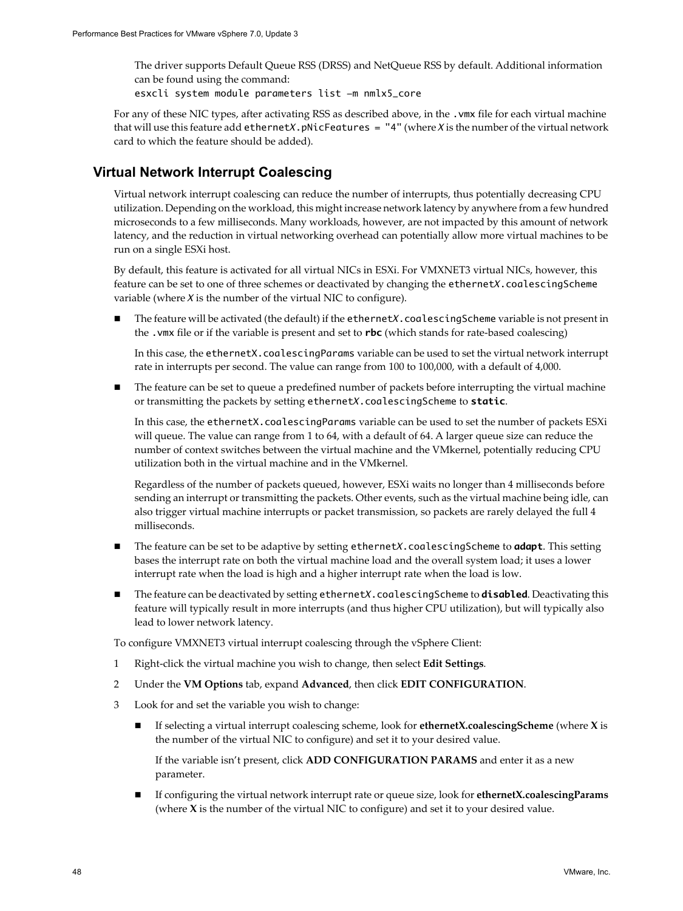The driver supports Default Queue RSS (DRSS) and NetQueue RSS by default. Additional information can be found using the command:
`esxcli system module parameters list –m nmlx5_core`

For any of these NIC types, after activating RSS as described above, in the `.vmx` file for each virtual machine that will use this feature add `ethernetX.pNicFeatures = "4"` (where *X* is the number of the virtual network card to which the feature should be added).

## Virtual Network Interrupt Coalescing

Virtual network interrupt coalescing can reduce the number of interrupts, thus potentially decreasing CPU utilization. Depending on the workload, this might increase network latency by anywhere from a few hundred microseconds to a few milliseconds. Many workloads, however, are not impacted by this amount of network latency, and the reduction in virtual networking overhead can potentially allow more virtual machines to be run on a single ESXi host.

By default, this feature is activated for all virtual NICs in ESXi. For VMXNET3 virtual NICs, however, this feature can be set to one of three schemes or deactivated by changing the `ethernetX.coalescingScheme` variable (where *X* is the number of the virtual NIC to configure).

- The feature will be activated (the default) if the `ethernetX.coalescingScheme` variable is not present in the `.vmx` file or if the variable is present and set to **`rbc`** (which stands for rate-based coalescing)

  In this case, the `ethernetX.coalescingParams` variable can be used to set the virtual network interrupt rate in interrupts per second. The value can range from 100 to 100,000, with a default of 4,000.

- The feature can be set to queue a predefined number of packets before interrupting the virtual machine or transmitting the packets by setting `ethernetX.coalescingScheme` to **`static`**.

  In this case, the `ethernetX.coalescingParams` variable can be used to set the number of packets ESXi will queue. The value can range from 1 to 64, with a default of 64. A larger queue size can reduce the number of context switches between the virtual machine and the VMkernel, potentially reducing CPU utilization both in the virtual machine and in the VMkernel.

  Regardless of the number of packets queued, however, ESXi waits no longer than 4 milliseconds before sending an interrupt or transmitting the packets. Other events, such as the virtual machine being idle, can also trigger virtual machine interrupts or packet transmission, so packets are rarely delayed the full 4 milliseconds.

- The feature can be set to be adaptive by setting `ethernetX.coalescingScheme` to ***`adapt`***. This setting bases the interrupt rate on both the virtual machine load and the overall system load; it uses a lower interrupt rate when the load is high and a higher interrupt rate when the load is low.

- The feature can be deactivated by setting `ethernetX.coalescingScheme` to **`disabled`**. Deactivating this feature will typically result in more interrupts (and thus higher CPU utilization), but will typically also lead to lower network latency.

To configure VMXNET3 virtual interrupt coalescing through the vSphere Client:

1. Right-click the virtual machine you wish to change, then select **Edit Settings**.
2. Under the **VM Options** tab, expand **Advanced**, then click **EDIT CONFIGURATION**.
3. Look for and set the variable you wish to change:
   - If selecting a virtual interrupt coalescing scheme, look for **ethernetX.coalescingScheme** (where **X** is the number of the virtual NIC to configure) and set it to your desired value.

     If the variable isn't present, click **ADD CONFIGURATION PARAMS** and enter it as a new parameter.

   - If configuring the virtual network interrupt rate or queue size, look for **ethernetX.coalescingParams** (where **X** is the number of the virtual NIC to configure) and set it to your desired value.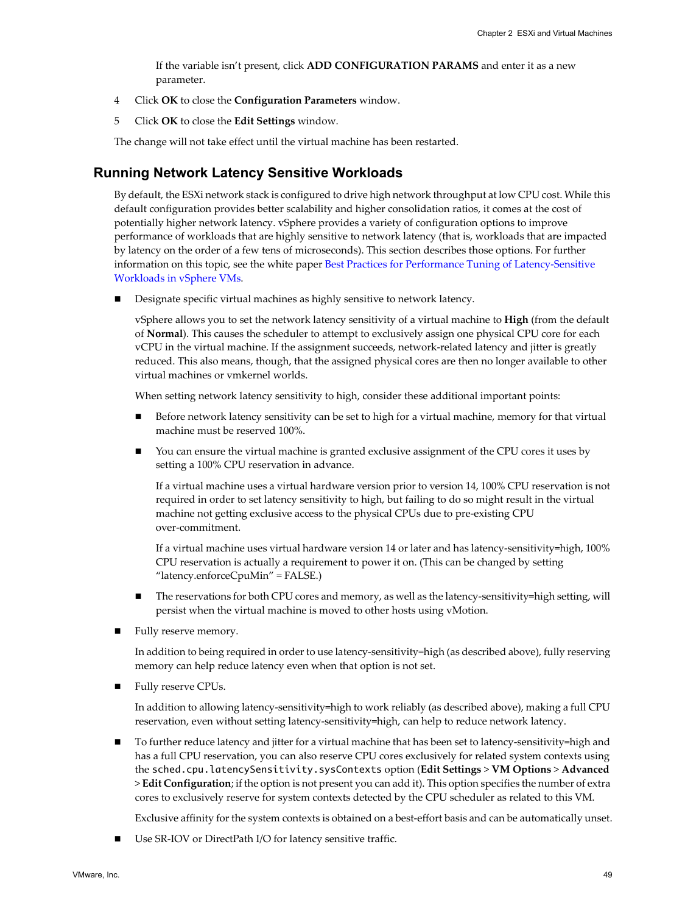If the variable isn't present, click **ADD CONFIGURATION PARAMS** and enter it as a new parameter.

4 Click **OK** to close the **Configuration Parameters** window.

5 Click **OK** to close the **Edit Settings** window.

The change will not take effect until the virtual machine has been restarted.

## Running Network Latency Sensitive Workloads

By default, the ESXi network stack is configured to drive high network throughput at low CPU cost. While this default configuration provides better scalability and higher consolidation ratios, it comes at the cost of potentially higher network latency. vSphere provides a variety of configuration options to improve performance of workloads that are highly sensitive to network latency (that is, workloads that are impacted by latency on the order of a few tens of microseconds). This section describes those options. For further information on this topic, see the white paper Best Practices for Performance Tuning of Latency-Sensitive Workloads in vSphere VMs.

- Designate specific virtual machines as highly sensitive to network latency.

  vSphere allows you to set the network latency sensitivity of a virtual machine to **High** (from the default of **Normal**). This causes the scheduler to attempt to exclusively assign one physical CPU core for each vCPU in the virtual machine. If the assignment succeeds, network-related latency and jitter is greatly reduced. This also means, though, that the assigned physical cores are then no longer available to other virtual machines or vmkernel worlds.

  When setting network latency sensitivity to high, consider these additional important points:

  - Before network latency sensitivity can be set to high for a virtual machine, memory for that virtual machine must be reserved 100%.
  - You can ensure the virtual machine is granted exclusive assignment of the CPU cores it uses by setting a 100% CPU reservation in advance.

    If a virtual machine uses a virtual hardware version prior to version 14, 100% CPU reservation is not required in order to set latency sensitivity to high, but failing to do so might result in the virtual machine not getting exclusive access to the physical CPUs due to pre-existing CPU over-commitment.

    If a virtual machine uses virtual hardware version 14 or later and has latency-sensitivity=high, 100% CPU reservation is actually a requirement to power it on. (This can be changed by setting "latency.enforceCpuMin" = FALSE.)
  - The reservations for both CPU cores and memory, as well as the latency-sensitivity=high setting, will persist when the virtual machine is moved to other hosts using vMotion.

- Fully reserve memory.

  In addition to being required in order to use latency-sensitivity=high (as described above), fully reserving memory can help reduce latency even when that option is not set.

- Fully reserve CPUs.

  In addition to allowing latency-sensitivity=high to work reliably (as described above), making a full CPU reservation, even without setting latency-sensitivity=high, can help to reduce network latency.

- To further reduce latency and jitter for a virtual machine that has been set to latency-sensitivity=high and has a full CPU reservation, you can also reserve CPU cores exclusively for related system contexts using the `sched.cpu.latencySensitivity.sysContexts` option (**Edit Settings** > **VM Options** > **Advanced** > **Edit Configuration**; if the option is not present you can add it). This option specifies the number of extra cores to exclusively reserve for system contexts detected by the CPU scheduler as related to this VM.

  Exclusive affinity for the system contexts is obtained on a best-effort basis and can be automatically unset.

- Use SR-IOV or DirectPath I/O for latency sensitive traffic.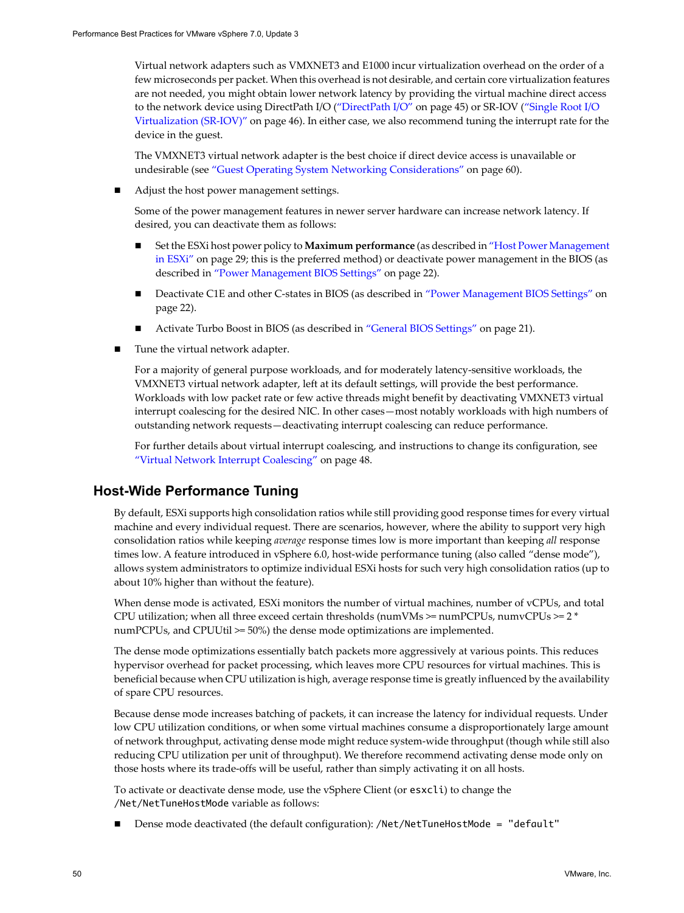Virtual network adapters such as VMXNET3 and E1000 incur virtualization overhead on the order of a few microseconds per packet. When this overhead is not desirable, and certain core virtualization features are not needed, you might obtain lower network latency by providing the virtual machine direct access to the network device using DirectPath I/O ("DirectPath I/O" on page 45) or SR-IOV ("Single Root I/O Virtualization (SR-IOV)" on page 46). In either case, we also recommend tuning the interrupt rate for the device in the guest.

The VMXNET3 virtual network adapter is the best choice if direct device access is unavailable or undesirable (see "Guest Operating System Networking Considerations" on page 60).

- Adjust the host power management settings.

  Some of the power management features in newer server hardware can increase network latency. If desired, you can deactivate them as follows:

  - Set the ESXi host power policy to **Maximum performance** (as described in "Host Power Management in ESXi" on page 29; this is the preferred method) or deactivate power management in the BIOS (as described in "Power Management BIOS Settings" on page 22).
  - Deactivate C1E and other C-states in BIOS (as described in "Power Management BIOS Settings" on page 22).
  - Activate Turbo Boost in BIOS (as described in "General BIOS Settings" on page 21).

- Tune the virtual network adapter.

  For a majority of general purpose workloads, and for moderately latency-sensitive workloads, the VMXNET3 virtual network adapter, left at its default settings, will provide the best performance. Workloads with low packet rate or few active threads might benefit by deactivating VMXNET3 virtual interrupt coalescing for the desired NIC. In other cases—most notably workloads with high numbers of outstanding network requests—deactivating interrupt coalescing can reduce performance.

  For further details about virtual interrupt coalescing, and instructions to change its configuration, see "Virtual Network Interrupt Coalescing" on page 48.

## Host-Wide Performance Tuning

By default, ESXi supports high consolidation ratios while still providing good response times for every virtual machine and every individual request. There are scenarios, however, where the ability to support very high consolidation ratios while keeping *average* response times low is more important than keeping *all* response times low. A feature introduced in vSphere 6.0, host-wide performance tuning (also called "dense mode"), allows system administrators to optimize individual ESXi hosts for such very high consolidation ratios (up to about 10% higher than without the feature).

When dense mode is activated, ESXi monitors the number of virtual machines, number of vCPUs, and total CPU utilization; when all three exceed certain thresholds (numVMs >= numPCPUs, numvCPUs >= 2 * numPCPUs, and CPUUtil >= 50%) the dense mode optimizations are implemented.

The dense mode optimizations essentially batch packets more aggressively at various points. This reduces hypervisor overhead for packet processing, which leaves more CPU resources for virtual machines. This is beneficial because when CPU utilization is high, average response time is greatly influenced by the availability of spare CPU resources.

Because dense mode increases batching of packets, it can increase the latency for individual requests. Under low CPU utilization conditions, or when some virtual machines consume a disproportionately large amount of network throughput, activating dense mode might reduce system-wide throughput (though while still also reducing CPU utilization per unit of throughput). We therefore recommend activating dense mode only on those hosts where its trade-offs will be useful, rather than simply activating it on all hosts.

To activate or deactivate dense mode, use the vSphere Client (or `esxcli`) to change the `/Net/NetTuneHostMode` variable as follows:

- Dense mode deactivated (the default configuration): `/Net/NetTuneHostMode = "default"`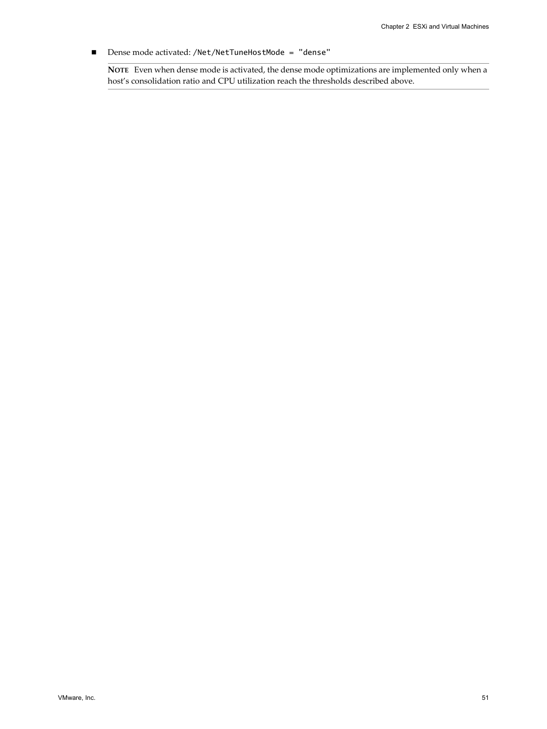- Dense mode activated: `/Net/NetTuneHostMode = "dense"`

  **NOTE** Even when dense mode is activated, the dense mode optimizations are implemented only when a host's consolidation ratio and CPU utilization reach the thresholds described above.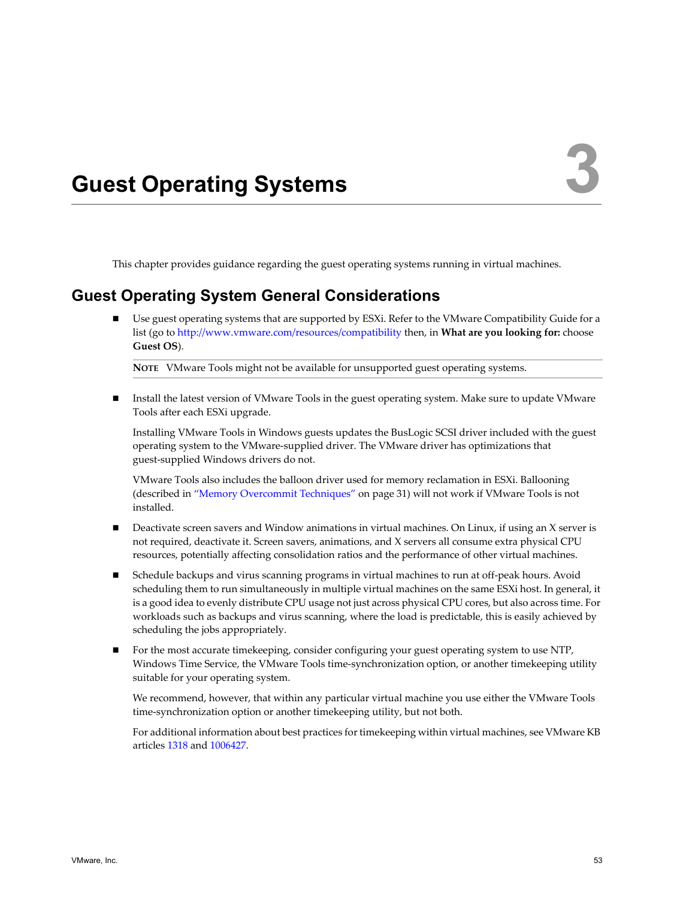# 3 Guest Operating Systems

This chapter provides guidance regarding the guest operating systems running in virtual machines.

## Guest Operating System General Considerations

- Use guest operating systems that are supported by ESXi. Refer to the VMware Compatibility Guide for a list (go to http://www.vmware.com/resources/compatibility then, in **What are you looking for:** choose **Guest OS**).

  **NOTE** VMware Tools might not be available for unsupported guest operating systems.

- Install the latest version of VMware Tools in the guest operating system. Make sure to update VMware Tools after each ESXi upgrade.

  Installing VMware Tools in Windows guests updates the BusLogic SCSI driver included with the guest operating system to the VMware-supplied driver. The VMware driver has optimizations that guest-supplied Windows drivers do not.

  VMware Tools also includes the balloon driver used for memory reclamation in ESXi. Ballooning (described in "Memory Overcommit Techniques" on page 31) will not work if VMware Tools is not installed.

- Deactivate screen savers and Window animations in virtual machines. On Linux, if using an X server is not required, deactivate it. Screen savers, animations, and X servers all consume extra physical CPU resources, potentially affecting consolidation ratios and the performance of other virtual machines.

- Schedule backups and virus scanning programs in virtual machines to run at off-peak hours. Avoid scheduling them to run simultaneously in multiple virtual machines on the same ESXi host. In general, it is a good idea to evenly distribute CPU usage not just across physical CPU cores, but also across time. For workloads such as backups and virus scanning, where the load is predictable, this is easily achieved by scheduling the jobs appropriately.

- For the most accurate timekeeping, consider configuring your guest operating system to use NTP, Windows Time Service, the VMware Tools time-synchronization option, or another timekeeping utility suitable for your operating system.

  We recommend, however, that within any particular virtual machine you use either the VMware Tools time-synchronization option or another timekeeping utility, but not both.

  For additional information about best practices for timekeeping within virtual machines, see VMware KB articles 1318 and 1006427.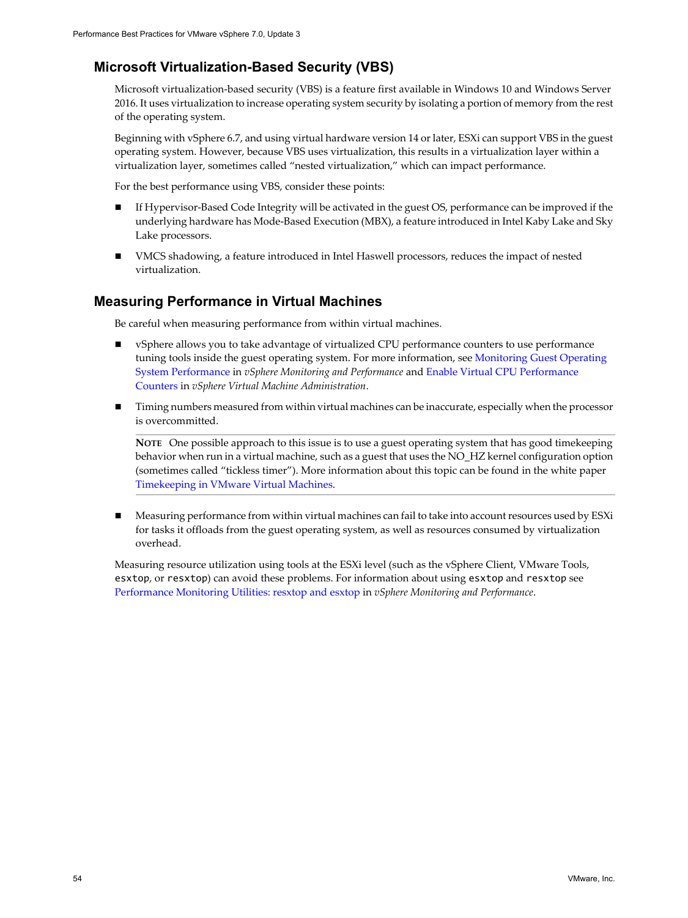## Microsoft Virtualization-Based Security (VBS)

Microsoft virtualization-based security (VBS) is a feature first available in Windows 10 and Windows Server 2016. It uses virtualization to increase operating system security by isolating a portion of memory from the rest of the operating system.

Beginning with vSphere 6.7, and using virtual hardware version 14 or later, ESXi can support VBS in the guest operating system. However, because VBS uses virtualization, this results in a virtualization layer within a virtualization layer, sometimes called "nested virtualization," which can impact performance.

For the best performance using VBS, consider these points:

- If Hypervisor-Based Code Integrity will be activated in the guest OS, performance can be improved if the underlying hardware has Mode-Based Execution (MBX), a feature introduced in Intel Kaby Lake and Sky Lake processors.
- VMCS shadowing, a feature introduced in Intel Haswell processors, reduces the impact of nested virtualization.

## Measuring Performance in Virtual Machines

Be careful when measuring performance from within virtual machines.

- vSphere allows you to take advantage of virtualized CPU performance counters to use performance tuning tools inside the guest operating system. For more information, see Monitoring Guest Operating System Performance in *vSphere Monitoring and Performance* and Enable Virtual CPU Performance Counters in *vSphere Virtual Machine Administration*.
- Timing numbers measured from within virtual machines can be inaccurate, especially when the processor is overcommitted.

  **NOTE** One possible approach to this issue is to use a guest operating system that has good timekeeping behavior when run in a virtual machine, such as a guest that uses the NO_HZ kernel configuration option (sometimes called "tickless timer"). More information about this topic can be found in the white paper Timekeeping in VMware Virtual Machines.

- Measuring performance from within virtual machines can fail to take into account resources used by ESXi for tasks it offloads from the guest operating system, as well to resources consumed by virtualization overhead.

Measuring resource utilization using tools at the ESXi level (such as the vSphere Client, VMware Tools, `esxtop`, or `resxtop`) can avoid these problems. For information about using `esxtop` and `resxtop` see Performance Monitoring Utilities: resxtop and esxtop in *vSphere Monitoring and Performance*.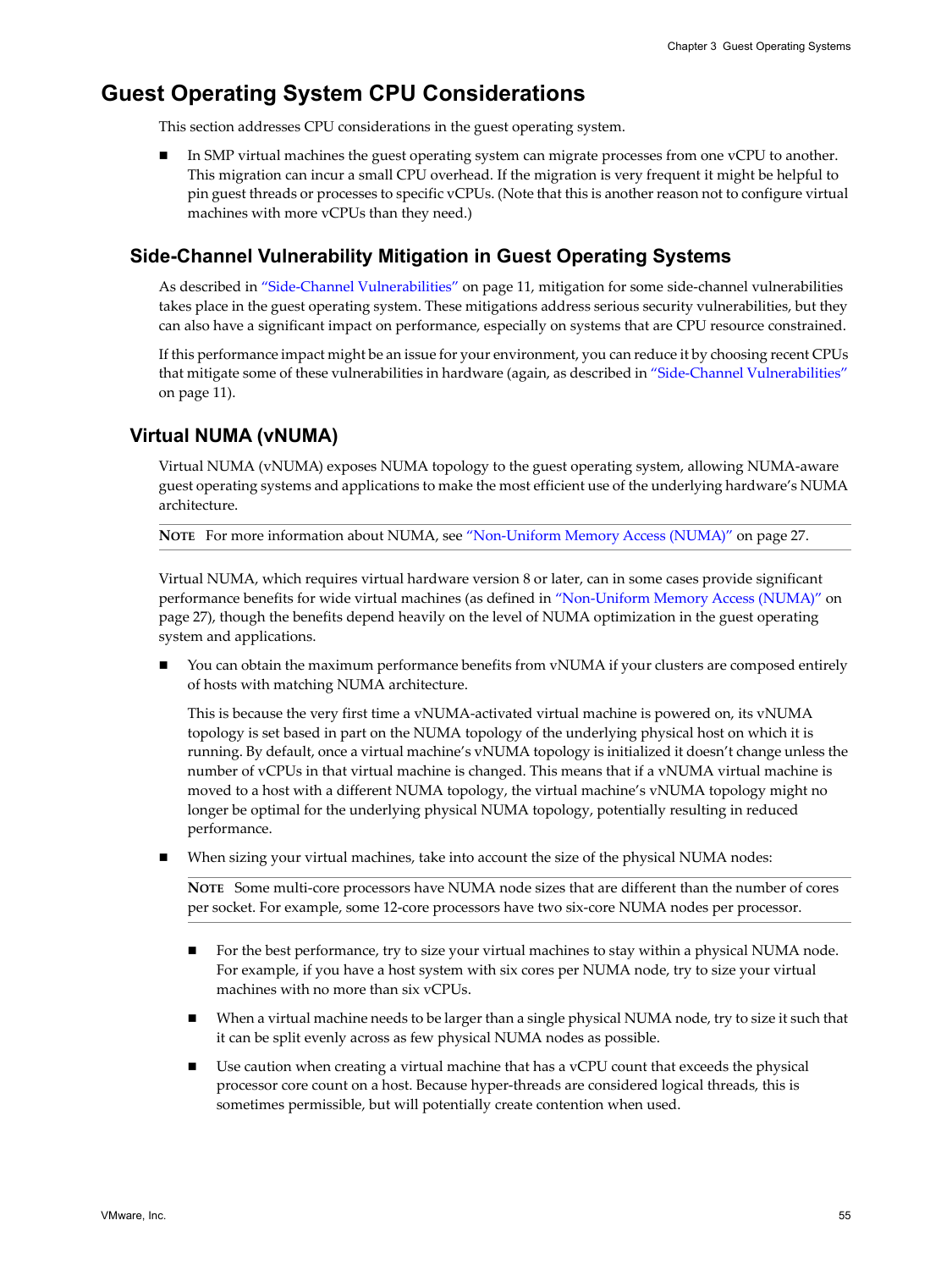## Guest Operating System CPU Considerations

This section addresses CPU considerations in the guest operating system.

- In SMP virtual machines the guest operating system can migrate processes from one vCPU to another. This migration can incur a small CPU overhead. If the migration is very frequent it might be helpful to pin guest threads or processes to specific vCPUs. (Note that this is another reason not to configure virtual machines with more vCPUs than they need.)

### Side-Channel Vulnerability Mitigation in Guest Operating Systems

As described in "Side-Channel Vulnerabilities" on page 11, mitigation for some side-channel vulnerabilities takes place in the guest operating system. These mitigations address serious security vulnerabilities, but they can also have a significant impact on performance, especially on systems that are CPU resource constrained.

If this performance impact might be an issue for your environment, you can reduce it by choosing recent CPUs that mitigate some of these vulnerabilities in hardware (again, as described in "Side-Channel Vulnerabilities" on page 11).

### Virtual NUMA (vNUMA)

Virtual NUMA (vNUMA) exposes NUMA topology to the guest operating system, allowing NUMA-aware guest operating systems and applications to make the most efficient use of the underlying hardware's NUMA architecture.

**NOTE** For more information about NUMA, see "Non-Uniform Memory Access (NUMA)" on page 27.

Virtual NUMA, which requires virtual hardware version 8 or later, can in some cases provide significant performance benefits for wide virtual machines (as defined in "Non-Uniform Memory Access (NUMA)" on page 27), though the benefits depend heavily on the level of NUMA optimization in the guest operating system and applications.

- You can obtain the maximum performance benefits from vNUMA if your clusters are composed entirely of hosts with matching NUMA architecture.

  This is because the very first time a vNUMA-activated virtual machine is powered on, its vNUMA topology is set based in part on the NUMA topology of the underlying physical host on which it is running. By default, once a virtual machine's vNUMA topology is initialized it doesn't change unless the number of vCPUs in that virtual machine is changed. This means that if a vNUMA virtual machine is moved to a host with a different NUMA topology, the virtual machine's vNUMA topology might no longer be optimal for the underlying physical NUMA topology, potentially resulting in reduced performance.

- When sizing your virtual machines, take into account the size of the physical NUMA nodes:

  **NOTE** Some multi-core processors have NUMA node sizes that are different than the number of cores per socket. For example, some 12-core processors have two six-core NUMA nodes per processor.

  - For the best performance, try to size your virtual machines to stay within a physical NUMA node. For example, if you have a host system with six cores per NUMA node, try to size your virtual machines with no more than six vCPUs.
  - When a virtual machine needs to be larger than a single physical NUMA node, try to size it such that it can be split evenly across as few physical NUMA nodes as possible.
  - Use caution when creating a virtual machine that has a vCPU count that exceeds the physical processor core count on a host. Because hyper-threads are considered logical threads, this is sometimes permissible, but will potentially create contention when used.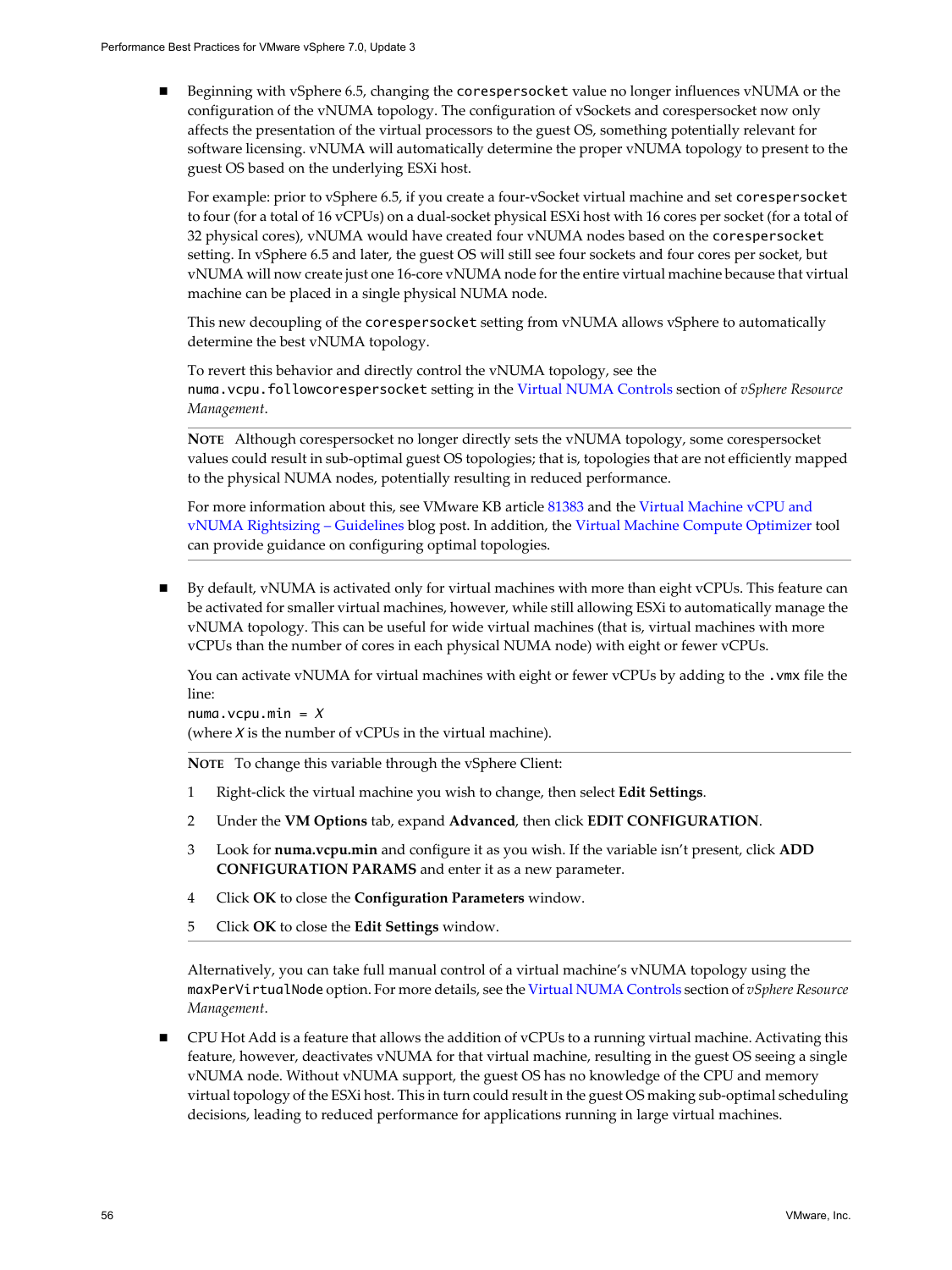- Beginning with vSphere 6.5, changing the `corespersocket` value no longer influences vNUMA or the configuration of the vNUMA topology. The configuration of vSockets and corespersocket now only affects the presentation of the virtual processors to the guest OS, something potentially relevant for software licensing. vNUMA will automatically determine the proper vNUMA topology to present to the guest OS based on the underlying ESXi host.

  For example: prior to vSphere 6.5, if you create a four-vSocket virtual machine and set `corespersocket` to four (for a total of 16 vCPUs) on a dual-socket physical ESXi host with 16 cores per socket (for a total of 32 physical cores), vNUMA would have created four vNUMA nodes based on the `corespersocket` setting. In vSphere 6.5 and later, the guest OS will still see four sockets and four cores per socket, but vNUMA will now create just one 16-core vNUMA node for the entire virtual machine because that virtual machine can be placed in a single physical NUMA node.

  This new decoupling of the `corespersocket` setting from vNUMA allows vSphere to automatically determine the best vNUMA topology.

  To revert this behavior and directly control the vNUMA topology, see the `numa.vcpu.followcorespersocket` setting in the Virtual NUMA Controls section of *vSphere Resource Management*.

  **NOTE** Although corespersocket no longer directly sets the vNUMA topology, some corespersocket values could result in sub-optimal guest OS topologies; that is, topologies that are not efficiently mapped to the physical NUMA nodes, potentially resulting in reduced performance.

  For more information about this, see VMware KB article 81383 and the Virtual Machine vCPU and vNUMA Rightsizing – Guidelines blog post. In addition, the Virtual Machine Compute Optimizer tool can provide guidance on configuring optimal topologies.

- By default, vNUMA is activated only for virtual machines with more than eight vCPUs. This feature can be activated for smaller virtual machines, however, while still allowing ESXi to automatically manage the vNUMA topology. This can be useful for wide virtual machines (that is, virtual machines with more vCPUs than the number of cores in each physical NUMA node) with eight or fewer vCPUs.

  You can activate vNUMA for virtual machines with eight or fewer vCPUs by adding to the `.vmx` file the line:
  `numa.vcpu.min = X`
  (where *X* is the number of vCPUs in the virtual machine).

  **NOTE** To change this variable through the vSphere Client:

  1. Right-click the virtual machine you wish to change, then select **Edit Settings**.
  2. Under the **VM Options** tab, expand **Advanced**, then click **EDIT CONFIGURATION**.
  3. Look for **numa.vcpu.min** and configure it as you wish. If the variable isn't present, click **ADD CONFIGURATION PARAMS** and enter it as a new parameter.
  4. Click **OK** to close the **Configuration Parameters** window.
  5. Click **OK** to close the **Edit Settings** window.

  Alternatively, you can take full manual control of a virtual machine's vNUMA topology using the `maxPerVirtualNode` option. For more details, see the Virtual NUMA Controls section of *vSphere Resource Management*.

- CPU Hot Add is a feature that allows the addition of vCPUs to a running virtual machine. Activating this feature, however, deactivates vNUMA for that virtual machine, resulting in the guest OS seeing a single vNUMA node. Without vNUMA support, the guest OS has no knowledge of the CPU and memory virtual topology of the ESXi host. This in turn could result in the guest OS making sub-optimal scheduling decisions, leading to reduced performance for applications running in large virtual machines.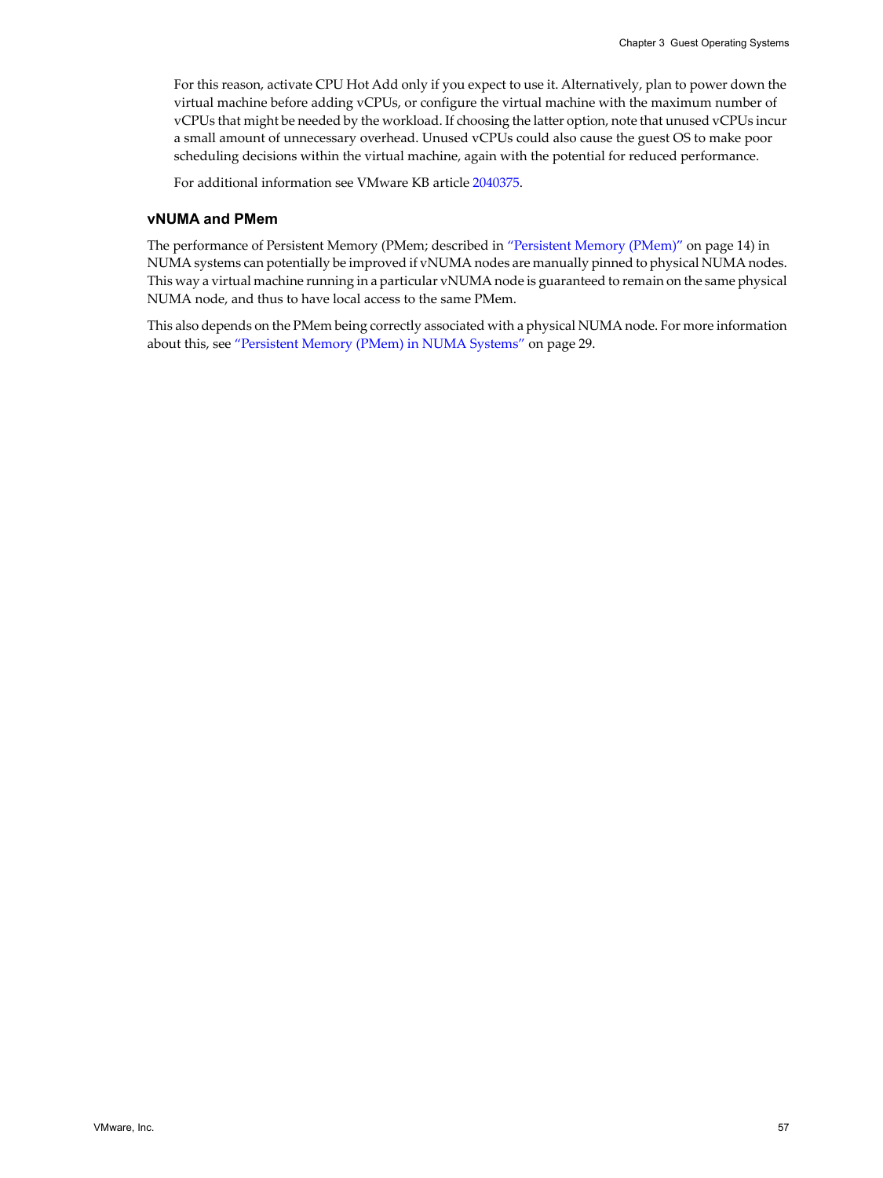For this reason, activate CPU Hot Add only if you expect to use it. Alternatively, plan to power down the virtual machine before adding vCPUs, or configure the virtual machine with the maximum number of vCPUs that might be needed by the workload. If choosing the latter option, note that unused vCPUs incur a small amount of unnecessary overhead. Unused vCPUs could also cause the guest OS to make poor scheduling decisions within the virtual machine, again with the potential for reduced performance.

For additional information see VMware KB article 2040375.

### vNUMA and PMem

The performance of Persistent Memory (PMem; described in "Persistent Memory (PMem)" on page 14) in NUMA systems can potentially be improved if vNUMA nodes are manually pinned to physical NUMA nodes. This way a virtual machine running in a particular vNUMA node is guaranteed to remain on the same physical NUMA node, and thus to have local access to the same PMem.

This also depends on the PMem being correctly associated with a physical NUMA node. For more information about this, see "Persistent Memory (PMem) in NUMA Systems" on page 29.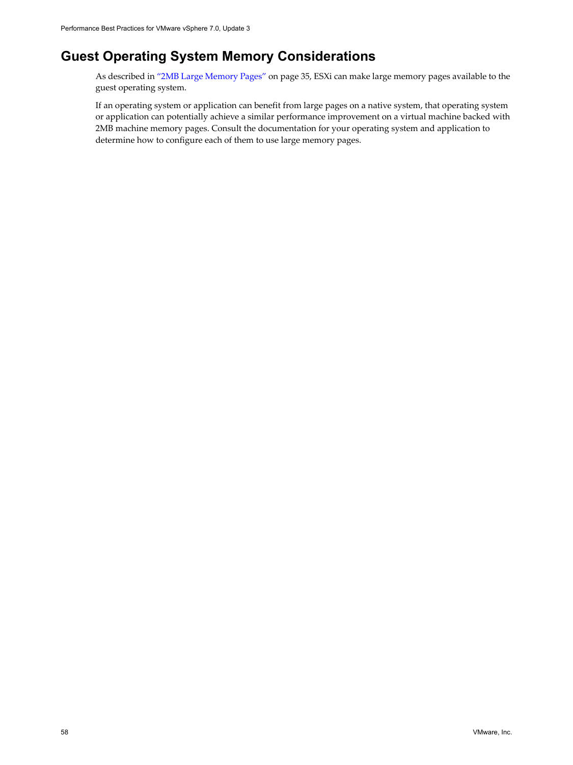## Guest Operating System Memory Considerations

As described in "2MB Large Memory Pages" on page 35, ESXi can make large memory pages available to the guest operating system.

If an operating system or application can benefit from large pages on a native system, that operating system or application can potentially achieve a similar performance improvement on a virtual machine backed with 2MB machine memory pages. Consult the documentation for your operating system and application to determine how to configure each of them to use large memory pages.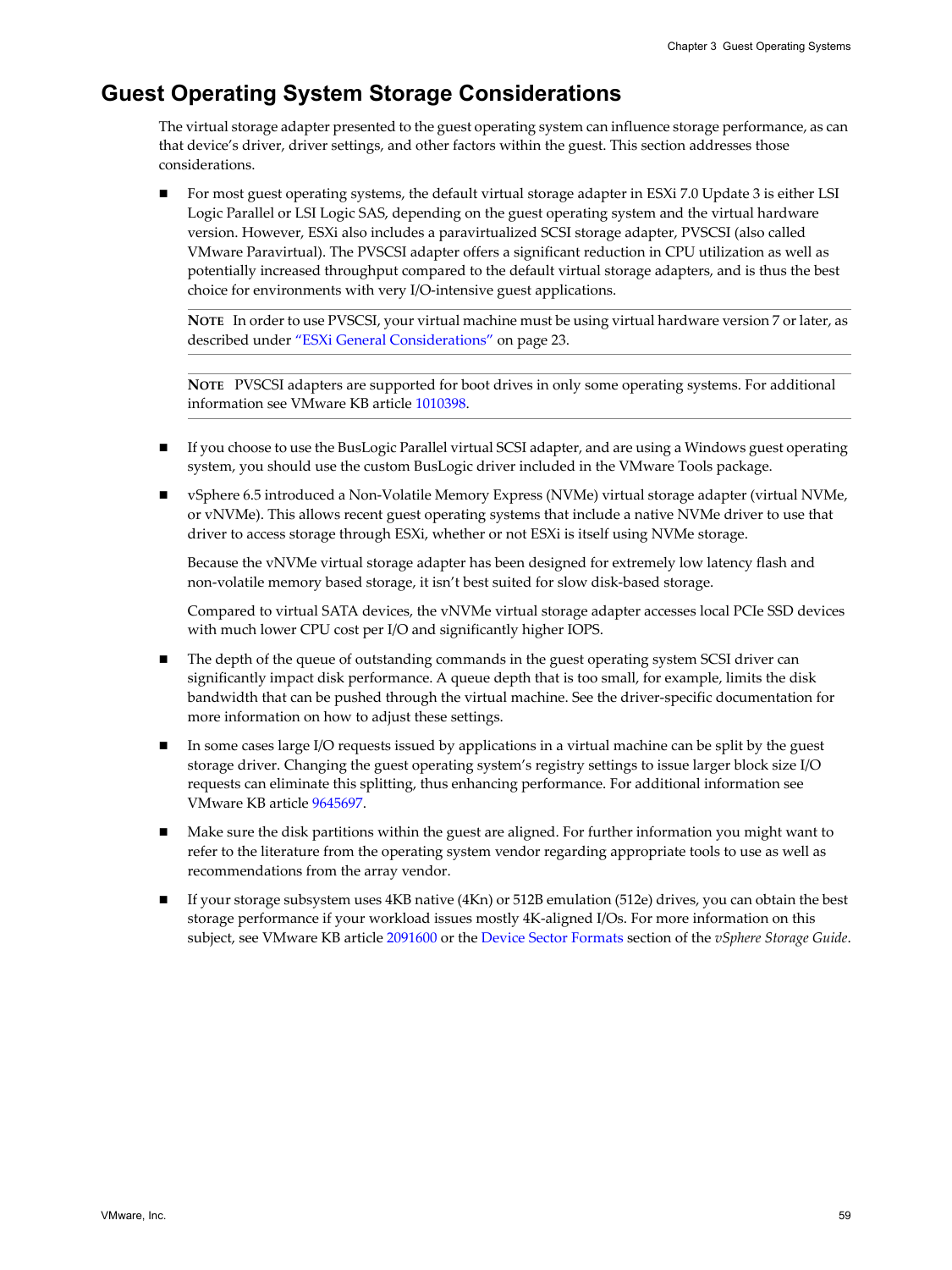## Guest Operating System Storage Considerations

The virtual storage adapter presented to the guest operating system can influence storage performance, as can that device's driver, driver settings, and other factors within the guest. This section addresses those considerations.

- For most guest operating systems, the default virtual storage adapter in ESXi 7.0 Update 3 is either LSI Logic Parallel or LSI Logic SAS, depending on the guest operating system and the virtual hardware version. However, ESXi also includes a paravirtualized SCSI storage adapter, PVSCSI (also called VMware Paravirtual). The PVSCSI adapter offers a significant reduction in CPU utilization as well as potentially increased throughput compared to the default virtual storage adapters, and is thus the best choice for environments with very I/O-intensive guest applications.

  **NOTE** In order to use PVSCSI, your virtual machine must be using virtual hardware version 7 or later, as described under "ESXi General Considerations" on page 23.

  **NOTE** PVSCSI adapters are supported for boot drives in only some operating systems. For additional information see VMware KB article 1010398.

- If you choose to use the BusLogic Parallel virtual SCSI adapter, and are using a Windows guest operating system, you should use the custom BusLogic driver included in the VMware Tools package.

- vSphere 6.5 introduced a Non-Volatile Memory Express (NVMe) virtual storage adapter (virtual NVMe, or vNVMe). This allows recent guest operating systems that include a native NVMe driver to use that driver to access storage through ESXi, whether or not ESXi is itself using NVMe storage.

  Because the vNVMe virtual storage adapter has been designed for extremely low latency flash and non-volatile memory based storage, it isn't best suited for slow disk-based storage.

  Compared to virtual SATA devices, the vNVMe virtual storage adapter accesses local PCIe SSD devices with much lower CPU cost per I/O and significantly higher IOPS.

- The depth of the queue of outstanding commands in the guest operating system SCSI driver can significantly impact disk performance. A queue depth that is too small, for example, limits the disk bandwidth that can be pushed through the virtual machine. See the driver-specific documentation for more information on how to adjust these settings.

- In some cases large I/O requests issued by applications in a virtual machine can be split by the guest storage driver. Changing the guest operating system's registry settings to issue larger block size I/O requests can eliminate this splitting, thus enhancing performance. For additional information see VMware KB article 9645697.

- Make sure the disk partitions within the guest are aligned. For further information you might want to refer to the literature from the operating system vendor regarding appropriate tools to use as well as recommendations from the array vendor.

- If your storage subsystem uses 4KB native (4Kn) or 512B emulation (512e) drives, you can obtain the best storage performance if your workload issues mostly 4K-aligned I/Os. For more information on this subject, see VMware KB article 2091600 or the Device Sector Formats section of the *vSphere Storage Guide*.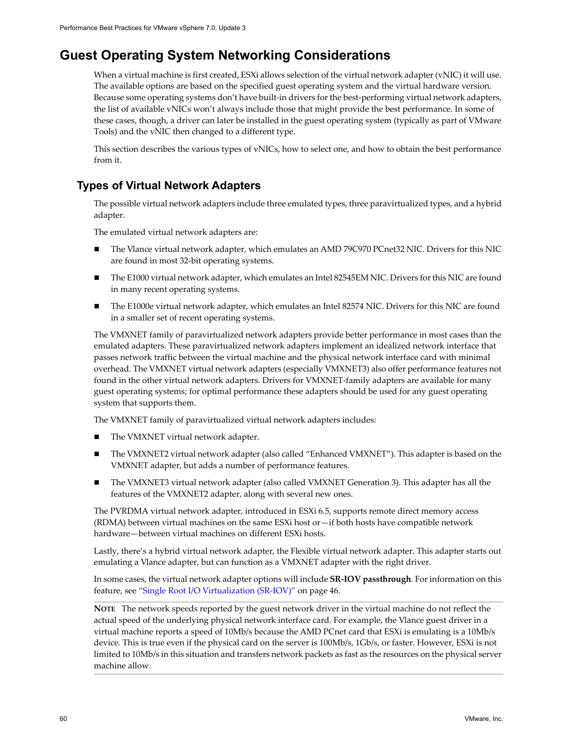# Guest Operating System Networking Considerations

When a virtual machine is first created, ESXi allows selection of the virtual network adapter (vNIC) it will use. The available options are based on the specified guest operating system and the virtual hardware version. Because some operating systems don't have built-in drivers for the best-performing virtual network adapters, the list of available vNICs won't always include those that might provide the best performance. In some of these cases, though, a driver can later be installed in the guest operating system (typically as part of VMware Tools) and the vNIC then changed to a different type.

This section describes the various types of vNICs, how to select one, and how to obtain the best performance from it.

## Types of Virtual Network Adapters

The possible virtual network adapters include three emulated types, three paravirtualized types, and a hybrid adapter.

The emulated virtual network adapters are:

- The Vlance virtual network adapter, which emulates an AMD 79C970 PCnet32 NIC. Drivers for this NIC are found in most 32-bit operating systems.
- The E1000 virtual network adapter, which emulates an Intel 82545EM NIC. Drivers for this NIC are found in many recent operating systems.
- The E1000e virtual network adapter, which emulates an Intel 82574 NIC. Drivers for this NIC are found in a smaller set of recent operating systems.

The VMXNET family of paravirtualized network adapters provide better performance in most cases than the emulated adapters. These paravirtualized network adapters implement an idealized network interface that passes network traffic between the virtual machine and the physical network interface card with minimal overhead. The VMXNET virtual network adapters (especially VMXNET3) also offer performance features not found in the other virtual network adapters. Drivers for VMXNET-family adapters are available for many guest operating systems; for optimal performance these adapters should be used for any guest operating system that supports them.

The VMXNET family of paravirtualized virtual network adapters includes:

- The VMXNET virtual network adapter.
- The VMXNET2 virtual network adapter (also called "Enhanced VMXNET"). This adapter is based on the VMXNET adapter, but adds a number of performance features.
- The VMXNET3 virtual network adapter (also called VMXNET Generation 3). This adapter has all the features of the VMXNET2 adapter, along with several new ones.

The PVRDMA virtual network adapter, introduced in ESXi 6.5, supports remote direct memory access (RDMA) between virtual machines on the same ESXi host or—if both hosts have compatible network hardware—between virtual machines on different ESXi hosts.

Lastly, there's a hybrid virtual network adapter, the Flexible virtual network adapter. This adapter starts out emulating a Vlance adapter, but can function as a VMXNET adapter with the right driver.

In some cases, the virtual network adapter options will include **SR-IOV passthrough**. For information on this feature, see "Single Root I/O Virtualization (SR-IOV)" on page 46.

**NOTE** The network speeds reported by the guest network driver in the virtual machine do not reflect the actual speed of the underlying physical network interface card. For example, the Vlance guest driver in a virtual machine reports a speed of 10Mb/s because the AMD PCnet card that ESXi is emulating is a 10Mb/s device. This is true even if the physical card on the server is 100Mb/s, 1Gb/s, or faster. However, ESXi is not limited to 10Mb/s in this situation and transfers network packets as fast as the resources on the physical server machine allow.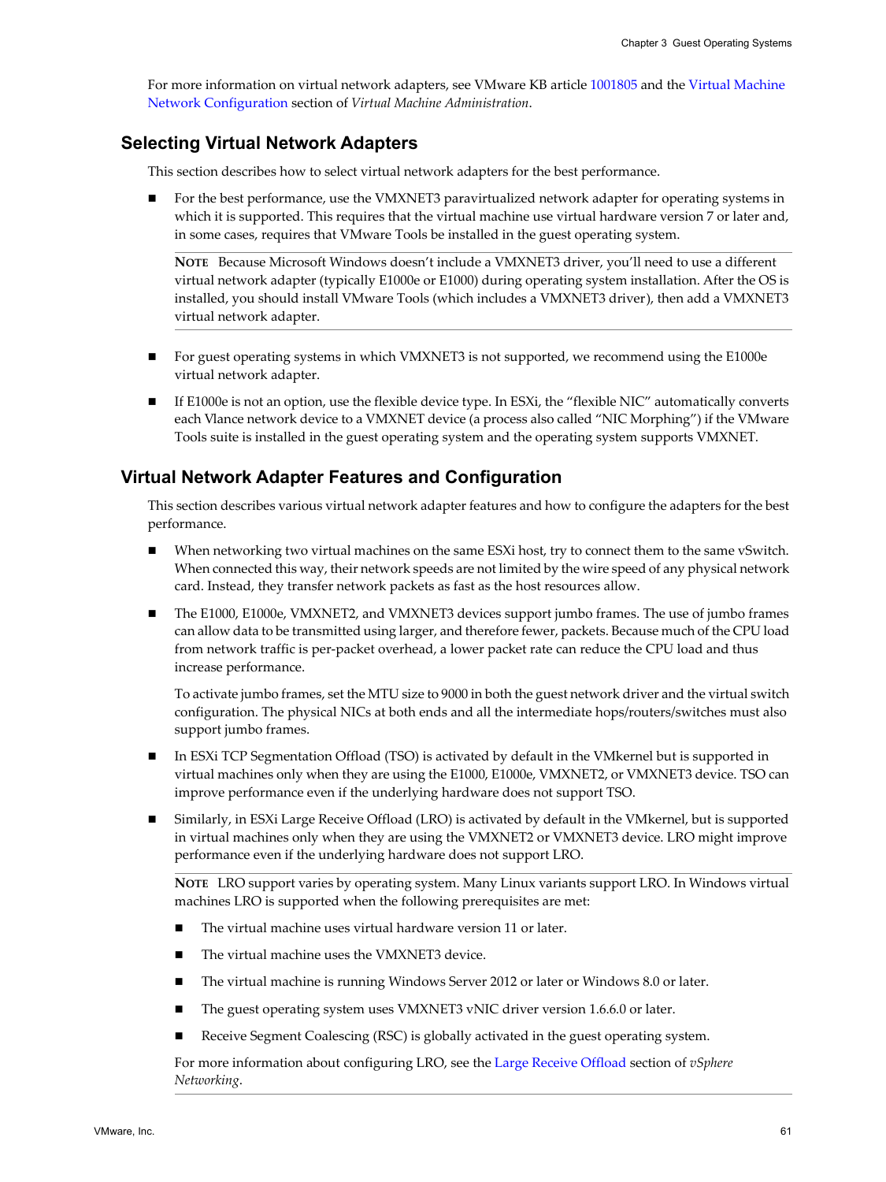For more information on virtual network adapters, see VMware KB article 1001805 and the Virtual Machine Network Configuration section of *Virtual Machine Administration*.

## Selecting Virtual Network Adapters

This section describes how to select virtual network adapters for the best performance.

- For the best performance, use the VMXNET3 paravirtualized network adapter for operating systems in which it is supported. This requires that the virtual machine use virtual hardware version 7 or later and, in some cases, requires that VMware Tools be installed in the guest operating system.

  **NOTE** Because Microsoft Windows doesn't include a VMXNET3 driver, you'll need to use a different virtual network adapter (typically E1000e or E1000) during operating system installation. After the OS is installed, you should install VMware Tools (which includes a VMXNET3 driver), then add a VMXNET3 virtual network adapter.

- For guest operating systems in which VMXNET3 is not supported, we recommend using the E1000e virtual network adapter.

- If E1000e is not an option, use the flexible device type. In ESXi, the "flexible NIC" automatically converts each Vlance network device to a VMXNET device (a process also called "NIC Morphing") if the VMware Tools suite is installed in the guest operating system and the operating system supports VMXNET.

## Virtual Network Adapter Features and Configuration

This section describes various virtual network adapter features and how to configure the adapters for the best performance.

- When networking two virtual machines on the same ESXi host, try to connect them to the same vSwitch. When connected this way, their network speeds are not limited by the wire speed of any physical network card. Instead, they transfer network packets as fast as the host resources allow.

- The E1000, E1000e, VMXNET2, and VMXNET3 devices support jumbo frames. The use of jumbo frames can allow data to be transmitted using larger, and therefore fewer, packets. Because much of the CPU load from network traffic is per-packet overhead, a lower packet rate can reduce the CPU load and thus increase performance.

  To activate jumbo frames, set the MTU size to 9000 in both the guest network driver and the virtual switch configuration. The physical NICs at both ends and all the intermediate hops/routers/switches must also support jumbo frames.

- In ESXi TCP Segmentation Offload (TSO) is activated by default in the VMkernel but is supported in virtual machines only when they are using the E1000, E1000e, VMXNET2, or VMXNET3 device. TSO can improve performance even if the underlying hardware does not support TSO.

- Similarly, in ESXi Large Receive Offload (LRO) is activated by default in the VMkernel, but is supported in virtual machines only when they are using the VMXNET2 or VMXNET3 device. LRO might improve performance even if the underlying hardware does not support LRO.

  **NOTE** LRO support varies by operating system. Many Linux variants support LRO. In Windows virtual machines LRO is supported when the following prerequisites are met:

  - The virtual machine uses virtual hardware version 11 or later.
  - The virtual machine uses the VMXNET3 device.
  - The virtual machine is running Windows Server 2012 or later or Windows 8.0 or later.
  - The guest operating system uses VMXNET3 vNIC driver version 1.6.6.0 or later.
  - Receive Segment Coalescing (RSC) is globally activated in the guest operating system.

  For more information about configuring LRO, see the Large Receive Offload section of *vSphere Networking*.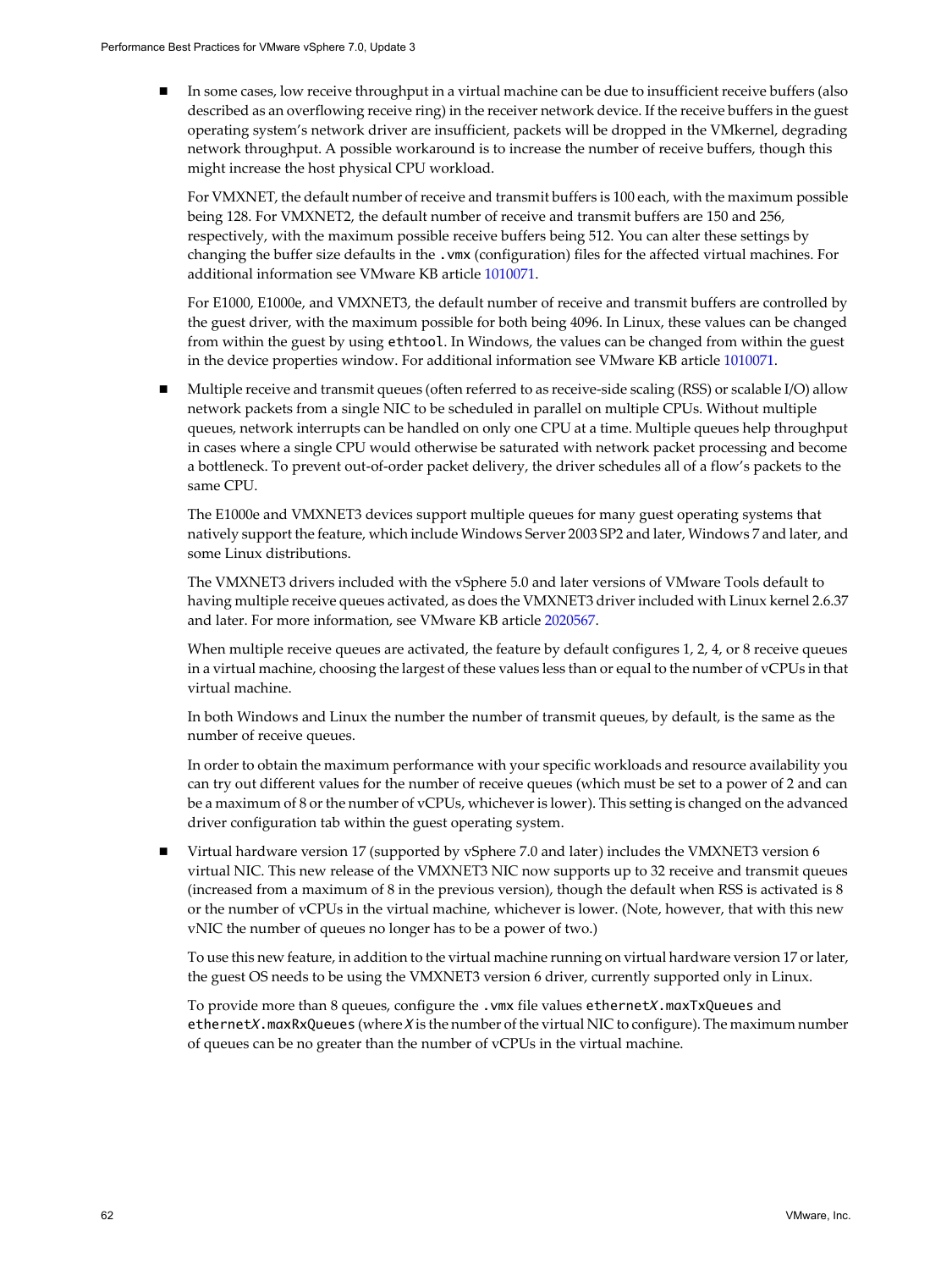- In some cases, low receive throughput in a virtual machine can be due to insufficient receive buffers (also described as an overflowing receive ring) in the receiver network device. If the receive buffers in the guest operating system's network driver are insufficient, packets will be dropped in the VMkernel, degrading network throughput. A possible workaround is to increase the number of receive buffers, though this might increase the host physical CPU workload.

  For VMXNET, the default number of receive and transmit buffers is 100 each, with the maximum possible being 128. For VMXNET2, the default number of receive and transmit buffers are 150 and 256, respectively, with the maximum possible receive buffers being 512. You can alter these settings by changing the buffer size defaults in the `.vmx` (configuration) files for the affected virtual machines. For additional information see VMware KB article 1010071.

  For E1000, E1000e, and VMXNET3, the default number of receive and transmit buffers are controlled by the guest driver, with the maximum possible for both being 4096. In Linux, these values can be changed from within the guest by using `ethtool`. In Windows, the values can be changed from within the guest in the device properties window. For additional information see VMware KB article 1010071.

- Multiple receive and transmit queues (often referred to as receive-side scaling (RSS) or scalable I/O) allow network packets from a single NIC to be scheduled in parallel on multiple CPUs. Without multiple queues, network interrupts can be handled on only one CPU at a time. Multiple queues help throughput in cases where a single CPU would otherwise be saturated with network packet processing and become a bottleneck. To prevent out-of-order packet delivery, the driver schedules all of a flow's packets to the same CPU.

  The E1000e and VMXNET3 devices support multiple queues for many guest operating systems that natively support the feature, which include Windows Server 2003 SP2 and later, Windows 7 and later, and some Linux distributions.

  The VMXNET3 drivers included with the vSphere 5.0 and later versions of VMware Tools default to having multiple receive queues activated, as does the VMXNET3 driver included with Linux kernel 2.6.37 and later. For more information, see VMware KB article 2020567.

  When multiple receive queues are activated, the feature by default configures 1, 2, 4, or 8 receive queues in a virtual machine, choosing the largest of these values less than or equal to the number of vCPUs in that virtual machine.

  In both Windows and Linux the number the number of transmit queues, by default, is the same as the number of receive queues.

  In order to obtain the maximum performance with your specific workloads and resource availability you can try out different values for the number of receive queues (which must be set to a power of 2 and can be a maximum of 8 or the number of vCPUs, whichever is lower). This setting is changed on the advanced driver configuration tab within the guest operating system.

- Virtual hardware version 17 (supported by vSphere 7.0 and later) includes the VMXNET3 version 6 virtual NIC. This new release of the VMXNET3 NIC now supports up to 32 receive and transmit queues (increased from a maximum of 8 in the previous version), though the default when RSS is activated is 8 or the number of vCPUs in the virtual machine, whichever is lower. (Note, however, that with this new vNIC the number of queues no longer has to be a power of two.)

  To use this new feature, in addition to the virtual machine running on virtual hardware version 17 or later, the guest OS needs to be using the VMXNET3 version 6 driver, currently supported only in Linux.

  To provide more than 8 queues, configure the `.vmx` file values `ethernetX.maxTxQueues` and `ethernetX.maxRxQueues` (where *X* is the number of the virtual NIC to configure). The maximum number of queues can be no greater than the number of vCPUs in the virtual machine.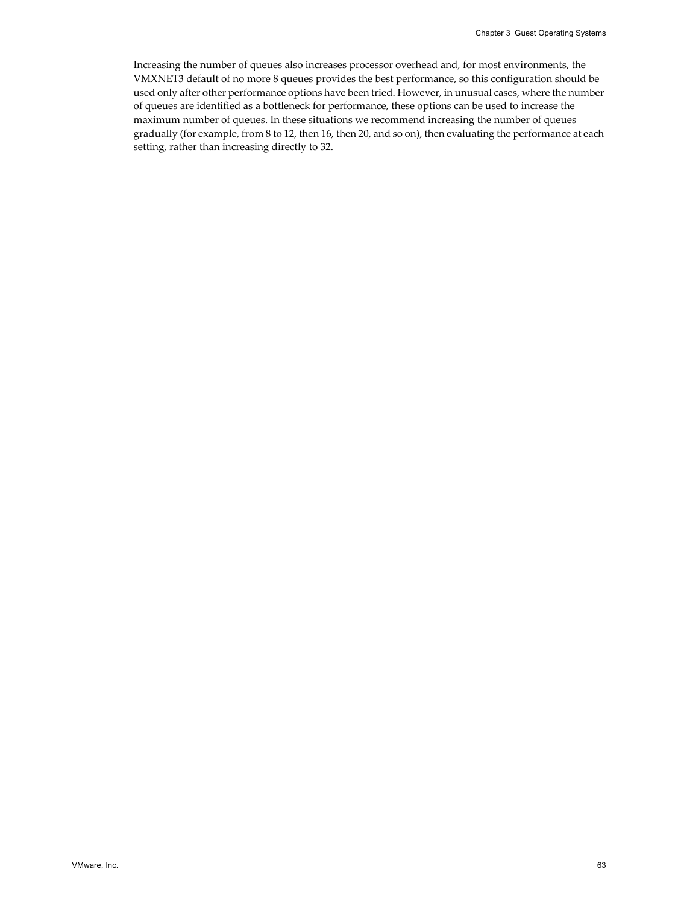Increasing the number of queues also increases processor overhead and, for most environments, the VMXNET3 default of no more 8 queues provides the best performance, so this configuration should be used only after other performance options have been tried. However, in unusual cases, where the number of queues are identified as a bottleneck for performance, these options can be used to increase the maximum number of queues. In these situations we recommend increasing the number of queues gradually (for example, from 8 to 12, then 16, then 20, and so on), then evaluating the performance at each setting, rather than increasing directly to 32.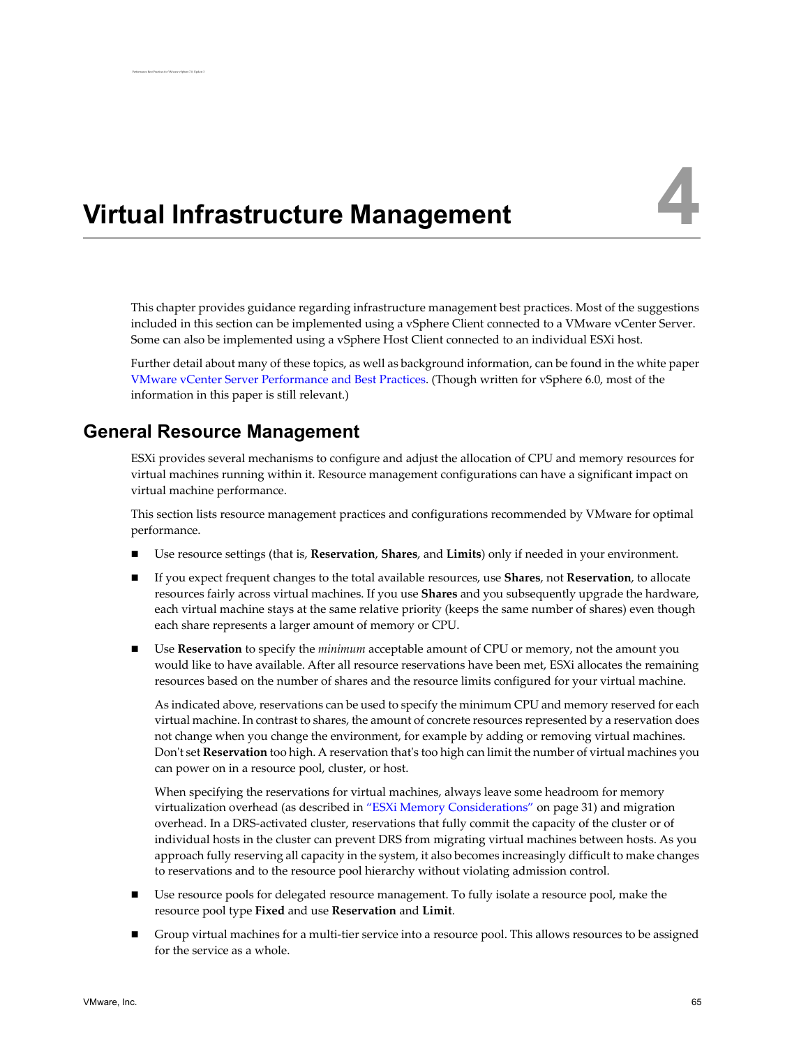# Virtual Infrastructure Management

4

This chapter provides guidance regarding infrastructure management best practices. Most of the suggestions included in this section can be implemented using a vSphere Client connected to a VMware vCenter Server. Some can also be implemented using a vSphere Host Client connected to an individual ESXi host.

Further detail about many of these topics, as well as background information, can be found in the white paper VMware vCenter Server Performance and Best Practices. (Though written for vSphere 6.0, most of the information in this paper is still relevant.)

## General Resource Management

ESXi provides several mechanisms to configure and adjust the allocation of CPU and memory resources for virtual machines running within it. Resource management configurations can have a significant impact on virtual machine performance.

This section lists resource management practices and configurations recommended by VMware for optimal performance.

- Use resource settings (that is, **Reservation**, **Shares**, and **Limits**) only if needed in your environment.
- If you expect frequent changes to the total available resources, use **Shares**, not **Reservation**, to allocate resources fairly across virtual machines. If you use **Shares** and you subsequently upgrade the hardware, each virtual machine stays at the same relative priority (keeps the same number of shares) even though each share represents a larger amount of memory or CPU.
- Use **Reservation** to specify the *minimum* acceptable amount of CPU or memory, not the amount you would like to have available. After all resource reservations have been met, ESXi allocates the remaining resources based on the number of shares and the resource limits configured for your virtual machine.

  As indicated above, reservations can be used to specify the minimum CPU and memory reserved for each virtual machine. In contrast to shares, the amount of concrete resources represented by a reservation does not change when you change the environment, for example by adding or removing virtual machines. Don't set **Reservation** too high. A reservation that's too high can limit the number of virtual machines you can power on in a resource pool, cluster, or host.

  When specifying the reservations for virtual machines, always leave some headroom for memory virtualization overhead (as described in "ESXi Memory Considerations" on page 31) and migration overhead. In a DRS-activated cluster, reservations that fully commit the capacity of the cluster or of individual hosts in the cluster can prevent DRS from migrating virtual machines between hosts. As you approach fully reserving all capacity in the system, it also becomes increasingly difficult to make changes to reservations and to the resource pool hierarchy without violating admission control.
- Use resource pools for delegated resource management. To fully isolate a resource pool, make the resource pool type **Fixed** and use **Reservation** and **Limit**.
- Group virtual machines for a multi-tier service into a resource pool. This allows resources to be assigned for the service as a whole.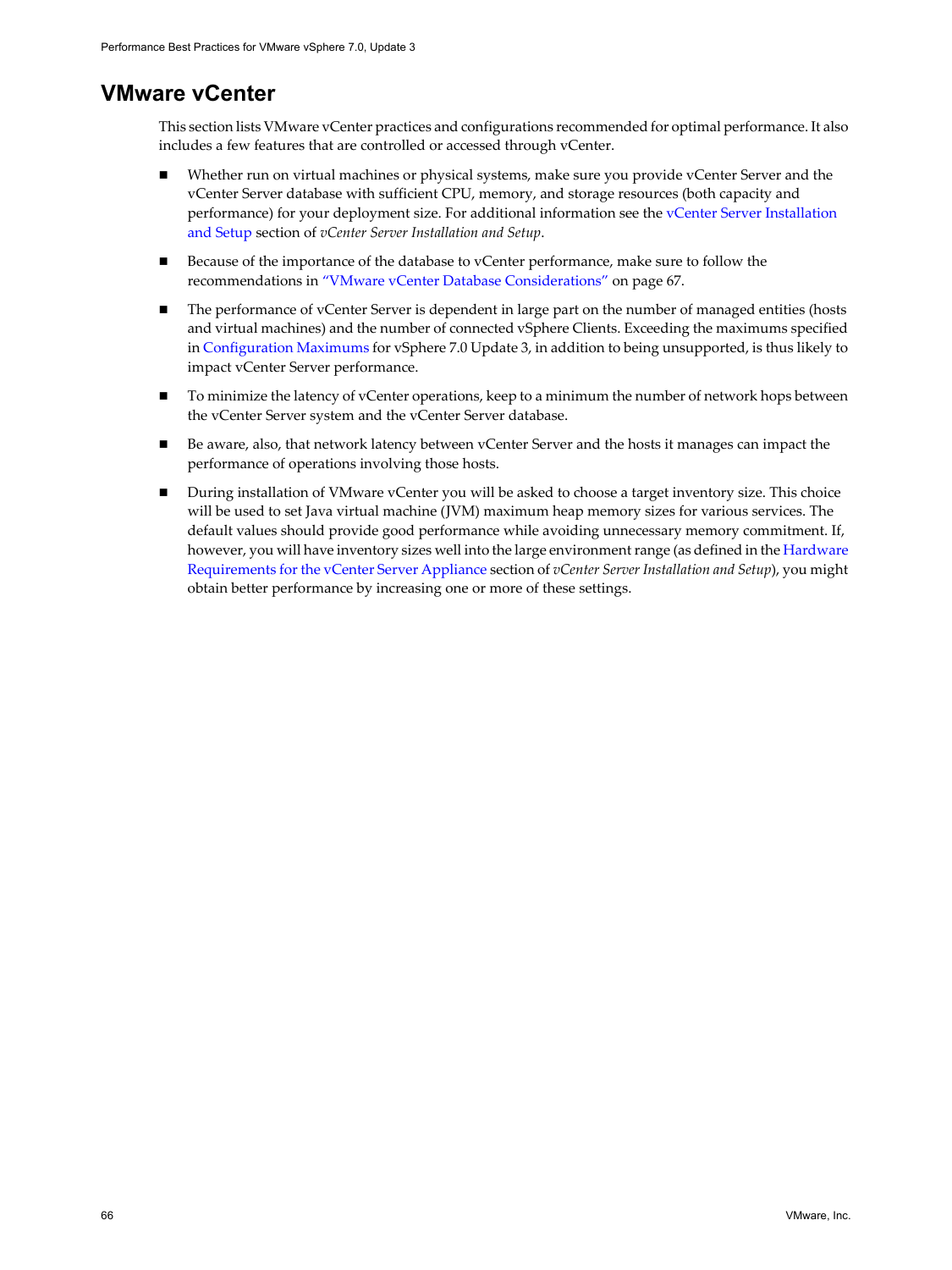## VMware vCenter

This section lists VMware vCenter practices and configurations recommended for optimal performance. It also includes a few features that are controlled or accessed through vCenter.

- Whether run on virtual machines or physical systems, make sure you provide vCenter Server and the vCenter Server database with sufficient CPU, memory, and storage resources (both capacity and performance) for your deployment size. For additional information see the vCenter Server Installation and Setup section of *vCenter Server Installation and Setup*.
- Because of the importance of the database to vCenter performance, make sure to follow the recommendations in "VMware vCenter Database Considerations" on page 67.
- The performance of vCenter Server is dependent in large part on the number of managed entities (hosts and virtual machines) and the number of connected vSphere Clients. Exceeding the maximums specified in Configuration Maximums for vSphere 7.0 Update 3, in addition to being unsupported, is thus likely to impact vCenter Server performance.
- To minimize the latency of vCenter operations, keep to a minimum the number of network hops between the vCenter Server system and the vCenter Server database.
- Be aware, also, that network latency between vCenter Server and the hosts it manages can impact the performance of operations involving those hosts.
- During installation of VMware vCenter you will be asked to choose a target inventory size. This choice will be used to set Java virtual machine (JVM) maximum heap memory sizes for various services. The default values should provide good performance while avoiding unnecessary memory commitment. If, however, you will have inventory sizes well into the large environment range (as defined in the Hardware Requirements for the vCenter Server Appliance section of *vCenter Server Installation and Setup*), you might obtain better performance by increasing one or more of these settings.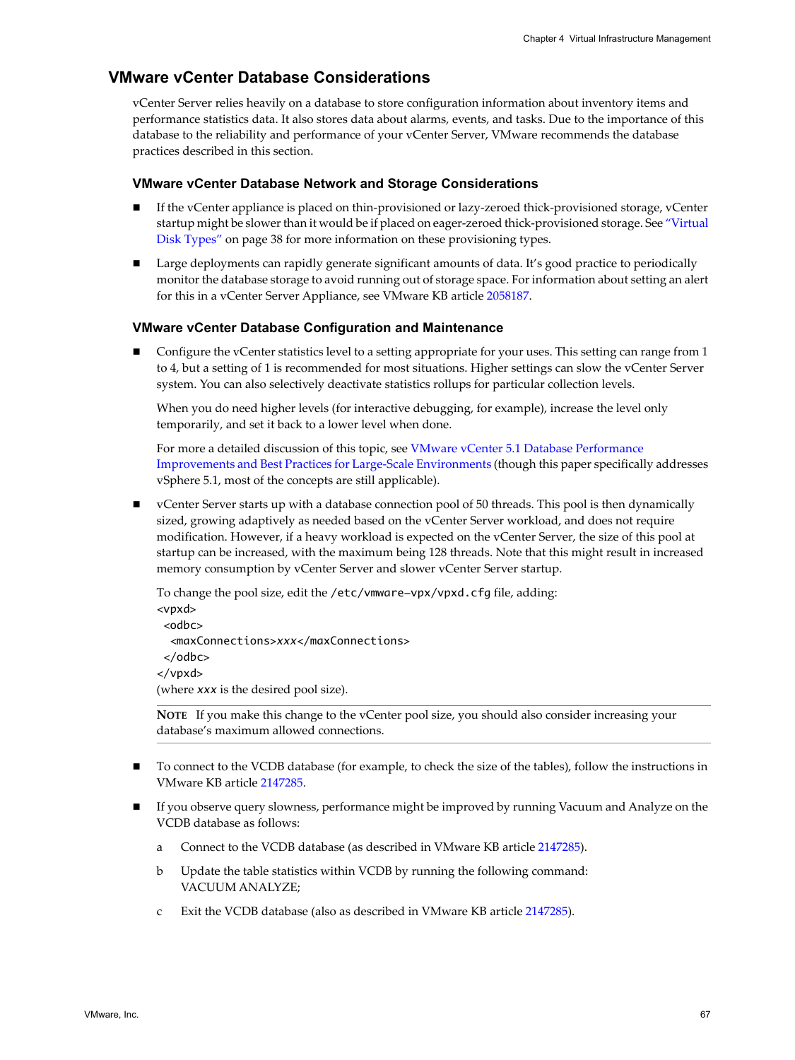## VMware vCenter Database Considerations

vCenter Server relies heavily on a database to store configuration information about inventory items and performance statistics data. It also stores data about alarms, events, and tasks. Due to the importance of this database to the reliability and performance of your vCenter Server, VMware recommends the database practices described in this section.

### VMware vCenter Database Network and Storage Considerations

- If the vCenter appliance is placed on thin-provisioned or lazy-zeroed thick-provisioned storage, vCenter startup might be slower than it would be if placed on eager-zeroed thick-provisioned storage. See "Virtual Disk Types" on page 38 for more information on these provisioning types.
- Large deployments can rapidly generate significant amounts of data. It's good practice to periodically monitor the database storage to avoid running out of storage space. For information about setting an alert for this in a vCenter Server Appliance, see VMware KB article 2058187.

### VMware vCenter Database Configuration and Maintenance

- Configure the vCenter statistics level to a setting appropriate for your uses. This setting can range from 1 to 4, but a setting of 1 is recommended for most situations. Higher settings can slow the vCenter Server system. You can also selectively deactivate statistics rollups for particular collection levels.

  When you do need higher levels (for interactive debugging, for example), increase the level only temporarily, and set it back to a lower level when done.

  For more a detailed discussion of this topic, see VMware vCenter 5.1 Database Performance Improvements and Best Practices for Large-Scale Environments (though this paper specifically addresses vSphere 5.1, most of the concepts are still applicable).

- vCenter Server starts up with a database connection pool of 50 threads. This pool is then dynamically sized, growing adaptively as needed based on the vCenter Server workload, and does not require modification. However, if a heavy workload is expected on the vCenter Server, the size of this pool at startup can be increased, with the maximum being 128 threads. Note that this might result in increased memory consumption by vCenter Server and slower vCenter Server startup.

  To change the pool size, edit the `/etc/vmware-vpx/vpxd.cfg` file, adding:

  ```
  <vpxd>
   <odbc>
    <maxConnections>xxx</maxConnections>
   </odbc>
  </vpxd>
  ```

  (where *xxx* is the desired pool size).

  **NOTE** If you make this change to the vCenter pool size, you should also consider increasing your database's maximum allowed connections.

- To connect to the VCDB database (for example, to check the size of the tables), follow the instructions in VMware KB article 2147285.
- If you observe query slowness, performance might be improved by running Vacuum and Analyze on the VCDB database as follows:

  a. Connect to the VCDB database (as described in VMware KB article 2147285).

  b. Update the table statistics within VCDB by running the following command:
     VACUUM ANALYZE;

  c. Exit the VCDB database (also as described in VMware KB article 2147285).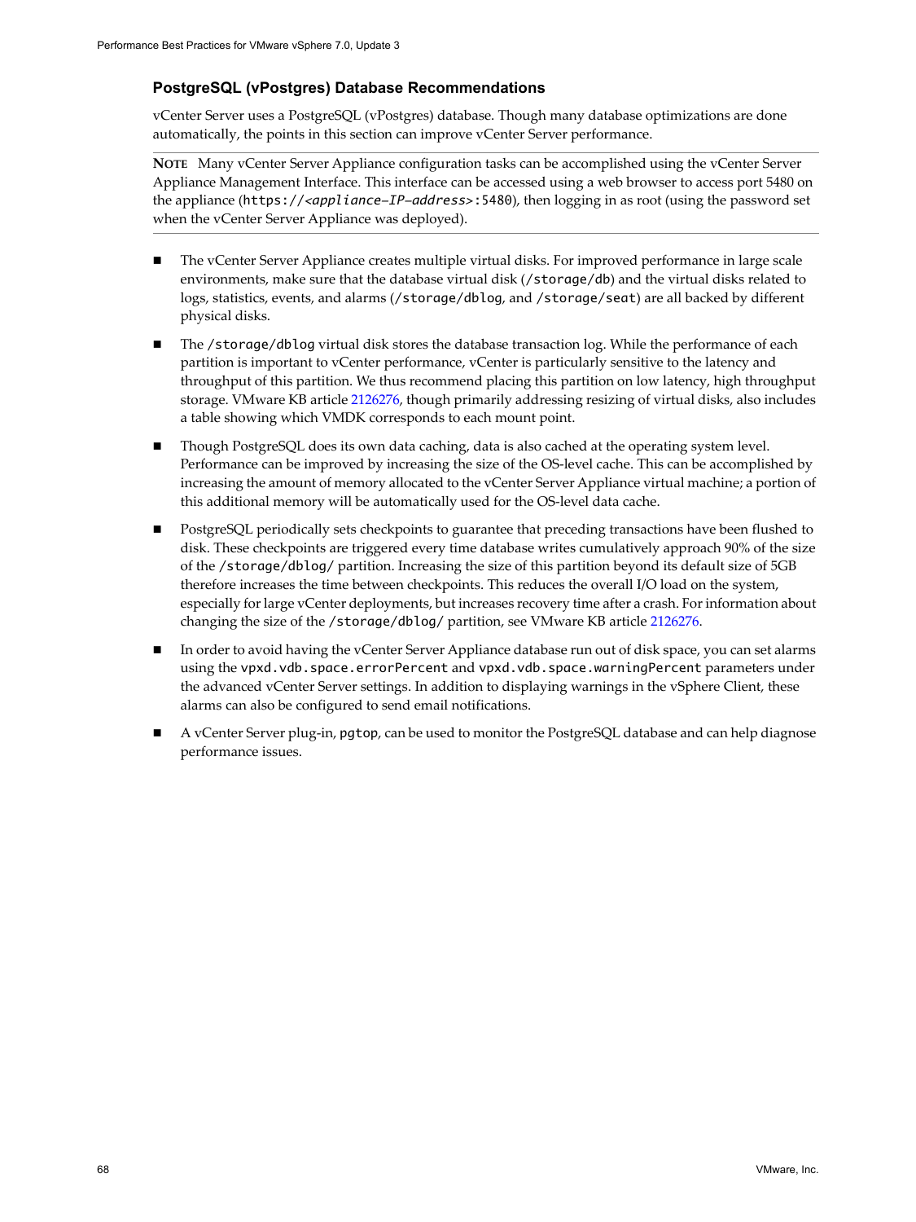### PostgreSQL (vPostgres) Database Recommendations

vCenter Server uses a PostgreSQL (vPostgres) database. Though many database optimizations are done automatically, the points in this section can improve vCenter Server performance.

**NOTE** Many vCenter Server Appliance configuration tasks can be accomplished using the vCenter Server Appliance Management Interface. This interface can be accessed using a web browser to access port 5480 on the appliance (`https://<appliance-IP-address>:5480`), then logging in as root (using the password set when the vCenter Server Appliance was deployed).

- The vCenter Server Appliance creates multiple virtual disks. For improved performance in large scale environments, make sure that the database virtual disk (`/storage/db`) and the virtual disks related to logs, statistics, events, and alarms (`/storage/dblog`, and `/storage/seat`) are all backed by different physical disks.
- The `/storage/dblog` virtual disk stores the database transaction log. While the performance of each partition is important to vCenter performance, vCenter is particularly sensitive to the latency and throughput of this partition. We thus recommend placing this partition on low latency, high throughput storage. VMware KB article 2126276, though primarily addressing resizing of virtual disks, also includes a table showing which VMDK corresponds to each mount point.
- Though PostgreSQL does its own data caching, data is also cached at the operating system level. Performance can be improved by increasing the size of the OS-level cache. This can be accomplished by increasing the amount of memory allocated to the vCenter Server Appliance virtual machine; a portion of this additional memory will be automatically used for the OS-level data cache.
- PostgreSQL periodically sets checkpoints to guarantee that preceding transactions have been flushed to disk. These checkpoints are triggered every time database writes cumulatively approach 90% of the size of the `/storage/dblog/` partition. Increasing the size of this partition beyond its default size of 5GB therefore increases the time between checkpoints. This reduces the overall I/O load on the system, especially for large vCenter deployments, but increases recovery time after a crash. For information about changing the size of the `/storage/dblog/` partition, see VMware KB article 2126276.
- In order to avoid having the vCenter Server Appliance database run out of disk space, you can set alarms using the `vpxd.vdb.space.errorPercent` and `vpxd.vdb.space.warningPercent` parameters under the advanced vCenter Server settings. In addition to displaying warnings in the vSphere Client, these alarms can also be configured to send email notifications.
- A vCenter Server plug-in, `pgtop`, can be used to monitor the PostgreSQL database and can help diagnose performance issues.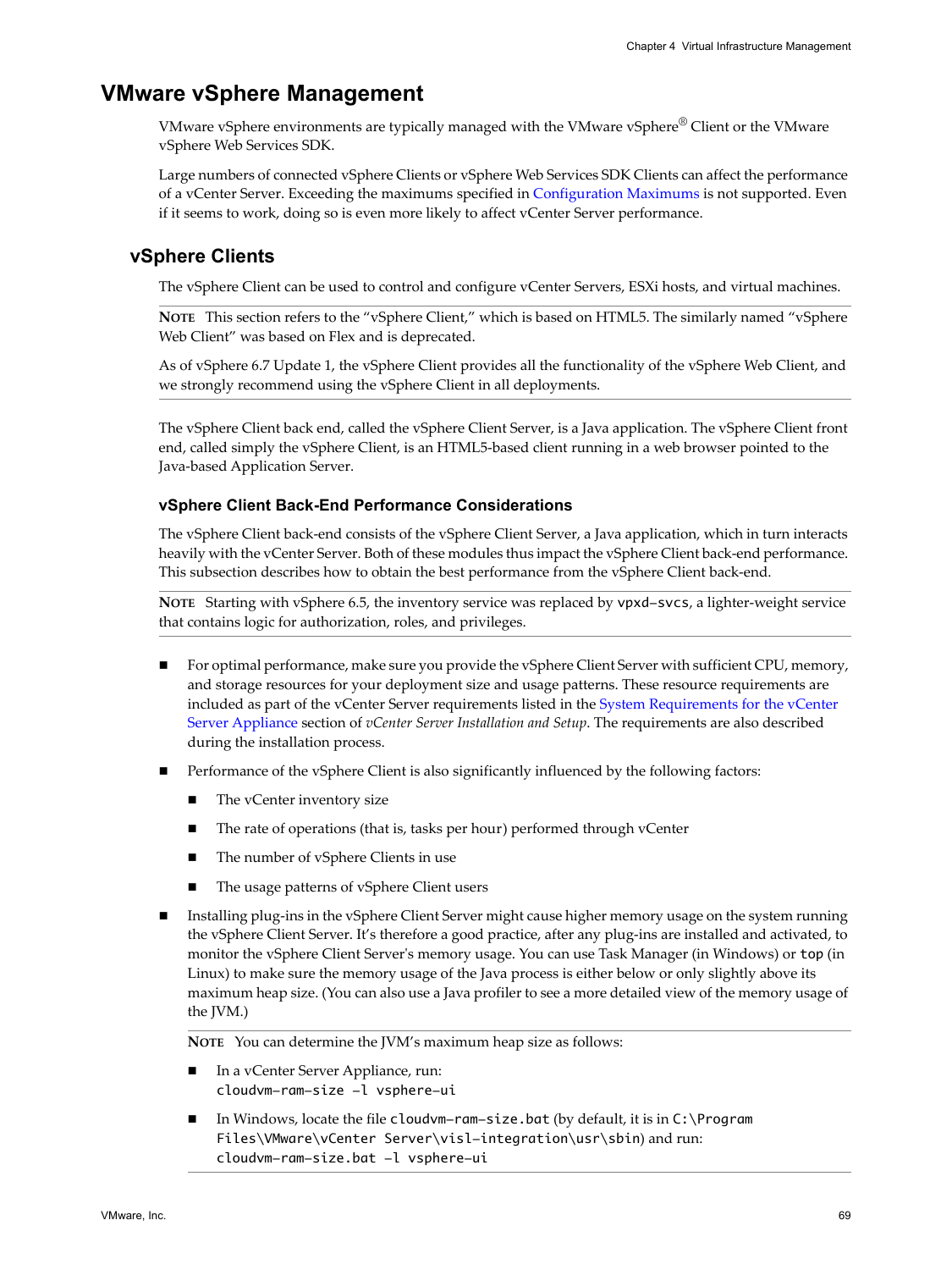# VMware vSphere Management

VMware vSphere environments are typically managed with the VMware vSphere® Client or the VMware vSphere Web Services SDK.

Large numbers of connected vSphere Clients or vSphere Web Services SDK Clients can affect the performance of a vCenter Server. Exceeding the maximums specified in Configuration Maximums is not supported. Even if it seems to work, doing so is even more likely to affect vCenter Server performance.

## vSphere Clients

The vSphere Client can be used to control and configure vCenter Servers, ESXi hosts, and virtual machines.

**NOTE** This section refers to the "vSphere Client," which is based on HTML5. The similarly named "vSphere Web Client" was based on Flex and is deprecated.

As of vSphere 6.7 Update 1, the vSphere Client provides all the functionality of the vSphere Web Client, and we strongly recommend using the vSphere Client in all deployments.

The vSphere Client back end, called the vSphere Client Server, is a Java application. The vSphere Client front end, called simply the vSphere Client, is an HTML5-based client running in a web browser pointed to the Java-based Application Server.

### vSphere Client Back-End Performance Considerations

The vSphere Client back-end consists of the vSphere Client Server, a Java application, which in turn interacts heavily with the vCenter Server. Both of these modules thus impact the vSphere Client back-end performance. This subsection describes how to obtain the best performance from the vSphere Client back-end.

**NOTE** Starting with vSphere 6.5, the inventory service was replaced by `vpxd-svcs`, a lighter-weight service that contains logic for authorization, roles, and privileges.

- For optimal performance, make sure you provide the vSphere Client Server with sufficient CPU, memory, and storage resources for your deployment size and usage patterns. These resource requirements are included as part of the vCenter Server requirements listed in the System Requirements for the vCenter Server Appliance section of *vCenter Server Installation and Setup*. The requirements are also described during the installation process.
- Performance of the vSphere Client is also significantly influenced by the following factors:
  - The vCenter inventory size
  - The rate of operations (that is, tasks per hour) performed through vCenter
  - The number of vSphere Clients in use
  - The usage patterns of vSphere Client users
- Installing plug-ins in the vSphere Client Server might cause higher memory usage on the system running the vSphere Client Server. It's therefore a good practice, after any plug-ins are installed and activated, to monitor the vSphere Client Server's memory usage. You can use Task Manager (in Windows) or `top` (in Linux) to make sure the memory usage of the Java process is either below or only slightly above its maximum heap size. (You can also use a Java profiler to see a more detailed view of the memory usage of the JVM.)

  **NOTE** You can determine the JVM's maximum heap size as follows:

  - In a vCenter Server Appliance, run:
    `cloudvm-ram-size -l vsphere-ui`
  - In Windows, locate the file `cloudvm-ram-size.bat` (by default, it is in `C:\Program Files\VMware\vCenter Server\visl-integration\usr\sbin`) and run:
    `cloudvm-ram-size.bat -l vsphere-ui`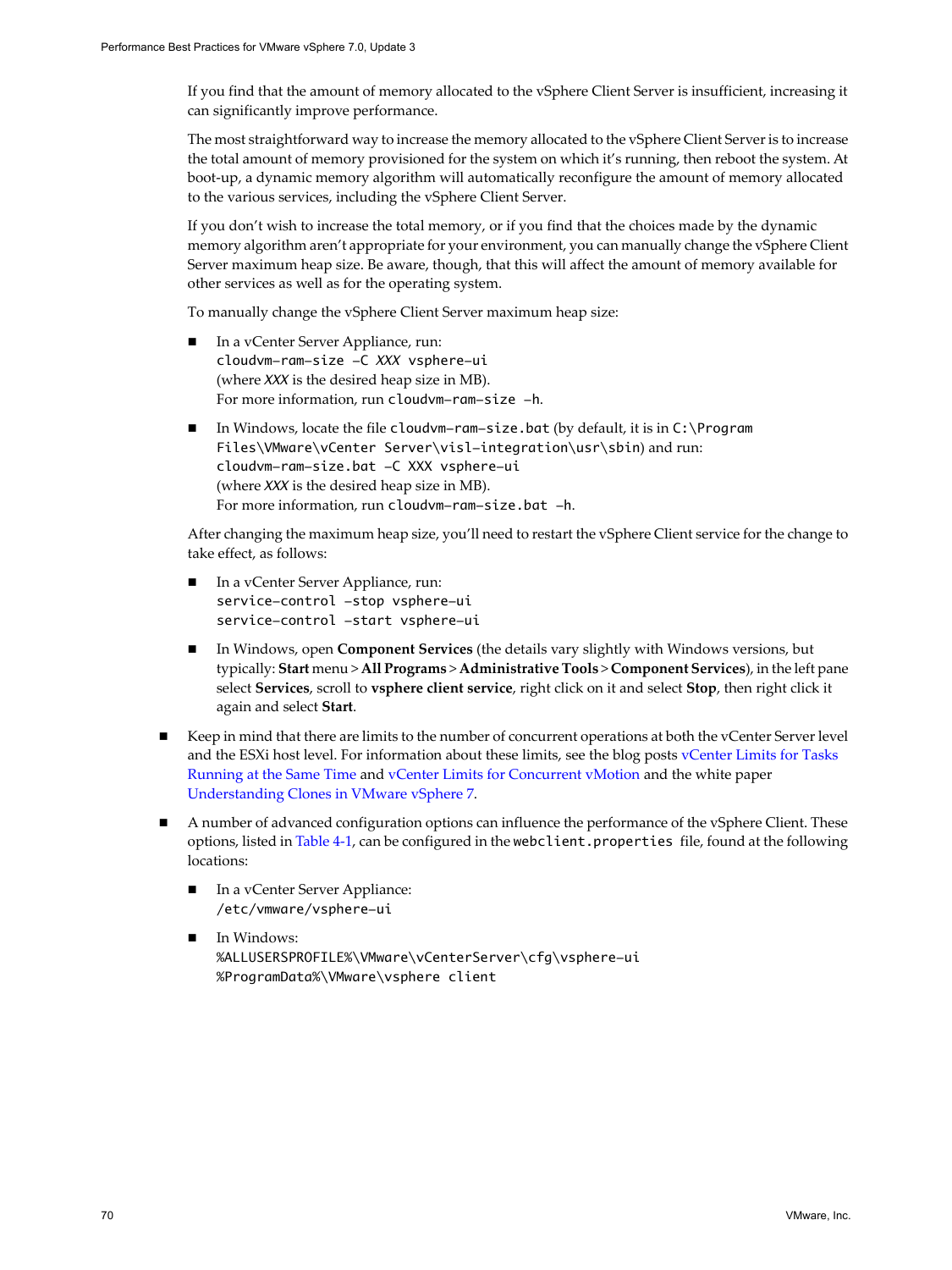If you find that the amount of memory allocated to the vSphere Client Server is insufficient, increasing it can significantly improve performance.

The most straightforward way to increase the memory allocated to the vSphere Client Server is to increase the total amount of memory provisioned for the system on which it's running, then reboot the system. At boot-up, a dynamic memory algorithm will automatically reconfigure the amount of memory allocated to the various services, including the vSphere Client Server.

If you don't wish to increase the total memory, or if you find that the choices made by the dynamic memory algorithm aren't appropriate for your environment, you can manually change the vSphere Client Server maximum heap size. Be aware, though, that this will affect the amount of memory available for other services as well as for the operating system.

To manually change the vSphere Client Server maximum heap size:

- In a vCenter Server Appliance, run:
  `cloudvm-ram-size -C XXX vsphere-ui`
  (where *XXX* is the desired heap size in MB).
  For more information, run `cloudvm-ram-size -h`.

- In Windows, locate the file `cloudvm-ram-size.bat` (by default, it is in `C:\Program Files\VMware\vCenter Server\visl-integration\usr\sbin`) and run:
  `cloudvm-ram-size.bat -C XXX vsphere-ui`
  (where *XXX* is the desired heap size in MB).
  For more information, run `cloudvm-ram-size.bat -h`.

After changing the maximum heap size, you'll need to restart the vSphere Client service for the change to take effect, as follows:

- In a vCenter Server Appliance, run:
  `service-control -stop vsphere-ui`
  `service-control -start vsphere-ui`

- In Windows, open **Component Services** (the details vary slightly with Windows versions, but typically: **Start** menu > **All Programs** > **Administrative Tools** > **Component Services**), in the left pane select **Services**, scroll to **vsphere client service**, right click on it and select **Stop**, then right click it again and select **Start**.

- Keep in mind that there are limits to the number of concurrent operations at both the vCenter Server level and the ESXi host level. For information about these limits, see the blog posts vCenter Limits for Tasks Running at the Same Time and vCenter Limits for Concurrent vMotion and the white paper Understanding Clones in VMware vSphere 7.

- A number of advanced configuration options can influence the performance of the vSphere Client. These options, listed in Table 4-1, can be configured in the `webclient.properties` file, found at the following locations:

  - In a vCenter Server Appliance:
    `/etc/vmware/vsphere-ui`

  - In Windows:
    `%ALLUSERSPROFILE%\VMware\vCenterServer\cfg\vsphere-ui`
    `%ProgramData%\VMware\vsphere client`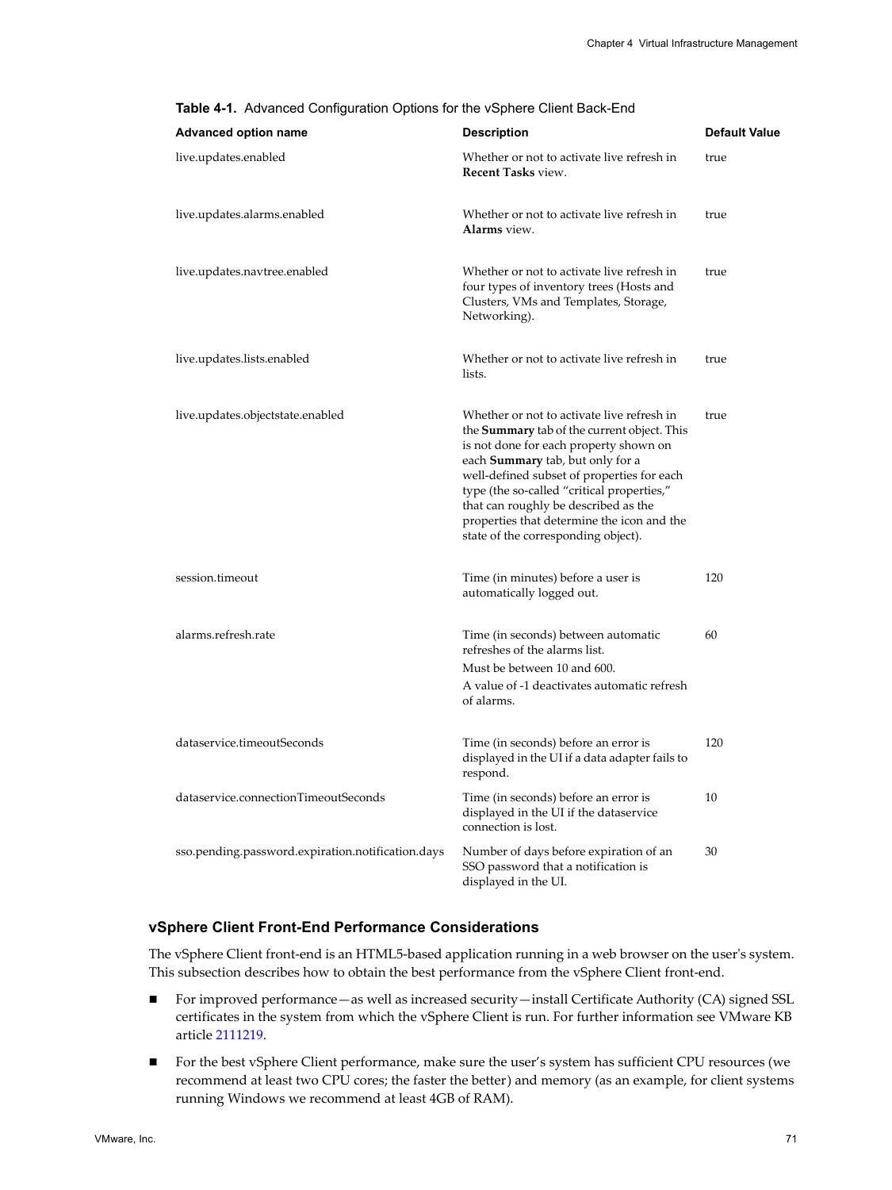**Table 4-1.** Advanced Configuration Options for the vSphere Client Back-End

| Advanced option name | Description | Default Value |
|---|---|---|
| live.updates.enabled | Whether or not to activate live refresh in **Recent Tasks** view. | true |
| live.updates.alarms.enabled | Whether or not to activate live refresh in **Alarms** view. | true |
| live.updates.navtree.enabled | Whether or not to activate live refresh in four types of inventory trees (Hosts and Clusters, VMs and Templates, Storage, Networking). | true |
| live.updates.lists.enabled | Whether or not to activate live refresh in lists. | true |
| live.updates.objectstate.enabled | Whether or not to activate live refresh in the **Summary** tab of the current object. This is not done for each property shown on each **Summary** tab, but only for a well-defined subset of properties for each type (the so-called "critical properties," that can roughly be described as the properties that determine the icon and the state of the corresponding object). | true |
| session.timeout | Time (in minutes) before a user is automatically logged out. | 120 |
| alarms.refresh.rate | Time (in seconds) between automatic refreshes of the alarms list. Must be between 10 and 600. A value of -1 deactivates automatic refresh of alarms. | 60 |
| dataservice.timeoutSeconds | Time (in seconds) before an error is displayed in the UI if a data adapter fails to respond. | 120 |
| dataservice.connectionTimeoutSeconds | Time (in seconds) before an error is displayed in the UI if the dataservice connection is lost. | 10 |
| sso.pending.password.expiration.notification.days | Number of days before expiration of an SSO password that a notification is displayed in the UI. | 30 |

### vSphere Client Front-End Performance Considerations

The vSphere Client front-end is an HTML5-based application running in a web browser on the user's system. This subsection describes how to obtain the best performance from the vSphere Client front-end.

- For improved performance—as well as increased security—install Certificate Authority (CA) signed SSL certificates in the system from which the vSphere Client is run. For further information see VMware KB article 2111219.
- For the best vSphere Client performance, make sure the user's system has sufficient CPU resources (we recommend at least two CPU cores; the faster the better) and memory (as an example, for client systems running Windows we recommend at least 4GB of RAM).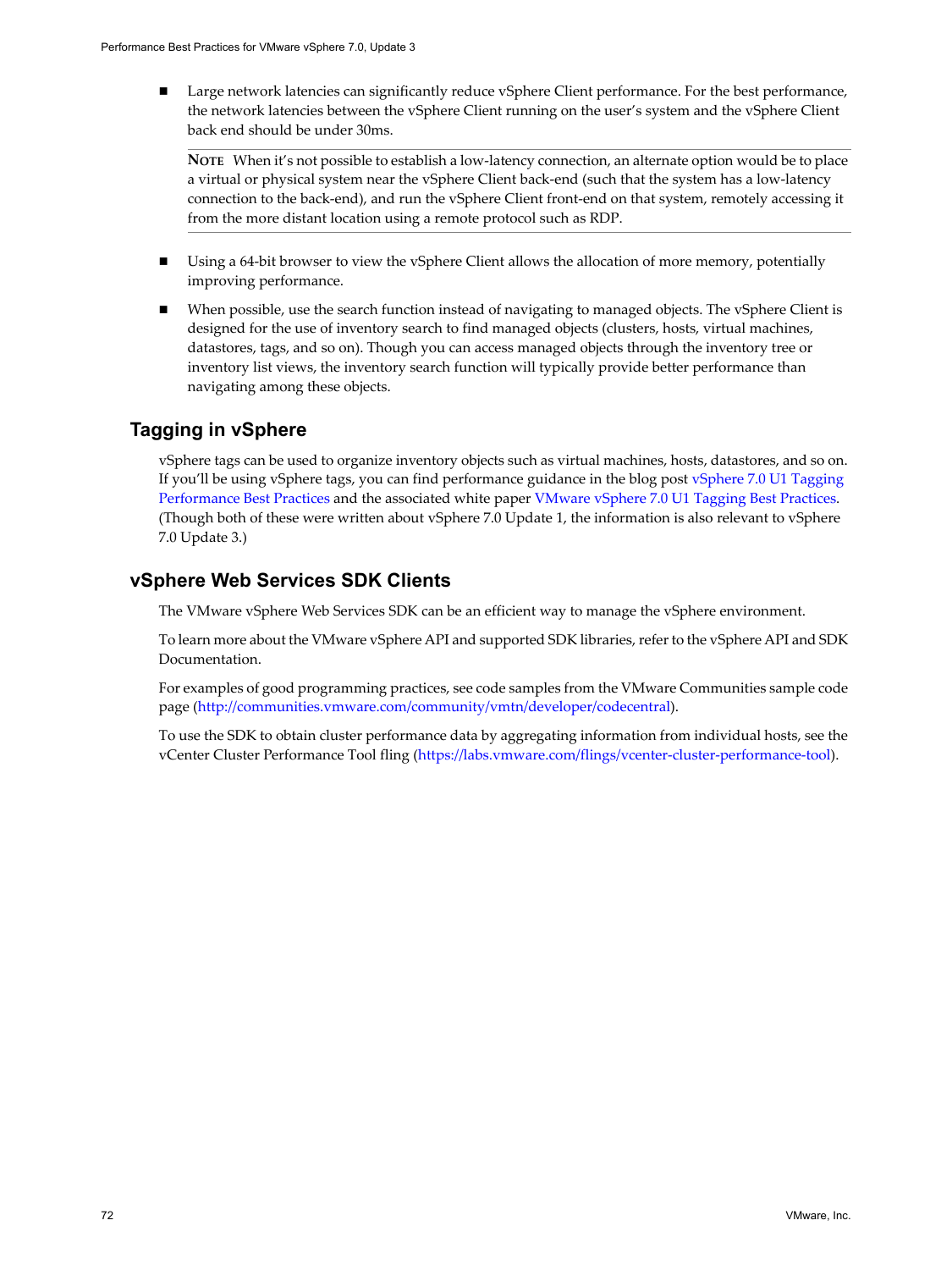- Large network latencies can significantly reduce vSphere Client performance. For the best performance, the network latencies between the vSphere Client running on the user's system and the vSphere Client back end should be under 30ms.

  **NOTE** When it's not possible to establish a low-latency connection, an alternate option would be to place a virtual or physical system near the vSphere Client back-end (such that the system has a low-latency connection to the back-end), and run the vSphere Client front-end on that system, remotely accessing it from the more distant location using a remote protocol such as RDP.

- Using a 64-bit browser to view the vSphere Client allows the allocation of more memory, potentially improving performance.

- When possible, use the search function instead of navigating to managed objects. The vSphere Client is designed for the use of inventory search to find managed objects (clusters, hosts, virtual machines, datastores, tags, and so on). Though you can access managed objects through the inventory tree or inventory list views, the inventory search function will typically provide better performance than navigating among these objects.

## Tagging in vSphere

vSphere tags can be used to organize inventory objects such as virtual machines, hosts, datastores, and so on. If you'll be using vSphere tags, you can find performance guidance in the blog post vSphere 7.0 U1 Tagging Performance Best Practices and the associated white paper VMware vSphere 7.0 U1 Tagging Best Practices. (Though both of these were written about vSphere 7.0 Update 1, the information is also relevant to vSphere 7.0 Update 3.)

## vSphere Web Services SDK Clients

The VMware vSphere Web Services SDK can be an efficient way to manage the vSphere environment.

To learn more about the VMware vSphere API and supported SDK libraries, refer to the vSphere API and SDK Documentation.

For examples of good programming practices, see code samples from the VMware Communities sample code page (http://communities.vmware.com/community/vmtn/developer/codecentral).

To use the SDK to obtain cluster performance data by aggregating information from individual hosts, see the vCenter Cluster Performance Tool fling (https://labs.vmware.com/flings/vcenter-cluster-performance-tool).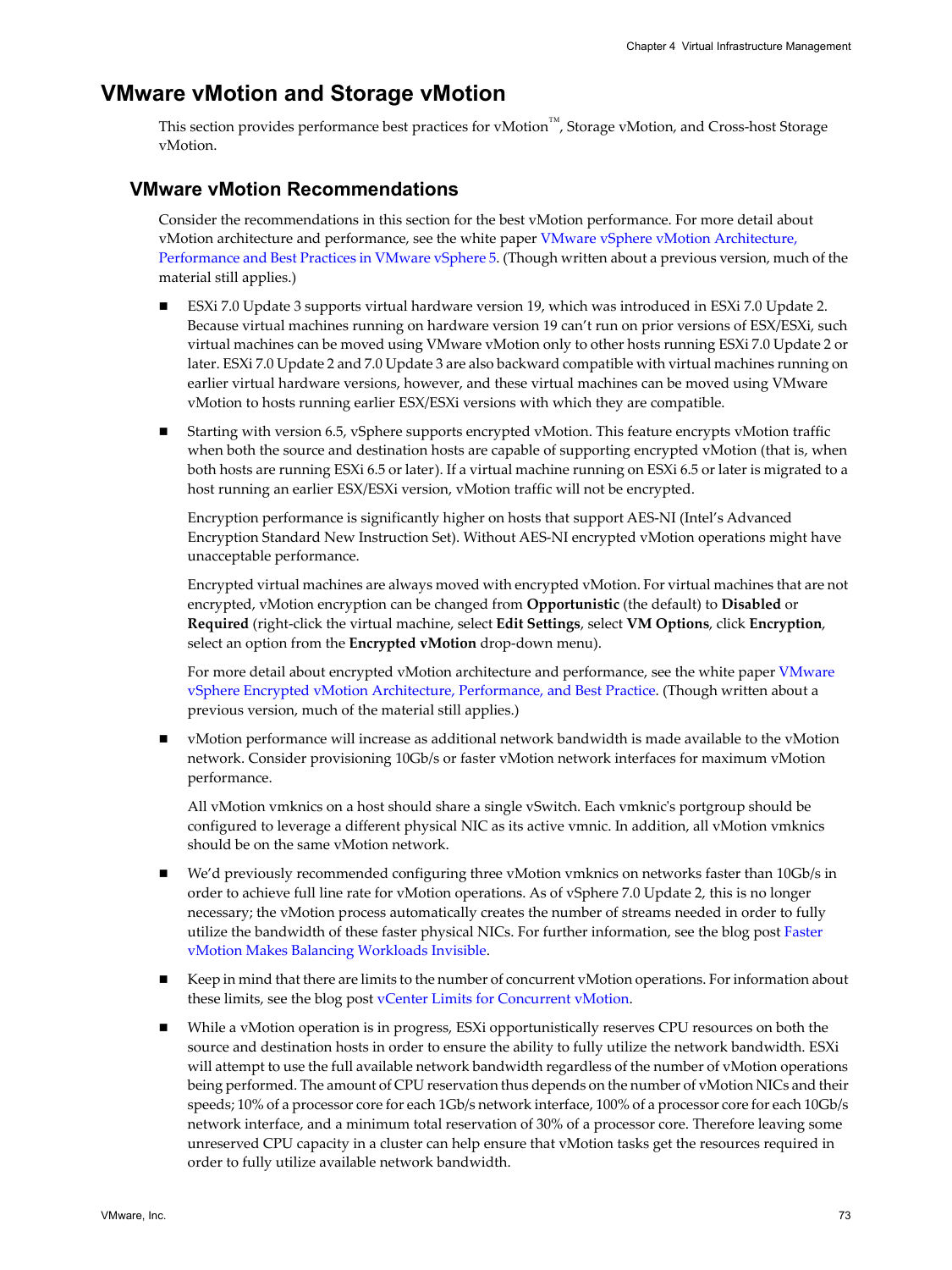# VMware vMotion and Storage vMotion

This section provides performance best practices for vMotion™, Storage vMotion, and Cross-host Storage vMotion.

## VMware vMotion Recommendations

Consider the recommendations in this section for the best vMotion performance. For more detail about vMotion architecture and performance, see the white paper VMware vSphere vMotion Architecture, Performance and Best Practices in VMware vSphere 5. (Though written about a previous version, much of the material still applies.)

- ESXi 7.0 Update 3 supports virtual hardware version 19, which was introduced in ESXi 7.0 Update 2. Because virtual machines running on hardware version 19 can't run on prior versions of ESX/ESXi, such virtual machines can be moved using VMware vMotion only to other hosts running ESXi 7.0 Update 2 or later. ESXi 7.0 Update 2 and 7.0 Update 3 are also backward compatible with virtual machines running on earlier virtual hardware versions, however, and these virtual machines can be moved using VMware vMotion to hosts running earlier ESX/ESXi versions with which they are compatible.

- Starting with version 6.5, vSphere supports encrypted vMotion. This feature encrypts vMotion traffic when both the source and destination hosts are capable of supporting encrypted vMotion (that is, when both hosts are running ESXi 6.5 or later). If a virtual machine running on ESXi 6.5 or later is migrated to a host running an earlier ESX/ESXi version, vMotion traffic will not be encrypted.

  Encryption performance is significantly higher on hosts that support AES-NI (Intel's Advanced Encryption Standard New Instruction Set). Without AES-NI encrypted vMotion operations might have unacceptable performance.

  Encrypted virtual machines are always moved with encrypted vMotion. For virtual machines that are not encrypted, vMotion encryption can be changed from **Opportunistic** (the default) to **Disabled** or **Required** (right-click the virtual machine, select **Edit Settings**, select **VM Options**, click **Encryption**, select an option from the **Encrypted vMotion** drop-down menu).

  For more detail about encrypted vMotion architecture and performance, see the white paper VMware vSphere Encrypted vMotion Architecture, Performance, and Best Practice. (Though written about a previous version, much of the material still applies.)

- vMotion performance will increase as additional network bandwidth is made available to the vMotion network. Consider provisioning 10Gb/s or faster vMotion network interfaces for maximum vMotion performance.

  All vMotion vmknics on a host should share a single vSwitch. Each vmknic's portgroup should be configured to leverage a different physical NIC as its active vmnic. In addition, all vMotion vmknics should be on the same vMotion network.

- We'd previously recommended configuring three vMotion vmknics on networks faster than 10Gb/s in order to achieve full line rate for vMotion operations. As of vSphere 7.0 Update 2, this is no longer necessary; the vMotion process automatically creates the number of streams needed in order to fully utilize the bandwidth of these faster physical NICs. For further information, see the blog post Faster vMotion Makes Balancing Workloads Invisible.

- Keep in mind that there are limits to the number of concurrent vMotion operations. For information about these limits, see the blog post vCenter Limits for Concurrent vMotion.

- While a vMotion operation is in progress, ESXi opportunistically reserves CPU resources on both the source and destination hosts in order to ensure the ability to fully utilize the network bandwidth. ESXi will attempt to use the full available network bandwidth regardless of the number of vMotion operations being performed. The amount of CPU reservation thus depends on the number of vMotion NICs and their speeds; 10% of a processor core for each 1Gb/s network interface, 100% of a processor core for each 10Gb/s network interface, and a minimum total reservation of 30% of a processor core. Therefore leaving some unreserved CPU capacity in a cluster can help ensure that vMotion tasks get the resources required in order to fully utilize available network bandwidth.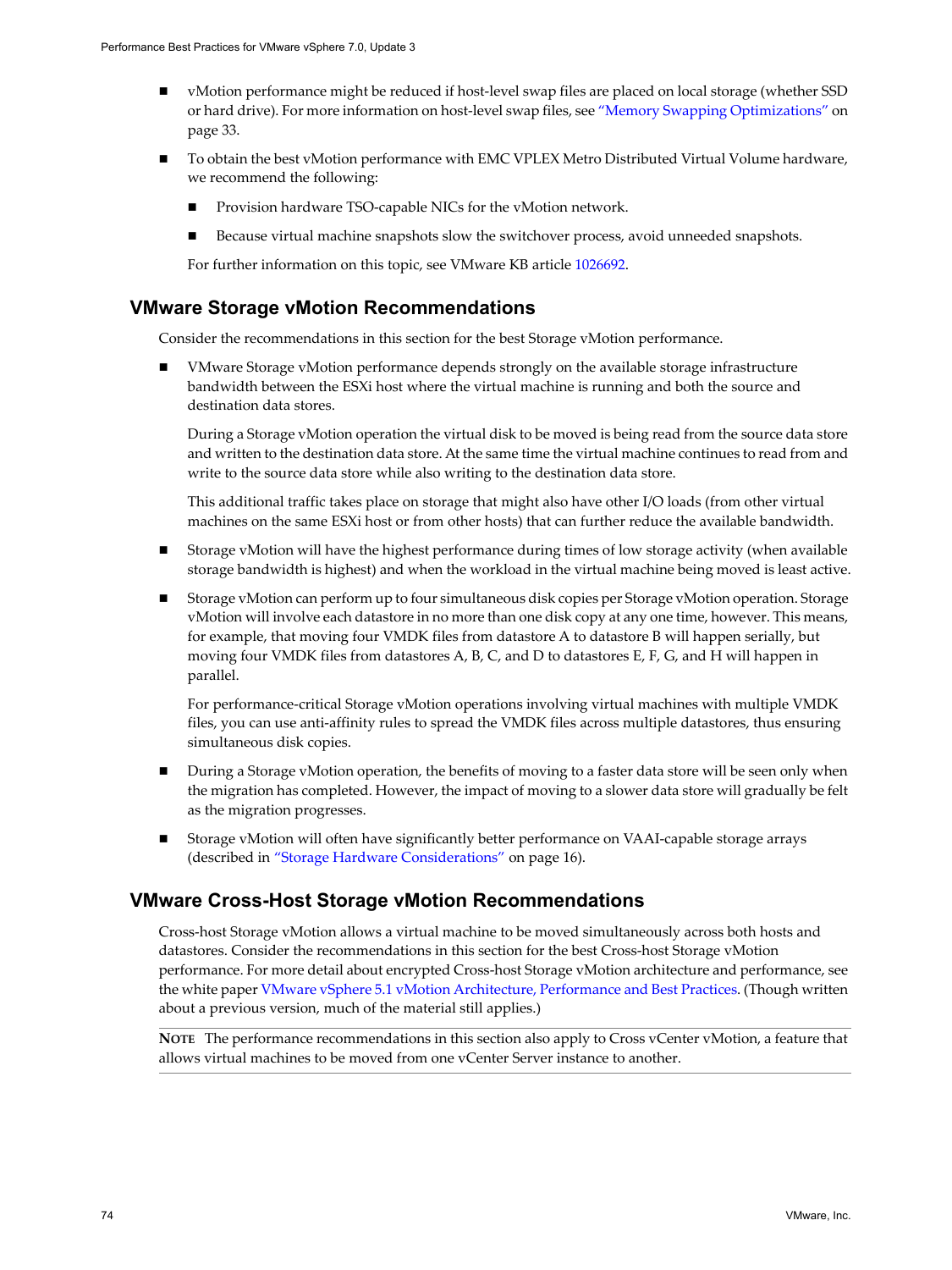- vMotion performance might be reduced if host-level swap files are placed on local storage (whether SSD or hard drive). For more information on host-level swap files, see "Memory Swapping Optimizations" on page 33.
- To obtain the best vMotion performance with EMC VPLEX Metro Distributed Virtual Volume hardware, we recommend the following:
  - Provision hardware TSO-capable NICs for the vMotion network.
  - Because virtual machine snapshots slow the switchover process, avoid unneeded snapshots.

  For further information on this topic, see VMware KB article 1026692.

## VMware Storage vMotion Recommendations

Consider the recommendations in this section for the best Storage vMotion performance.

- VMware Storage vMotion performance depends strongly on the available storage infrastructure bandwidth between the ESXi host where the virtual machine is running and both the source and destination data stores.

  During a Storage vMotion operation the virtual disk to be moved is being read from the source data store and written to the destination data store. At the same time the virtual machine continues to read from and write to the source data store while also writing to the destination data store.

  This additional traffic takes place on storage that might also have other I/O loads (from other virtual machines on the same ESXi host or from other hosts) that can further reduce the available bandwidth.
- Storage vMotion will have the highest performance during times of low storage activity (when available storage bandwidth is highest) and when the workload in the virtual machine being moved is least active.
- Storage vMotion can perform up to four simultaneous disk copies per Storage vMotion operation. Storage vMotion will involve each datastore in no more than one disk copy at any one time, however. This means, for example, that moving four VMDK files from datastore A to datastore B will happen serially, but moving four VMDK files from datastores A, B, C, and D to datastores E, F, G, and H will happen in parallel.

  For performance-critical Storage vMotion operations involving virtual machines with multiple VMDK files, you can use anti-affinity rules to spread the VMDK files across multiple datastores, thus ensuring simultaneous disk copies.
- During a Storage vMotion operation, the benefits of moving to a faster data store will be seen only when the migration has completed. However, the impact of moving to a slower data store will gradually be felt as the migration progresses.
- Storage vMotion will often have significantly better performance on VAAI-capable storage arrays (described in "Storage Hardware Considerations" on page 16).

## VMware Cross-Host Storage vMotion Recommendations

Cross-host Storage vMotion allows a virtual machine to be moved simultaneously across both hosts and datastores. Consider the recommendations in this section for the best Cross-host Storage vMotion performance. For more detail about encrypted Cross-host Storage vMotion architecture and performance, see the white paper VMware vSphere 5.1 vMotion Architecture, Performance and Best Practices. (Though written about a previous version, much of the material still applies.)

**NOTE** The performance recommendations in this section also apply to Cross vCenter vMotion, a feature that allows virtual machines to be moved from one vCenter Server instance to another.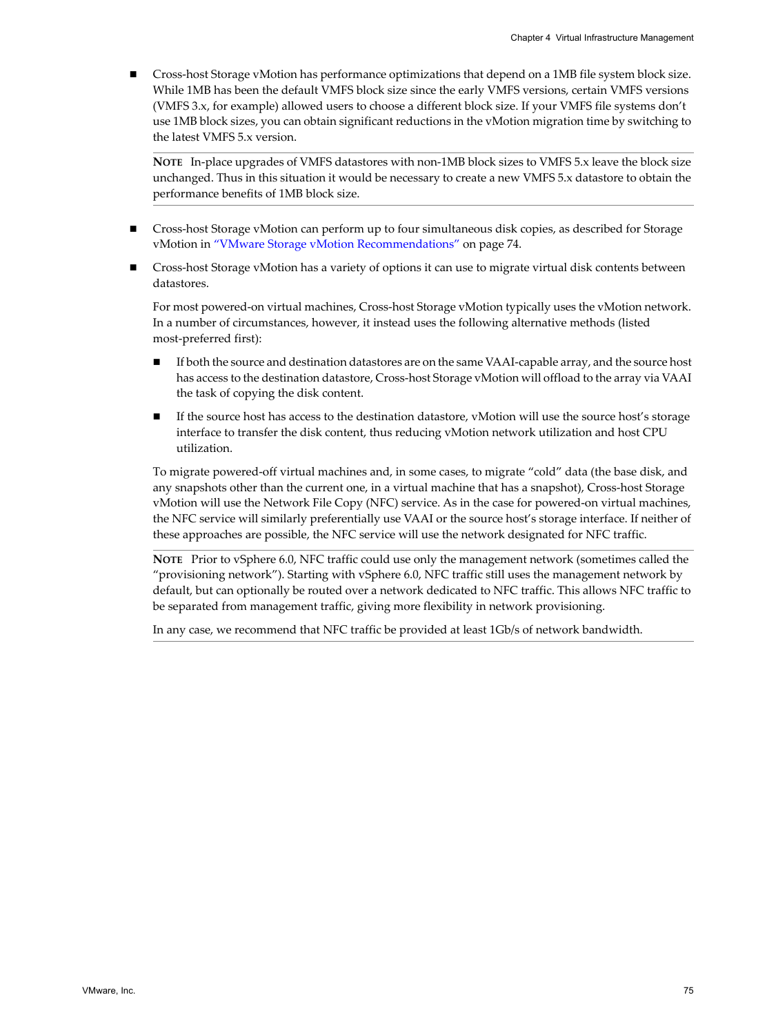- Cross-host Storage vMotion has performance optimizations that depend on a 1MB file system block size. While 1MB has been the default VMFS block size since the early VMFS versions, certain VMFS versions (VMFS 3.x, for example) allowed users to choose a different block size. If your VMFS file systems don't use 1MB block sizes, you can obtain significant reductions in the vMotion migration time by switching to the latest VMFS 5.x version.

  **NOTE** In-place upgrades of VMFS datastores with non-1MB block sizes to VMFS 5.x leave the block size unchanged. Thus in this situation it would be necessary to create a new VMFS 5.x datastore to obtain the performance benefits of 1MB block size.

- Cross-host Storage vMotion can perform up to four simultaneous disk copies, as described for Storage vMotion in "VMware Storage vMotion Recommendations" on page 74.

- Cross-host Storage vMotion has a variety of options it can use to migrate virtual disk contents between datastores.

  For most powered-on virtual machines, Cross-host Storage vMotion typically uses the vMotion network. In a number of circumstances, however, it instead uses the following alternative methods (listed most-preferred first):

  - If both the source and destination datastores are on the same VAAI-capable array, and the source host has access to the destination datastore, Cross-host Storage vMotion will offload to the array via VAAI the task of copying the disk content.

  - If the source host has access to the destination datastore, vMotion will use the source host's storage interface to transfer the disk content, thus reducing vMotion network utilization and host CPU utilization.

  To migrate powered-off virtual machines and, in some cases, to migrate "cold" data (the base disk, and any snapshots other than the current one, in a virtual machine that has a snapshot), Cross-host Storage vMotion will use the Network File Copy (NFC) service. As in the case for powered-on virtual machines, the NFC service will similarly preferentially use VAAI or the source host's storage interface. If neither of these approaches are possible, the NFC service will use the network designated for NFC traffic.

  **NOTE** Prior to vSphere 6.0, NFC traffic could use only the management network (sometimes called the "provisioning network"). Starting with vSphere 6.0, NFC traffic still uses the management network by default, but can optionally be routed over a network dedicated to NFC traffic. This allows NFC traffic to be separated from management traffic, giving more flexibility in network provisioning.

  In any case, we recommend that NFC traffic be provided at least 1Gb/s of network bandwidth.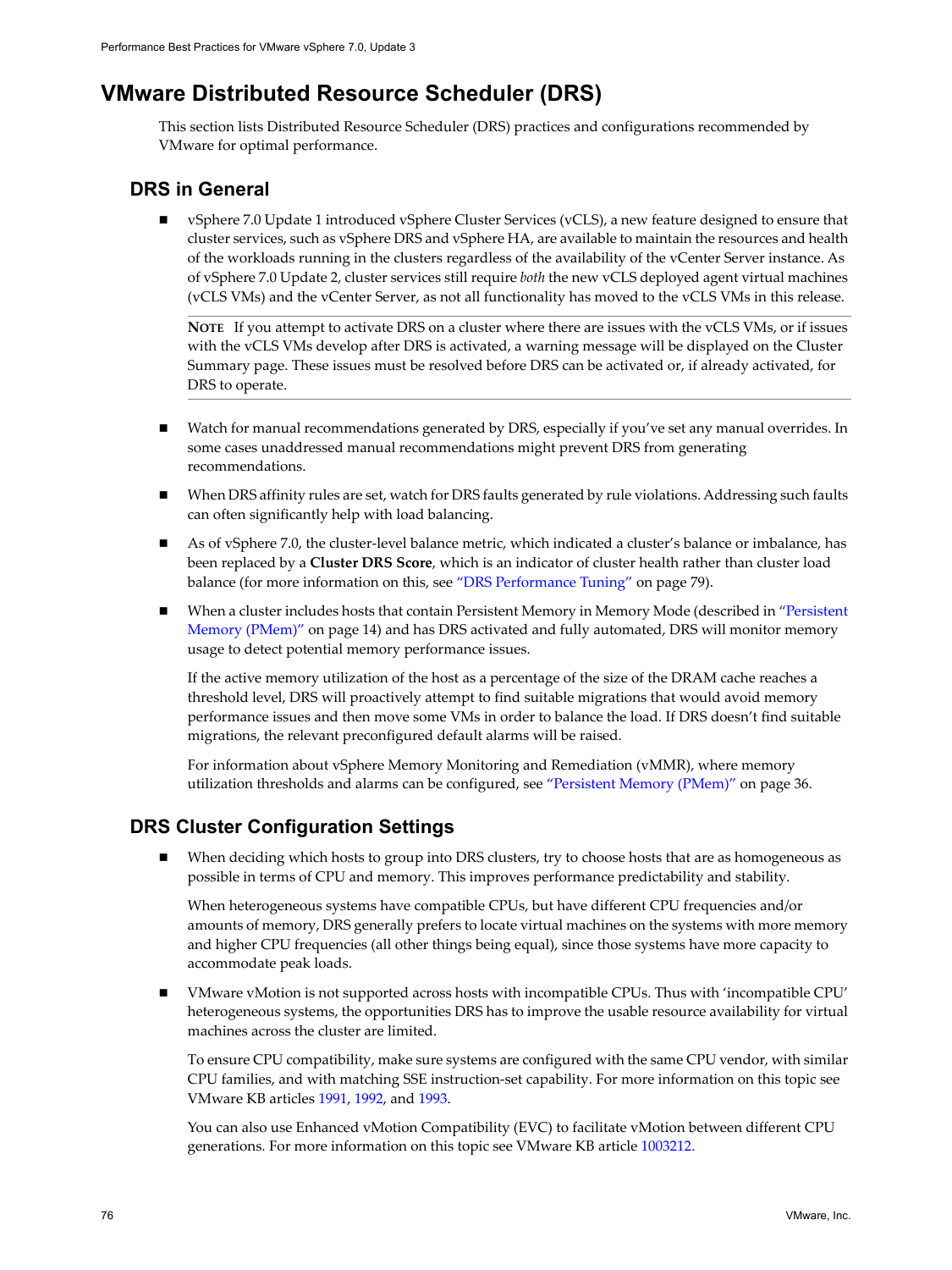# VMware Distributed Resource Scheduler (DRS)

This section lists Distributed Resource Scheduler (DRS) practices and configurations recommended by VMware for optimal performance.

## DRS in General

- vSphere 7.0 Update 1 introduced vSphere Cluster Services (vCLS), a new feature designed to ensure that cluster services, such as vSphere DRS and vSphere HA, are available to maintain the resources and health of the workloads running in the clusters regardless of the availability of the vCenter Server instance. As of vSphere 7.0 Update 2, cluster services still require *both* the new vCLS deployed agent virtual machines (vCLS VMs) and the vCenter Server, as not all functionality has moved to the vCLS VMs in this release.

  **NOTE** If you attempt to activate DRS on a cluster where there are issues with the vCLS VMs, or if issues with the vCLS VMs develop after DRS is activated, a warning message will be displayed on the Cluster Summary page. These issues must be resolved before DRS can be activated or, if already activated, for DRS to operate.

- Watch for manual recommendations generated by DRS, especially if you've set any manual overrides. In some cases unaddressed manual recommendations might prevent DRS from generating recommendations.

- When DRS affinity rules are set, watch for DRS faults generated by rule violations. Addressing such faults can often significantly help with load balancing.

- As of vSphere 7.0, the cluster-level balance metric, which indicated a cluster's balance or imbalance, has been replaced by a **Cluster DRS Score**, which is an indicator of cluster health rather than cluster load balance (for more information on this, see "DRS Performance Tuning" on page 79).

- When a cluster includes hosts that contain Persistent Memory in Memory Mode (described in "Persistent Memory (PMem)" on page 14) and has DRS activated and fully automated, DRS will monitor memory usage to detect potential memory performance issues.

  If the active memory utilization of the host as a percentage of the size of the DRAM cache reaches a threshold level, DRS will proactively attempt to find suitable migrations that would avoid memory performance issues and then move some VMs in order to balance the load. If DRS doesn't find suitable migrations, the relevant preconfigured default alarms will be raised.

  For information about vSphere Memory Monitoring and Remediation (vMMR), where memory utilization thresholds and alarms can be configured, see "Persistent Memory (PMem)" on page 36.

## DRS Cluster Configuration Settings

- When deciding which hosts to group into DRS clusters, try to choose hosts that are as homogeneous as possible in terms of CPU and memory. This improves performance predictability and stability.

  When heterogeneous systems have compatible CPUs, but have different CPU frequencies and/or amounts of memory, DRS generally prefers to locate virtual machines on the systems with more memory and higher CPU frequencies (all other things being equal), since those systems have more capacity to accommodate peak loads.

- VMware vMotion is not supported across hosts with incompatible CPUs. Thus with 'incompatible CPU' heterogeneous systems, the opportunities DRS has to improve the usable resource availability for virtual machines across the cluster are limited.

  To ensure CPU compatibility, make sure systems are configured with the same CPU vendor, with similar CPU families, and with matching SSE instruction-set capability. For more information on this topic see VMware KB articles 1991, 1992, and 1993.

  You can also use Enhanced vMotion Compatibility (EVC) to facilitate vMotion between different CPU generations. For more information on this topic see VMware KB article 1003212.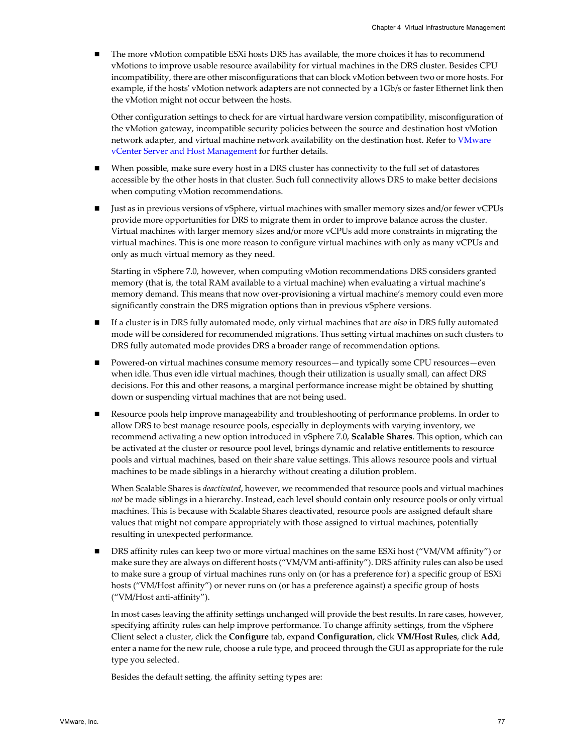- The more vMotion compatible ESXi hosts DRS has available, the more choices it has to recommend vMotions to improve usable resource availability for virtual machines in the DRS cluster. Besides CPU incompatibility, there are other misconfigurations that can block vMotion between two or more hosts. For example, if the hosts' vMotion network adapters are not connected by a 1Gb/s or faster Ethernet link then the vMotion might not occur between the hosts.

  Other configuration settings to check for are virtual hardware version compatibility, misconfiguration of the vMotion gateway, incompatible security policies between the source and destination host vMotion network adapter, and virtual machine network availability on the destination host. Refer to VMware vCenter Server and Host Management for further details.

- When possible, make sure every host in a DRS cluster has connectivity to the full set of datastores accessible by the other hosts in that cluster. Such full connectivity allows DRS to make better decisions when computing vMotion recommendations.

- Just as in previous versions of vSphere, virtual machines with smaller memory sizes and/or fewer vCPUs provide more opportunities for DRS to migrate them in order to improve balance across the cluster. Virtual machines with larger memory sizes and/or more vCPUs add more constraints in migrating the virtual machines. This is one more reason to configure virtual machines with only as many vCPUs and only as much virtual memory as they need.

  Starting in vSphere 7.0, however, when computing vMotion recommendations DRS considers granted memory (that is, the total RAM available to a virtual machine) when evaluating a virtual machine's memory demand. This means that now over-provisioning a virtual machine's memory could even more significantly constrain the DRS migration options than in previous vSphere versions.

- If a cluster is in DRS fully automated mode, only virtual machines that are *also* in DRS fully automated mode will be considered for recommended migrations. Thus setting virtual machines on such clusters to DRS fully automated mode provides DRS a broader range of recommendation options.

- Powered-on virtual machines consume memory resources—and typically some CPU resources—even when idle. Thus even idle virtual machines, though their utilization is usually small, can affect DRS decisions. For this and other reasons, a marginal performance increase might be obtained by shutting down or suspending virtual machines that are not being used.

- Resource pools help improve manageability and troubleshooting of performance problems. In order to allow DRS to best manage resource pools, especially in deployments with varying inventory, we recommend activating a new option introduced in vSphere 7.0, **Scalable Shares**. This option, which can be activated at the cluster or resource pool level, brings dynamic and relative entitlements to resource pools and virtual machines, based on their share value settings. This allows resource pools and virtual machines to be made siblings in a hierarchy without creating a dilution problem.

  When Scalable Shares is *deactivated*, however, we recommended that resource pools and virtual machines *not* be made siblings in a hierarchy. Instead, each level should contain only resource pools or only virtual machines. This is because with Scalable Shares deactivated, resource pools are assigned default share values that might not compare appropriately with those assigned to virtual machines, potentially resulting in unexpected performance.

- DRS affinity rules can keep two or more virtual machines on the same ESXi host ("VM/VM affinity") or make sure they are always on different hosts ("VM/VM anti-affinity"). DRS affinity rules can also be used to make sure a group of virtual machines runs only on (or has a preference for) a specific group of ESXi hosts ("VM/Host affinity") or never runs on (or has a preference against) a specific group of hosts ("VM/Host anti-affinity").

  In most cases leaving the affinity settings unchanged will provide the best results. In rare cases, however, specifying affinity rules can help improve performance. To change affinity settings, from the vSphere Client select a cluster, click the **Configure** tab, expand **Configuration**, click **VM/Host Rules**, click **Add**, enter a name for the new rule, choose a rule type, and proceed through the GUI as appropriate for the rule type you selected.

  Besides the default setting, the affinity setting types are: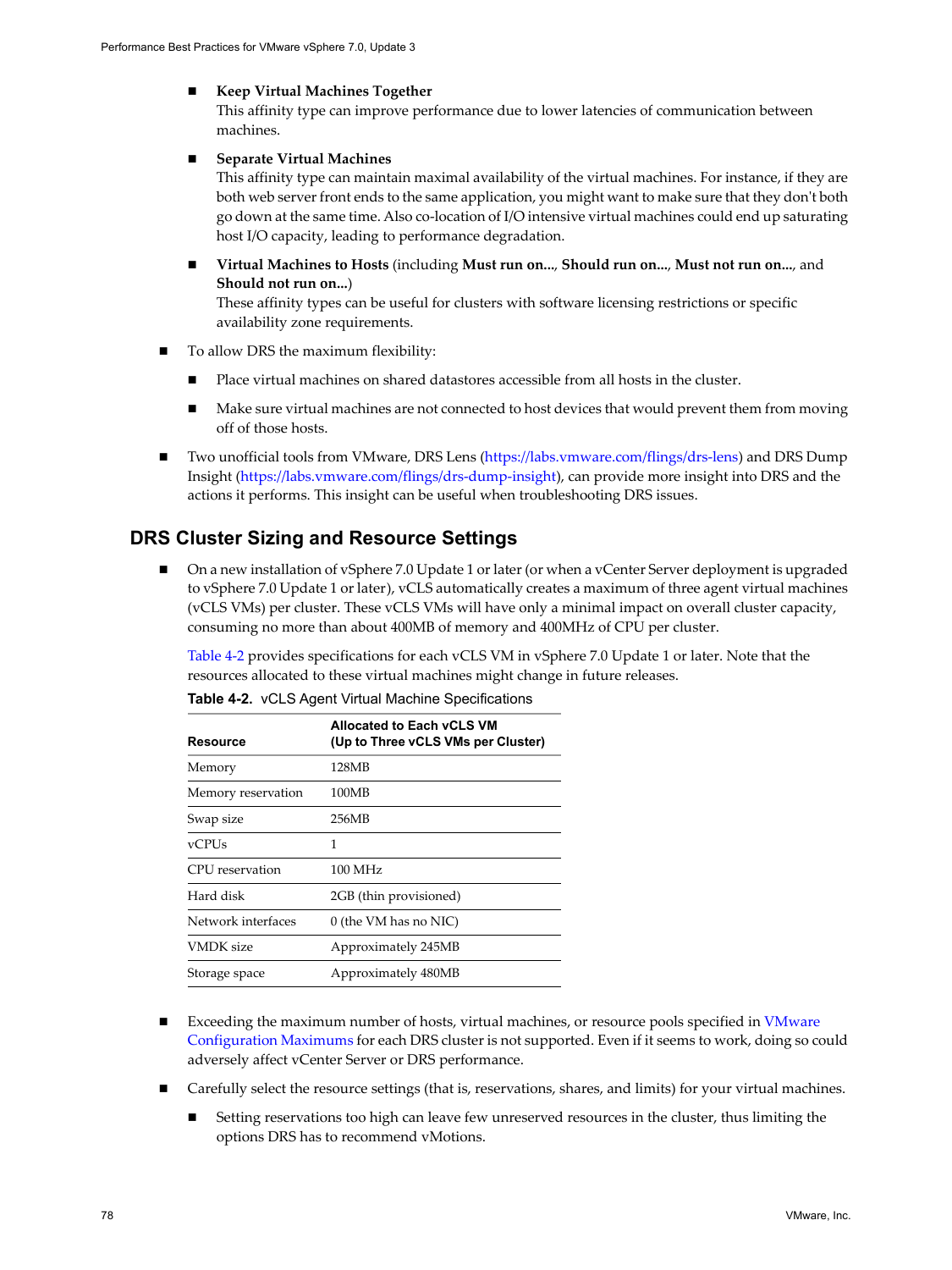- **Keep Virtual Machines Together**
  This affinity type can improve performance due to lower latencies of communication between machines.

- **Separate Virtual Machines**
  This affinity type can maintain maximal availability of the virtual machines. For instance, if they are both web server front ends to the same application, you might want to make sure that they don't both go down at the same time. Also co-location of I/O intensive virtual machines could end up saturating host I/O capacity, leading to performance degradation.

- **Virtual Machines to Hosts** (including **Must run on...**, **Should run on...**, **Must not run on...**, and **Should not run on...**)
  These affinity types can be useful for clusters with software licensing restrictions or specific availability zone requirements.

- To allow DRS the maximum flexibility:
  - Place virtual machines on shared datastores accessible from all hosts in the cluster.
  - Make sure virtual machines are not connected to host devices that would prevent them from moving off of those hosts.

- Two unofficial tools from VMware, DRS Lens (https://labs.vmware.com/flings/drs-lens) and DRS Dump Insight (https://labs.vmware.com/flings/drs-dump-insight), can provide more insight into DRS and the actions it performs. This insight can be useful when troubleshooting DRS issues.

## DRS Cluster Sizing and Resource Settings

- On a new installation of vSphere 7.0 Update 1 or later (or when a vCenter Server deployment is upgraded to vSphere 7.0 Update 1 or later), vCLS automatically creates a maximum of three agent virtual machines (vCLS VMs) per cluster. These vCLS VMs will have only a minimal impact on overall cluster capacity, consuming no more than about 400MB of memory and 400MHz of CPU per cluster.

  Table 4-2 provides specifications for each vCLS VM in vSphere 7.0 Update 1 or later. Note that the resources allocated to these virtual machines might change in future releases.

  **Table 4-2.** vCLS Agent Virtual Machine Specifications

  | Resource | Allocated to Each vCLS VM (Up to Three vCLS VMs per Cluster) |
  |---|---|
  | Memory | 128MB |
  | Memory reservation | 100MB |
  | Swap size | 256MB |
  | vCPUs | 1 |
  | CPU reservation | 100 MHz |
  | Hard disk | 2GB (thin provisioned) |
  | Network interfaces | 0 (the VM has no NIC) |
  | VMDK size | Approximately 245MB |
  | Storage space | Approximately 480MB |

- Exceeding the maximum number of hosts, virtual machines, or resource pools specified in VMware Configuration Maximums for each DRS cluster is not supported. Even if it seems to work, doing so could adversely affect vCenter Server or DRS performance.

- Carefully select the resource settings (that is, reservations, shares, and limits) for your virtual machines.
  - Setting reservations too high can leave few unreserved resources in the cluster, thus limiting the options DRS has to recommend vMotions.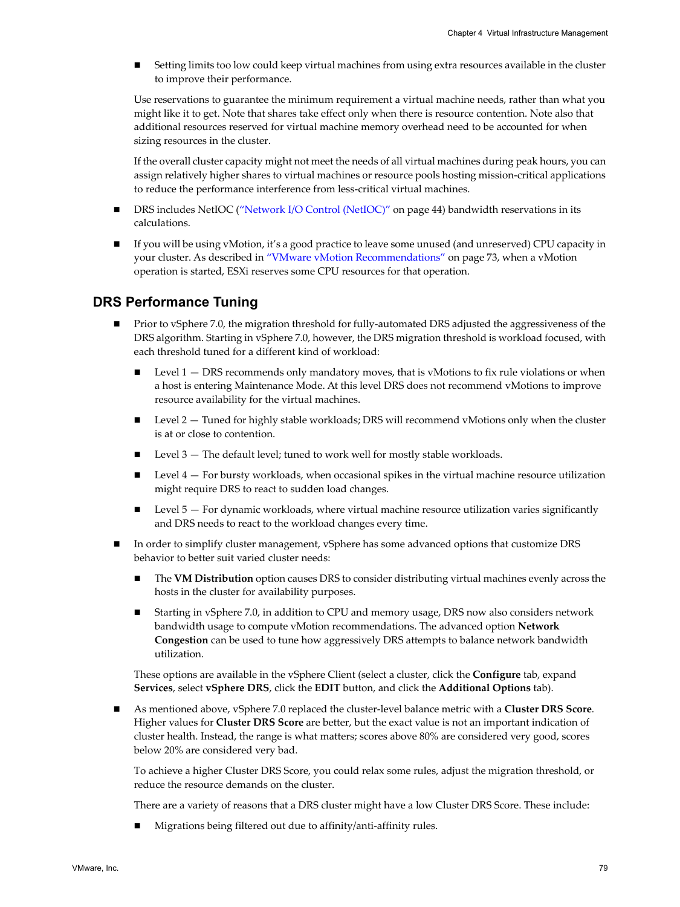- Setting limits too low could keep virtual machines from using extra resources available in the cluster to improve their performance.

  Use reservations to guarantee the minimum requirement a virtual machine needs, rather than what you might like it to get. Note that shares take effect only when there is resource contention. Note also that additional resources reserved for virtual machine memory overhead need to be accounted for when sizing resources in the cluster.

  If the overall cluster capacity might not meet the needs of all virtual machines during peak hours, you can assign relatively higher shares to virtual machines or resource pools hosting mission-critical applications to reduce the performance interference from less-critical virtual machines.

- DRS includes NetIOC ("Network I/O Control (NetIOC)" on page 44) bandwidth reservations in its calculations.

- If you will be using vMotion, it's a good practice to leave some unused (and unreserved) CPU capacity in your cluster. As described in "VMware vMotion Recommendations" on page 73, when a vMotion operation is started, ESXi reserves some CPU resources for that operation.

## DRS Performance Tuning

- Prior to vSphere 7.0, the migration threshold for fully-automated DRS adjusted the aggressiveness of the DRS algorithm. Starting in vSphere 7.0, however, the DRS migration threshold is workload focused, with each threshold tuned for a different kind of workload:
    - Level 1 — DRS recommends only mandatory moves, that is vMotions to fix rule violations or when a host is entering Maintenance Mode. At this level DRS does not recommend vMotions to improve resource availability for the virtual machines.
    - Level 2 — Tuned for highly stable workloads; DRS will recommend vMotions only when the cluster is at or close to contention.
    - Level 3 — The default level; tuned to work well for mostly stable workloads.
    - Level 4 — For bursty workloads, when occasional spikes in the virtual machine resource utilization might require DRS to react to sudden load changes.
    - Level 5 — For dynamic workloads, where virtual machine resource utilization varies significantly and DRS needs to react to the workload changes every time.

- In order to simplify cluster management, vSphere has some advanced options that customize DRS behavior to better suit varied cluster needs:
    - The **VM Distribution** option causes DRS to consider distributing virtual machines evenly across the hosts in the cluster for availability purposes.
    - Starting in vSphere 7.0, in addition to CPU and memory usage, DRS now also considers network bandwidth usage to compute vMotion recommendations. The advanced option **Network Congestion** can be used to tune how aggressively DRS attempts to balance network bandwidth utilization.

  These options are available in the vSphere Client (select a cluster, click the **Configure** tab, expand **Services**, select **vSphere DRS**, click the **EDIT** button, and click the **Additional Options** tab).

- As mentioned above, vSphere 7.0 replaced the cluster-level balance metric with a **Cluster DRS Score**. Higher values for **Cluster DRS Score** are better, but the exact value is not an important indication of cluster health. Instead, the range is what matters; scores above 80% are considered very good, scores below 20% are considered very bad.

  To achieve a higher Cluster DRS Score, you could relax some rules, adjust the migration threshold, or reduce the resource demands on the cluster.

  There are a variety of reasons that a DRS cluster might have a low Cluster DRS Score. These include:

    - Migrations being filtered out due to affinity/anti-affinity rules.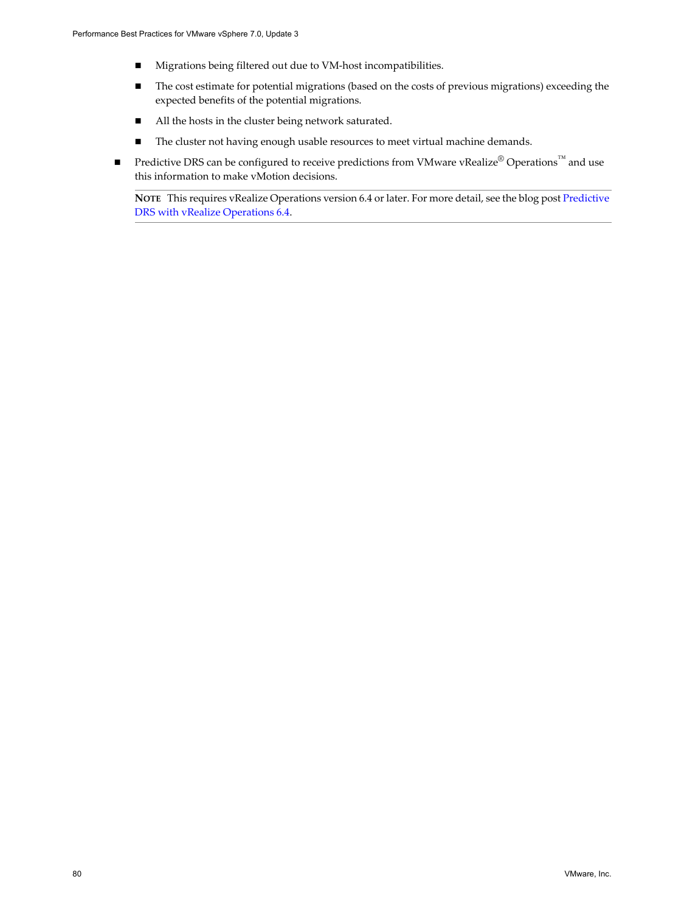- Migrations being filtered out due to VM-host incompatibilities.
- The cost estimate for potential migrations (based on the costs of previous migrations) exceeding the expected benefits of the potential migrations.
- All the hosts in the cluster being network saturated.
- The cluster not having enough usable resources to meet virtual machine demands.

- Predictive DRS can be configured to receive predictions from VMware vRealize® Operations™ and use this information to make vMotion decisions.

  **NOTE** This requires vRealize Operations version 6.4 or later. For more detail, see the blog post Predictive DRS with vRealize Operations 6.4.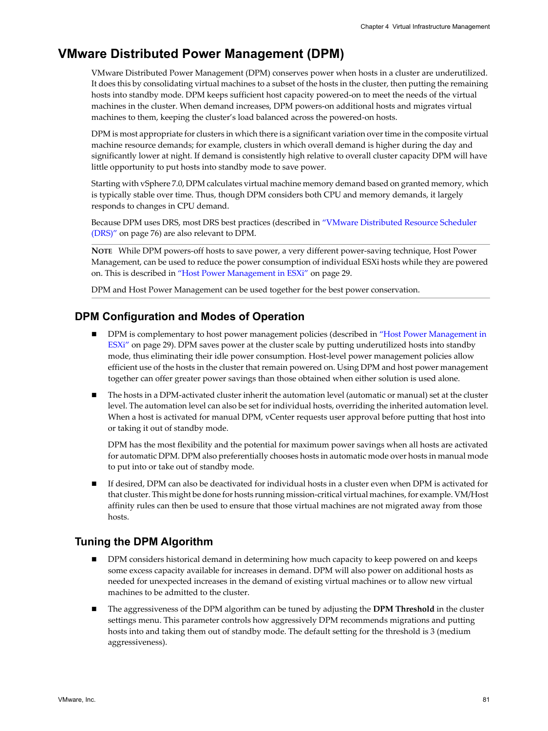## VMware Distributed Power Management (DPM)

VMware Distributed Power Management (DPM) conserves power when hosts in a cluster are underutilized. It does this by consolidating virtual machines to a subset of the hosts in the cluster, then putting the remaining hosts into standby mode. DPM keeps sufficient host capacity powered-on to meet the needs of the virtual machines in the cluster. When demand increases, DPM powers-on additional hosts and migrates virtual machines to them, keeping the cluster's load balanced across the powered-on hosts.

DPM is most appropriate for clusters in which there is a significant variation over time in the composite virtual machine resource demands; for example, clusters in which overall demand is higher during the day and significantly lower at night. If demand is consistently high relative to overall cluster capacity DPM will have little opportunity to put hosts into standby mode to save power.

Starting with vSphere 7.0, DPM calculates virtual machine memory demand based on granted memory, which is typically stable over time. Thus, though DPM considers both CPU and memory demands, it largely responds to changes in CPU demand.

Because DPM uses DRS, most DRS best practices (described in "VMware Distributed Resource Scheduler (DRS)" on page 76) are also relevant to DPM.

**NOTE** While DPM powers-off hosts to save power, a very different power-saving technique, Host Power Management, can be used to reduce the power consumption of individual ESXi hosts while they are powered on. This is described in "Host Power Management in ESXi" on page 29.

DPM and Host Power Management can be used together for the best power conservation.

### DPM Configuration and Modes of Operation

- DPM is complementary to host power management policies (described in "Host Power Management in ESXi" on page 29). DPM saves power at the cluster scale by putting underutilized hosts into standby mode, thus eliminating their idle power consumption. Host-level power management policies allow efficient use of the hosts in the cluster that remain powered on. Using DPM and host power management together can offer greater power savings than those obtained when either solution is used alone.
- The hosts in a DPM-activated cluster inherit the automation level (automatic or manual) set at the cluster level. The automation level can also be set for individual hosts, overriding the inherited automation level. When a host is activated for manual DPM, vCenter requests user approval before putting that host into or taking it out of standby mode.

  DPM has the most flexibility and the potential for maximum power savings when all hosts are activated for automatic DPM. DPM also preferentially chooses hosts in automatic mode over hosts in manual mode to put into or take out of standby mode.
- If desired, DPM can also be deactivated for individual hosts in a cluster even when DPM is activated for that cluster. This might be done for hosts running mission-critical virtual machines, for example. VM/Host affinity rules can then be used to ensure that those virtual machines are not migrated away from those hosts.

### Tuning the DPM Algorithm

- DPM considers historical demand in determining how much capacity to keep powered on and keeps some excess capacity available for increases in demand. DPM will also power on additional hosts as needed for unexpected increases in the demand of existing virtual machines or to allow new virtual machines to be admitted to the cluster.
- The aggressiveness of the DPM algorithm can be tuned by adjusting the **DPM Threshold** in the cluster settings menu. This parameter controls how aggressively DPM recommends migrations and putting hosts into and taking them out of standby mode. The default setting for the threshold is 3 (medium aggressiveness).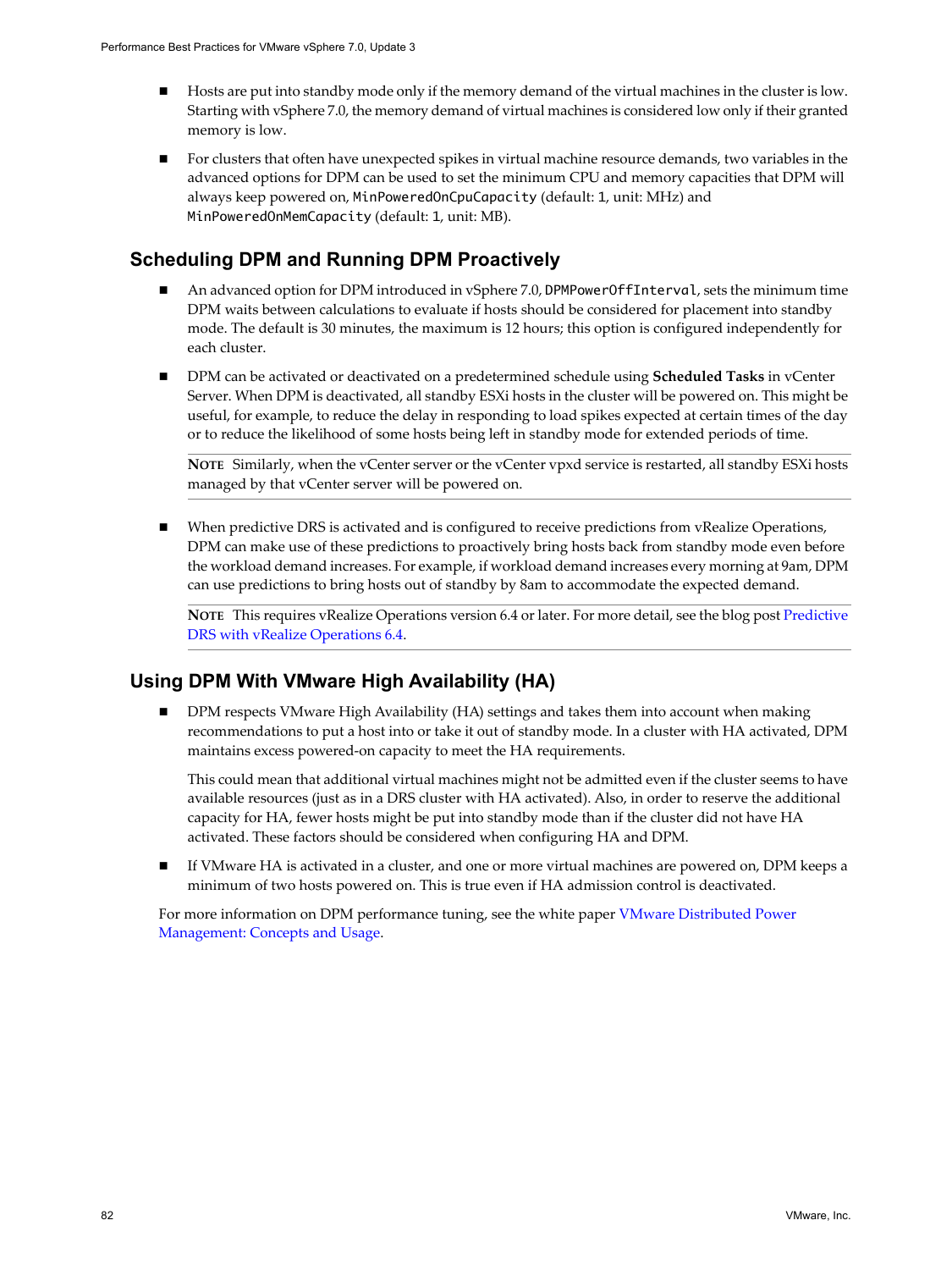- Hosts are put into standby mode only if the memory demand of the virtual machines in the cluster is low. Starting with vSphere 7.0, the memory demand of virtual machines is considered low only if their granted memory is low.
- For clusters that often have unexpected spikes in virtual machine resource demands, two variables in the advanced options for DPM can be used to set the minimum CPU and memory capacities that DPM will always keep powered on, `MinPoweredOnCpuCapacity` (default: 1, unit: MHz) and `MinPoweredOnMemCapacity` (default: 1, unit: MB).

## Scheduling DPM and Running DPM Proactively

- An advanced option for DPM introduced in vSphere 7.0, `DPMPowerOffInterval`, sets the minimum time DPM waits between calculations to evaluate if hosts should be considered for placement into standby mode. The default is 30 minutes, the maximum is 12 hours; this option is configured independently for each cluster.
- DPM can be activated or deactivated on a predetermined schedule using **Scheduled Tasks** in vCenter Server. When DPM is deactivated, all standby ESXi hosts in the cluster will be powered on. This might be useful, for example, to reduce the delay in responding to load spikes expected at certain times of the day or to reduce the likelihood of some hosts being left in standby mode for extended periods of time.

  **NOTE** Similarly, when the vCenter server or the vCenter vpxd service is restarted, all standby ESXi hosts managed by that vCenter server will be powered on.

- When predictive DRS is activated and is configured to receive predictions from vRealize Operations, DPM can make use of these predictions to proactively bring hosts back from standby mode even before the workload demand increases. For example, if workload demand increases every morning at 9am, DPM can use predictions to bring hosts out of standby by 8am to accommodate the expected demand.

  **NOTE** This requires vRealize Operations version 6.4 or later. For more detail, see the blog post Predictive DRS with vRealize Operations 6.4.

## Using DPM With VMware High Availability (HA)

- DPM respects VMware High Availability (HA) settings and takes them into account when making recommendations to put a host into or take it out of standby mode. In a cluster with HA activated, DPM maintains excess powered-on capacity to meet the HA requirements.

  This could mean that additional virtual machines might not be admitted even if the cluster seems to have available resources (just as in a DRS cluster with HA activated). Also, in order to reserve the additional capacity for HA, fewer hosts might be put into standby mode than if the cluster did not have HA activated. These factors should be considered when configuring HA and DPM.

- If VMware HA is activated in a cluster, and one or more virtual machines are powered on, DPM keeps a minimum of two hosts powered on. This is true even if HA admission control is deactivated.

For more information on DPM performance tuning, see the white paper VMware Distributed Power Management: Concepts and Usage.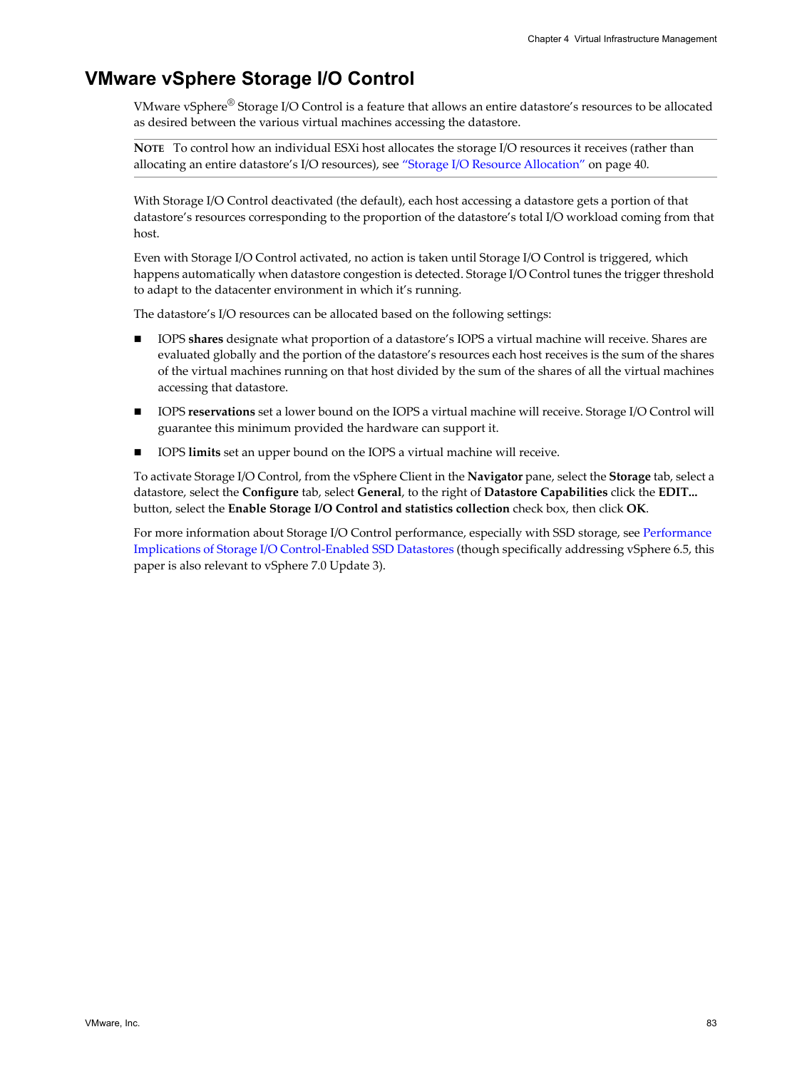## VMware vSphere Storage I/O Control

VMware vSphere® Storage I/O Control is a feature that allows an entire datastore's resources to be allocated as desired between the various virtual machines accessing the datastore.

---

**NOTE** To control how an individual ESXi host allocates the storage I/O resources it receives (rather than allocating an entire datastore's I/O resources), see "Storage I/O Resource Allocation" on page 40.

---

With Storage I/O Control deactivated (the default), each host accessing a datastore gets a portion of that datastore's resources corresponding to the proportion of the datastore's total I/O workload coming from that host.

Even with Storage I/O Control activated, no action is taken until Storage I/O Control is triggered, which happens automatically when datastore congestion is detected. Storage I/O Control tunes the trigger threshold to adapt to the datacenter environment in which it's running.

The datastore's I/O resources can be allocated based on the following settings:

- IOPS **shares** designate what proportion of a datastore's IOPS a virtual machine will receive. Shares are evaluated globally and the portion of the datastore's resources each host receives is the sum of the shares of the virtual machines running on that host divided by the sum of the shares of all the virtual machines accessing that datastore.
- IOPS **reservations** set a lower bound on the IOPS a virtual machine will receive. Storage I/O Control will guarantee this minimum provided the hardware can support it.
- IOPS **limits** set an upper bound on the IOPS a virtual machine will receive.

To activate Storage I/O Control, from the vSphere Client in the **Navigator** pane, select the **Storage** tab, select a datastore, select the **Configure** tab, select **General**, to the right of **Datastore Capabilities** click the **EDIT...** button, select the **Enable Storage I/O Control and statistics collection** check box, then click **OK**.

For more information about Storage I/O Control performance, especially with SSD storage, see Performance Implications of Storage I/O Control-Enabled SSD Datastores (though specifically addressing vSphere 6.5, this paper is also relevant to vSphere 7.0 Update 3).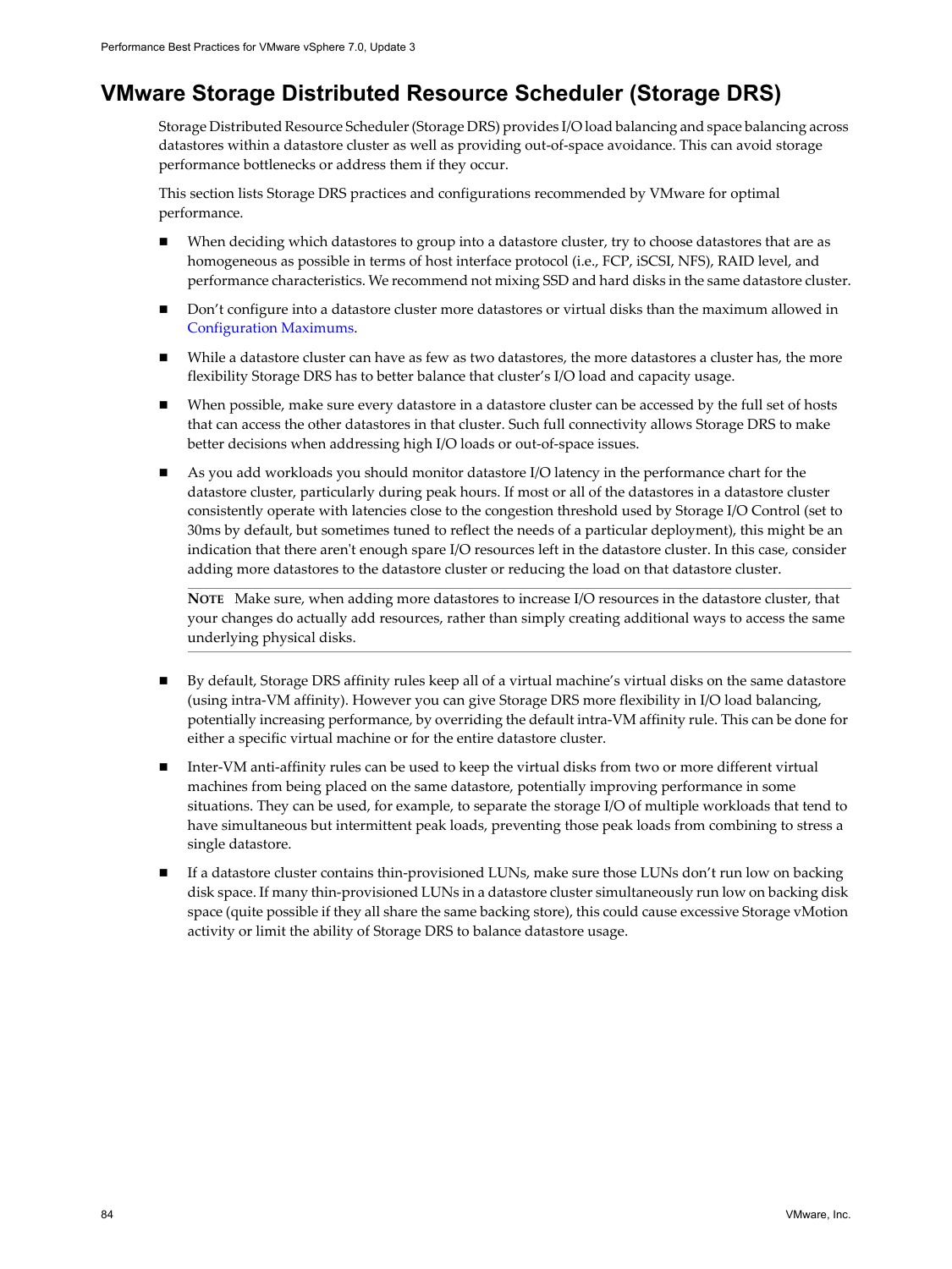# VMware Storage Distributed Resource Scheduler (Storage DRS)

Storage Distributed Resource Scheduler (Storage DRS) provides I/O load balancing and space balancing across datastores within a datastore cluster as well as providing out-of-space avoidance. This can avoid storage performance bottlenecks or address them if they occur.

This section lists Storage DRS practices and configurations recommended by VMware for optimal performance.

- When deciding which datastores to group into a datastore cluster, try to choose datastores that are as homogeneous as possible in terms of host interface protocol (i.e., FCP, iSCSI, NFS), RAID level, and performance characteristics. We recommend not mixing SSD and hard disks in the same datastore cluster.
- Don't configure into a datastore cluster more datastores or virtual disks than the maximum allowed in Configuration Maximums.
- While a datastore cluster can have as few as two datastores, the more datastores a cluster has, the more flexibility Storage DRS has to better balance that cluster's I/O load and capacity usage.
- When possible, make sure every datastore in a datastore cluster can be accessed by the full set of hosts that can access the other datastores in that cluster. Such full connectivity allows Storage DRS to make better decisions when addressing high I/O loads or out-of-space issues.
- As you add workloads you should monitor datastore I/O latency in the performance chart for the datastore cluster, particularly during peak hours. If most or all of the datastores in a datastore cluster consistently operate with latencies close to the congestion threshold used by Storage I/O Control (set to 30ms by default, but sometimes tuned to reflect the needs of a particular deployment), this might be an indication that there aren't enough spare I/O resources left in the datastore cluster. In this case, consider adding more datastores to the datastore cluster or reducing the load on that datastore cluster.

  **NOTE** Make sure, when adding more datastores to increase I/O resources in the datastore cluster, that your changes do actually add resources, rather than simply creating additional ways to access the same underlying physical disks.

- By default, Storage DRS affinity rules keep all of a virtual machine's virtual disks on the same datastore (using intra-VM affinity). However you can give Storage DRS more flexibility in I/O load balancing, potentially increasing performance, by overriding the default intra-VM affinity rule. This can be done for either a specific virtual machine or for the entire datastore cluster.
- Inter-VM anti-affinity rules can be used to keep the virtual disks from two or more different virtual machines from being placed on the same datastore, potentially improving performance in some situations. They can be used, for example, to separate the storage I/O of multiple workloads that tend to have simultaneous but intermittent peak loads, preventing those peak loads from combining to stress a single datastore.
- If a datastore cluster contains thin-provisioned LUNs, make sure those LUNs don't run low on backing disk space. If many thin-provisioned LUNs in a datastore cluster simultaneously run low on backing disk space (quite possible if they all share the same backing store), this could cause excessive Storage vMotion activity or limit the ability of Storage DRS to balance datastore usage.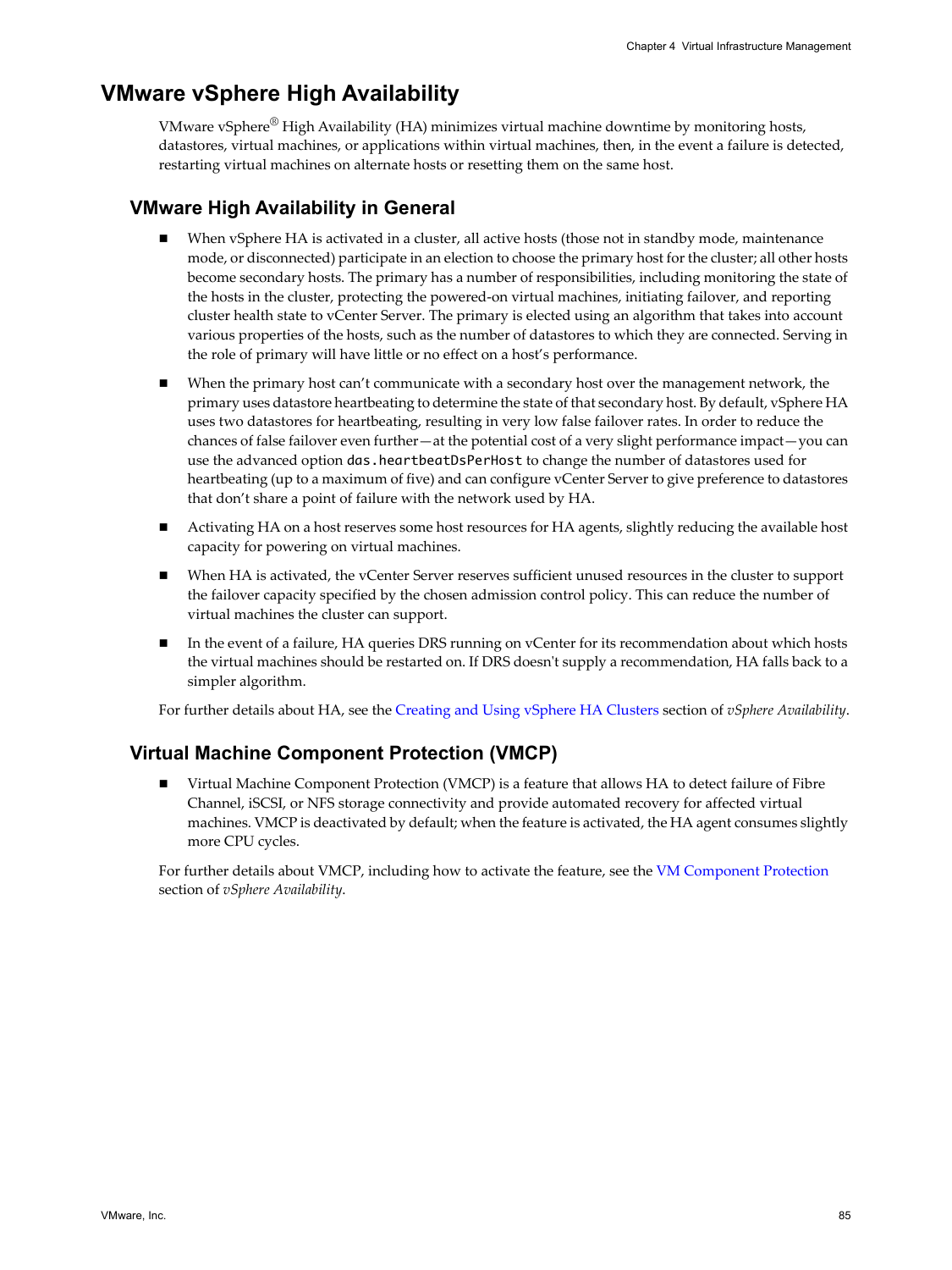## VMware vSphere High Availability

VMware vSphere® High Availability (HA) minimizes virtual machine downtime by monitoring hosts, datastores, virtual machines, or applications within virtual machines, then, in the event a failure is detected, restarting virtual machines on alternate hosts or resetting them on the same host.

### VMware High Availability in General

- When vSphere HA is activated in a cluster, all active hosts (those not in standby mode, maintenance mode, or disconnected) participate in an election to choose the primary host for the cluster; all other hosts become secondary hosts. The primary has a number of responsibilities, including monitoring the state of the hosts in the cluster, protecting the powered-on virtual machines, initiating failover, and reporting cluster health state to vCenter Server. The primary is elected using an algorithm that takes into account various properties of the hosts, such as the number of datastores to which they are connected. Serving in the role of primary will have little or no effect on a host's performance.
- When the primary host can't communicate with a secondary host over the management network, the primary uses datastore heartbeating to determine the state of that secondary host. By default, vSphere HA uses two datastores for heartbeating, resulting in very low false failover rates. In order to reduce the chances of false failover even further—at the potential cost of a very slight performance impact—you can use the advanced option `das.heartbeatDsPerHost` to change the number of datastores used for heartbeating (up to a maximum of five) and can configure vCenter Server to give preference to datastores that don't share a point of failure with the network used by HA.
- Activating HA on a host reserves some host resources for HA agents, slightly reducing the available host capacity for powering on virtual machines.
- When HA is activated, the vCenter Server reserves sufficient unused resources in the cluster to support the failover capacity specified by the chosen admission control policy. This can reduce the number of virtual machines the cluster can support.
- In the event of a failure, HA queries DRS running on vCenter for its recommendation about which hosts the virtual machines should be restarted on. If DRS doesn't supply a recommendation, HA falls back to a simpler algorithm.

For further details about HA, see the Creating and Using vSphere HA Clusters section of *vSphere Availability*.

### Virtual Machine Component Protection (VMCP)

- Virtual Machine Component Protection (VMCP) is a feature that allows HA to detect failure of Fibre Channel, iSCSI, or NFS storage connectivity and provide automated recovery for affected virtual machines. VMCP is deactivated by default; when the feature is activated, the HA agent consumes slightly more CPU cycles.

For further details about VMCP, including how to activate the feature, see the VM Component Protection section of *vSphere Availability*.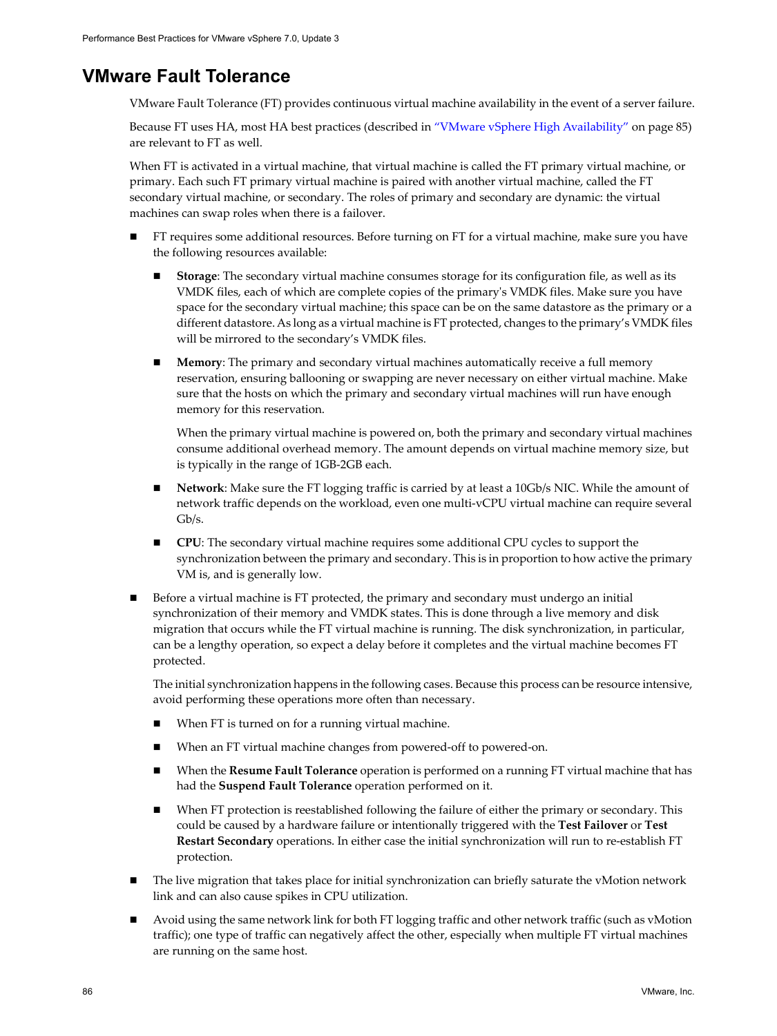## VMware Fault Tolerance

VMware Fault Tolerance (FT) provides continuous virtual machine availability in the event of a server failure.

Because FT uses HA, most HA best practices (described in "VMware vSphere High Availability" on page 85) are relevant to FT as well.

When FT is activated in a virtual machine, that virtual machine is called the FT primary virtual machine, or primary. Each such FT primary virtual machine is paired with another virtual machine, called the FT secondary virtual machine, or secondary. The roles of primary and secondary are dynamic: the virtual machines can swap roles when there is a failover.

- FT requires some additional resources. Before turning on FT for a virtual machine, make sure you have the following resources available:
  - **Storage**: The secondary virtual machine consumes storage for its configuration file, as well as its VMDK files, each of which are complete copies of the primary's VMDK files. Make sure you have space for the secondary virtual machine; this space can be on the same datastore as the primary or a different datastore. As long as a virtual machine is FT protected, changes to the primary's VMDK files will be mirrored to the secondary's VMDK files.
  - **Memory**: The primary and secondary virtual machines automatically receive a full memory reservation, ensuring ballooning or swapping are never necessary on either virtual machine. Make sure that the hosts on which the primary and secondary virtual machines will run have enough memory for this reservation.

    When the primary virtual machine is powered on, both the primary and secondary virtual machines consume additional overhead memory. The amount depends on virtual machine memory size, but is typically in the range of 1GB-2GB each.
  - **Network**: Make sure the FT logging traffic is carried by at least a 10Gb/s NIC. While the amount of network traffic depends on the workload, even one multi-vCPU virtual machine can require several Gb/s.
  - **CPU**: The secondary virtual machine requires some additional CPU cycles to support the synchronization between the primary and secondary. This is in proportion to how active the primary VM is, and is generally low.
- Before a virtual machine is FT protected, the primary and secondary must undergo an initial synchronization of their memory and VMDK states. This is done through a live memory and disk migration that occurs while the FT virtual machine is running. The disk synchronization, in particular, can be a lengthy operation, so expect a delay before it completes and the virtual machine becomes FT protected.

  The initial synchronization happens in the following cases. Because this process can be resource intensive, avoid performing these operations more often than necessary.
  - When FT is turned on for a running virtual machine.
  - When an FT virtual machine changes from powered-off to powered-on.
  - When the **Resume Fault Tolerance** operation is performed on a running FT virtual machine that has had the **Suspend Fault Tolerance** operation performed on it.
  - When FT protection is reestablished following the failure of either the primary or secondary. This could be caused by a hardware failure or intentionally triggered with the **Test Failover** or **Test Restart Secondary** operations. In either case the initial synchronization will run to re-establish FT protection.
- The live migration that takes place for initial synchronization can briefly saturate the vMotion network link and can also cause spikes in CPU utilization.
- Avoid using the same network link for both FT logging traffic and other network traffic (such as vMotion traffic); one type of traffic can negatively affect the other, especially when multiple FT virtual machines are running on the same host.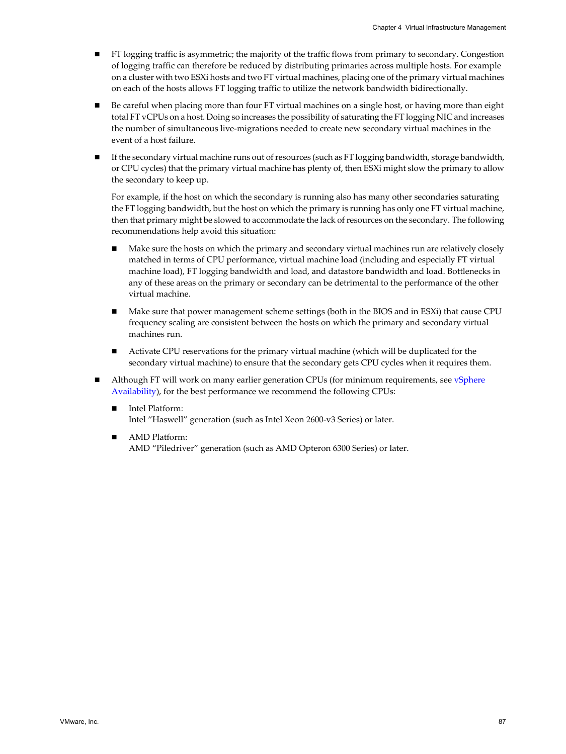- FT logging traffic is asymmetric; the majority of the traffic flows from primary to secondary. Congestion of logging traffic can therefore be reduced by distributing primaries across multiple hosts. For example on a cluster with two ESXi hosts and two FT virtual machines, placing one of the primary virtual machines on each of the hosts allows FT logging traffic to utilize the network bandwidth bidirectionally.
- Be careful when placing more than four FT virtual machines on a single host, or having more than eight total FT vCPUs on a host. Doing so increases the possibility of saturating the FT logging NIC and increases the number of simultaneous live-migrations needed to create new secondary virtual machines in the event of a host failure.
- If the secondary virtual machine runs out of resources (such as FT logging bandwidth, storage bandwidth, or CPU cycles) that the primary virtual machine has plenty of, then ESXi might slow the primary to allow the secondary to keep up.

  For example, if the host on which the secondary is running also has many other secondaries saturating the FT logging bandwidth, but the host on which the primary is running has only one FT virtual machine, then that primary might be slowed to accommodate the lack of resources on the secondary. The following recommendations help avoid this situation:

  - Make sure the hosts on which the primary and secondary virtual machines run are relatively closely matched in terms of CPU performance, virtual machine load (including and especially FT virtual machine load), FT logging bandwidth and load, and datastore bandwidth and load. Bottlenecks in any of these areas on the primary or secondary can be detrimental to the performance of the other virtual machine.
  - Make sure that power management scheme settings (both in the BIOS and in ESXi) that cause CPU frequency scaling are consistent between the hosts on which the primary and secondary virtual machines run.
  - Activate CPU reservations for the primary virtual machine (which will be duplicated for the secondary virtual machine) to ensure that the secondary gets CPU cycles when it requires them.
- Although FT will work on many earlier generation CPUs (for minimum requirements, see vSphere Availability), for the best performance we recommend the following CPUs:
  - Intel Platform:  
    Intel "Haswell" generation (such as Intel Xeon 2600-v3 Series) or later.
  - AMD Platform:  
    AMD "Piledriver" generation (such as AMD Opteron 6300 Series) or later.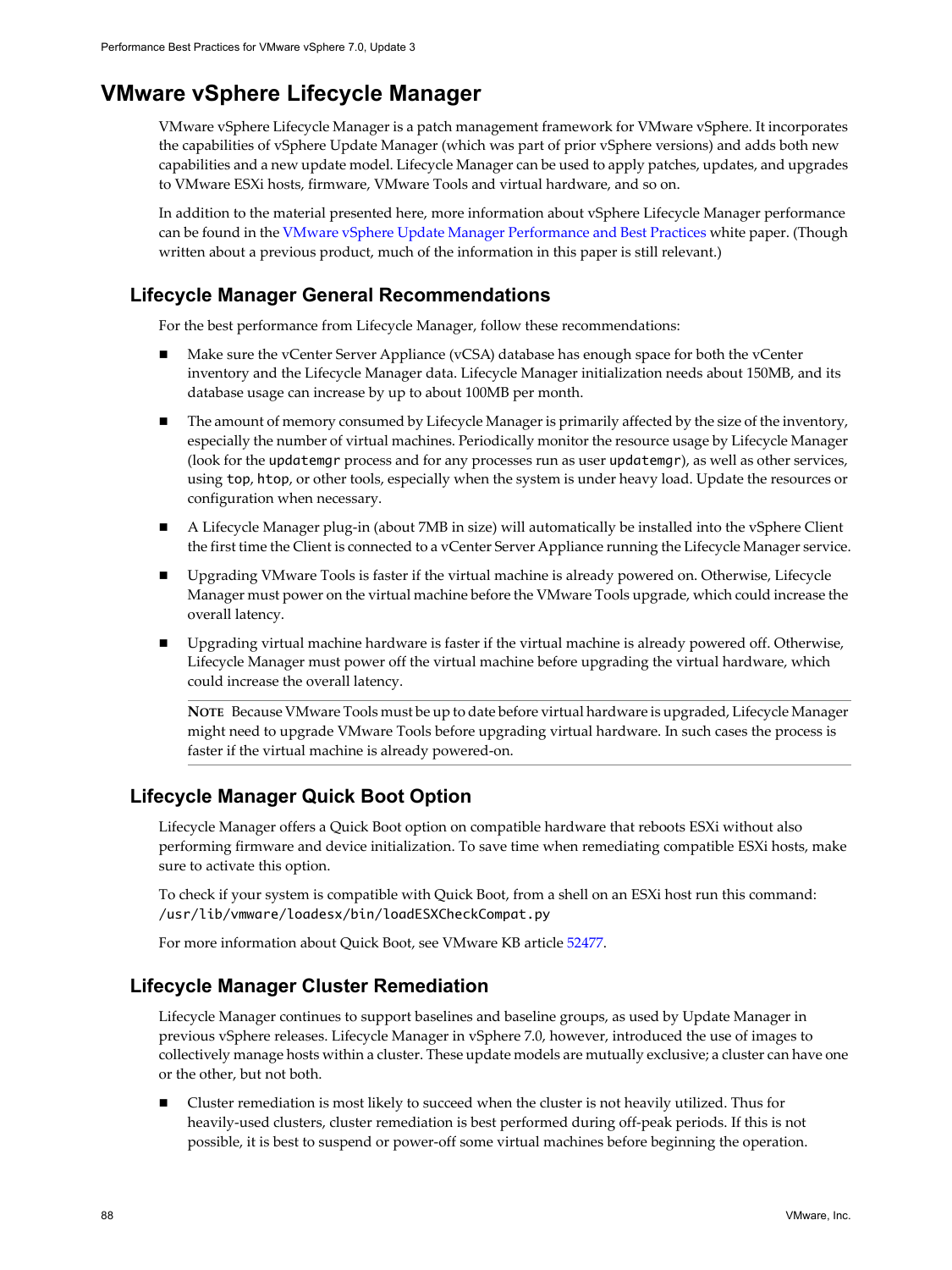# VMware vSphere Lifecycle Manager

VMware vSphere Lifecycle Manager is a patch management framework for VMware vSphere. It incorporates the capabilities of vSphere Update Manager (which was part of prior vSphere versions) and adds both new capabilities and a new update model. Lifecycle Manager can be used to apply patches, updates, and upgrades to VMware ESXi hosts, firmware, VMware Tools and virtual hardware, and so on.

In addition to the material presented here, more information about vSphere Lifecycle Manager performance can be found in the VMware vSphere Update Manager Performance and Best Practices white paper. (Though written about a previous product, much of the information in this paper is still relevant.)

## Lifecycle Manager General Recommendations

For the best performance from Lifecycle Manager, follow these recommendations:

- Make sure the vCenter Server Appliance (vCSA) database has enough space for both the vCenter inventory and the Lifecycle Manager data. Lifecycle Manager initialization needs about 150MB, and its database usage can increase by up to about 100MB per month.
- The amount of memory consumed by Lifecycle Manager is primarily affected by the size of the inventory, especially the number of virtual machines. Periodically monitor the resource usage by Lifecycle Manager (look for the `updatemgr` process and for any processes run as user `updatemgr`), as well as other services, using `top`, `htop`, or other tools, especially when the system is under heavy load. Update the resources or configuration when necessary.
- A Lifecycle Manager plug-in (about 7MB in size) will automatically be installed into the vSphere Client the first time the Client is connected to a vCenter Server Appliance running the Lifecycle Manager service.
- Upgrading VMware Tools is faster if the virtual machine is already powered on. Otherwise, Lifecycle Manager must power on the virtual machine before the VMware Tools upgrade, which could increase the overall latency.
- Upgrading virtual machine hardware is faster if the virtual machine is already powered off. Otherwise, Lifecycle Manager must power off the virtual machine before upgrading the virtual hardware, which could increase the overall latency.

  **NOTE** Because VMware Tools must be up to date before virtual hardware is upgraded, Lifecycle Manager might need to upgrade VMware Tools before upgrading virtual hardware. In such cases the process is faster if the virtual machine is already powered-on.

## Lifecycle Manager Quick Boot Option

Lifecycle Manager offers a Quick Boot option on compatible hardware that reboots ESXi without also performing firmware and device initialization. To save time when remediating compatible ESXi hosts, make sure to activate this option.

To check if your system is compatible with Quick Boot, from a shell on an ESXi host run this command: `/usr/lib/vmware/loadesx/bin/loadESXCheckCompat.py`

For more information about Quick Boot, see VMware KB article 52477.

## Lifecycle Manager Cluster Remediation

Lifecycle Manager continues to support baselines and baseline groups, as used by Update Manager in previous vSphere releases. Lifecycle Manager in vSphere 7.0, however, introduced the use of images to collectively manage hosts within a cluster. These update models are mutually exclusive; a cluster can have one or the other, but not both.

- Cluster remediation is most likely to succeed when the cluster is not heavily utilized. Thus for heavily-used clusters, cluster remediation is best performed during off-peak periods. If this is not possible, it is best to suspend or power-off some virtual machines before beginning the operation.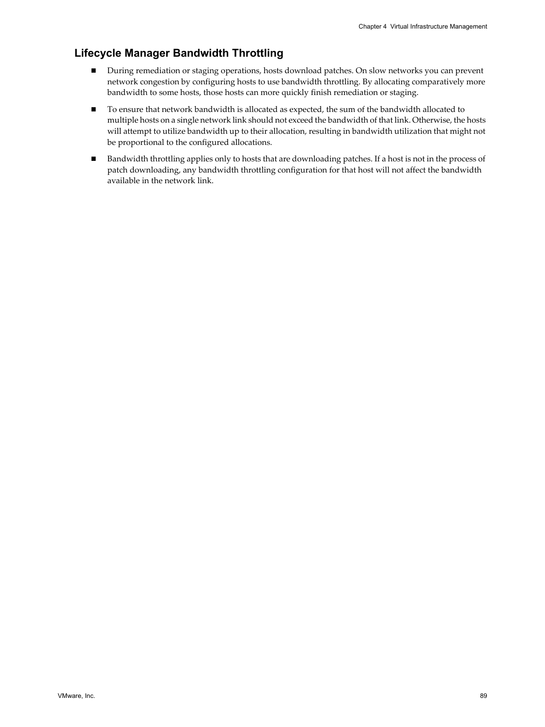### Lifecycle Manager Bandwidth Throttling

- During remediation or staging operations, hosts download patches. On slow networks you can prevent network congestion by configuring hosts to use bandwidth throttling. By allocating comparatively more bandwidth to some hosts, those hosts can more quickly finish remediation or staging.
- To ensure that network bandwidth is allocated as expected, the sum of the bandwidth allocated to multiple hosts on a single network link should not exceed the bandwidth of that link. Otherwise, the hosts will attempt to utilize bandwidth up to their allocation, resulting in bandwidth utilization that might not be proportional to the configured allocations.
- Bandwidth throttling applies only to hosts that are downloading patches. If a host is not in the process of patch downloading, any bandwidth throttling configuration for that host will not affect the bandwidth available in the network link.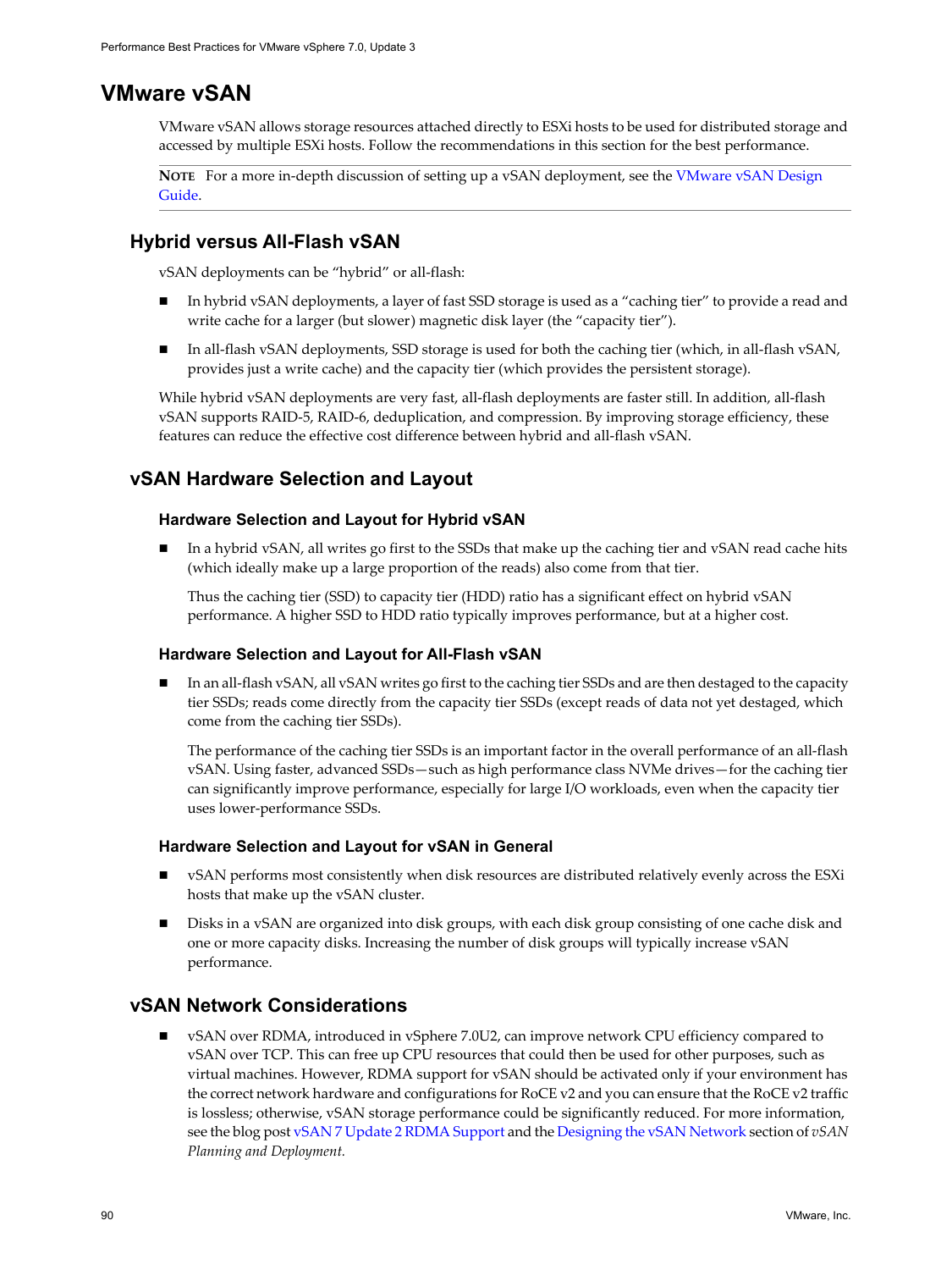# VMware vSAN

VMware vSAN allows storage resources attached directly to ESXi hosts to be used for distributed storage and accessed by multiple ESXi hosts. Follow the recommendations in this section for the best performance.

**NOTE** For a more in-depth discussion of setting up a vSAN deployment, see the VMware vSAN Design Guide.

## Hybrid versus All-Flash vSAN

vSAN deployments can be "hybrid" or all-flash:

- In hybrid vSAN deployments, a layer of fast SSD storage is used as a "caching tier" to provide a read and write cache for a larger (but slower) magnetic disk layer (the "capacity tier").
- In all-flash vSAN deployments, SSD storage is used for both the caching tier (which, in all-flash vSAN, provides just a write cache) and the capacity tier (which provides the persistent storage).

While hybrid vSAN deployments are very fast, all-flash deployments are faster still. In addition, all-flash vSAN supports RAID-5, RAID-6, deduplication, and compression. By improving storage efficiency, these features can reduce the effective cost difference between hybrid and all-flash vSAN.

## vSAN Hardware Selection and Layout

### Hardware Selection and Layout for Hybrid vSAN

- In a hybrid vSAN, all writes go first to the SSDs that make up the caching tier and vSAN read cache hits (which ideally make up a large proportion of the reads) also come from that tier.

  Thus the caching tier (SSD) to capacity tier (HDD) ratio has a significant effect on hybrid vSAN performance. A higher SSD to HDD ratio typically improves performance, but at a higher cost.

### Hardware Selection and Layout for All-Flash vSAN

- In an all-flash vSAN, all vSAN writes go first to the caching tier SSDs and are then destaged to the capacity tier SSDs; reads come directly from the capacity tier SSDs (except reads of data not yet destaged, which come from the caching tier SSDs).

  The performance of the caching tier SSDs is an important factor in the overall performance of an all-flash vSAN. Using faster, advanced SSDs—such as high performance class NVMe drives—for the caching tier can significantly improve performance, especially for large I/O workloads, even when the capacity tier uses lower-performance SSDs.

### Hardware Selection and Layout for vSAN in General

- vSAN performs most consistently when disk resources are distributed relatively evenly across the ESXi hosts that make up the vSAN cluster.
- Disks in a vSAN are organized into disk groups, with each disk group consisting of one cache disk and one or more capacity disks. Increasing the number of disk groups will typically increase vSAN performance.

## vSAN Network Considerations

- vSAN over RDMA, introduced in vSphere 7.0U2, can improve network CPU efficiency compared to vSAN over TCP. This can free up CPU resources that could then be used for other purposes, such as virtual machines. However, RDMA support for vSAN should be activated only if your environment has the correct network hardware and configurations for RoCE v2 and you can ensure that the RoCE v2 traffic is lossless; otherwise, vSAN storage performance could be significantly reduced. For more information, see the blog post vSAN 7 Update 2 RDMA Support and the Designing the vSAN Network section of *vSAN Planning and Deployment.*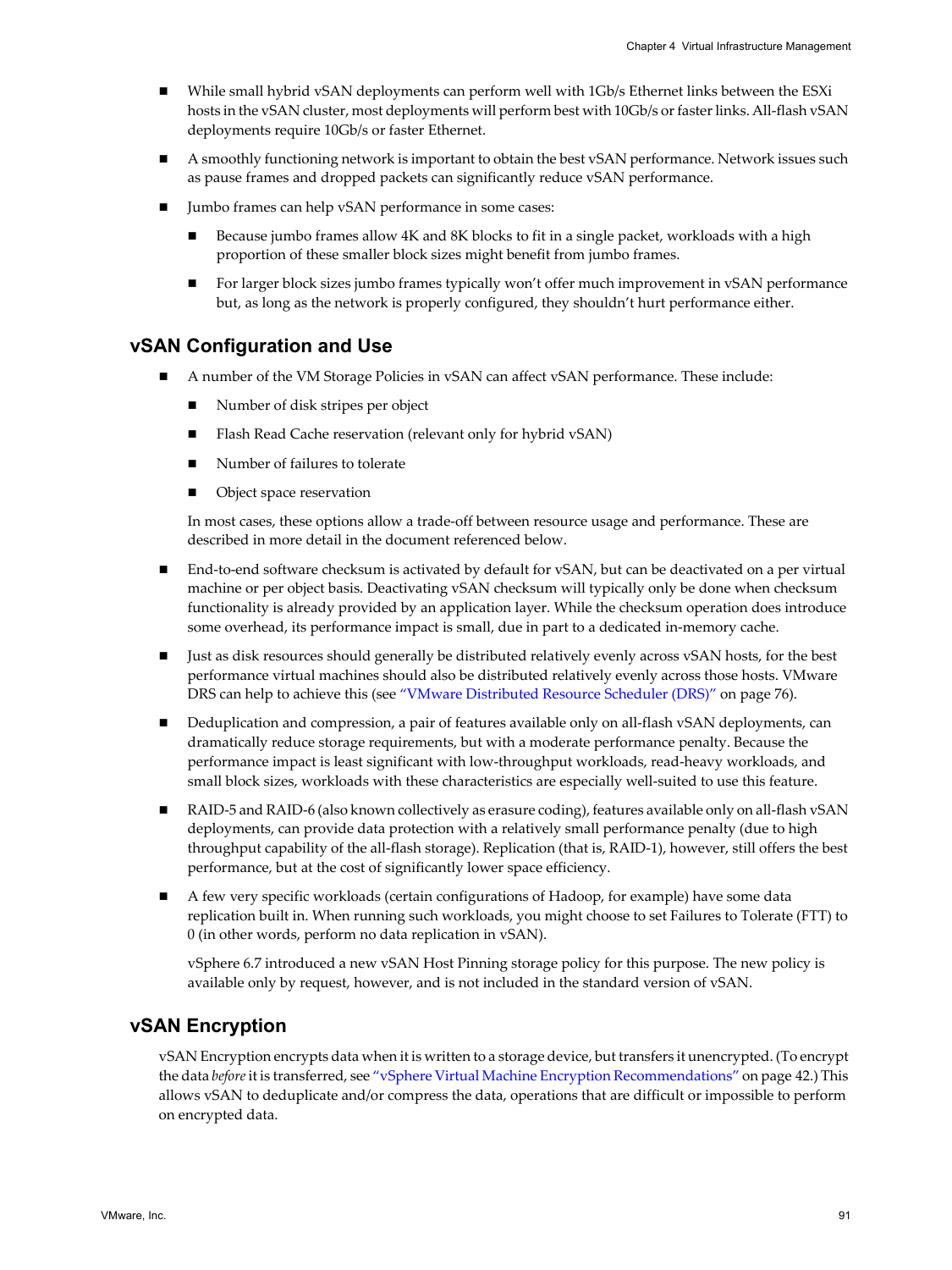- While small hybrid vSAN deployments can perform well with 1Gb/s Ethernet links between the ESXi hosts in the vSAN cluster, most deployments will perform best with 10Gb/s or faster links. All-flash vSAN deployments require 10Gb/s or faster Ethernet.
- A smoothly functioning network is important to obtain the best vSAN performance. Network issues such as pause frames and dropped packets can significantly reduce vSAN performance.
- Jumbo frames can help vSAN performance in some cases:
  - Because jumbo frames allow 4K and 8K blocks to fit in a single packet, workloads with a high proportion of these smaller block sizes might benefit from jumbo frames.
  - For larger block sizes jumbo frames typically won't offer much improvement in vSAN performance but, as long as the network is properly configured, they shouldn't hurt performance either.

## vSAN Configuration and Use

- A number of the VM Storage Policies in vSAN can affect vSAN performance. These include:
  - Number of disk stripes per object
  - Flash Read Cache reservation (relevant only for hybrid vSAN)
  - Number of failures to tolerate
  - Object space reservation

  In most cases, these options allow a trade-off between resource usage and performance. These are described in more detail in the document referenced below.
- End-to-end software checksum is activated by default for vSAN, but can be deactivated on a per virtual machine or per object basis. Deactivating vSAN checksum will typically only be done when checksum functionality is already provided by an application layer. While the checksum operation does introduce some overhead, its performance impact is small, due in part to a dedicated in-memory cache.
- Just as disk resources should generally be distributed relatively evenly across vSAN hosts, for the best performance virtual machines should also be distributed relatively evenly across those hosts. VMware DRS can help to achieve this (see "VMware Distributed Resource Scheduler (DRS)" on page 76).
- Deduplication and compression, a pair of features available only on all-flash vSAN deployments, can dramatically reduce storage requirements, but with a moderate performance penalty. Because the performance impact is least significant with low-throughput workloads, read-heavy workloads, and small block sizes, workloads with these characteristics are especially well-suited to use this feature.
- RAID-5 and RAID-6 (also known collectively as erasure coding), features available only on all-flash vSAN deployments, can provide data protection with a relatively small performance penalty (due to high throughput capability of the all-flash storage). Replication (that is, RAID-1), however, still offers the best performance, but at the cost of significantly lower space efficiency.
- A few very specific workloads (certain configurations of Hadoop, for example) have some data replication built in. When running such workloads, you might choose to set Failures to Tolerate (FTT) to 0 (in other words, perform no data replication in vSAN).

  vSphere 6.7 introduced a new vSAN Host Pinning storage policy for this purpose. The new policy is available only by request, however, and is not included in the standard version of vSAN.

## vSAN Encryption

vSAN Encryption encrypts data when it is written to a storage device, but transfers it unencrypted. (To encrypt the data *before* it is transferred, see "vSphere Virtual Machine Encryption Recommendations" on page 42.) This allows vSAN to deduplicate and/or compress the data, operations that are difficult or impossible to perform on encrypted data.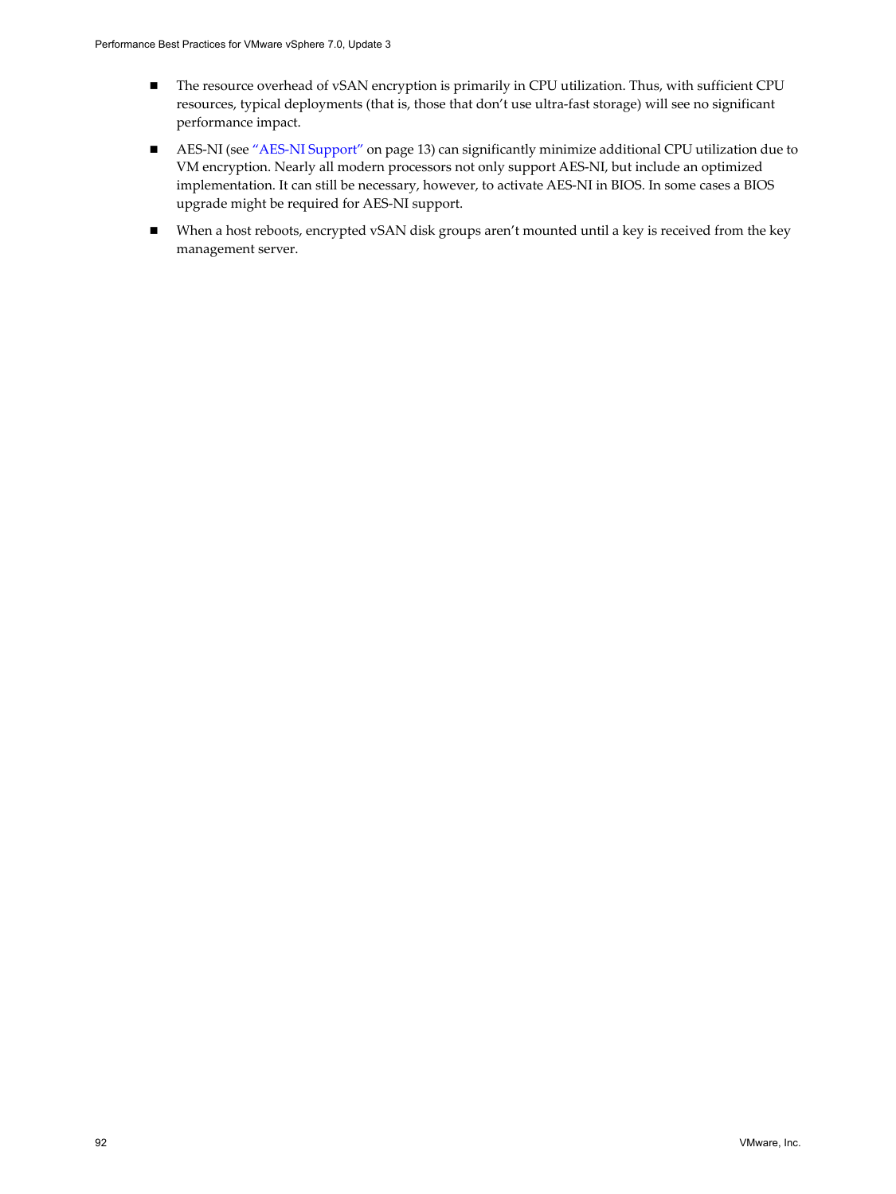- The resource overhead of vSAN encryption is primarily in CPU utilization. Thus, with sufficient CPU resources, typical deployments (that is, those that don't use ultra-fast storage) will see no significant performance impact.
- AES-NI (see "AES-NI Support" on page 13) can significantly minimize additional CPU utilization due to VM encryption. Nearly all modern processors not only support AES-NI, but include an optimized implementation. It can still be necessary, however, to activate AES-NI in BIOS. In some cases a BIOS upgrade might be required for AES-NI support.
- When a host reboots, encrypted vSAN disk groups aren't mounted until a key is received from the key management server.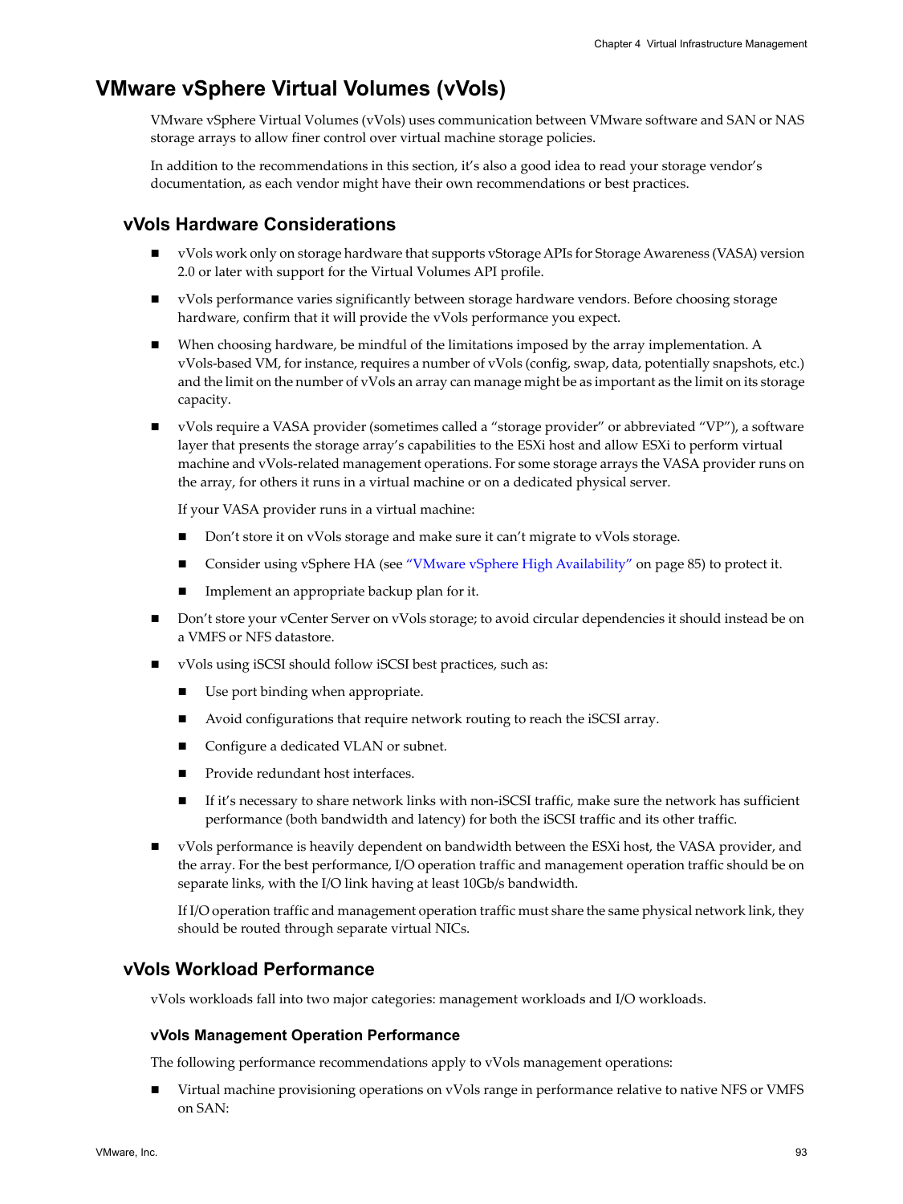# VMware vSphere Virtual Volumes (vVols)

VMware vSphere Virtual Volumes (vVols) uses communication between VMware software and SAN or NAS storage arrays to allow finer control over virtual machine storage policies.

In addition to the recommendations in this section, it's also a good idea to read your storage vendor's documentation, as each vendor might have their own recommendations or best practices.

## vVols Hardware Considerations

- vVols work only on storage hardware that supports vStorage APIs for Storage Awareness (VASA) version 2.0 or later with support for the Virtual Volumes API profile.
- vVols performance varies significantly between storage hardware vendors. Before choosing storage hardware, confirm that it will provide the vVols performance you expect.
- When choosing hardware, be mindful of the limitations imposed by the array implementation. A vVols-based VM, for instance, requires a number of vVols (config, swap, data, potentially snapshots, etc.) and the limit on the number of vVols an array can manage might be as important as the limit on its storage capacity.
- vVols require a VASA provider (sometimes called a "storage provider" or abbreviated "VP"), a software layer that presents the storage array's capabilities to the ESXi host and allow ESXi to perform virtual machine and vVols-related management operations. For some storage arrays the VASA provider runs on the array, for others it runs in a virtual machine or on a dedicated physical server.

  If your VASA provider runs in a virtual machine:

  - Don't store it on vVols storage and make sure it can't migrate to vVols storage.
  - Consider using vSphere HA (see "VMware vSphere High Availability" on page 85) to protect it.
  - Implement an appropriate backup plan for it.
- Don't store your vCenter Server on vVols storage; to avoid circular dependencies it should instead be on a VMFS or NFS datastore.
- vVols using iSCSI should follow iSCSI best practices, such as:
  - Use port binding when appropriate.
  - Avoid configurations that require network routing to reach the iSCSI array.
  - Configure a dedicated VLAN or subnet.
  - Provide redundant host interfaces.
  - If it's necessary to share network links with non-iSCSI traffic, make sure the network has sufficient performance (both bandwidth and latency) for both the iSCSI traffic and its other traffic.
- vVols performance is heavily dependent on bandwidth between the ESXi host, the VASA provider, and the array. For the best performance, I/O operation traffic and management operation traffic should be on separate links, with the I/O link having at least 10Gb/s bandwidth.

  If I/O operation traffic and management operation traffic must share the same physical network link, they should be routed through separate virtual NICs.

## vVols Workload Performance

vVols workloads fall into two major categories: management workloads and I/O workloads.

### vVols Management Operation Performance

The following performance recommendations apply to vVols management operations:

- Virtual machine provisioning operations on vVols range in performance relative to native NFS or VMFS on SAN: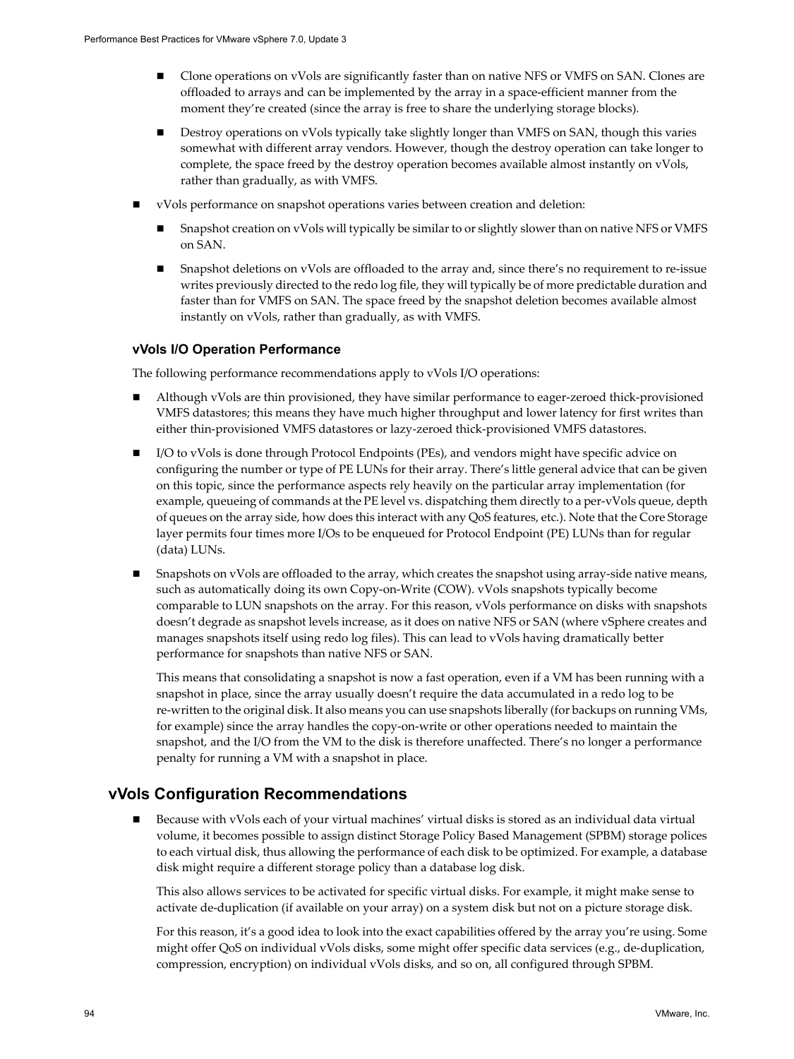- Clone operations on vVols are significantly faster than on native NFS or VMFS on SAN. Clones are offloaded to arrays and can be implemented by the array in a space-efficient manner from the moment they're created (since the array is free to share the underlying storage blocks).
- Destroy operations on vVols typically take slightly longer than VMFS on SAN, though this varies somewhat with different array vendors. However, though the destroy operation can take longer to complete, the space freed by the destroy operation becomes available almost instantly on vVols, rather than gradually, as with VMFS.

- vVols performance on snapshot operations varies between creation and deletion:
  - Snapshot creation on vVols will typically be similar to or slightly slower than on native NFS or VMFS on SAN.
  - Snapshot deletions on vVols are offloaded to the array and, since there's no requirement to re-issue writes previously directed to the redo log file, they will typically be of more predictable duration and faster than for VMFS on SAN. The space freed by the snapshot deletion becomes available almost instantly on vVols, rather than gradually, as with VMFS.

### vVols I/O Operation Performance

The following performance recommendations apply to vVols I/O operations:

- Although vVols are thin provisioned, they have similar performance to eager-zeroed thick-provisioned VMFS datastores; this means they have much higher throughput and lower latency for first writes than either thin-provisioned VMFS datastores or lazy-zeroed thick-provisioned VMFS datastores.
- I/O to vVols is done through Protocol Endpoints (PEs), and vendors might have specific advice on configuring the number or type of PE LUNs for their array. There's little general advice that can be given on this topic, since the performance aspects rely heavily on the particular array implementation (for example, queueing of commands at the PE level vs. dispatching them directly to a per-vVols queue, depth of queues on the array side, how does this interact with any QoS features, etc.). Note that the Core Storage layer permits four times more I/Os to be enqueued for Protocol Endpoint (PE) LUNs than for regular (data) LUNs.
- Snapshots on vVols are offloaded to the array, which creates the snapshot using array-side native means, such as automatically doing its own Copy-on-Write (COW). vVols snapshots typically become comparable to LUN snapshots on the array. For this reason, vVols performance on disks with snapshots doesn't degrade as snapshot levels increase, as it does on native NFS or SAN (where vSphere creates and manages snapshots itself using redo log files). This can lead to vVols having dramatically better performance for snapshots than native NFS or SAN.

  This means that consolidating a snapshot is now a fast operation, even if a VM has been running with a snapshot in place, since the array usually doesn't require the data accumulated in a redo log to be re-written to the original disk. It also means you can use snapshots liberally (for backups on running VMs, for example) since the array handles the copy-on-write or other operations needed to maintain the snapshot, and the I/O from the VM to the disk is therefore unaffected. There's no longer a performance penalty for running a VM with a snapshot in place.

## vVols Configuration Recommendations

- Because with vVols each of your virtual machines' virtual disks is stored as an individual data virtual volume, it becomes possible to assign distinct Storage Policy Based Management (SPBM) storage polices to each virtual disk, thus allowing the performance of each disk to be optimized. For example, a database disk might require a different storage policy than a database log disk.

  This also allows services to be activated for specific virtual disks. For example, it might make sense to activate de-duplication (if available on your array) on a system disk but not on a picture storage disk.

  For this reason, it's a good idea to look into the exact capabilities offered by the array you're using. Some might offer QoS on individual vVols disks, some might offer specific data services (e.g., de-duplication, compression, encryption) on individual vVols disks, and so on, all configured through SPBM.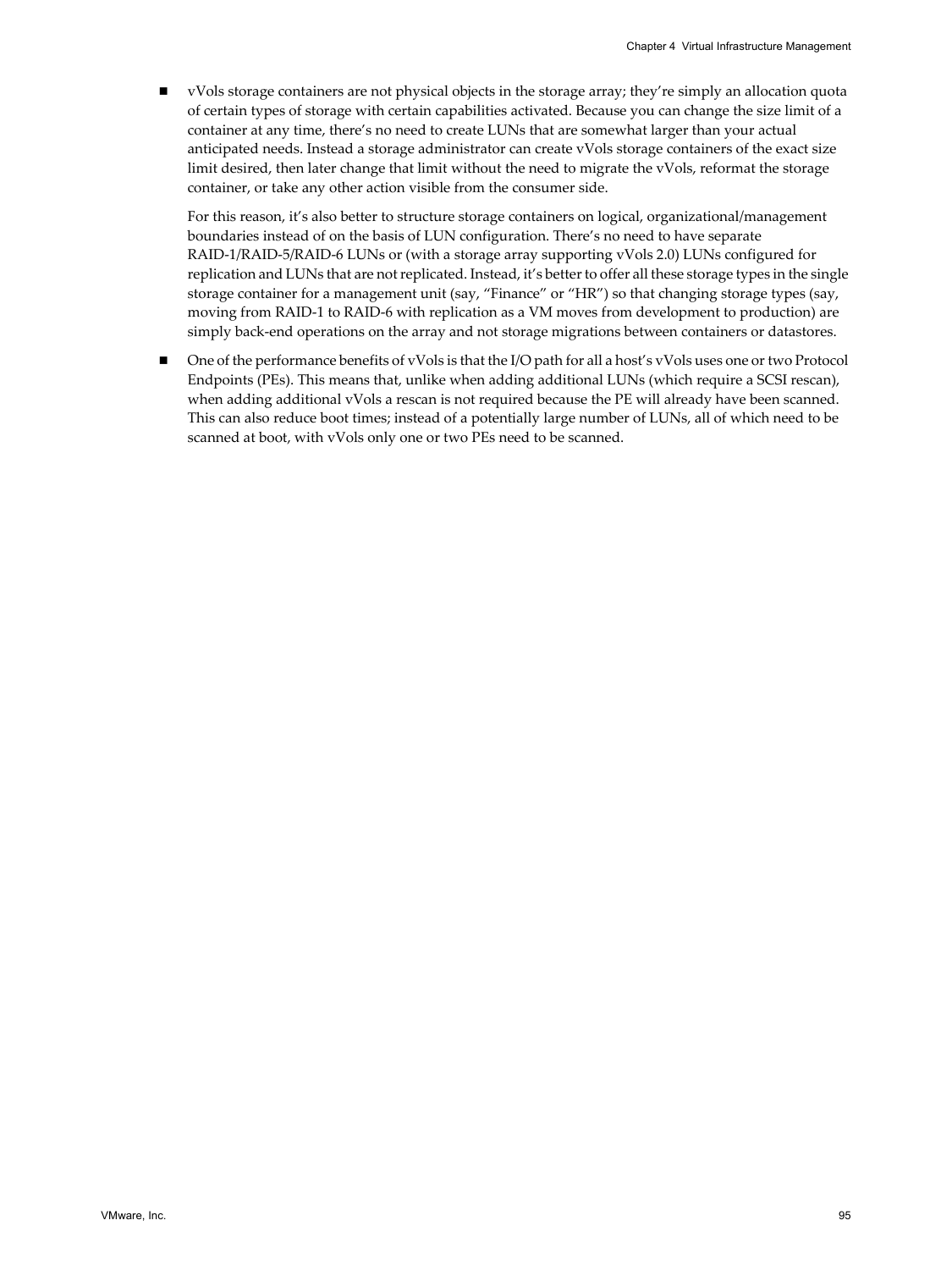- vVols storage containers are not physical objects in the storage array; they're simply an allocation quota of certain types of storage with certain capabilities activated. Because you can change the size limit of a container at any time, there's no need to create LUNs that are somewhat larger than your actual anticipated needs. Instead a storage administrator can create vVols storage containers of the exact size limit desired, then later change that limit without the need to migrate the vVols, reformat the storage container, or take any other action visible from the consumer side.

  For this reason, it's also better to structure storage containers on logical, organizational/management boundaries instead of on the basis of LUN configuration. There's no need to have separate RAID-1/RAID-5/RAID-6 LUNs or (with a storage array supporting vVols 2.0) LUNs configured for replication and LUNs that are not replicated. Instead, it's better to offer all these storage types in the single storage container for a management unit (say, "Finance" or "HR") so that changing storage types (say, moving from RAID-1 to RAID-6 with replication as a VM moves from development to production) are simply back-end operations on the array and not storage migrations between containers or datastores.

- One of the performance benefits of vVols is that the I/O path for all a host's vVols uses one or two Protocol Endpoints (PEs). This means that, unlike when adding additional LUNs (which require a SCSI rescan), when adding additional vVols a rescan is not required because the PE will already have been scanned. This can also reduce boot times; instead of a potentially large number of LUNs, all of which need to be scanned at boot, with vVols only one or two PEs need to be scanned.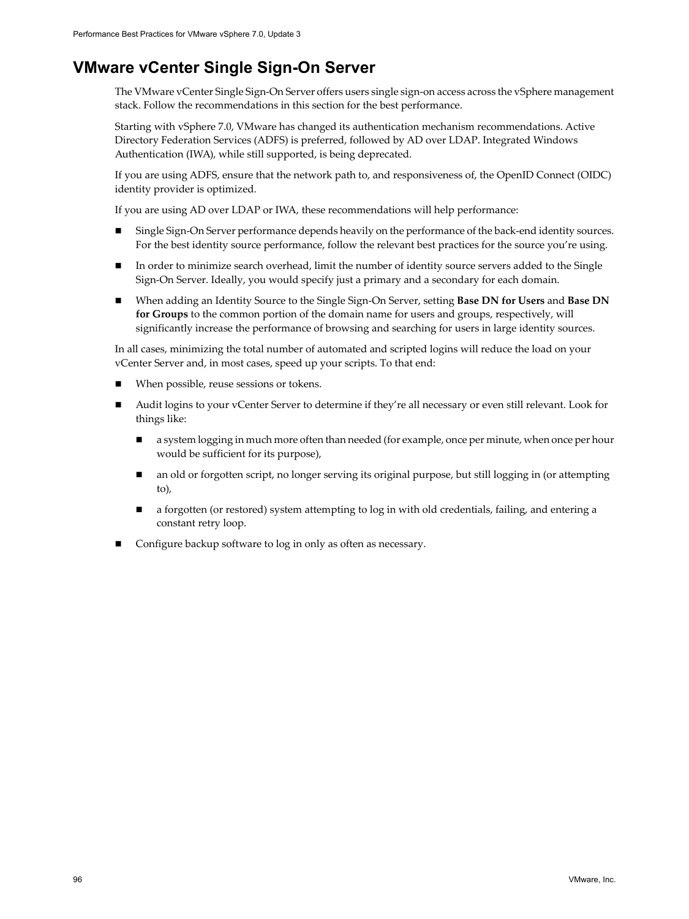## VMware vCenter Single Sign-On Server

The VMware vCenter Single Sign-On Server offers users single sign-on access across the vSphere management stack. Follow the recommendations in this section for the best performance.

Starting with vSphere 7.0, VMware has changed its authentication mechanism recommendations. Active Directory Federation Services (ADFS) is preferred, followed by AD over LDAP. Integrated Windows Authentication (IWA), while still supported, is being deprecated.

If you are using ADFS, ensure that the network path to, and responsiveness of, the OpenID Connect (OIDC) identity provider is optimized.

If you are using AD over LDAP or IWA, these recommendations will help performance:

- Single Sign-On Server performance depends heavily on the performance of the back-end identity sources. For the best identity source performance, follow the relevant best practices for the source you're using.
- In order to minimize search overhead, limit the number of identity source servers added to the Single Sign-On Server. Ideally, you would specify just a primary and a secondary for each domain.
- When adding an Identity Source to the Single Sign-On Server, setting **Base DN for Users** and **Base DN for Groups** to the common portion of the domain name for users and groups, respectively, will significantly increase the performance of browsing and searching for users in large identity sources.

In all cases, minimizing the total number of automated and scripted logins will reduce the load on your vCenter Server and, in most cases, speed up your scripts. To that end:

- When possible, reuse sessions or tokens.
- Audit logins to your vCenter Server to determine if they're all necessary or even still relevant. Look for things like:
  - a system logging in much more often than needed (for example, once per minute, when once per hour would be sufficient for its purpose),
  - an old or forgotten script, no longer serving its original purpose, but still logging in (or attempting to),
  - a forgotten (or restored) system attempting to log in with old credentials, failing, and entering a constant retry loop.
- Configure backup software to log in only as often as necessary.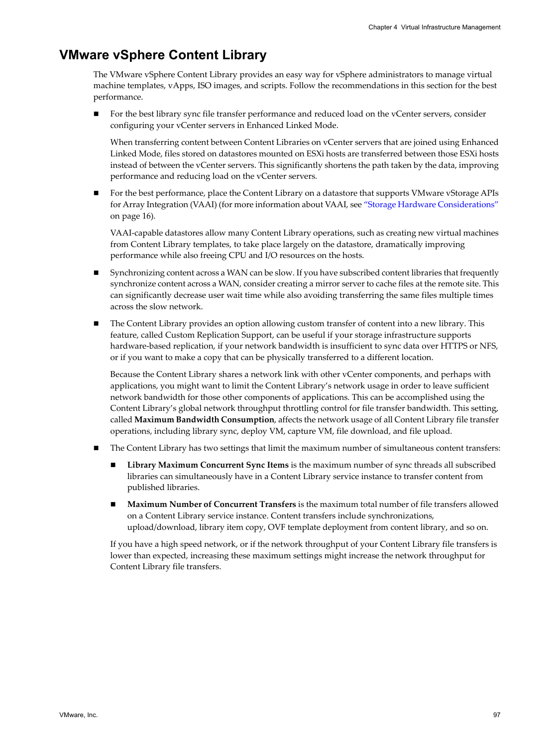## VMware vSphere Content Library

The VMware vSphere Content Library provides an easy way for vSphere administrators to manage virtual machine templates, vApps, ISO images, and scripts. Follow the recommendations in this section for the best performance.

- For the best library sync file transfer performance and reduced load on the vCenter servers, consider configuring your vCenter servers in Enhanced Linked Mode.

  When transferring content between Content Libraries on vCenter servers that are joined using Enhanced Linked Mode, files stored on datastores mounted on ESXi hosts are transferred between those ESXi hosts instead of between the vCenter servers. This significantly shortens the path taken by the data, improving performance and reducing load on the vCenter servers.

- For the best performance, place the Content Library on a datastore that supports VMware vStorage APIs for Array Integration (VAAI) (for more information about VAAI, see "Storage Hardware Considerations" on page 16).

  VAAI-capable datastores allow many Content Library operations, such as creating new virtual machines from Content Library templates, to take place largely on the datastore, dramatically improving performance while also freeing CPU and I/O resources on the hosts.

- Synchronizing content across a WAN can be slow. If you have subscribed content libraries that frequently synchronize content across a WAN, consider creating a mirror server to cache files at the remote site. This can significantly decrease user wait time while also avoiding transferring the same files multiple times across the slow network.

- The Content Library provides an option allowing custom transfer of content into a new library. This feature, called Custom Replication Support, can be useful if your storage infrastructure supports hardware-based replication, if your network bandwidth is insufficient to sync data over HTTPS or NFS, or if you want to make a copy that can be physically transferred to a different location.

  Because the Content Library shares a network link with other vCenter components, and perhaps with applications, you might want to limit the Content Library's network usage in order to leave sufficient network bandwidth for those other components of applications. This can be accomplished using the Content Library's global network throughput throttling control for file transfer bandwidth. This setting, called **Maximum Bandwidth Consumption**, affects the network usage of all Content Library file transfer operations, including library sync, deploy VM, capture VM, file download, and file upload.

- The Content Library has two settings that limit the maximum number of simultaneous content transfers:

  - **Library Maximum Concurrent Sync Items** is the maximum number of sync threads all subscribed libraries can simultaneously have in a Content Library service instance to transfer content from published libraries.

  - **Maximum Number of Concurrent Transfers** is the maximum total number of file transfers allowed on a Content Library service instance. Content transfers include synchronizations, upload/download, library item copy, OVF template deployment from content library, and so on.

  If you have a high speed network, or if the network throughput of your Content Library file transfers is lower than expected, increasing these maximum settings might increase the network throughput for Content Library file transfers.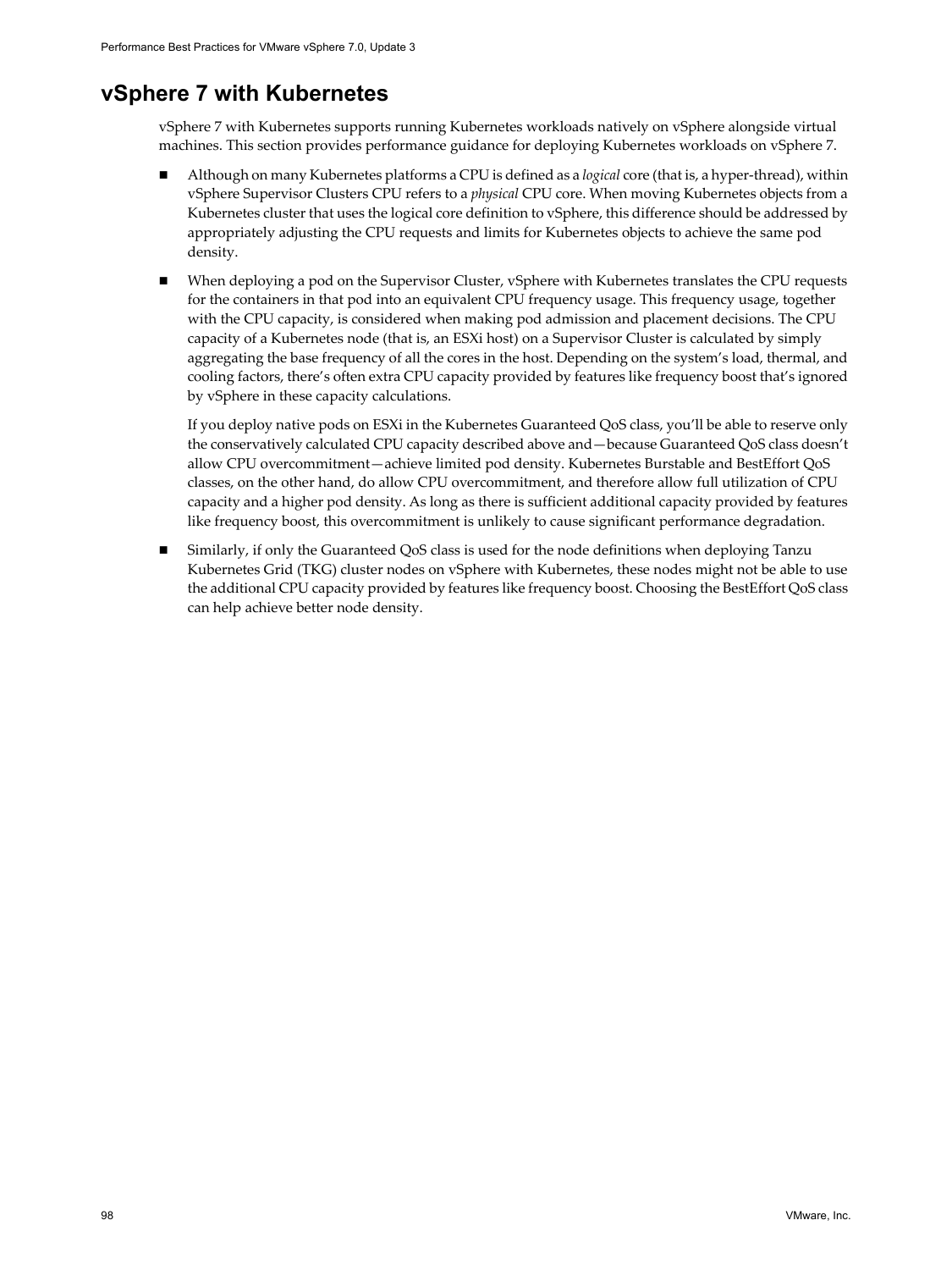## vSphere 7 with Kubernetes

vSphere 7 with Kubernetes supports running Kubernetes workloads natively on vSphere alongside virtual machines. This section provides performance guidance for deploying Kubernetes workloads on vSphere 7.

- Although on many Kubernetes platforms a CPU is defined as a *logical* core (that is, a hyper-thread), within vSphere Supervisor Clusters CPU refers to a *physical* CPU core. When moving Kubernetes objects from a Kubernetes cluster that uses the logical core definition to vSphere, this difference should be addressed by appropriately adjusting the CPU requests and limits for Kubernetes objects to achieve the same pod density.

- When deploying a pod on the Supervisor Cluster, vSphere with Kubernetes translates the CPU requests for the containers in that pod into an equivalent CPU frequency usage. This frequency usage, together with the CPU capacity, is considered when making pod admission and placement decisions. The CPU capacity of a Kubernetes node (that is, an ESXi host) on a Supervisor Cluster is calculated by simply aggregating the base frequency of all the cores in the host. Depending on the system's load, thermal, and cooling factors, there's often extra CPU capacity provided by features like frequency boost that's ignored by vSphere in these capacity calculations.

  If you deploy native pods on ESXi in the Kubernetes Guaranteed QoS class, you'll be able to reserve only the conservatively calculated CPU capacity described above and—because Guaranteed QoS class doesn't allow CPU overcommitment—achieve limited pod density. Kubernetes Burstable and BestEffort QoS classes, on the other hand, do allow CPU overcommitment, and therefore allow full utilization of CPU capacity and a higher pod density. As long as there is sufficient additional capacity provided by features like frequency boost, this overcommitment is unlikely to cause significant performance degradation.

- Similarly, if only the Guaranteed QoS class is used for the node definitions when deploying Tanzu Kubernetes Grid (TKG) cluster nodes on vSphere with Kubernetes, these nodes might not be able to use the additional CPU capacity provided by features like frequency boost. Choosing the BestEffort QoS class can help achieve better node density.